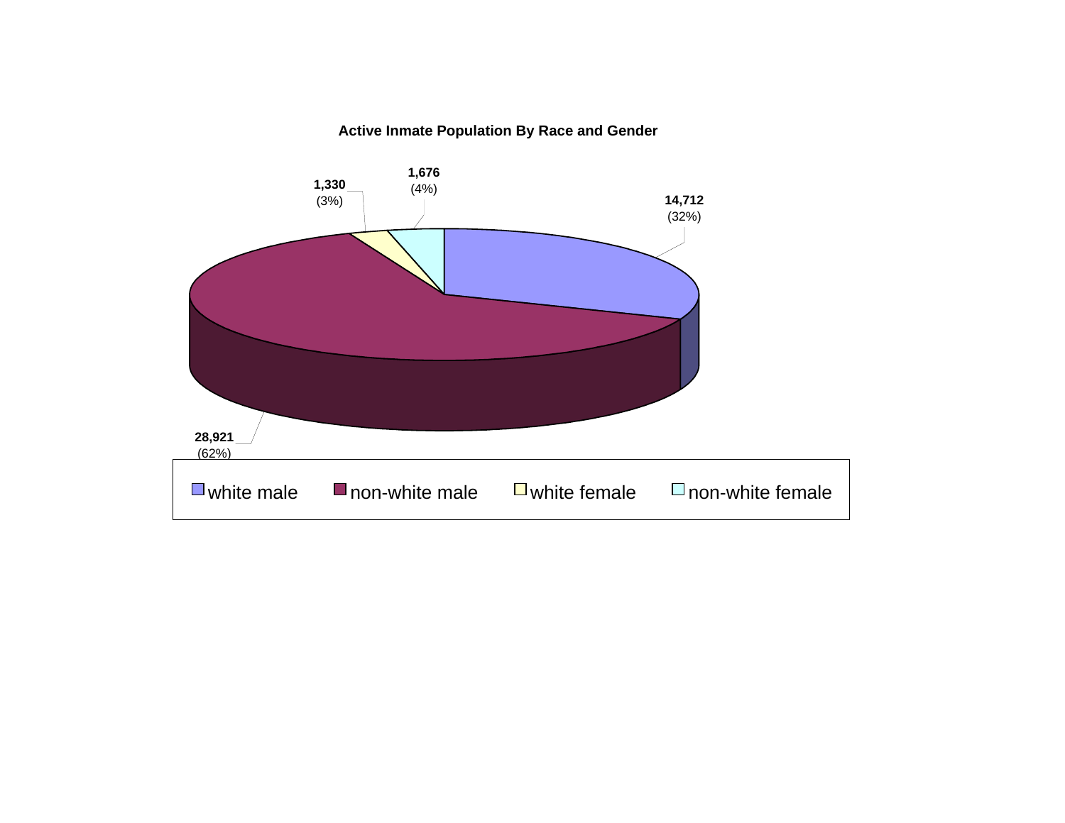**Active Inmate Population By Race and Gender**

| Category | Count | Percent |
|---|---|---|
| white male | 14,712 | (32%) |
| non-white male | 28,921 | (62%) |
| white female | 1,330 | (3%) |
| non-white female | 1,676 | (4%) |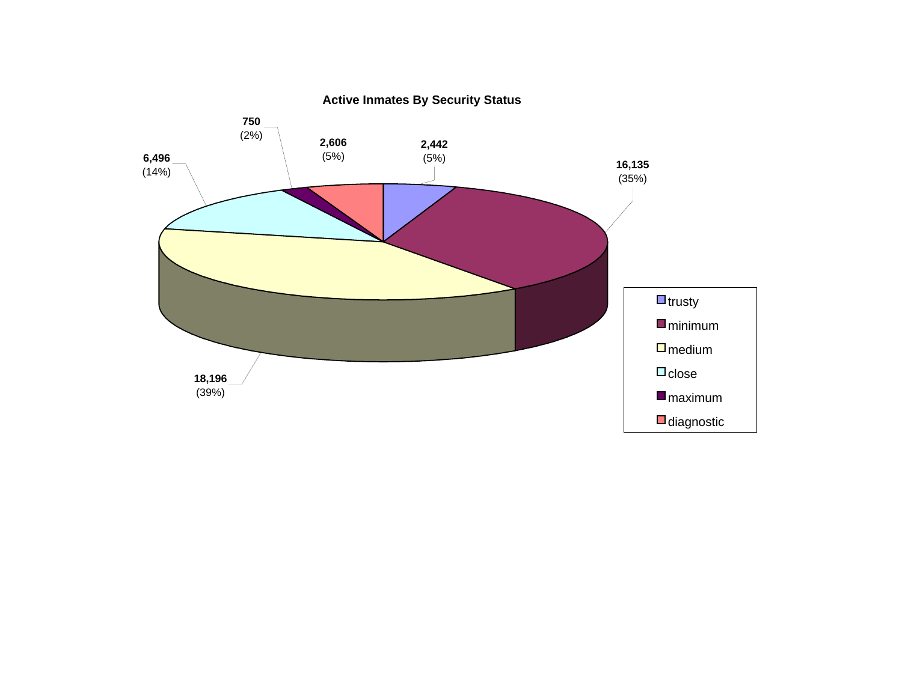**Active Inmates By Security Status**

| Security Status | Inmates | Percent |
|---|---|---|
| trusty | 2,442 | (5%) |
| minimum | 16,135 | (35%) |
| medium | 18,196 | (39%) |
| close | 6,496 | (14%) |
| maximum | 750 | (2%) |
| diagnostic | 2,606 | (5%) |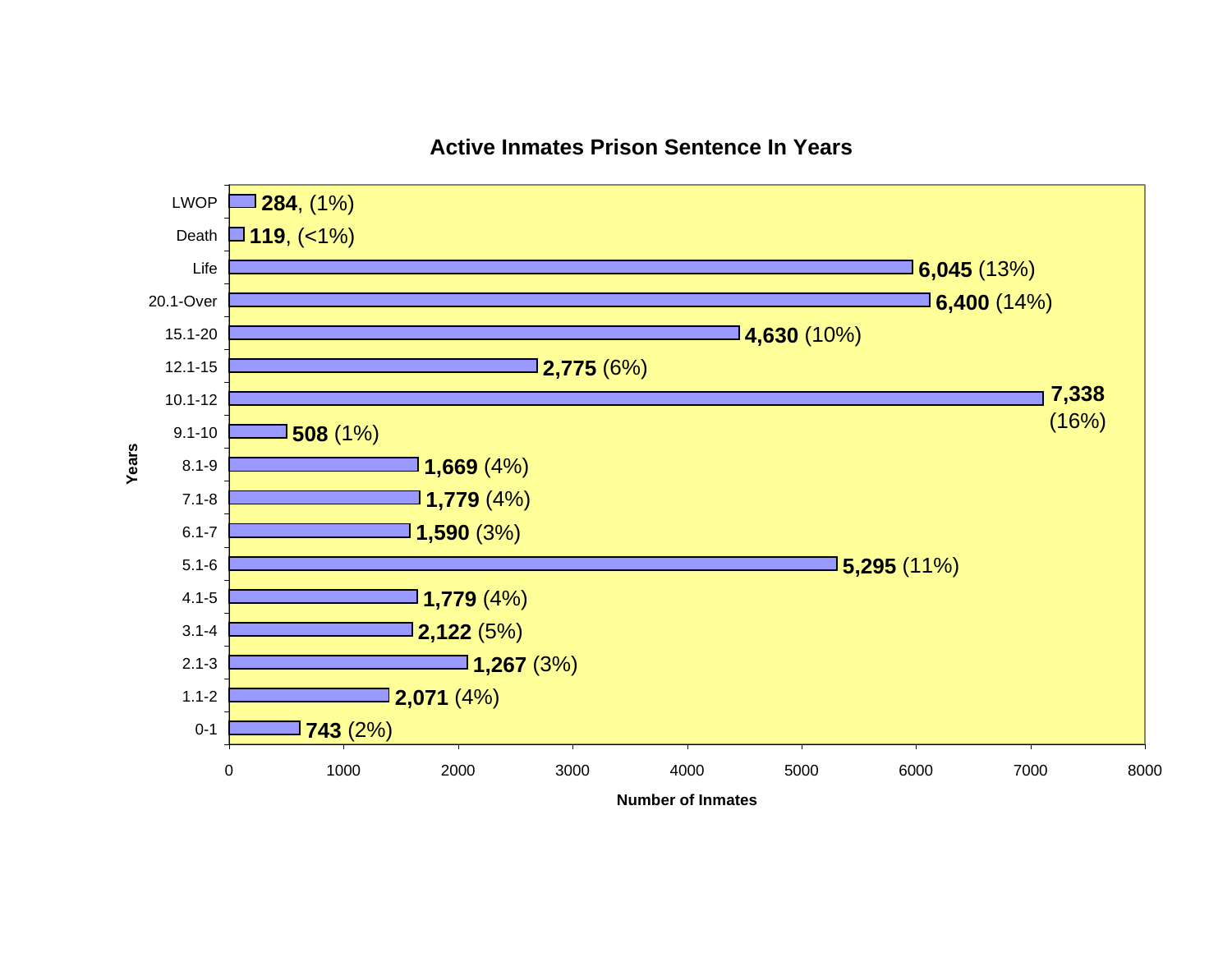## Active Inmates Prison Sentence In Years

| Years | Number of Inmates |
|---|---|
| LWOP | **284**, (1%) |
| Death | **119**, (<1%) |
| Life | **6,045** (13%) |
| 20.1-Over | **6,400** (14%) |
| 15.1-20 | **4,630** (10%) |
| 12.1-15 | **2,775** (6%) |
| 10.1-12 | **7,338** (16%) |
| 9.1-10 | **508** (1%) |
| 8.1-9 | **1,669** (4%) |
| 7.1-8 | **1,779** (4%) |
| 6.1-7 | **1,590** (3%) |
| 5.1-6 | **5,295** (11%) |
| 4.1-5 | **1,779** (4%) |
| 3.1-4 | **2,122** (5%) |
| 2.1-3 | **1,267** (3%) |
| 1.1-2 | **2,071** (4%) |
| 0-1 | **743** (2%) |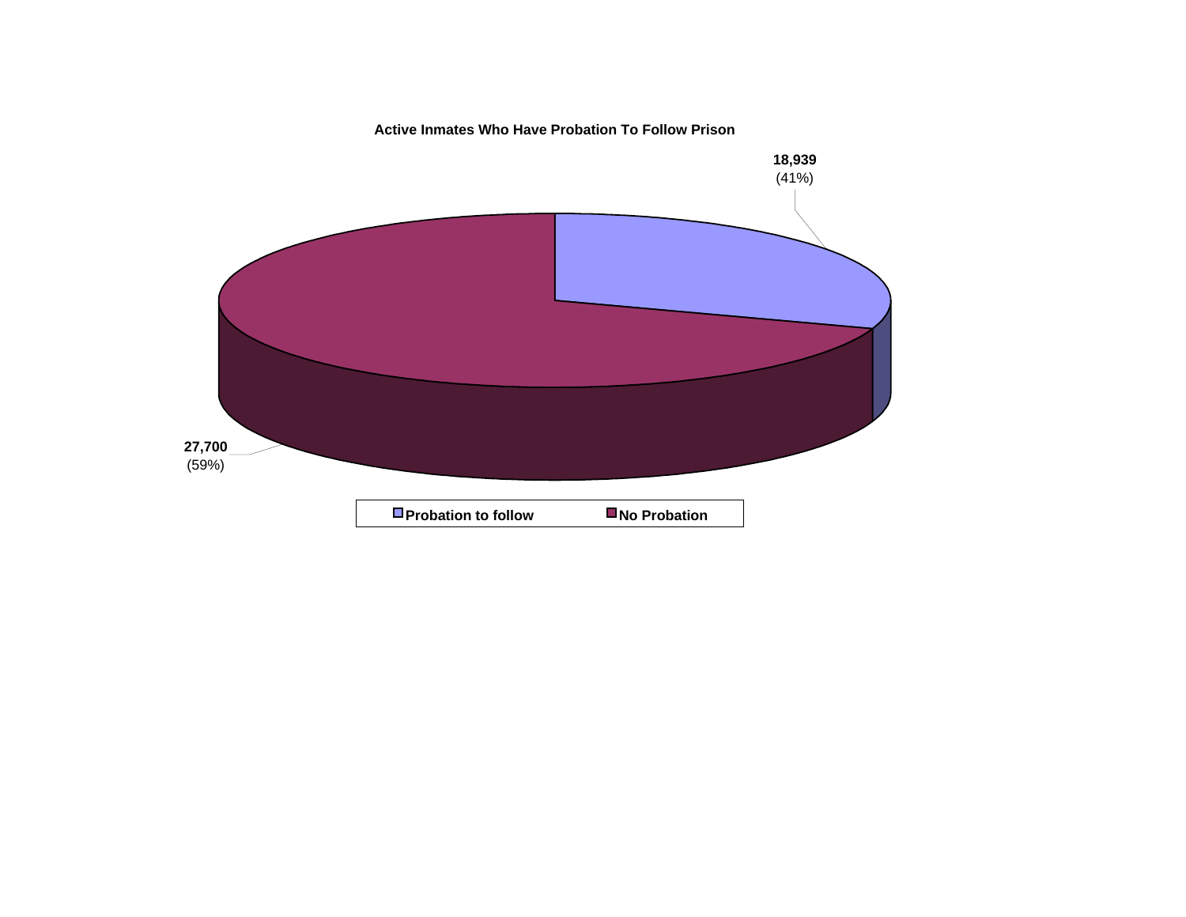**Active Inmates Who Have Probation To Follow Prison**

18,939
(41%)

27,700
(59%)

Probation to follow | No Probation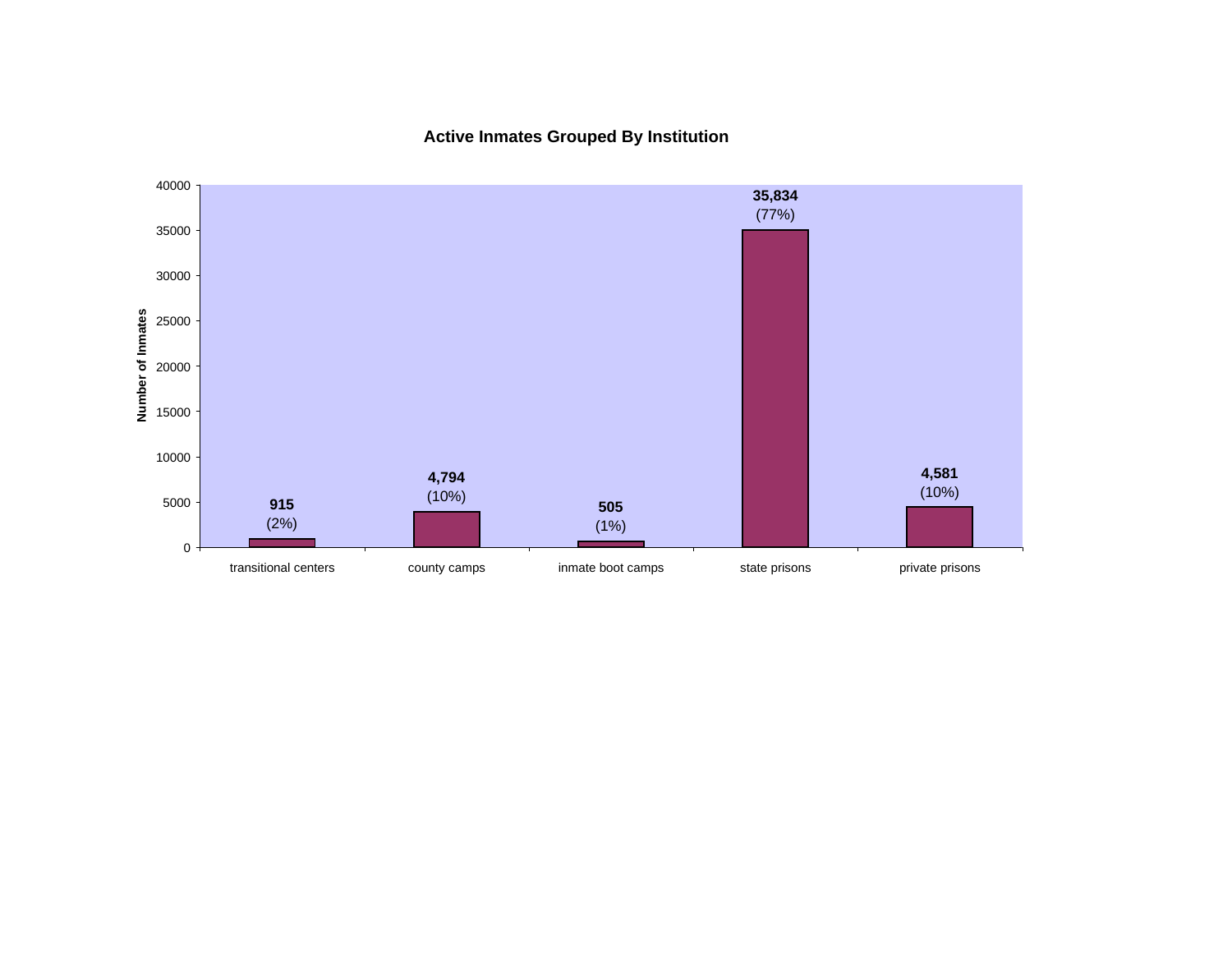**Active Inmates Grouped By Institution**

| Institution | Number of Inmates | Percent |
|---|---|---|
| transitional centers | 915 | (2%) |
| county camps | 4,794 | (10%) |
| inmate boot camps | 505 | (1%) |
| state prisons | 35,834 | (77%) |
| private prisons | 4,581 | (10%) |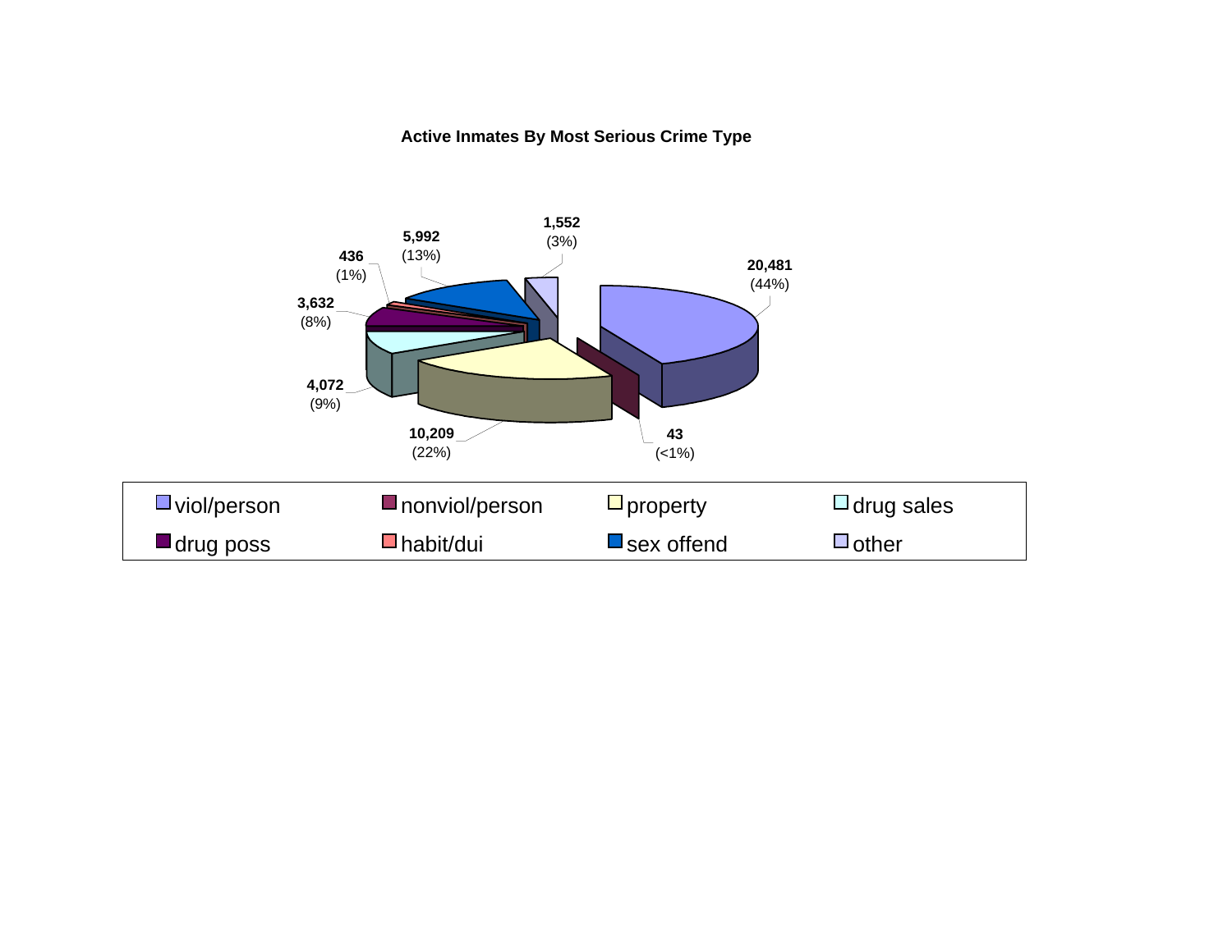**Active Inmates By Most Serious Crime Type**

| Crime Type | Count | Percent |
|---|---|---|
| viol/person | 20,481 | (44%) |
| nonviol/person | 43 | (<1%) |
| property | 10,209 | (22%) |
| drug sales | 4,072 | (9%) |
| drug poss | 3,632 | (8%) |
| habit/dui | 436 | (1%) |
| sex offend | 5,992 | (13%) |
| other | 1,552 | (3%) |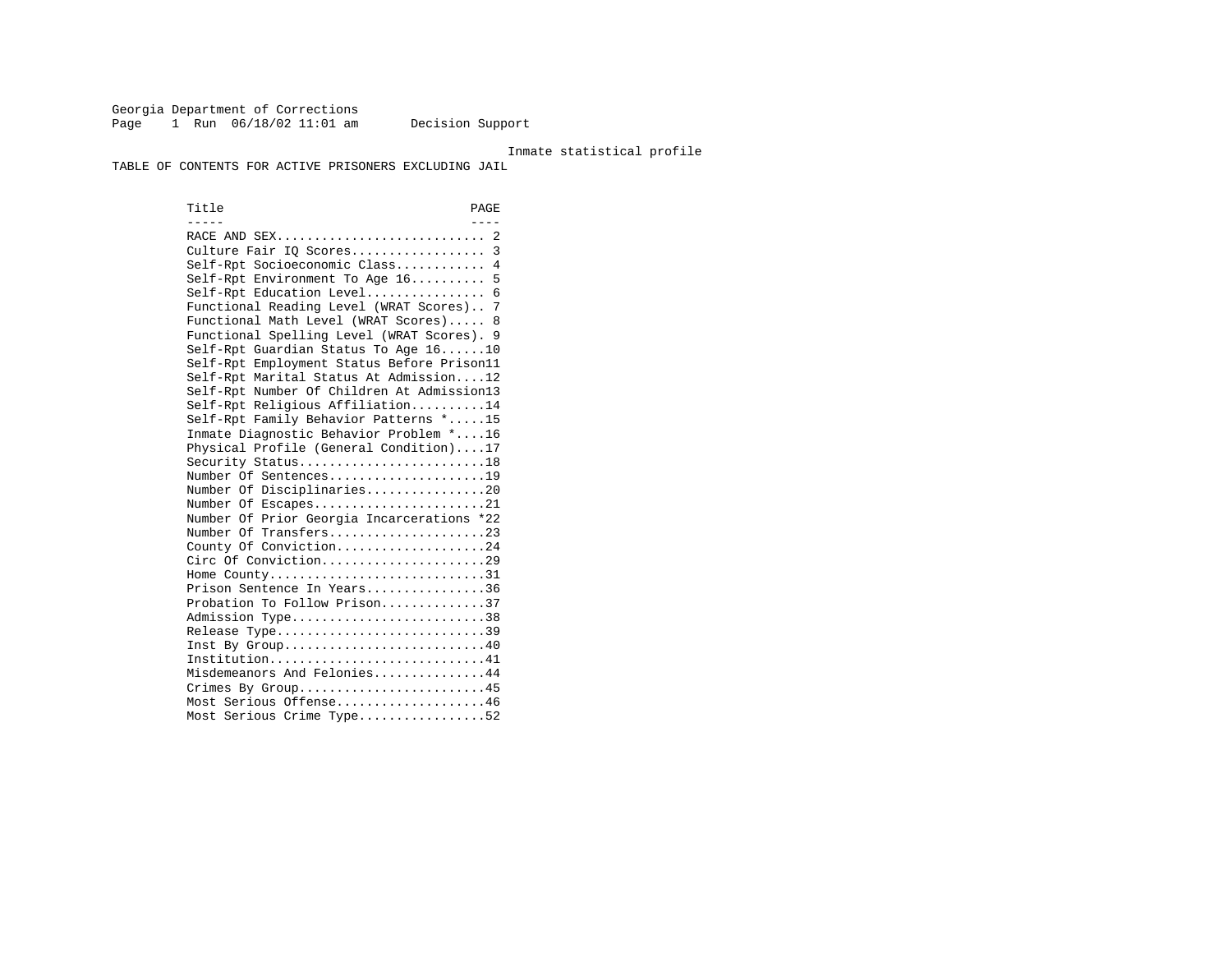Georgia Department of Corrections
Page 1 Run 06/18/02 11:01 am Decision Support

Inmate statistical profile

TABLE OF CONTENTS FOR ACTIVE PRISONERS EXCLUDING JAIL

| Title | PAGE |
| --- | --- |
| RACE AND SEX | 2 |
| Culture Fair IQ Scores | 3 |
| Self-Rpt Socioeconomic Class | 4 |
| Self-Rpt Environment To Age 16 | 5 |
| Self-Rpt Education Level | 6 |
| Functional Reading Level (WRAT Scores) | 7 |
| Functional Math Level (WRAT Scores) | 8 |
| Functional Spelling Level (WRAT Scores) | 9 |
| Self-Rpt Guardian Status To Age 16 | 10 |
| Self-Rpt Employment Status Before Prison | 11 |
| Self-Rpt Marital Status At Admission | 12 |
| Self-Rpt Number Of Children At Admission | 13 |
| Self-Rpt Religious Affiliation | 14 |
| Self-Rpt Family Behavior Patterns * | 15 |
| Inmate Diagnostic Behavior Problem * | 16 |
| Physical Profile (General Condition) | 17 |
| Security Status | 18 |
| Number Of Sentences | 19 |
| Number Of Disciplinaries | 20 |
| Number Of Escapes | 21 |
| Number Of Prior Georgia Incarcerations * | 22 |
| Number Of Transfers | 23 |
| County Of Conviction | 24 |
| Circ Of Conviction | 29 |
| Home County | 31 |
| Prison Sentence In Years | 36 |
| Probation To Follow Prison | 37 |
| Admission Type | 38 |
| Release Type | 39 |
| Inst By Group | 40 |
| Institution | 41 |
| Misdemeanors And Felonies | 44 |
| Crimes By Group | 45 |
| Most Serious Offense | 46 |
| Most Serious Crime Type | 52 |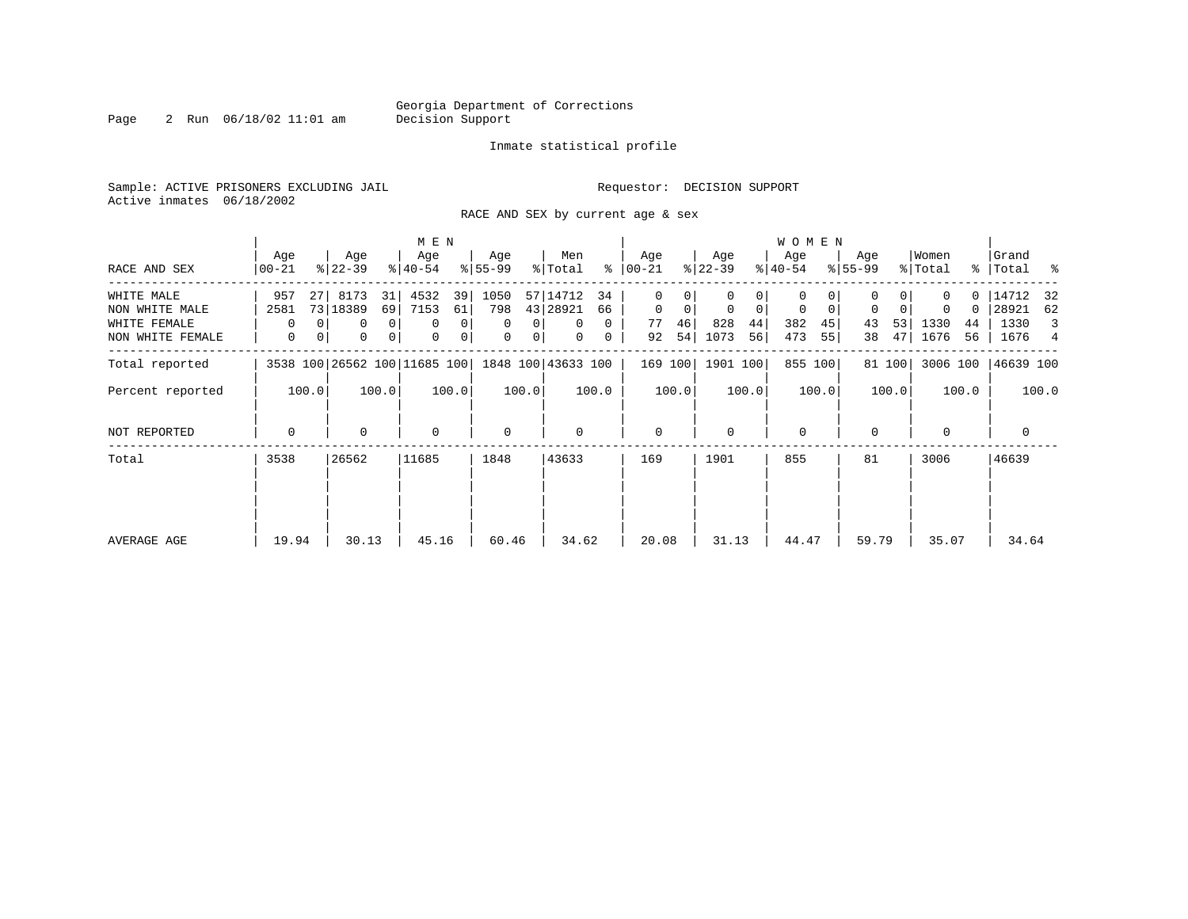Georgia Department of Corrections
Decision Support

Inmate statistical profile

Sample: ACTIVE PRISONERS EXCLUDING JAIL
Active inmates 06/18/2002

Requestor: DECISION SUPPORT

RACE AND SEX by current age & sex

| RACE AND SEX | MEN Age 00-21 | % | MEN Age 22-39 | % | MEN Age 40-54 | % | MEN Age 55-99 | % | Men Total | % | WOMEN Age 00-21 | % | WOMEN Age 22-39 | % | WOMEN Age 40-54 | % | WOMEN Age 55-99 | % | Women Total | % | Grand Total | % |
|---|---|---|---|---|---|---|---|---|---|---|---|---|---|---|---|---|---|---|---|---|---|---|
| WHITE MALE | 957 | 27 | 8173 | 31 | 4532 | 39 | 1050 | 57 | 14712 | 34 | 0 | 0 | 0 | 0 | 0 | 0 | 0 | 0 | 0 | 0 | 14712 | 32 |
| NON WHITE MALE | 2581 | 73 | 18389 | 69 | 7153 | 61 | 798 | 43 | 28921 | 66 | 0 | 0 | 0 | 0 | 0 | 0 | 0 | 0 | 0 | 0 | 28921 | 62 |
| WHITE FEMALE | 0 | 0 | 0 | 0 | 0 | 0 | 0 | 0 | 0 | 0 | 77 | 46 | 828 | 44 | 382 | 45 | 43 | 53 | 1330 | 44 | 1330 | 3 |
| NON WHITE FEMALE | 0 | 0 | 0 | 0 | 0 | 0 | 0 | 0 | 0 | 0 | 92 | 54 | 1073 | 56 | 473 | 55 | 38 | 47 | 1676 | 56 | 1676 | 4 |
| Total reported | 3538 | 100 | 26562 | 100 | 11685 | 100 | 1848 | 100 | 43633 | 100 | 169 | 100 | 1901 | 100 | 855 | 100 | 81 | 100 | 3006 | 100 | 46639 | 100 |
| Percent reported | | 100.0 | | 100.0 | | 100.0 | | 100.0 | | 100.0 | | 100.0 | | 100.0 | | 100.0 | | 100.0 | | 100.0 | | 100.0 |
| NOT REPORTED | 0 | | 0 | | 0 | | 0 | | 0 | | 0 | | 0 | | 0 | | 0 | | 0 | | 0 | |
| Total | 3538 | | 26562 | | 11685 | | 1848 | | 43633 | | 169 | | 1901 | | 855 | | 81 | | 3006 | | 46639 | |
| AVERAGE AGE | 19.94 | | 30.13 | | 45.16 | | 60.46 | | 34.62 | | 20.08 | | 31.13 | | 44.47 | | 59.79 | | 35.07 | | 34.64 | |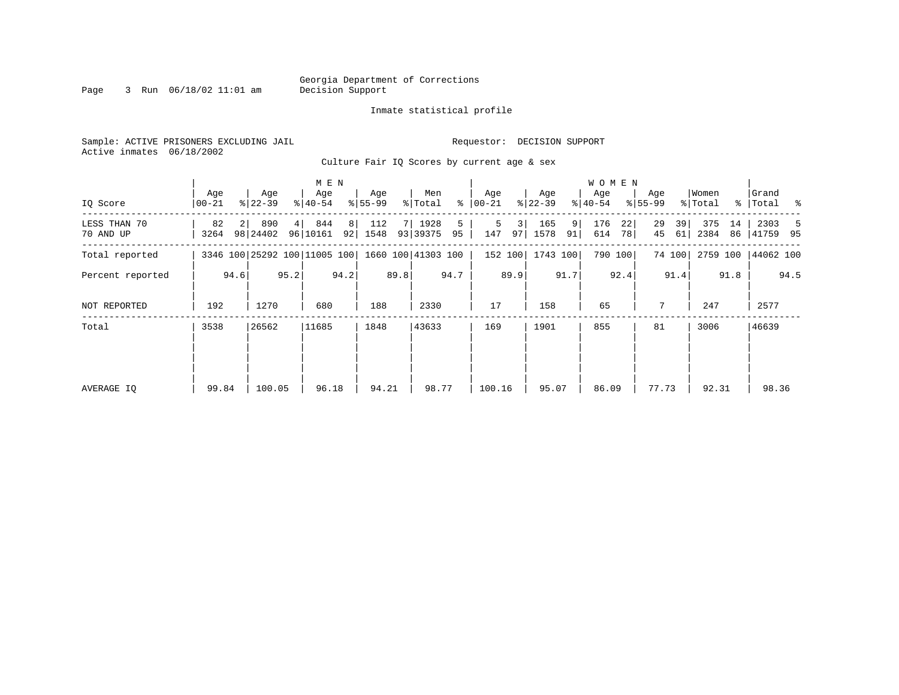Georgia Department of Corrections
Decision Support

Inmate statistical profile

Sample: ACTIVE PRISONERS EXCLUDING JAIL

Requestor: DECISION SUPPORT

Active inmates 06/18/2002

## Culture Fair IQ Scores by current age & sex

| IQ Score | MEN Age 00-21 | % | Age 22-39 | % | Age 40-54 | % | Age 55-99 | % | Men Total | % | WOMEN Age 00-21 | % | Age 22-39 | % | Age 40-54 | % | Age 55-99 | % | Women Total | % | Grand Total | % |
|---|---|---|---|---|---|---|---|---|---|---|---|---|---|---|---|---|---|---|---|---|---|---|
| LESS THAN 70 | 82 | 2 | 890 | 4 | 844 | 8 | 112 | 7 | 1928 | 5 | 5 | 3 | 165 | 9 | 176 | 22 | 29 | 39 | 375 | 14 | 2303 | 5 |
| 70 AND UP | 3264 | 98 | 24402 | 96 | 10161 | 92 | 1548 | 93 | 39375 | 95 | 147 | 97 | 1578 | 91 | 614 | 78 | 45 | 61 | 2384 | 86 | 41759 | 95 |
| Total reported | 3346 | 100 | 25292 | 100 | 11005 | 100 | 1660 | 100 | 41303 | 100 | 152 | 100 | 1743 | 100 | 790 | 100 | 74 | 100 | 2759 | 100 | 44062 | 100 |
| Percent reported | | 94.6 | | 95.2 | | 94.2 | | 89.8 | | 94.7 | | 89.9 | | 91.7 | | 92.4 | | 91.4 | | 91.8 | | 94.5 |
| NOT REPORTED | 192 | | 1270 | | 680 | | 188 | | 2330 | | 17 | | 158 | | 65 | | 7 | | 247 | | 2577 | |
| Total | 3538 | | 26562 | | 11685 | | 1848 | | 43633 | | 169 | | 1901 | | 855 | | 81 | | 3006 | | 46639 | |
| AVERAGE IQ | 99.84 | | 100.05 | | 96.18 | | 94.21 | | 98.77 | | 100.16 | | 95.07 | | 86.09 | | 77.73 | | 92.31 | | 98.36 | |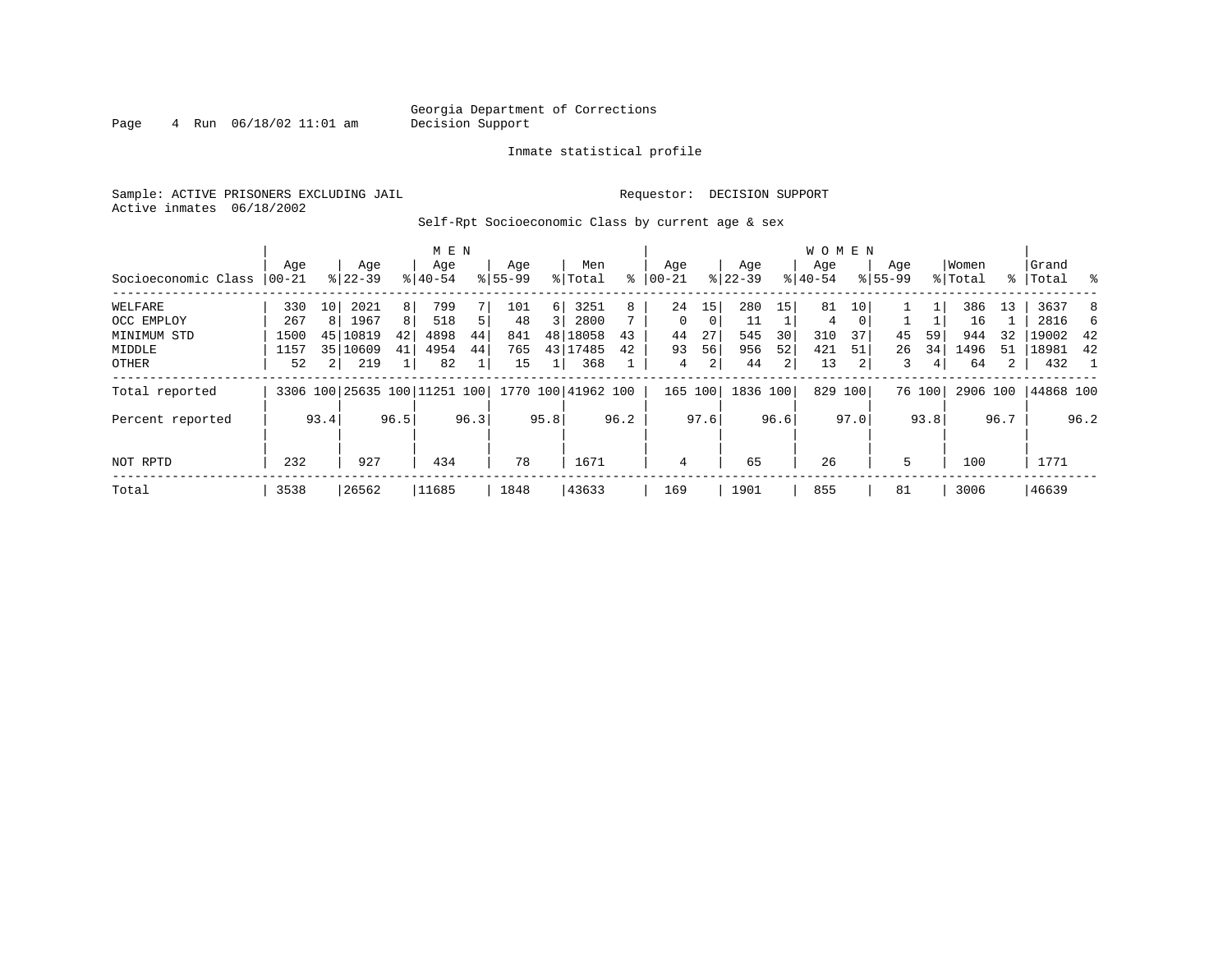Georgia Department of Corrections
Decision Support

Inmate statistical profile

Sample: ACTIVE PRISONERS EXCLUDING JAIL

Requestor: DECISION SUPPORT

Active inmates 06/18/2002

Self-Rpt Socioeconomic Class by current age & sex

| Socioeconomic Class | MEN Age 00-21 | % | MEN Age 22-39 | % | MEN Age 40-54 | % | MEN Age 55-99 | % | Men Total | % | WOMEN Age 00-21 | % | WOMEN Age 22-39 | % | WOMEN Age 40-54 | % | WOMEN Age 55-99 | % | Women Total | % | Grand Total | % |
|---|---|---|---|---|---|---|---|---|---|---|---|---|---|---|---|---|---|---|---|---|---|---|
| WELFARE | 330 | 10 | 2021 | 8 | 799 | 7 | 101 | 6 | 3251 | 8 | 24 | 15 | 280 | 15 | 81 | 10 | 1 | 1 | 386 | 13 | 3637 | 8 |
| OCC EMPLOY | 267 | 8 | 1967 | 8 | 518 | 5 | 48 | 3 | 2800 | 7 | 0 | 0 | 11 | 1 | 4 | 0 | 1 | 1 | 16 | 1 | 2816 | 6 |
| MINIMUM STD | 1500 | 45 | 10819 | 42 | 4898 | 44 | 841 | 48 | 18058 | 43 | 44 | 27 | 545 | 30 | 310 | 37 | 45 | 59 | 944 | 32 | 19002 | 42 |
| MIDDLE | 1157 | 35 | 10609 | 41 | 4954 | 44 | 765 | 43 | 17485 | 42 | 93 | 56 | 956 | 52 | 421 | 51 | 26 | 34 | 1496 | 51 | 18981 | 42 |
| OTHER | 52 | 2 | 219 | 1 | 82 | 1 | 15 | 1 | 368 | 1 | 4 | 2 | 44 | 2 | 13 | 2 | 3 | 4 | 64 | 2 | 432 | 1 |
| Total reported | 3306 | 100 | 25635 | 100 | 11251 | 100 | 1770 | 100 | 41962 | 100 | 165 | 100 | 1836 | 100 | 829 | 100 | 76 | 100 | 2906 | 100 | 44868 | 100 |
| Percent reported | | 93.4 | | 96.5 | | 96.3 | | 95.8 | | 96.2 | | 97.6 | | 96.6 | | 97.0 | | 93.8 | | 96.7 | | 96.2 |
| NOT RPTD | 232 | | 927 | | 434 | | 78 | | 1671 | | 4 | | 65 | | 26 | | 5 | | 100 | | 1771 | |
| Total | 3538 | | 26562 | | 11685 | | 1848 | | 43633 | | 169 | | 1901 | | 855 | | 81 | | 3006 | | 46639 | |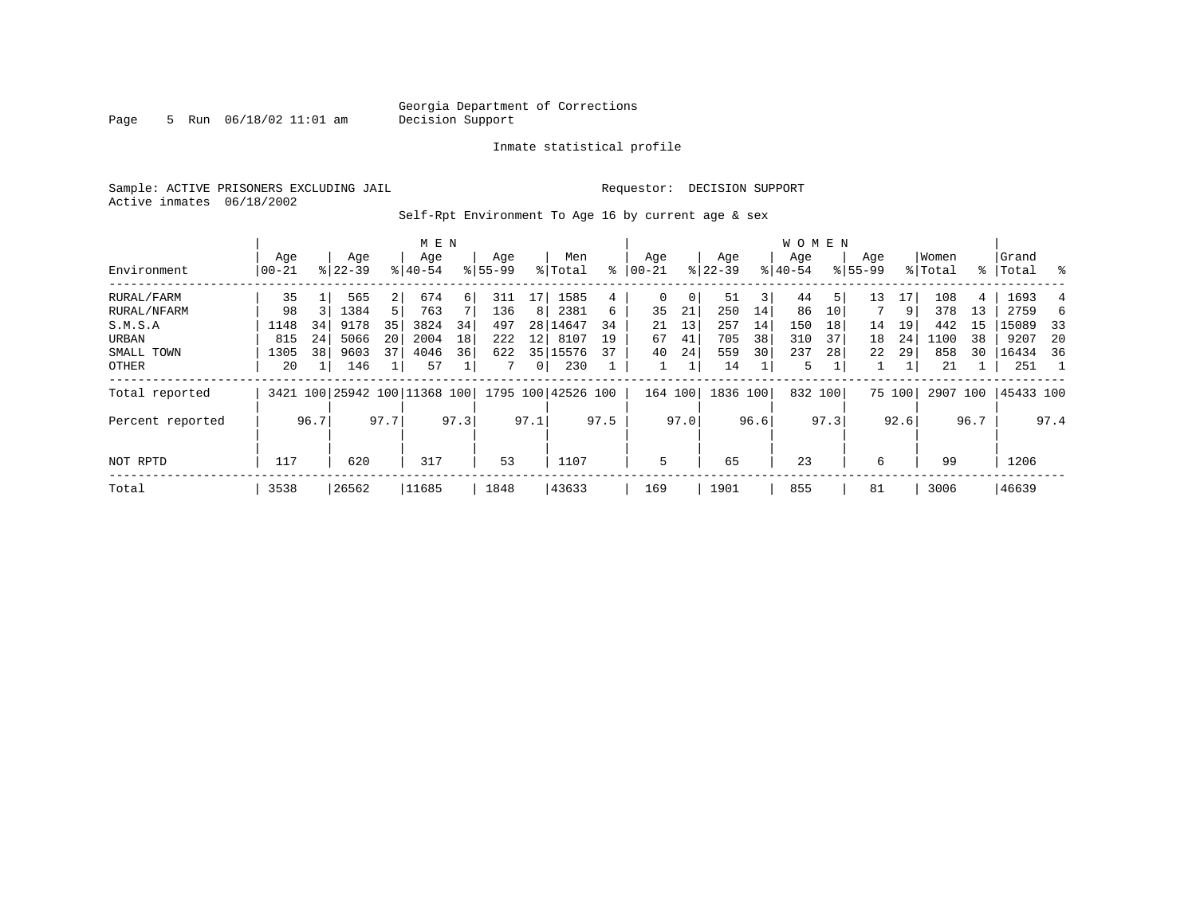Georgia Department of Corrections
Decision Support

Inmate statistical profile

Sample: ACTIVE PRISONERS EXCLUDING JAIL
Active inmates 06/18/2002

Requestor: DECISION SUPPORT

Self-Rpt Environment To Age 16 by current age & sex

| Environment | MEN Age 00-21 | % | Age 22-39 | % | Age 40-54 | % | Age 55-99 | % | Men Total | % | WOMEN Age 00-21 | % | Age 22-39 | % | Age 40-54 | % | Age 55-99 | % | Women Total | % | Grand Total | % |
|---|---|---|---|---|---|---|---|---|---|---|---|---|---|---|---|---|---|---|---|---|---|---|
| RURAL/FARM | 35 | 1 | 565 | 2 | 674 | 6 | 311 | 17 | 1585 | 4 | 0 | 0 | 51 | 3 | 44 | 5 | 13 | 17 | 108 | 4 | 1693 | 4 |
| RURAL/NFARM | 98 | 3 | 1384 | 5 | 763 | 7 | 136 | 8 | 2381 | 6 | 35 | 21 | 250 | 14 | 86 | 10 | 7 | 9 | 378 | 13 | 2759 | 6 |
| S.M.S.A | 1148 | 34 | 9178 | 35 | 3824 | 34 | 497 | 28 | 14647 | 34 | 21 | 13 | 257 | 14 | 150 | 18 | 14 | 19 | 442 | 15 | 15089 | 33 |
| URBAN | 815 | 24 | 5066 | 20 | 2004 | 18 | 222 | 12 | 8107 | 19 | 67 | 41 | 705 | 38 | 310 | 37 | 18 | 24 | 1100 | 38 | 9207 | 20 |
| SMALL TOWN | 1305 | 38 | 9603 | 37 | 4046 | 36 | 622 | 35 | 15576 | 37 | 40 | 24 | 559 | 30 | 237 | 28 | 22 | 29 | 858 | 30 | 16434 | 36 |
| OTHER | 20 | 1 | 146 | 1 | 57 | 1 | 7 | 0 | 230 | 1 | 1 | 1 | 14 | 1 | 5 | 1 | 1 | 1 | 21 | 1 | 251 | 1 |
| Total reported | 3421 | 100 | 25942 | 100 | 11368 | 100 | 1795 | 100 | 42526 | 100 | 164 | 100 | 1836 | 100 | 832 | 100 | 75 | 100 | 2907 | 100 | 45433 | 100 |
| Percent reported | | 96.7 | | 97.7 | | 97.3 | | 97.1 | | 97.5 | | 97.0 | | 96.6 | | 97.3 | | 92.6 | | 96.7 | | 97.4 |
| NOT RPTD | 117 | | 620 | | 317 | | 53 | | 1107 | | 5 | | 65 | | 23 | | 6 | | 99 | | 1206 | |
| Total | 3538 | | 26562 | | 11685 | | 1848 | | 43633 | | 169 | | 1901 | | 855 | | 81 | | 3006 | | 46639 | |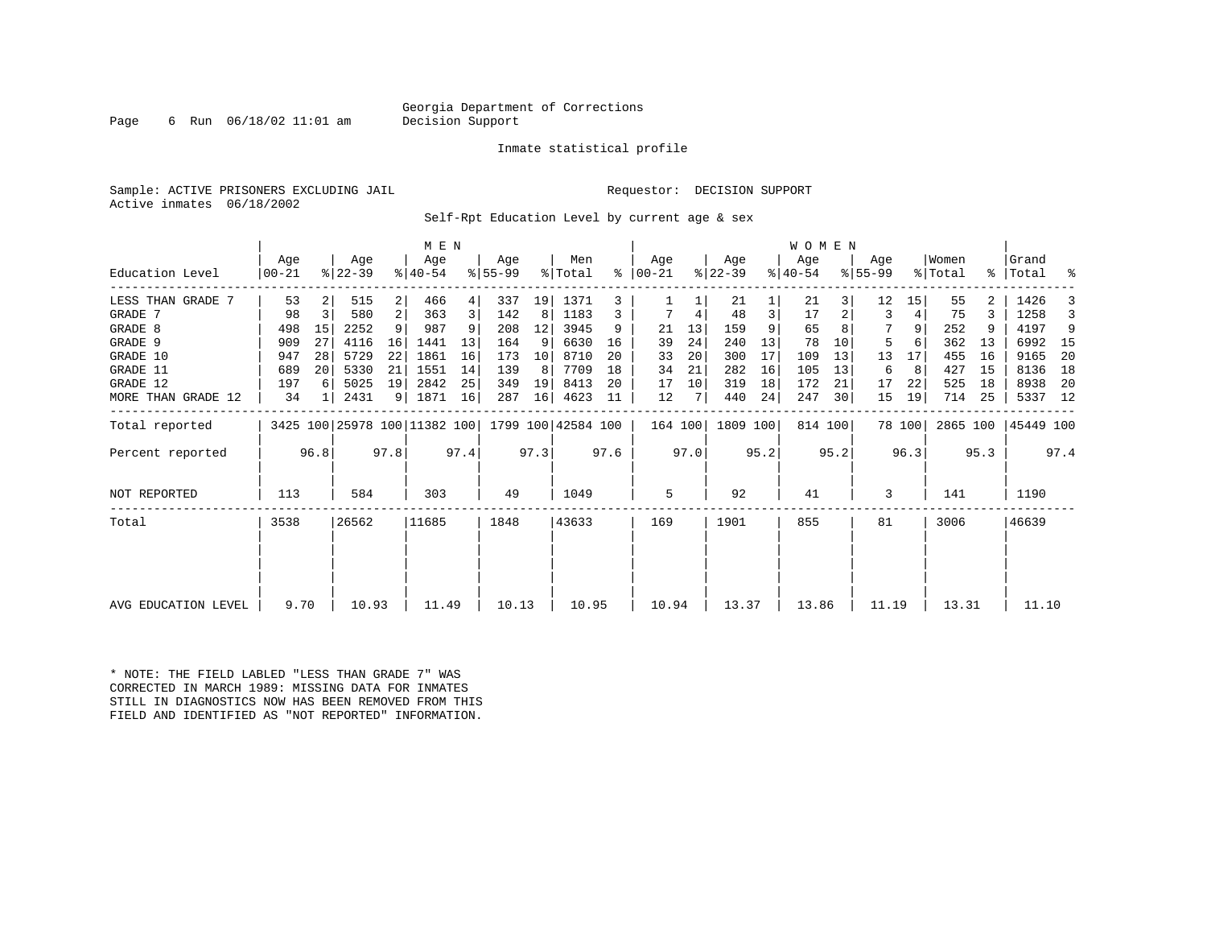Georgia Department of Corrections
Decision Support

Inmate statistical profile

Sample: ACTIVE PRISONERS EXCLUDING JAIL        Requestor: DECISION SUPPORT
Active inmates 06/18/2002

Self-Rpt Education Level by current age & sex

| Education Level | MEN Age 00-21 | % | Age 22-39 | % | Age 40-54 | % | Age 55-99 | % | Men Total | % | WOMEN Age 00-21 | % | Age 22-39 | % | Age 40-54 | % | Age 55-99 | % | Women Total | % | Grand Total | % |
|---|---|---|---|---|---|---|---|---|---|---|---|---|---|---|---|---|---|---|---|---|---|---|
| LESS THAN GRADE 7 | 53 | 2 | 515 | 2 | 466 | 4 | 337 | 19 | 1371 | 3 | 1 | 1 | 21 | 1 | 21 | 3 | 12 | 15 | 55 | 2 | 1426 | 3 |
| GRADE 7 | 98 | 3 | 580 | 2 | 363 | 3 | 142 | 8 | 1183 | 3 | 7 | 4 | 48 | 3 | 17 | 2 | 3 | 4 | 75 | 3 | 1258 | 3 |
| GRADE 8 | 498 | 15 | 2252 | 9 | 987 | 9 | 208 | 12 | 3945 | 9 | 21 | 13 | 159 | 9 | 65 | 8 | 7 | 9 | 252 | 9 | 4197 | 9 |
| GRADE 9 | 909 | 27 | 4116 | 16 | 1441 | 13 | 164 | 9 | 6630 | 16 | 39 | 24 | 240 | 13 | 78 | 10 | 5 | 6 | 362 | 13 | 6992 | 15 |
| GRADE 10 | 947 | 28 | 5729 | 22 | 1861 | 16 | 173 | 10 | 8710 | 20 | 33 | 20 | 300 | 17 | 109 | 13 | 13 | 17 | 455 | 16 | 9165 | 20 |
| GRADE 11 | 689 | 20 | 5330 | 21 | 1551 | 14 | 139 | 8 | 7709 | 18 | 34 | 21 | 282 | 16 | 105 | 13 | 6 | 8 | 427 | 15 | 8136 | 18 |
| GRADE 12 | 197 | 6 | 5025 | 19 | 2842 | 25 | 349 | 19 | 8413 | 20 | 17 | 10 | 319 | 18 | 172 | 21 | 17 | 22 | 525 | 18 | 8938 | 20 |
| MORE THAN GRADE 12 | 34 | 1 | 2431 | 9 | 1871 | 16 | 287 | 16 | 4623 | 11 | 12 | 7 | 440 | 24 | 247 | 30 | 15 | 19 | 714 | 25 | 5337 | 12 |
| Total reported | 3425 | 100 | 25978 | 100 | 11382 | 100 | 1799 | 100 | 42584 | 100 | 164 | 100 | 1809 | 100 | 814 | 100 | 78 | 100 | 2865 | 100 | 45449 | 100 |
| Percent reported | | 96.8 | | 97.8 | | 97.4 | | 97.3 | | 97.6 | | 97.0 | | 95.2 | | 95.2 | | 96.3 | | 95.3 | | 97.4 |
| NOT REPORTED | 113 | | 584 | | 303 | | 49 | | 1049 | | 5 | | 92 | | 41 | | 3 | | 141 | | 1190 | |
| Total | 3538 | | 26562 | | 11685 | | 1848 | | 43633 | | 169 | | 1901 | | 855 | | 81 | | 3006 | | 46639 | |
| AVG EDUCATION LEVEL | 9.70 | | 10.93 | | 11.49 | | 10.13 | | 10.95 | | 10.94 | | 13.37 | | 13.86 | | 11.19 | | 13.31 | | 11.10 | |

* NOTE: THE FIELD LABLED "LESS THAN GRADE 7" WAS CORRECTED IN MARCH 1989: MISSING DATA FOR INMATES STILL IN DIAGNOSTICS NOW HAS BEEN REMOVED FROM THIS FIELD AND IDENTIFIED AS "NOT REPORTED" INFORMATION.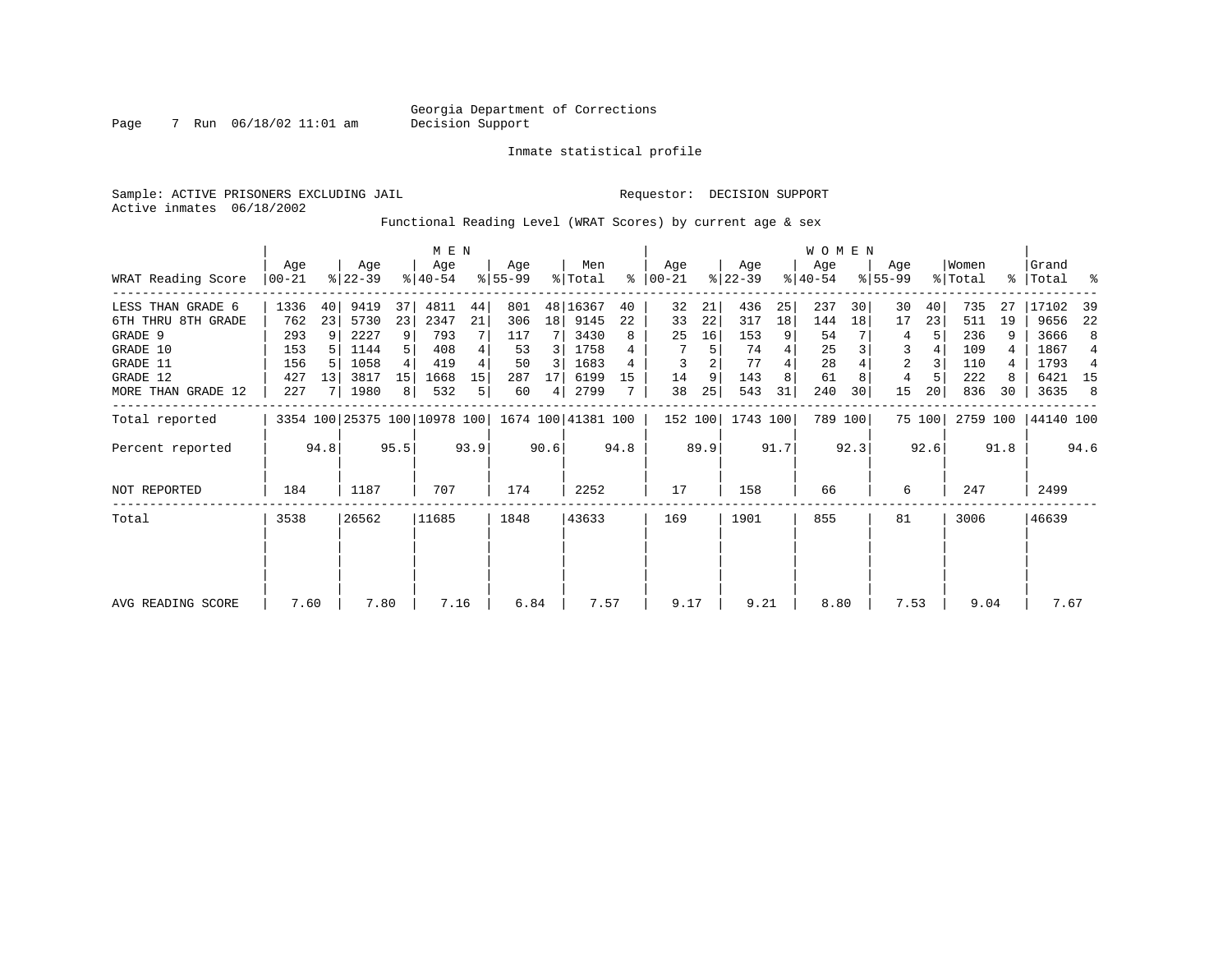Georgia Department of Corrections
Decision Support

Page 7 Run 06/18/02 11:01 am

Inmate statistical profile

Sample: ACTIVE PRISONERS EXCLUDING JAIL

Requestor: DECISION SUPPORT

Active inmates 06/18/2002

Functional Reading Level (WRAT Scores) by current age & sex

| WRAT Reading Score | MEN Age 00-21 | % | Age 22-39 | % | Age 40-54 | % | Age 55-99 | % | Men Total | % | WOMEN Age 00-21 | % | Age 22-39 | % | Age 40-54 | % | Age 55-99 | % | Women Total | % | Grand Total | % |
|---|---|---|---|---|---|---|---|---|---|---|---|---|---|---|---|---|---|---|---|---|---|---|
| LESS THAN GRADE 6 | 1336 | 40 | 9419 | 37 | 4811 | 44 | 801 | 48 | 16367 | 40 | 32 | 21 | 436 | 25 | 237 | 30 | 30 | 40 | 735 | 27 | 17102 | 39 |
| 6TH THRU 8TH GRADE | 762 | 23 | 5730 | 23 | 2347 | 21 | 306 | 18 | 9145 | 22 | 33 | 22 | 317 | 18 | 144 | 18 | 17 | 23 | 511 | 19 | 9656 | 22 |
| GRADE 9 | 293 | 9 | 2227 | 9 | 793 | 7 | 117 | 7 | 3430 | 8 | 25 | 16 | 153 | 9 | 54 | 7 | 4 | 5 | 236 | 9 | 3666 | 8 |
| GRADE 10 | 153 | 5 | 1144 | 5 | 408 | 4 | 53 | 3 | 1758 | 4 | 7 | 5 | 74 | 4 | 25 | 3 | 3 | 4 | 109 | 4 | 1867 | 4 |
| GRADE 11 | 156 | 5 | 1058 | 4 | 419 | 4 | 50 | 3 | 1683 | 4 | 3 | 2 | 77 | 4 | 28 | 4 | 2 | 3 | 110 | 4 | 1793 | 4 |
| GRADE 12 | 427 | 13 | 3817 | 15 | 1668 | 15 | 287 | 17 | 6199 | 15 | 14 | 9 | 143 | 8 | 61 | 8 | 4 | 5 | 222 | 8 | 6421 | 15 |
| MORE THAN GRADE 12 | 227 | 7 | 1980 | 8 | 532 | 5 | 60 | 4 | 2799 | 7 | 38 | 25 | 543 | 31 | 240 | 30 | 15 | 20 | 836 | 30 | 3635 | 8 |
| Total reported | 3354 | 100 | 25375 | 100 | 10978 | 100 | 1674 | 100 | 41381 | 100 | 152 | 100 | 1743 | 100 | 789 | 100 | 75 | 100 | 2759 | 100 | 44140 | 100 |
| Percent reported | | 94.8 | | 95.5 | | 93.9 | | 90.6 | | 94.8 | | 89.9 | | 91.7 | | 92.3 | | 92.6 | | 91.8 | | 94.6 |
| NOT REPORTED | 184 | | 1187 | | 707 | | 174 | | 2252 | | 17 | | 158 | | 66 | | 6 | | 247 | | 2499 | |
| Total | 3538 | | 26562 | | 11685 | | 1848 | | 43633 | | 169 | | 1901 | | 855 | | 81 | | 3006 | | 46639 | |
| AVG READING SCORE | 7.60 | | 7.80 | | 7.16 | | 6.84 | | 7.57 | | 9.17 | | 9.21 | | 8.80 | | 7.53 | | 9.04 | | 7.67 | |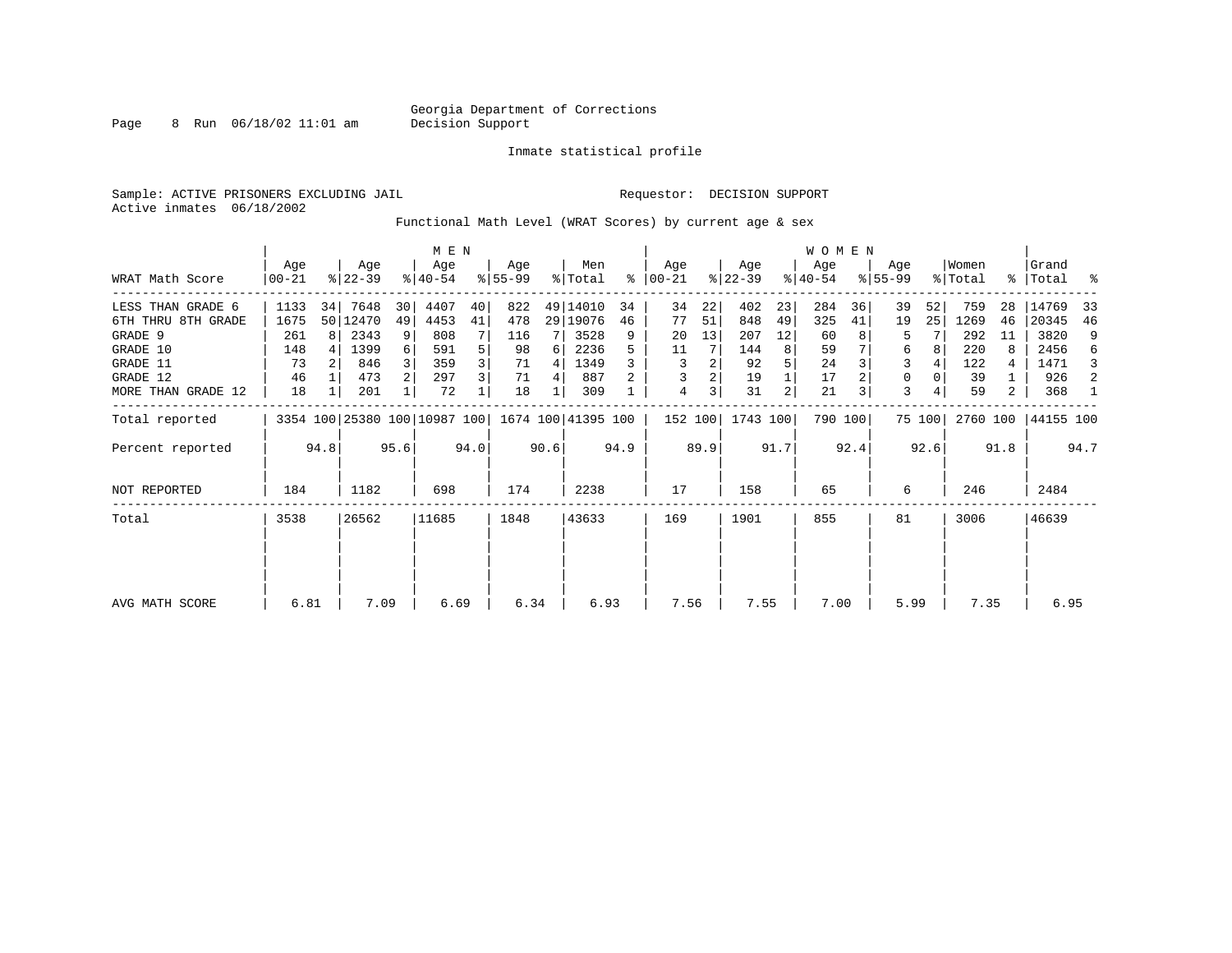Georgia Department of Corrections
Decision Support

Inmate statistical profile

Sample: ACTIVE PRISONERS EXCLUDING JAIL

Requestor: DECISION SUPPORT

Active inmates 06/18/2002

Functional Math Level (WRAT Scores) by current age & sex

| WRAT Math Score | MEN Age 00-21 | % | Age 22-39 | % | Age 40-54 | % | Age 55-99 | % | Men Total | % | WOMEN Age 00-21 | % | Age 22-39 | % | Age 40-54 | % | Age 55-99 | % | Women Total | % | Grand Total | % |
|---|---|---|---|---|---|---|---|---|---|---|---|---|---|---|---|---|---|---|---|---|---|---|
| LESS THAN GRADE 6 | 1133 | 34 | 7648 | 30 | 4407 | 40 | 822 | 49 | 14010 | 34 | 34 | 22 | 402 | 23 | 284 | 36 | 39 | 52 | 759 | 28 | 14769 | 33 |
| 6TH THRU 8TH GRADE | 1675 | 50 | 12470 | 49 | 4453 | 41 | 478 | 29 | 19076 | 46 | 77 | 51 | 848 | 49 | 325 | 41 | 19 | 25 | 1269 | 46 | 20345 | 46 |
| GRADE 9 | 261 | 8 | 2343 | 9 | 808 | 7 | 116 | 7 | 3528 | 9 | 20 | 13 | 207 | 12 | 60 | 8 | 5 | 7 | 292 | 11 | 3820 | 9 |
| GRADE 10 | 148 | 4 | 1399 | 6 | 591 | 5 | 98 | 6 | 2236 | 5 | 11 | 7 | 144 | 8 | 59 | 7 | 6 | 8 | 220 | 8 | 2456 | 6 |
| GRADE 11 | 73 | 2 | 846 | 3 | 359 | 3 | 71 | 4 | 1349 | 3 | 3 | 2 | 92 | 5 | 24 | 3 | 3 | 4 | 122 | 4 | 1471 | 3 |
| GRADE 12 | 46 | 1 | 473 | 2 | 297 | 3 | 71 | 4 | 887 | 2 | 3 | 2 | 19 | 1 | 17 | 2 | 0 | 0 | 39 | 1 | 926 | 2 |
| MORE THAN GRADE 12 | 18 | 1 | 201 | 1 | 72 | 1 | 18 | 1 | 309 | 1 | 4 | 3 | 31 | 2 | 21 | 3 | 3 | 4 | 59 | 2 | 368 | 1 |
| Total reported | 3354 | 100 | 25380 | 100 | 10987 | 100 | 1674 | 100 | 41395 | 100 | 152 | 100 | 1743 | 100 | 790 | 100 | 75 | 100 | 2760 | 100 | 44155 | 100 |
| Percent reported | | 94.8 | | 95.6 | | 94.0 | | 90.6 | | 94.9 | | 89.9 | | 91.7 | | 92.4 | | 92.6 | | 91.8 | | 94.7 |
| NOT REPORTED | 184 | | 1182 | | 698 | | 174 | | 2238 | | 17 | | 158 | | 65 | | 6 | | 246 | | 2484 | |
| Total | 3538 | | 26562 | | 11685 | | 1848 | | 43633 | | 169 | | 1901 | | 855 | | 81 | | 3006 | | 46639 | |
| AVG MATH SCORE | 6.81 | | 7.09 | | 6.69 | | 6.34 | | 6.93 | | 7.56 | | 7.55 | | 7.00 | | 5.99 | | 7.35 | | 6.95 | |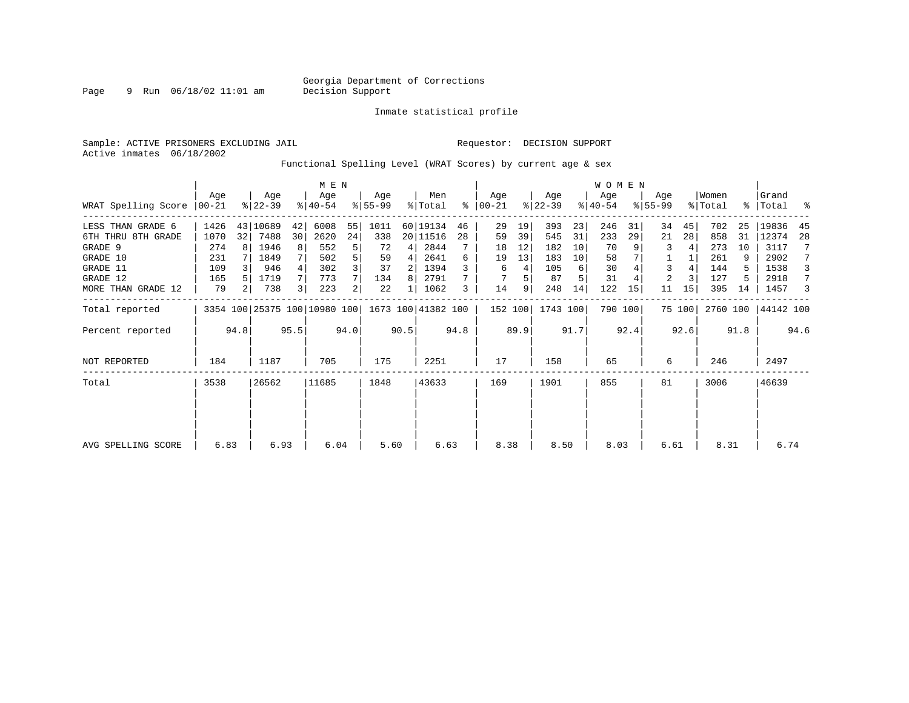Georgia Department of Corrections
Decision Support

Inmate statistical profile

Sample: ACTIVE PRISONERS EXCLUDING JAIL

Requestor: DECISION SUPPORT

Active inmates 06/18/2002

Functional Spelling Level (WRAT Scores) by current age & sex

| WRAT Spelling Score | MEN Age 00-21 | % | Age 22-39 | % | Age 40-54 | % | Age 55-99 | % | Men Total | % | WOMEN Age 00-21 | % | Age 22-39 | % | Age 40-54 | % | Age 55-99 | % | Women Total | % | Grand Total | % |
|---|---|---|---|---|---|---|---|---|---|---|---|---|---|---|---|---|---|---|---|---|---|---|
| LESS THAN GRADE 6 | 1426 | 43 | 10689 | 42 | 6008 | 55 | 1011 | 60 | 19134 | 46 | 29 | 19 | 393 | 23 | 246 | 31 | 34 | 45 | 702 | 25 | 19836 | 45 |
| 6TH THRU 8TH GRADE | 1070 | 32 | 7488 | 30 | 2620 | 24 | 338 | 20 | 11516 | 28 | 59 | 39 | 545 | 31 | 233 | 29 | 21 | 28 | 858 | 31 | 12374 | 28 |
| GRADE 9 | 274 | 8 | 1946 | 8 | 552 | 5 | 72 | 4 | 2844 | 7 | 18 | 12 | 182 | 10 | 70 | 9 | 3 | 4 | 273 | 10 | 3117 | 7 |
| GRADE 10 | 231 | 7 | 1849 | 7 | 502 | 5 | 59 | 4 | 2641 | 6 | 19 | 13 | 183 | 10 | 58 | 7 | 1 | 1 | 261 | 9 | 2902 | 7 |
| GRADE 11 | 109 | 3 | 946 | 4 | 302 | 3 | 37 | 2 | 1394 | 3 | 6 | 4 | 105 | 6 | 30 | 4 | 3 | 4 | 144 | 5 | 1538 | 3 |
| GRADE 12 | 165 | 5 | 1719 | 7 | 773 | 7 | 134 | 8 | 2791 | 7 | 7 | 5 | 87 | 5 | 31 | 4 | 2 | 3 | 127 | 5 | 2918 | 7 |
| MORE THAN GRADE 12 | 79 | 2 | 738 | 3 | 223 | 2 | 22 | 1 | 1062 | 3 | 14 | 9 | 248 | 14 | 122 | 15 | 11 | 15 | 395 | 14 | 1457 | 3 |
| Total reported | 3354 | 100 | 25375 | 100 | 10980 | 100 | 1673 | 100 | 41382 | 100 | 152 | 100 | 1743 | 100 | 790 | 100 | 75 | 100 | 2760 | 100 | 44142 | 100 |
| Percent reported | | 94.8 | | 95.5 | | 94.0 | | 90.5 | | 94.8 | | 89.9 | | 91.7 | | 92.4 | | 92.6 | | 91.8 | | 94.6 |
| NOT REPORTED | 184 | | 1187 | | 705 | | 175 | | 2251 | | 17 | | 158 | | 65 | | 6 | | 246 | | 2497 | |
| Total | 3538 | | 26562 | | 11685 | | 1848 | | 43633 | | 169 | | 1901 | | 855 | | 81 | | 3006 | | 46639 | |
| AVG SPELLING SCORE | 6.83 | | 6.93 | | 6.04 | | 5.60 | | 6.63 | | 8.38 | | 8.50 | | 8.03 | | 6.61 | | 8.31 | | 6.74 | |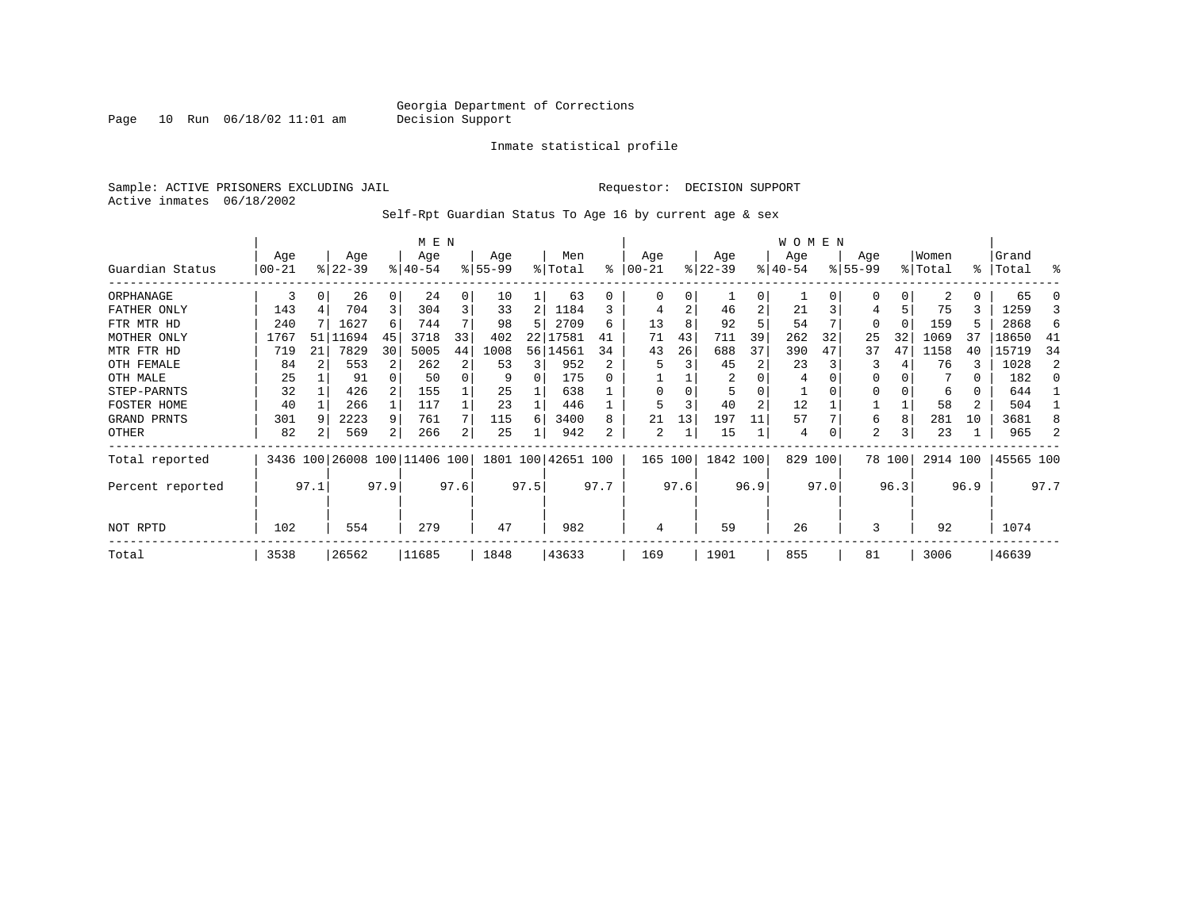Georgia Department of Corrections
Decision Support

Inmate statistical profile

Sample: ACTIVE PRISONERS EXCLUDING JAIL

Requestor: DECISION SUPPORT

Active inmates 06/18/2002

Self-Rpt Guardian Status To Age 16 by current age & sex

| Guardian Status | MEN Age 00-21 | % | Age 22-39 | % | Age 40-54 | % | Age 55-99 | % | Men Total | % | WOMEN Age 00-21 | % | Age 22-39 | % | Age 40-54 | % | Age 55-99 | % | Women Total | % | Grand Total | % |
|---|---|---|---|---|---|---|---|---|---|---|---|---|---|---|---|---|---|---|---|---|---|---|
| ORPHANAGE | 3 | 0 | 26 | 0 | 24 | 0 | 10 | 1 | 63 | 0 | 0 | 0 | 1 | 0 | 1 | 0 | 0 | 0 | 2 | 0 | 65 | 0 |
| FATHER ONLY | 143 | 4 | 704 | 3 | 304 | 3 | 33 | 2 | 1184 | 3 | 4 | 2 | 46 | 2 | 21 | 3 | 4 | 5 | 75 | 3 | 1259 | 3 |
| FTR MTR HD | 240 | 7 | 1627 | 6 | 744 | 7 | 98 | 5 | 2709 | 6 | 13 | 8 | 92 | 5 | 54 | 7 | 0 | 0 | 159 | 5 | 2868 | 6 |
| MOTHER ONLY | 1767 | 51 | 11694 | 45 | 3718 | 33 | 402 | 22 | 17581 | 41 | 71 | 43 | 711 | 39 | 262 | 32 | 25 | 32 | 1069 | 37 | 18650 | 41 |
| MTR FTR HD | 719 | 21 | 7829 | 30 | 5005 | 44 | 1008 | 56 | 14561 | 34 | 43 | 26 | 688 | 37 | 390 | 47 | 37 | 47 | 1158 | 40 | 15719 | 34 |
| OTH FEMALE | 84 | 2 | 553 | 2 | 262 | 2 | 53 | 3 | 952 | 2 | 5 | 3 | 45 | 2 | 23 | 3 | 3 | 4 | 76 | 3 | 1028 | 2 |
| OTH MALE | 25 | 1 | 91 | 0 | 50 | 0 | 9 | 0 | 175 | 0 | 1 | 1 | 2 | 0 | 4 | 0 | 0 | 0 | 7 | 0 | 182 | 0 |
| STEP-PARNTS | 32 | 1 | 426 | 2 | 155 | 1 | 25 | 1 | 638 | 1 | 0 | 0 | 5 | 0 | 1 | 0 | 0 | 0 | 6 | 0 | 644 | 1 |
| FOSTER HOME | 40 | 1 | 266 | 1 | 117 | 1 | 23 | 1 | 446 | 1 | 5 | 3 | 40 | 2 | 12 | 1 | 1 | 1 | 58 | 2 | 504 | 1 |
| GRAND PRNTS | 301 | 9 | 2223 | 9 | 761 | 7 | 115 | 6 | 3400 | 8 | 21 | 13 | 197 | 11 | 57 | 7 | 6 | 8 | 281 | 10 | 3681 | 8 |
| OTHER | 82 | 2 | 569 | 2 | 266 | 2 | 25 | 1 | 942 | 2 | 2 | 1 | 15 | 1 | 4 | 0 | 2 | 3 | 23 | 1 | 965 | 2 |
| Total reported | 3436 | 100 | 26008 | 100 | 11406 | 100 | 1801 | 100 | 42651 | 100 | 165 | 100 | 1842 | 100 | 829 | 100 | 78 | 100 | 2914 | 100 | 45565 | 100 |
| Percent reported | | 97.1 | | 97.9 | | 97.6 | | 97.5 | | 97.7 | | 97.6 | | 96.9 | | 97.0 | | 96.3 | | 96.9 | | 97.7 |
| NOT RPTD | 102 | | 554 | | 279 | | 47 | | 982 | | 4 | | 59 | | 26 | | 3 | | 92 | | 1074 | |
| Total | 3538 | | 26562 | | 11685 | | 1848 | | 43633 | | 169 | | 1901 | | 855 | | 81 | | 3006 | | 46639 | |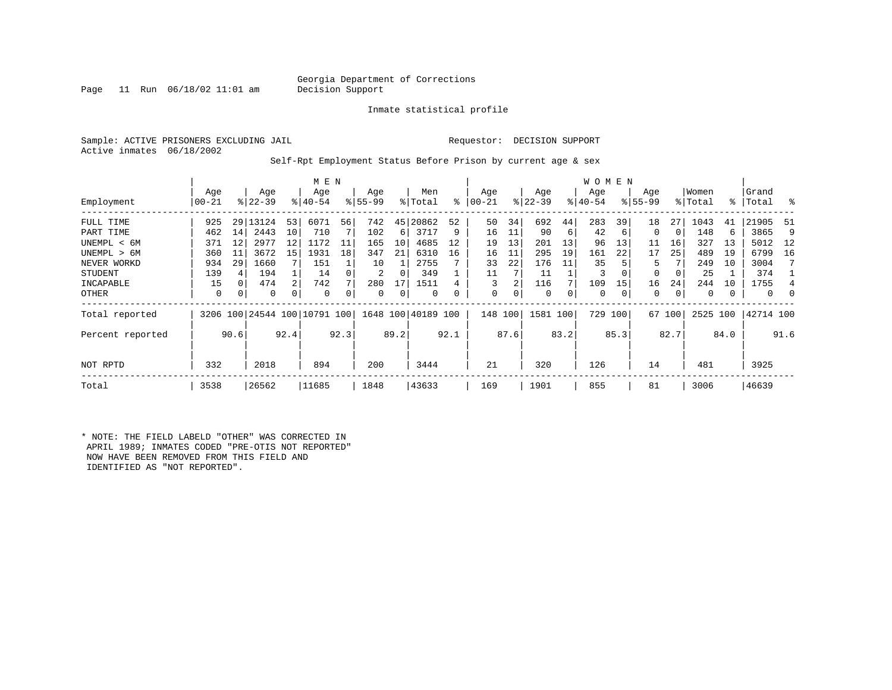Georgia Department of Corrections
Decision Support

Inmate statistical profile

Sample: ACTIVE PRISONERS EXCLUDING JAIL          Requestor: DECISION SUPPORT
Active inmates 06/18/2002

Self-Rpt Employment Status Before Prison by current age & sex

| Employment | MEN Age 00-21 | % | Age 22-39 | % | Age 40-54 | % | Age 55-99 | % | Men Total | % | WOMEN Age 00-21 | % | Age 22-39 | % | Age 40-54 | % | Age 55-99 | % | Women Total | % | Grand Total | % |
|---|---|---|---|---|---|---|---|---|---|---|---|---|---|---|---|---|---|---|---|---|---|---|
| FULL TIME | 925 | 29 | 13124 | 53 | 6071 | 56 | 742 | 45 | 20862 | 52 | 50 | 34 | 692 | 44 | 283 | 39 | 18 | 27 | 1043 | 41 | 21905 | 51 |
| PART TIME | 462 | 14 | 2443 | 10 | 710 | 7 | 102 | 6 | 3717 | 9 | 16 | 11 | 90 | 6 | 42 | 6 | 0 | 0 | 148 | 6 | 3865 | 9 |
| UNEMPL < 6M | 371 | 12 | 2977 | 12 | 1172 | 11 | 165 | 10 | 4685 | 12 | 19 | 13 | 201 | 13 | 96 | 13 | 11 | 16 | 327 | 13 | 5012 | 12 |
| UNEMPL > 6M | 360 | 11 | 3672 | 15 | 1931 | 18 | 347 | 21 | 6310 | 16 | 16 | 11 | 295 | 19 | 161 | 22 | 17 | 25 | 489 | 19 | 6799 | 16 |
| NEVER WORKD | 934 | 29 | 1660 | 7 | 151 | 1 | 10 | 1 | 2755 | 7 | 33 | 22 | 176 | 11 | 35 | 5 | 5 | 7 | 249 | 10 | 3004 | 7 |
| STUDENT | 139 | 4 | 194 | 1 | 14 | 0 | 2 | 0 | 349 | 1 | 11 | 7 | 11 | 1 | 3 | 0 | 0 | 0 | 25 | 1 | 374 | 1 |
| INCAPABLE | 15 | 0 | 474 | 2 | 742 | 7 | 280 | 17 | 1511 | 4 | 3 | 2 | 116 | 7 | 109 | 15 | 16 | 24 | 244 | 10 | 1755 | 4 |
| OTHER | 0 | 0 | 0 | 0 | 0 | 0 | 0 | 0 | 0 | 0 | 0 | 0 | 0 | 0 | 0 | 0 | 0 | 0 | 0 | 0 | 0 | 0 |
| Total reported | 3206 | 100 | 24544 | 100 | 10791 | 100 | 1648 | 100 | 40189 | 100 | 148 | 100 | 1581 | 100 | 729 | 100 | 67 | 100 | 2525 | 100 | 42714 | 100 |
| Percent reported | | 90.6 | | 92.4 | | 92.3 | | 89.2 | | 92.1 | | 87.6 | | 83.2 | | 85.3 | | 82.7 | | 84.0 | | 91.6 |
| NOT RPTD | 332 | | 2018 | | 894 | | 200 | | 3444 | | 21 | | 320 | | 126 | | 14 | | 481 | | 3925 | |
| Total | 3538 | | 26562 | | 11685 | | 1848 | | 43633 | | 169 | | 1901 | | 855 | | 81 | | 3006 | | 46639 | |

* NOTE: THE FIELD LABELD "OTHER" WAS CORRECTED IN APRIL 1989; INMATES CODED "PRE-OTIS NOT REPORTED" NOW HAVE BEEN REMOVED FROM THIS FIELD AND IDENTIFIED AS "NOT REPORTED".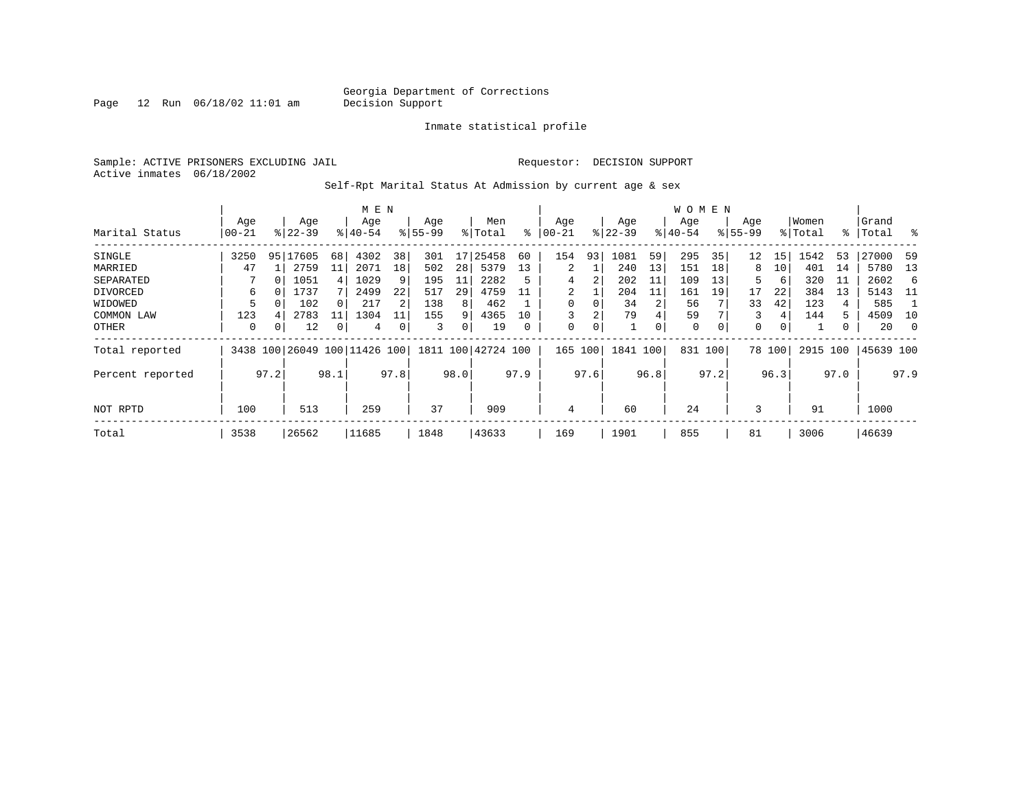Georgia Department of Corrections
Decision Support

Inmate statistical profile

Sample: ACTIVE PRISONERS EXCLUDING JAIL
Active inmates 06/18/2002

Requestor: DECISION SUPPORT

Self-Rpt Marital Status At Admission by current age & sex

| Marital Status | MEN Age 00-21 | % | Age 22-39 | % | Age 40-54 | % | Age 55-99 | % | Men Total | % | WOMEN Age 00-21 | % | Age 22-39 | % | Age 40-54 | % | Age 55-99 | % | Women Total | % | Grand Total | % |
|---|---|---|---|---|---|---|---|---|---|---|---|---|---|---|---|---|---|---|---|---|---|---|
| SINGLE | 3250 | 95 | 17605 | 68 | 4302 | 38 | 301 | 17 | 25458 | 60 | 154 | 93 | 1081 | 59 | 295 | 35 | 12 | 15 | 1542 | 53 | 27000 | 59 |
| MARRIED | 47 | 1 | 2759 | 11 | 2071 | 18 | 502 | 28 | 5379 | 13 | 2 | 1 | 240 | 13 | 151 | 18 | 8 | 10 | 401 | 14 | 5780 | 13 |
| SEPARATED | 7 | 0 | 1051 | 4 | 1029 | 9 | 195 | 11 | 2282 | 5 | 4 | 2 | 202 | 11 | 109 | 13 | 5 | 6 | 320 | 11 | 2602 | 6 |
| DIVORCED | 6 | 0 | 1737 | 7 | 2499 | 22 | 517 | 29 | 4759 | 11 | 2 | 1 | 204 | 11 | 161 | 19 | 17 | 22 | 384 | 13 | 5143 | 11 |
| WIDOWED | 5 | 0 | 102 | 0 | 217 | 2 | 138 | 8 | 462 | 1 | 0 | 0 | 34 | 2 | 56 | 7 | 33 | 42 | 123 | 4 | 585 | 1 |
| COMMON LAW | 123 | 4 | 2783 | 11 | 1304 | 11 | 155 | 9 | 4365 | 10 | 3 | 2 | 79 | 4 | 59 | 7 | 3 | 4 | 144 | 5 | 4509 | 10 |
| OTHER | 0 | 0 | 12 | 0 | 4 | 0 | 3 | 0 | 19 | 0 | 0 | 0 | 1 | 0 | 0 | 0 | 0 | 0 | 1 | 0 | 20 | 0 |
| Total reported | 3438 | 100 | 26049 | 100 | 11426 | 100 | 1811 | 100 | 42724 | 100 | 165 | 100 | 1841 | 100 | 831 | 100 | 78 | 100 | 2915 | 100 | 45639 | 100 |
| Percent reported | | 97.2 | | 98.1 | | 97.8 | | 98.0 | | 97.9 | | 97.6 | | 96.8 | | 97.2 | | 96.3 | | 97.0 | | 97.9 |
| NOT RPTD | 100 | | 513 | | 259 | | 37 | | 909 | | 4 | | 60 | | 24 | | 3 | | 91 | | 1000 | |
| Total | 3538 | | 26562 | | 11685 | | 1848 | | 43633 | | 169 | | 1901 | | 855 | | 81 | | 3006 | | 46639 | |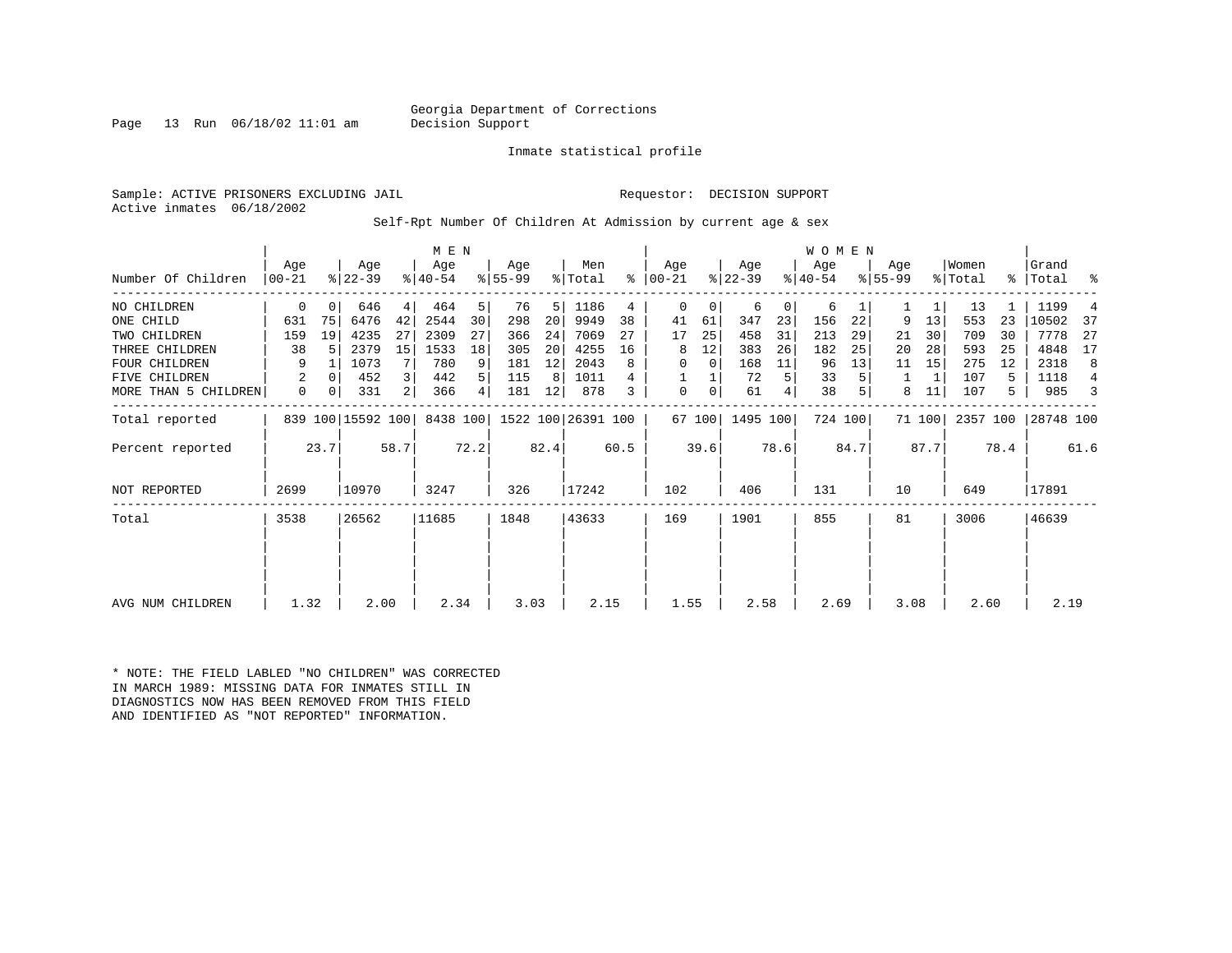Georgia Department of Corrections
Decision Support

Inmate statistical profile

Sample: ACTIVE PRISONERS EXCLUDING JAIL

Requestor: DECISION SUPPORT

Active inmates 06/18/2002

Self-Rpt Number Of Children At Admission by current age & sex

| Number Of Children | MEN Age 00-21 | % | Age 22-39 | % | Age 40-54 | % | Age 55-99 | % | Men Total | % | WOMEN Age 00-21 | % | Age 22-39 | % | Age 40-54 | % | Age 55-99 | % | Women Total | % | Grand Total | % |
|---|---|---|---|---|---|---|---|---|---|---|---|---|---|---|---|---|---|---|---|---|---|---|
| NO CHILDREN | 0 | 0 | 646 | 4 | 464 | 5 | 76 | 5 | 1186 | 4 | 0 | 0 | 6 | 0 | 6 | 1 | 1 | 1 | 13 | 1 | 1199 | 4 |
| ONE CHILD | 631 | 75 | 6476 | 42 | 2544 | 30 | 298 | 20 | 9949 | 38 | 41 | 61 | 347 | 23 | 156 | 22 | 9 | 13 | 553 | 23 | 10502 | 37 |
| TWO CHILDREN | 159 | 19 | 4235 | 27 | 2309 | 27 | 366 | 24 | 7069 | 27 | 17 | 25 | 458 | 31 | 213 | 29 | 21 | 30 | 709 | 30 | 7778 | 27 |
| THREE CHILDREN | 38 | 5 | 2379 | 15 | 1533 | 18 | 305 | 20 | 4255 | 16 | 8 | 12 | 383 | 26 | 182 | 25 | 20 | 28 | 593 | 25 | 4848 | 17 |
| FOUR CHILDREN | 9 | 1 | 1073 | 7 | 780 | 9 | 181 | 12 | 2043 | 8 | 0 | 0 | 168 | 11 | 96 | 13 | 11 | 15 | 275 | 12 | 2318 | 8 |
| FIVE CHILDREN | 2 | 0 | 452 | 3 | 442 | 5 | 115 | 8 | 1011 | 4 | 1 | 1 | 72 | 5 | 33 | 5 | 1 | 1 | 107 | 5 | 1118 | 4 |
| MORE THAN 5 CHILDREN | 0 | 0 | 331 | 2 | 366 | 4 | 181 | 12 | 878 | 3 | 0 | 0 | 61 | 4 | 38 | 5 | 8 | 11 | 107 | 5 | 985 | 3 |
| Total reported | 839 | 100 | 15592 | 100 | 8438 | 100 | 1522 | 100 | 26391 | 100 | 67 | 100 | 1495 | 100 | 724 | 100 | 71 | 100 | 2357 | 100 | 28748 | 100 |
| Percent reported | | 23.7 | | 58.7 | | 72.2 | | 82.4 | | 60.5 | | 39.6 | | 78.6 | | 84.7 | | 87.7 | | 78.4 | | 61.6 |
| NOT REPORTED | 2699 | | 10970 | | 3247 | | 326 | | 17242 | | 102 | | 406 | | 131 | | 10 | | 649 | | 17891 | |
| Total | 3538 | | 26562 | | 11685 | | 1848 | | 43633 | | 169 | | 1901 | | 855 | | 81 | | 3006 | | 46639 | |
| AVG NUM CHILDREN | 1.32 | | 2.00 | | 2.34 | | 3.03 | | 2.15 | | 1.55 | | 2.58 | | 2.69 | | 3.08 | | 2.60 | | 2.19 | |

\* NOTE: THE FIELD LABLED "NO CHILDREN" WAS CORRECTED IN MARCH 1989: MISSING DATA FOR INMATES STILL IN DIAGNOSTICS NOW HAS BEEN REMOVED FROM THIS FIELD AND IDENTIFIED AS "NOT REPORTED" INFORMATION.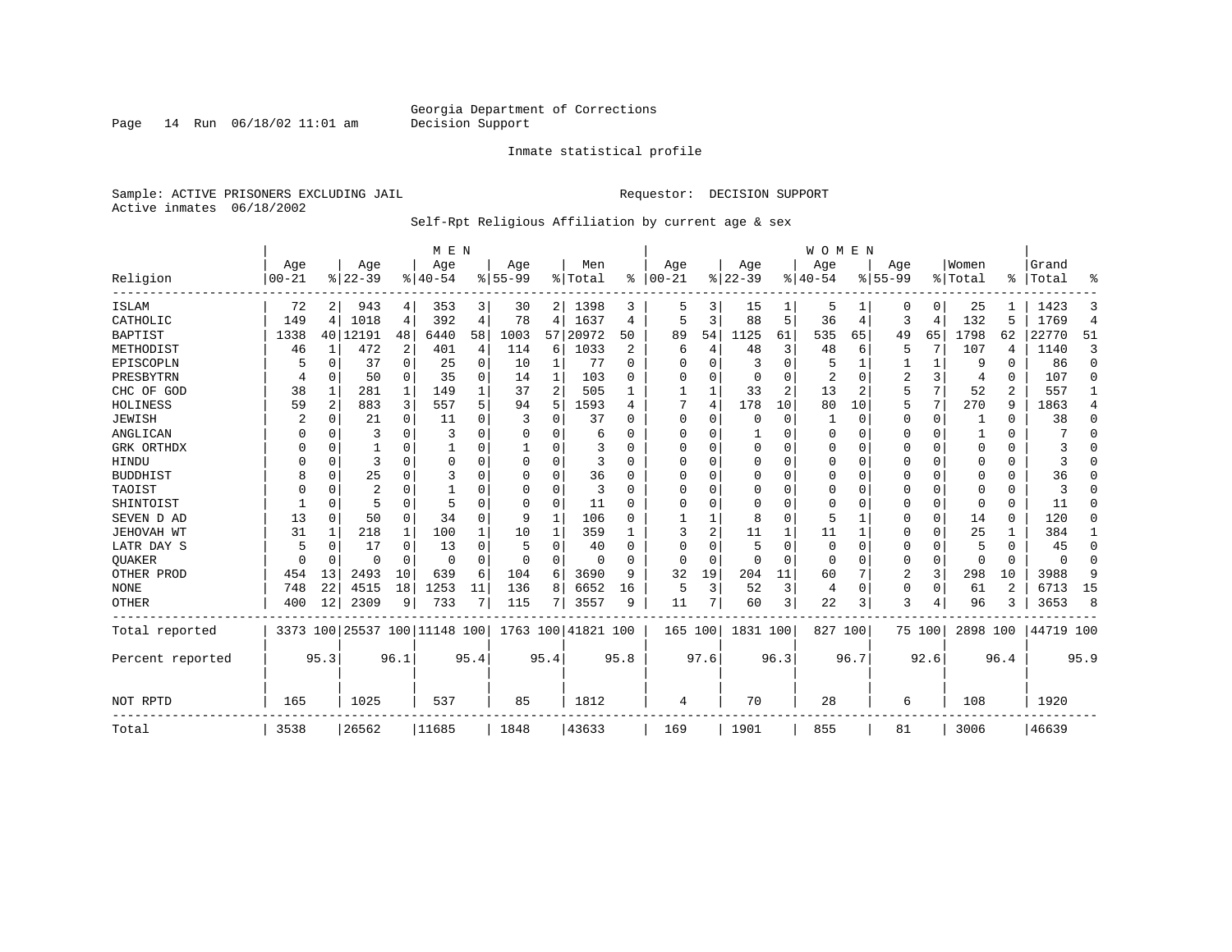Georgia Department of Corrections
Decision Support

Inmate statistical profile

Sample: ACTIVE PRISONERS EXCLUDING JAIL

Requestor: DECISION SUPPORT

Active inmates 06/18/2002

Self-Rpt Religious Affiliation by current age & sex

| Religion | MEN Age 00-21 | % | Age 22-39 | % | Age 40-54 | % | Age 55-99 | % | Men Total | % | WOMEN Age 00-21 | % | Age 22-39 | % | Age 40-54 | % | Age 55-99 | % | Women Total | % | Grand Total | % |
|---|---|---|---|---|---|---|---|---|---|---|---|---|---|---|---|---|---|---|---|---|---|---|
| ISLAM | 72 | 2 | 943 | 4 | 353 | 3 | 30 | 2 | 1398 | 3 | 5 | 3 | 15 | 1 | 5 | 1 | 0 | 0 | 25 | 1 | 1423 | 3 |
| CATHOLIC | 149 | 4 | 1018 | 4 | 392 | 4 | 78 | 4 | 1637 | 4 | 5 | 3 | 88 | 5 | 36 | 4 | 3 | 4 | 132 | 5 | 1769 | 4 |
| BAPTIST | 1338 | 40 | 12191 | 48 | 6440 | 58 | 1003 | 57 | 20972 | 50 | 89 | 54 | 1125 | 61 | 535 | 65 | 49 | 65 | 1798 | 62 | 22770 | 51 |
| METHODIST | 46 | 1 | 472 | 2 | 401 | 4 | 114 | 6 | 1033 | 2 | 6 | 4 | 48 | 3 | 48 | 6 | 5 | 7 | 107 | 4 | 1140 | 3 |
| EPISCOPLN | 5 | 0 | 37 | 0 | 25 | 0 | 10 | 1 | 77 | 0 | 0 | 0 | 3 | 0 | 5 | 1 | 1 | 1 | 9 | 0 | 86 | 0 |
| PRESBYTRN | 4 | 0 | 50 | 0 | 35 | 0 | 14 | 1 | 103 | 0 | 0 | 0 | 0 | 0 | 2 | 0 | 2 | 3 | 4 | 0 | 107 | 0 |
| CHC OF GOD | 38 | 1 | 281 | 1 | 149 | 1 | 37 | 2 | 505 | 1 | 1 | 1 | 33 | 2 | 13 | 2 | 5 | 7 | 52 | 2 | 557 | 1 |
| HOLINESS | 59 | 2 | 883 | 3 | 557 | 5 | 94 | 5 | 1593 | 4 | 7 | 4 | 178 | 10 | 80 | 10 | 5 | 7 | 270 | 9 | 1863 | 4 |
| JEWISH | 2 | 0 | 21 | 0 | 11 | 0 | 3 | 0 | 37 | 0 | 0 | 0 | 0 | 0 | 1 | 0 | 0 | 0 | 1 | 0 | 38 | 0 |
| ANGLICAN | 0 | 0 | 3 | 0 | 3 | 0 | 0 | 0 | 6 | 0 | 0 | 0 | 1 | 0 | 0 | 0 | 0 | 0 | 1 | 0 | 7 | 0 |
| GRK ORTHDX | 0 | 0 | 1 | 0 | 1 | 0 | 1 | 0 | 3 | 0 | 0 | 0 | 0 | 0 | 0 | 0 | 0 | 0 | 0 | 0 | 3 | 0 |
| HINDU | 0 | 0 | 3 | 0 | 0 | 0 | 0 | 0 | 3 | 0 | 0 | 0 | 0 | 0 | 0 | 0 | 0 | 0 | 0 | 0 | 3 | 0 |
| BUDDHIST | 8 | 0 | 25 | 0 | 3 | 0 | 0 | 0 | 36 | 0 | 0 | 0 | 0 | 0 | 0 | 0 | 0 | 0 | 0 | 0 | 36 | 0 |
| TAOIST | 0 | 0 | 2 | 0 | 1 | 0 | 0 | 0 | 3 | 0 | 0 | 0 | 0 | 0 | 0 | 0 | 0 | 0 | 0 | 0 | 3 | 0 |
| SHINTOIST | 1 | 0 | 5 | 0 | 5 | 0 | 0 | 0 | 11 | 0 | 0 | 0 | 0 | 0 | 0 | 0 | 0 | 0 | 0 | 0 | 11 | 0 |
| SEVEN D AD | 13 | 0 | 50 | 0 | 34 | 0 | 9 | 1 | 106 | 0 | 1 | 1 | 8 | 0 | 5 | 1 | 0 | 0 | 14 | 0 | 120 | 0 |
| JEHOVAH WT | 31 | 1 | 218 | 1 | 100 | 1 | 10 | 1 | 359 | 1 | 3 | 2 | 11 | 1 | 11 | 1 | 0 | 0 | 25 | 1 | 384 | 1 |
| LATR DAY S | 5 | 0 | 17 | 0 | 13 | 0 | 5 | 0 | 40 | 0 | 0 | 0 | 5 | 0 | 0 | 0 | 0 | 0 | 5 | 0 | 45 | 0 |
| QUAKER | 0 | 0 | 0 | 0 | 0 | 0 | 0 | 0 | 0 | 0 | 0 | 0 | 0 | 0 | 0 | 0 | 0 | 0 | 0 | 0 | 0 | 0 |
| OTHER PROD | 454 | 13 | 2493 | 10 | 639 | 6 | 104 | 6 | 3690 | 9 | 32 | 19 | 204 | 11 | 60 | 7 | 2 | 3 | 298 | 10 | 3988 | 9 |
| NONE | 748 | 22 | 4515 | 18 | 1253 | 11 | 136 | 8 | 6652 | 16 | 5 | 3 | 52 | 3 | 4 | 0 | 0 | 0 | 61 | 2 | 6713 | 15 |
| OTHER | 400 | 12 | 2309 | 9 | 733 | 7 | 115 | 7 | 3557 | 9 | 11 | 7 | 60 | 3 | 22 | 3 | 3 | 4 | 96 | 3 | 3653 | 8 |
| Total reported | 3373 | 100 | 25537 | 100 | 11148 | 100 | 1763 | 100 | 41821 | 100 | 165 | 100 | 1831 | 100 | 827 | 100 | 75 | 100 | 2898 | 100 | 44719 | 100 |
| Percent reported | | 95.3 | | 96.1 | | 95.4 | | 95.4 | | 95.8 | | 97.6 | | 96.3 | | 96.7 | | 92.6 | | 96.4 | | 95.9 |
| NOT RPTD | 165 | | 1025 | | 537 | | 85 | | 1812 | | 4 | | 70 | | 28 | | 6 | | 108 | | 1920 | |
| Total | 3538 | | 26562 | | 11685 | | 1848 | | 43633 | | 169 | | 1901 | | 855 | | 81 | | 3006 | | 46639 | |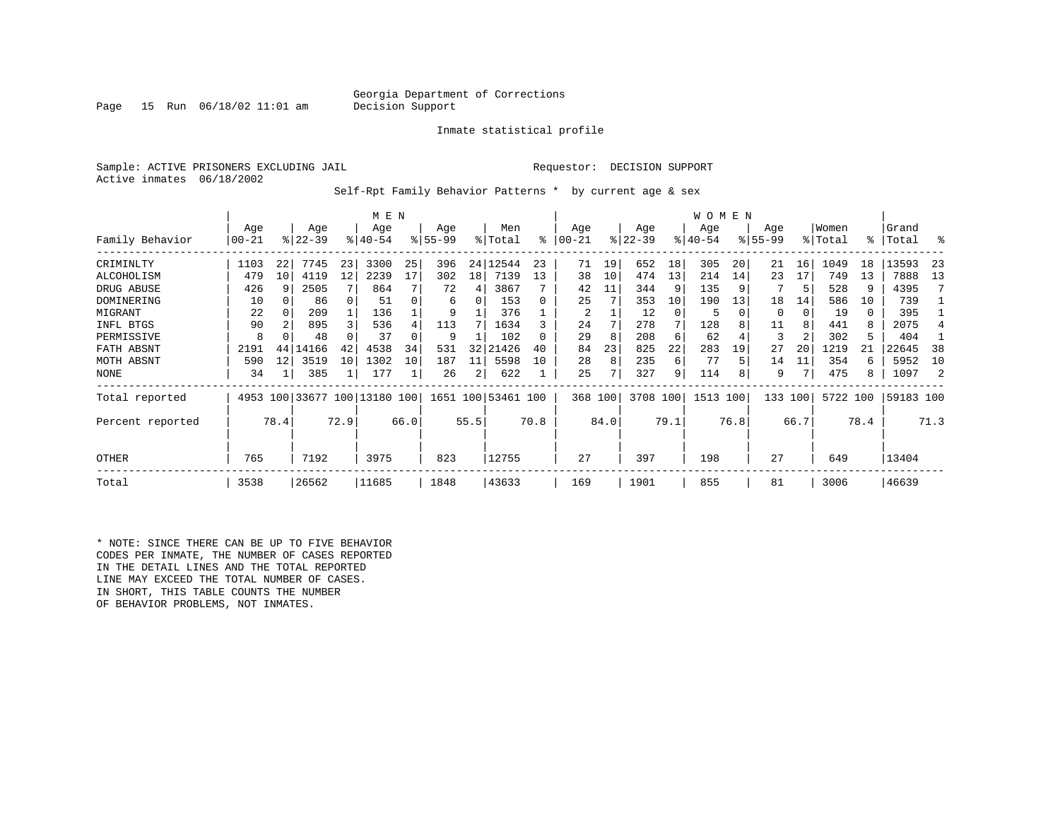Georgia Department of Corrections
Decision Support

Inmate statistical profile

Sample: ACTIVE PRISONERS EXCLUDING JAIL

Requestor: DECISION SUPPORT

Active inmates 06/18/2002

Self-Rpt Family Behavior Patterns * by current age & sex

| Family Behavior | MEN Age 00-21 | % | Age 22-39 | % | Age 40-54 | % | Age 55-99 | % | Men Total | % | WOMEN Age 00-21 | % | Age 22-39 | % | Age 40-54 | % | Age 55-99 | % | Women Total | % | Grand Total | % |
|---|---|---|---|---|---|---|---|---|---|---|---|---|---|---|---|---|---|---|---|---|---|---|
| CRIMINLTY | 1103 | 22 | 7745 | 23 | 3300 | 25 | 396 | 24 | 12544 | 23 | 71 | 19 | 652 | 18 | 305 | 20 | 21 | 16 | 1049 | 18 | 13593 | 23 |
| ALCOHOLISM | 479 | 10 | 4119 | 12 | 2239 | 17 | 302 | 18 | 7139 | 13 | 38 | 10 | 474 | 13 | 214 | 14 | 23 | 17 | 749 | 13 | 7888 | 13 |
| DRUG ABUSE | 426 | 9 | 2505 | 7 | 864 | 7 | 72 | 4 | 3867 | 7 | 42 | 11 | 344 | 9 | 135 | 9 | 7 | 5 | 528 | 9 | 4395 | 7 |
| DOMINERING | 10 | 0 | 86 | 0 | 51 | 0 | 6 | 0 | 153 | 0 | 25 | 7 | 353 | 10 | 190 | 13 | 18 | 14 | 586 | 10 | 739 | 1 |
| MIGRANT | 22 | 0 | 209 | 1 | 136 | 1 | 9 | 1 | 376 | 1 | 2 | 1 | 12 | 0 | 5 | 0 | 0 | 0 | 19 | 0 | 395 | 1 |
| INFL BTGS | 90 | 2 | 895 | 3 | 536 | 4 | 113 | 7 | 1634 | 3 | 24 | 7 | 278 | 7 | 128 | 8 | 11 | 8 | 441 | 8 | 2075 | 4 |
| PERMISSIVE | 8 | 0 | 48 | 0 | 37 | 0 | 9 | 1 | 102 | 0 | 29 | 8 | 208 | 6 | 62 | 4 | 3 | 2 | 302 | 5 | 404 | 1 |
| FATH ABSNT | 2191 | 44 | 14166 | 42 | 4538 | 34 | 531 | 32 | 21426 | 40 | 84 | 23 | 825 | 22 | 283 | 19 | 27 | 20 | 1219 | 21 | 22645 | 38 |
| MOTH ABSNT | 590 | 12 | 3519 | 10 | 1302 | 10 | 187 | 11 | 5598 | 10 | 28 | 8 | 235 | 6 | 77 | 5 | 14 | 11 | 354 | 6 | 5952 | 10 |
| NONE | 34 | 1 | 385 | 1 | 177 | 1 | 26 | 2 | 622 | 1 | 25 | 7 | 327 | 9 | 114 | 8 | 9 | 7 | 475 | 8 | 1097 | 2 |
| Total reported | 4953 | 100 | 33677 | 100 | 13180 | 100 | 1651 | 100 | 53461 | 100 | 368 | 100 | 3708 | 100 | 1513 | 100 | 133 | 100 | 5722 | 100 | 59183 | 100 |
| Percent reported | | 78.4 | | 72.9 | | 66.0 | | 55.5 | | 70.8 | | 84.0 | | 79.1 | | 76.8 | | 66.7 | | 78.4 | | 71.3 |
| OTHER | 765 | | 7192 | | 3975 | | 823 | | 12755 | | 27 | | 397 | | 198 | | 27 | | 649 | | 13404 | |
| Total | 3538 | | 26562 | | 11685 | | 1848 | | 43633 | | 169 | | 1901 | | 855 | | 81 | | 3006 | | 46639 | |

* NOTE: SINCE THERE CAN BE UP TO FIVE BEHAVIOR CODES PER INMATE, THE NUMBER OF CASES REPORTED IN THE DETAIL LINES AND THE TOTAL REPORTED LINE MAY EXCEED THE TOTAL NUMBER OF CASES. IN SHORT, THIS TABLE COUNTS THE NUMBER OF BEHAVIOR PROBLEMS, NOT INMATES.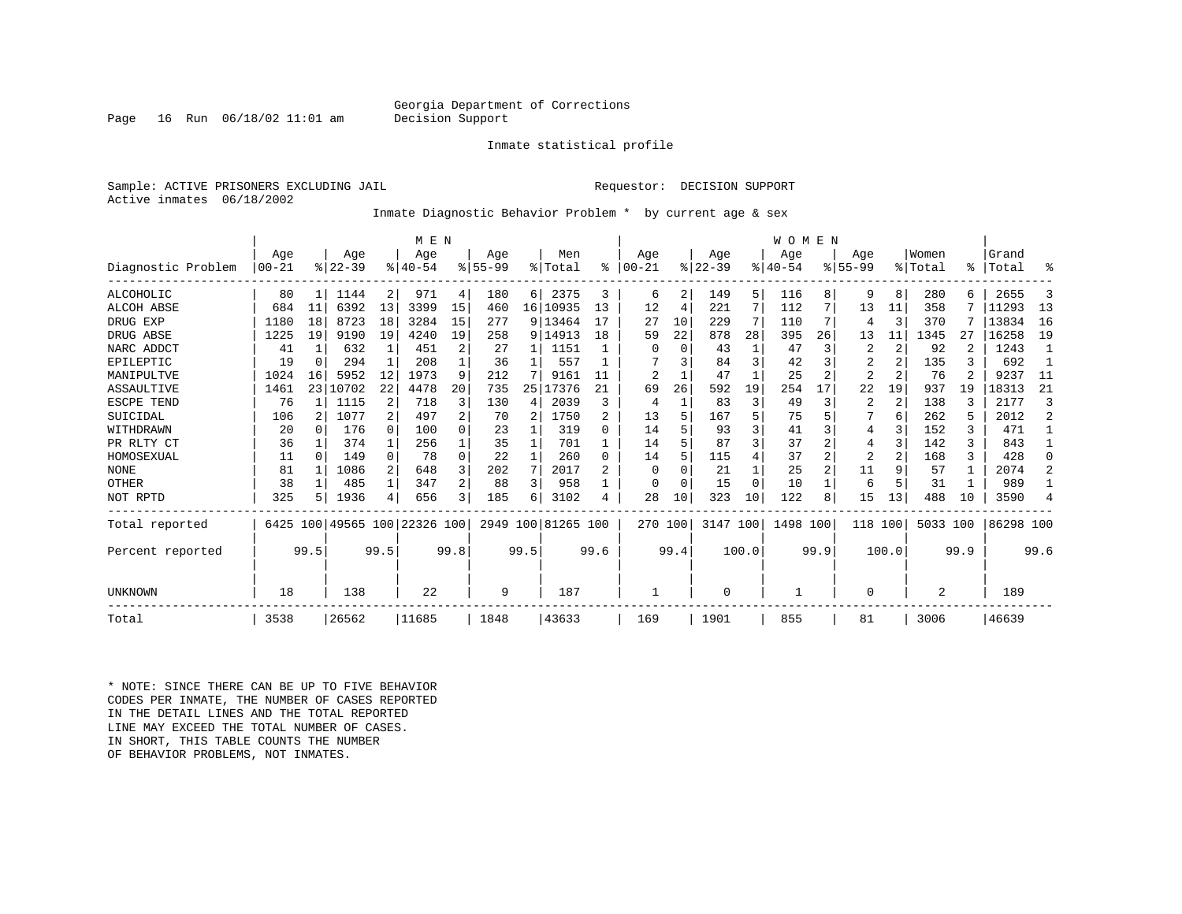Georgia Department of Corrections
Decision Support

Inmate statistical profile

Sample: ACTIVE PRISONERS EXCLUDING JAIL

Requestor: DECISION SUPPORT

Active inmates 06/18/2002

Inmate Diagnostic Behavior Problem * by current age & sex

| Diagnostic Problem | MEN Age 00-21 | % | Age 22-39 | % | Age 40-54 | % | Age 55-99 | % | Men Total | % | WOMEN Age 00-21 | % | Age 22-39 | % | Age 40-54 | % | Age 55-99 | % | Women Total | % | Grand Total | % |
|---|---|---|---|---|---|---|---|---|---|---|---|---|---|---|---|---|---|---|---|---|---|---|
| ALCOHOLIC | 80 | 1 | 1144 | 2 | 971 | 4 | 180 | 6 | 2375 | 3 | 6 | 2 | 149 | 5 | 116 | 8 | 9 | 8 | 280 | 6 | 2655 | 3 |
| ALCOH ABSE | 684 | 11 | 6392 | 13 | 3399 | 15 | 460 | 16 | 10935 | 13 | 12 | 4 | 221 | 7 | 112 | 7 | 13 | 11 | 358 | 7 | 11293 | 13 |
| DRUG EXP | 1180 | 18 | 8723 | 18 | 3284 | 15 | 277 | 9 | 13464 | 17 | 27 | 10 | 229 | 7 | 110 | 7 | 4 | 3 | 370 | 7 | 13834 | 16 |
| DRUG ABSE | 1225 | 19 | 9190 | 19 | 4240 | 19 | 258 | 9 | 14913 | 18 | 59 | 22 | 878 | 28 | 395 | 26 | 13 | 11 | 1345 | 27 | 16258 | 19 |
| NARC ADDCT | 41 | 1 | 632 | 1 | 451 | 2 | 27 | 1 | 1151 | 1 | 0 | 0 | 43 | 1 | 47 | 3 | 2 | 2 | 92 | 2 | 1243 | 1 |
| EPILEPTIC | 19 | 0 | 294 | 1 | 208 | 1 | 36 | 1 | 557 | 1 | 7 | 3 | 84 | 3 | 42 | 3 | 2 | 2 | 135 | 3 | 692 | 1 |
| MANIPULTVE | 1024 | 16 | 5952 | 12 | 1973 | 9 | 212 | 7 | 9161 | 11 | 2 | 1 | 47 | 1 | 25 | 2 | 2 | 2 | 76 | 2 | 9237 | 11 |
| ASSAULTIVE | 1461 | 23 | 10702 | 22 | 4478 | 20 | 735 | 25 | 17376 | 21 | 69 | 26 | 592 | 19 | 254 | 17 | 22 | 19 | 937 | 19 | 18313 | 21 |
| ESCPE TEND | 76 | 1 | 1115 | 2 | 718 | 3 | 130 | 4 | 2039 | 3 | 4 | 1 | 83 | 3 | 49 | 3 | 2 | 2 | 138 | 3 | 2177 | 3 |
| SUICIDAL | 106 | 2 | 1077 | 2 | 497 | 2 | 70 | 2 | 1750 | 2 | 13 | 5 | 167 | 5 | 75 | 5 | 7 | 6 | 262 | 5 | 2012 | 2 |
| WITHDRAWN | 20 | 0 | 176 | 0 | 100 | 0 | 23 | 1 | 319 | 0 | 14 | 5 | 93 | 3 | 41 | 3 | 4 | 3 | 152 | 3 | 471 | 1 |
| PR RLTY CT | 36 | 1 | 374 | 1 | 256 | 1 | 35 | 1 | 701 | 1 | 14 | 5 | 87 | 3 | 37 | 2 | 4 | 3 | 142 | 3 | 843 | 1 |
| HOMOSEXUAL | 11 | 0 | 149 | 0 | 78 | 0 | 22 | 1 | 260 | 0 | 14 | 5 | 115 | 4 | 37 | 2 | 2 | 2 | 168 | 3 | 428 | 0 |
| NONE | 81 | 1 | 1086 | 2 | 648 | 3 | 202 | 7 | 2017 | 2 | 0 | 0 | 21 | 1 | 25 | 2 | 11 | 9 | 57 | 1 | 2074 | 2 |
| OTHER | 38 | 1 | 485 | 1 | 347 | 2 | 88 | 3 | 958 | 1 | 0 | 0 | 15 | 0 | 10 | 1 | 6 | 5 | 31 | 1 | 989 | 1 |
| NOT RPTD | 325 | 5 | 1936 | 4 | 656 | 3 | 185 | 6 | 3102 | 4 | 28 | 10 | 323 | 10 | 122 | 8 | 15 | 13 | 488 | 10 | 3590 | 4 |
| Total reported | 6425 | 100 | 49565 | 100 | 22326 | 100 | 2949 | 100 | 81265 | 100 | 270 | 100 | 3147 | 100 | 1498 | 100 | 118 | 100 | 5033 | 100 | 86298 | 100 |
| Percent reported | | 99.5 | | 99.5 | | 99.8 | | 99.5 | | 99.6 | | 99.4 | | 100.0 | | 99.9 | | 100.0 | | 99.9 | | 99.6 |
| UNKNOWN | 18 | | 138 | | 22 | | 9 | | 187 | | 1 | | 0 | | 1 | | 0 | | 2 | | 189 | |
| Total | 3538 | | 26562 | | 11685 | | 1848 | | 43633 | | 169 | | 1901 | | 855 | | 81 | | 3006 | | 46639 | |

* NOTE: SINCE THERE CAN BE UP TO FIVE BEHAVIOR CODES PER INMATE, THE NUMBER OF CASES REPORTED IN THE DETAIL LINES AND THE TOTAL REPORTED LINE MAY EXCEED THE TOTAL NUMBER OF CASES. IN SHORT, THIS TABLE COUNTS THE NUMBER OF BEHAVIOR PROBLEMS, NOT INMATES.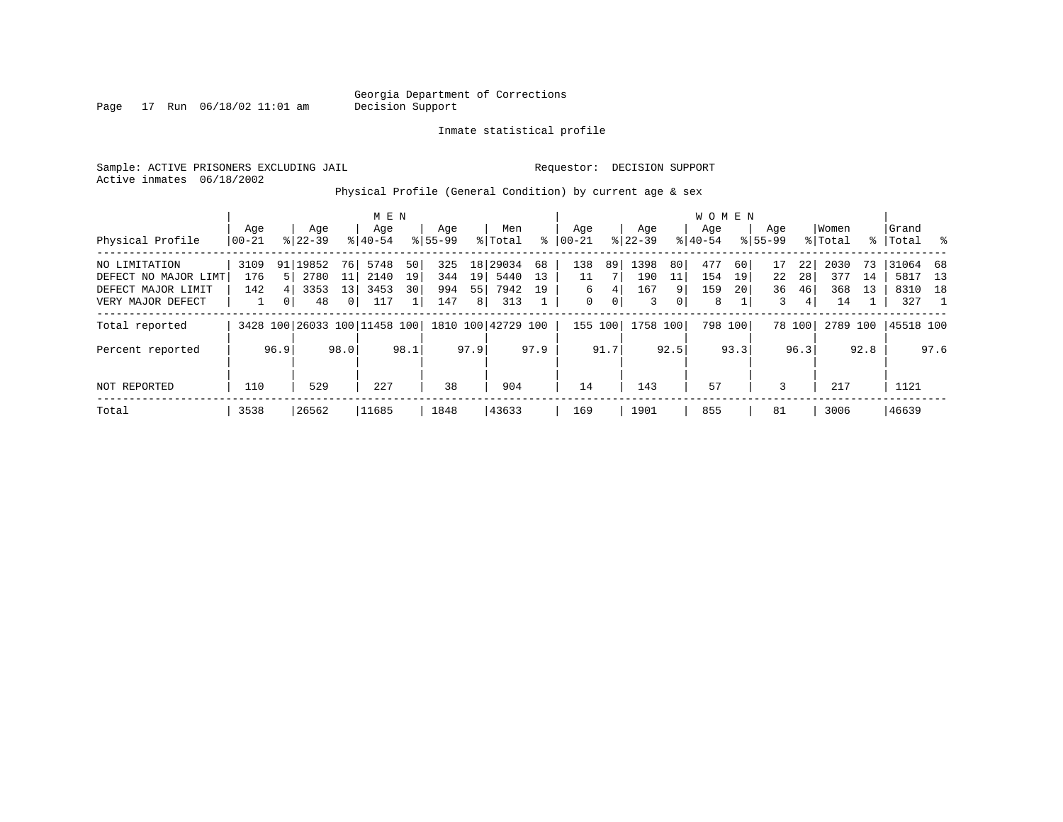Georgia Department of Corrections
Decision Support

Inmate statistical profile

Sample: ACTIVE PRISONERS EXCLUDING JAIL
Active inmates 06/18/2002

Requestor: DECISION SUPPORT

Physical Profile (General Condition) by current age & sex

| Physical Profile | MEN Age 00-21 | % | Age 22-39 | % | Age 40-54 | % | Age 55-99 | % | Men Total | % | WOMEN Age 00-21 | % | Age 22-39 | % | Age 40-54 | % | Age 55-99 | % | Women Total | % | Grand Total | % |
|---|---|---|---|---|---|---|---|---|---|---|---|---|---|---|---|---|---|---|---|---|---|---|
| NO LIMITATION | 3109 | 91 | 19852 | 76 | 5748 | 50 | 325 | 18 | 29034 | 68 | 138 | 89 | 1398 | 80 | 477 | 60 | 17 | 22 | 2030 | 73 | 31064 | 68 |
| DEFECT NO MAJOR LIMT | 176 | 5 | 2780 | 11 | 2140 | 19 | 344 | 19 | 5440 | 13 | 11 | 7 | 190 | 11 | 154 | 19 | 22 | 28 | 377 | 14 | 5817 | 13 |
| DEFECT MAJOR LIMIT | 142 | 4 | 3353 | 13 | 3453 | 30 | 994 | 55 | 7942 | 19 | 6 | 4 | 167 | 9 | 159 | 20 | 36 | 46 | 368 | 13 | 8310 | 18 |
| VERY MAJOR DEFECT | 1 | 0 | 48 | 0 | 117 | 1 | 147 | 8 | 313 | 1 | 0 | 0 | 3 | 0 | 8 | 1 | 3 | 4 | 14 | 1 | 327 | 1 |
| Total reported | 3428 | 100 | 26033 | 100 | 11458 | 100 | 1810 | 100 | 42729 | 100 | 155 | 100 | 1758 | 100 | 798 | 100 | 78 | 100 | 2789 | 100 | 45518 | 100 |
| Percent reported | | 96.9 | | 98.0 | | 98.1 | | 97.9 | | 97.9 | | 91.7 | | 92.5 | | 93.3 | | 96.3 | | 92.8 | | 97.6 |
| NOT REPORTED | 110 | | 529 | | 227 | | 38 | | 904 | | 14 | | 143 | | 57 | | 3 | | 217 | | 1121 | |
| Total | 3538 | | 26562 | | 11685 | | 1848 | | 43633 | | 169 | | 1901 | | 855 | | 81 | | 3006 | | 46639 | |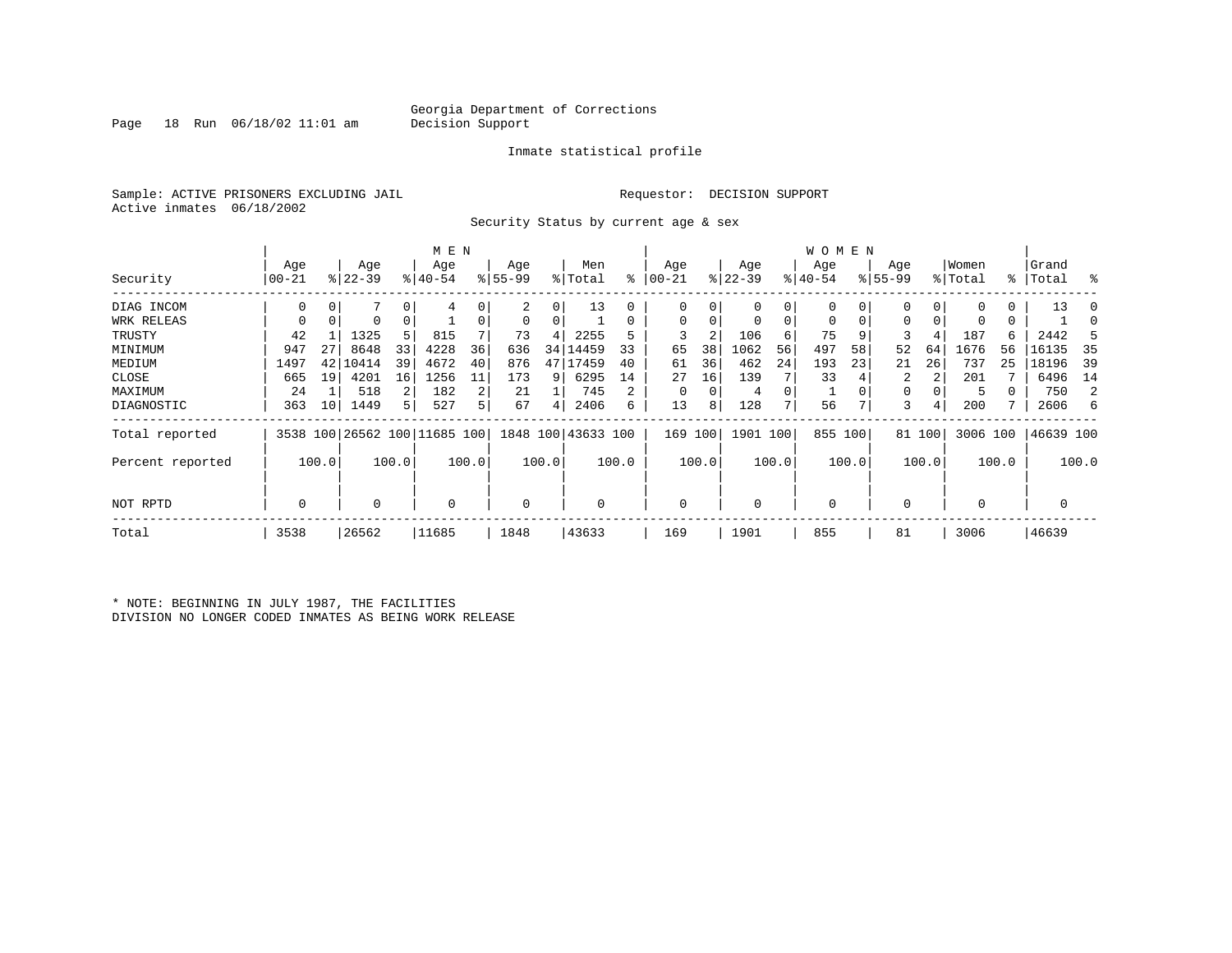Georgia Department of Corrections
Decision Support

Inmate statistical profile

Sample: ACTIVE PRISONERS EXCLUDING JAIL    Requestor: DECISION SUPPORT
Active inmates 06/18/2002

Security Status by current age & sex

| | MEN | | | | | | | | | | WOMEN | | | | | | | | | | | |
|---|---|---|---|---|---|---|---|---|---|---|---|---|---|---|---|---|---|---|---|---|---|---|
| Security | Age 00-21 | % | Age 22-39 | % | Age 40-54 | % | Age 55-99 | % | Men Total | % | Age 00-21 | % | Age 22-39 | % | Age 40-54 | % | Age 55-99 | % | Women Total | % | Grand Total | % |
| DIAG INCOM | 0 | 0 | 7 | 0 | 4 | 0 | 2 | 0 | 13 | 0 | 0 | 0 | 0 | 0 | 0 | 0 | 0 | 0 | 0 | 0 | 13 | 0 |
| WRK RELEAS | 0 | 0 | 0 | 0 | 1 | 0 | 0 | 0 | 1 | 0 | 0 | 0 | 0 | 0 | 0 | 0 | 0 | 0 | 0 | 0 | 1 | 0 |
| TRUSTY | 42 | 1 | 1325 | 5 | 815 | 7 | 73 | 4 | 2255 | 5 | 3 | 2 | 106 | 6 | 75 | 9 | 3 | 4 | 187 | 6 | 2442 | 5 |
| MINIMUM | 947 | 27 | 8648 | 33 | 4228 | 36 | 636 | 34 | 14459 | 33 | 65 | 38 | 1062 | 56 | 497 | 58 | 52 | 64 | 1676 | 56 | 16135 | 35 |
| MEDIUM | 1497 | 42 | 10414 | 39 | 4672 | 40 | 876 | 47 | 17459 | 40 | 61 | 36 | 462 | 24 | 193 | 23 | 21 | 26 | 737 | 25 | 18196 | 39 |
| CLOSE | 665 | 19 | 4201 | 16 | 1256 | 11 | 173 | 9 | 6295 | 14 | 27 | 16 | 139 | 7 | 33 | 4 | 2 | 2 | 201 | 7 | 6496 | 14 |
| MAXIMUM | 24 | 1 | 518 | 2 | 182 | 2 | 21 | 1 | 745 | 2 | 0 | 0 | 4 | 0 | 1 | 0 | 0 | 0 | 5 | 0 | 750 | 2 |
| DIAGNOSTIC | 363 | 10 | 1449 | 5 | 527 | 5 | 67 | 4 | 2406 | 6 | 13 | 8 | 128 | 7 | 56 | 7 | 3 | 4 | 200 | 7 | 2606 | 6 |
| Total reported | 3538 | 100 | 26562 | 100 | 11685 | 100 | 1848 | 100 | 43633 | 100 | 169 | 100 | 1901 | 100 | 855 | 100 | 81 | 100 | 3006 | 100 | 46639 | 100 |
| Percent reported | | 100.0 | | 100.0 | | 100.0 | | 100.0 | | 100.0 | | 100.0 | | 100.0 | | 100.0 | | 100.0 | | 100.0 | | 100.0 |
| NOT RPTD | 0 | | 0 | | 0 | | 0 | | 0 | | 0 | | 0 | | 0 | | 0 | | 0 | | 0 | |
| Total | 3538 | | 26562 | | 11685 | | 1848 | | 43633 | | 169 | | 1901 | | 855 | | 81 | | 3006 | | 46639 | |

* NOTE: BEGINNING IN JULY 1987, THE FACILITIES DIVISION NO LONGER CODED INMATES AS BEING WORK RELEASE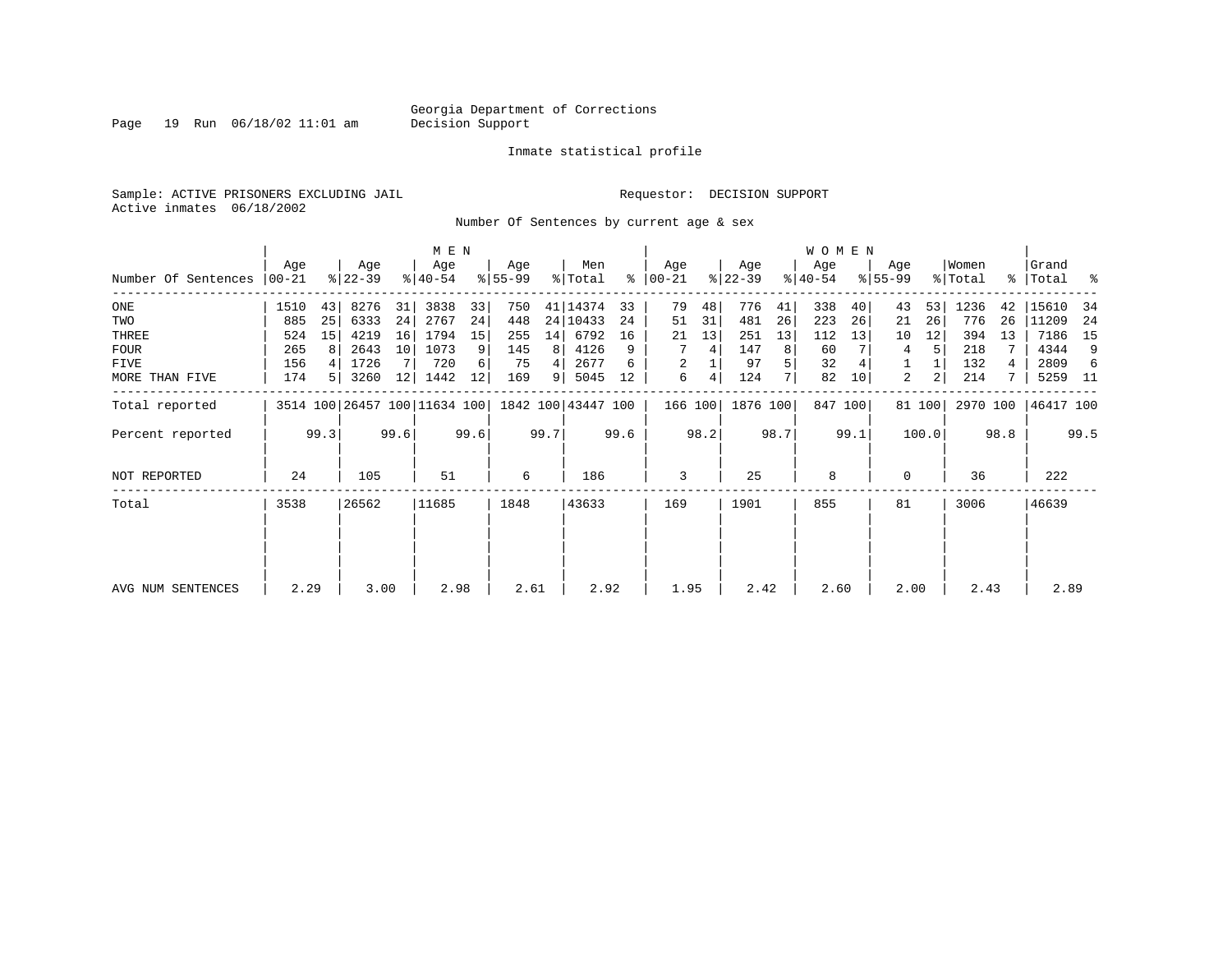Georgia Department of Corrections
Decision Support

Inmate statistical profile

Sample: ACTIVE PRISONERS EXCLUDING JAIL

Requestor: DECISION SUPPORT

Active inmates 06/18/2002

## Number Of Sentences by current age & sex

| | MEN | | | | | | | | | | WOMEN | | | | | | | | | | | |
|---|---|---|---|---|---|---|---|---|---|---|---|---|---|---|---|---|---|---|---|---|---|---|
| Number Of Sentences | Age 00-21 | % | Age 22-39 | % | Age 40-54 | % | Age 55-99 | % | Men Total | % | Age 00-21 | % | Age 22-39 | % | Age 40-54 | % | Age 55-99 | % | Women Total | % | Grand Total | % |
| ONE | 1510 | 43 | 8276 | 31 | 3838 | 33 | 750 | 41 | 14374 | 33 | 79 | 48 | 776 | 41 | 338 | 40 | 43 | 53 | 1236 | 42 | 15610 | 34 |
| TWO | 885 | 25 | 6333 | 24 | 2767 | 24 | 448 | 24 | 10433 | 24 | 51 | 31 | 481 | 26 | 223 | 26 | 21 | 26 | 776 | 26 | 11209 | 24 |
| THREE | 524 | 15 | 4219 | 16 | 1794 | 15 | 255 | 14 | 6792 | 16 | 21 | 13 | 251 | 13 | 112 | 13 | 10 | 12 | 394 | 13 | 7186 | 15 |
| FOUR | 265 | 8 | 2643 | 10 | 1073 | 9 | 145 | 8 | 4126 | 9 | 7 | 4 | 147 | 8 | 60 | 7 | 4 | 5 | 218 | 7 | 4344 | 9 |
| FIVE | 156 | 4 | 1726 | 7 | 720 | 6 | 75 | 4 | 2677 | 6 | 2 | 1 | 97 | 5 | 32 | 4 | 1 | 1 | 132 | 4 | 2809 | 6 |
| MORE THAN FIVE | 174 | 5 | 3260 | 12 | 1442 | 12 | 169 | 9 | 5045 | 12 | 6 | 4 | 124 | 7 | 82 | 10 | 2 | 2 | 214 | 7 | 5259 | 11 |
| Total reported | 3514 | 100 | 26457 | 100 | 11634 | 100 | 1842 | 100 | 43447 | 100 | 166 | 100 | 1876 | 100 | 847 | 100 | 81 | 100 | 2970 | 100 | 46417 | 100 |
| Percent reported | | 99.3 | | 99.6 | | 99.6 | | 99.7 | | 99.6 | | 98.2 | | 98.7 | | 99.1 | | 100.0 | | 98.8 | | 99.5 |
| NOT REPORTED | 24 | | 105 | | 51 | | 6 | | 186 | | 3 | | 25 | | 8 | | 0 | | 36 | | 222 | |
| Total | 3538 | | 26562 | | 11685 | | 1848 | | 43633 | | 169 | | 1901 | | 855 | | 81 | | 3006 | | 46639 | |
| AVG NUM SENTENCES | 2.29 | | 3.00 | | 2.98 | | 2.61 | | 2.92 | | 1.95 | | 2.42 | | 2.60 | | 2.00 | | 2.43 | | 2.89 | |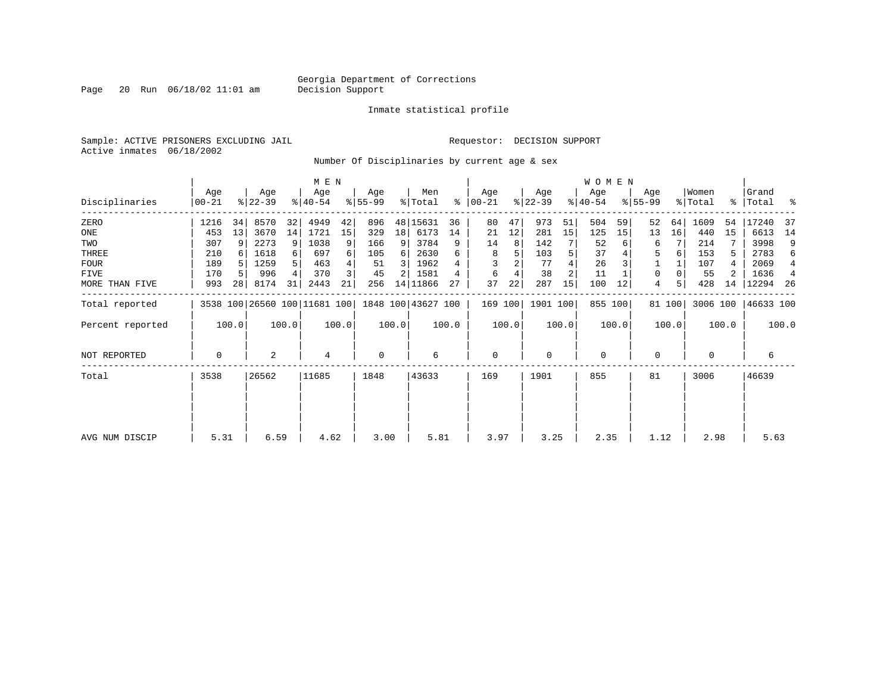Georgia Department of Corrections
Decision Support

Inmate statistical profile

Sample: ACTIVE PRISONERS EXCLUDING JAIL

Requestor: DECISION SUPPORT

Active inmates 06/18/2002

Number Of Disciplinaries by current age & sex

| Disciplinaries | MEN Age 00-21 | % | Age 22-39 | % | Age 40-54 | % | Age 55-99 | % | Men Total | % | WOMEN Age 00-21 | % | Age 22-39 | % | Age 40-54 | % | Age 55-99 | % | Women Total | % | Grand Total | % |
|---|---|---|---|---|---|---|---|---|---|---|---|---|---|---|---|---|---|---|---|---|---|---|
| ZERO | 1216 | 34 | 8570 | 32 | 4949 | 42 | 896 | 48 | 15631 | 36 | 80 | 47 | 973 | 51 | 504 | 59 | 52 | 64 | 1609 | 54 | 17240 | 37 |
| ONE | 453 | 13 | 3670 | 14 | 1721 | 15 | 329 | 18 | 6173 | 14 | 21 | 12 | 281 | 15 | 125 | 15 | 13 | 16 | 440 | 15 | 6613 | 14 |
| TWO | 307 | 9 | 2273 | 9 | 1038 | 9 | 166 | 9 | 3784 | 9 | 14 | 8 | 142 | 7 | 52 | 6 | 6 | 7 | 214 | 7 | 3998 | 9 |
| THREE | 210 | 6 | 1618 | 6 | 697 | 6 | 105 | 6 | 2630 | 6 | 8 | 5 | 103 | 5 | 37 | 4 | 5 | 6 | 153 | 5 | 2783 | 6 |
| FOUR | 189 | 5 | 1259 | 5 | 463 | 4 | 51 | 3 | 1962 | 4 | 3 | 2 | 77 | 4 | 26 | 3 | 1 | 1 | 107 | 4 | 2069 | 4 |
| FIVE | 170 | 5 | 996 | 4 | 370 | 3 | 45 | 2 | 1581 | 4 | 6 | 4 | 38 | 2 | 11 | 1 | 0 | 0 | 55 | 2 | 1636 | 4 |
| MORE THAN FIVE | 993 | 28 | 8174 | 31 | 2443 | 21 | 256 | 14 | 11866 | 27 | 37 | 22 | 287 | 15 | 100 | 12 | 4 | 5 | 428 | 14 | 12294 | 26 |
| Total reported | 3538 | 100 | 26560 | 100 | 11681 | 100 | 1848 | 100 | 43627 | 100 | 169 | 100 | 1901 | 100 | 855 | 100 | 81 | 100 | 3006 | 100 | 46633 | 100 |
| Percent reported | | 100.0 | | 100.0 | | 100.0 | | 100.0 | | 100.0 | | 100.0 | | 100.0 | | 100.0 | | 100.0 | | 100.0 | | 100.0 |
| NOT REPORTED | 0 | | 2 | | 4 | | 0 | | 6 | | 0 | | 0 | | 0 | | 0 | | 0 | | 6 | |
| Total | 3538 | | 26562 | | 11685 | | 1848 | | 43633 | | 169 | | 1901 | | 855 | | 81 | | 3006 | | 46639 | |
| AVG NUM DISCIP | 5.31 | | 6.59 | | 4.62 | | 3.00 | | 5.81 | | 3.97 | | 3.25 | | 2.35 | | 1.12 | | 2.98 | | 5.63 | |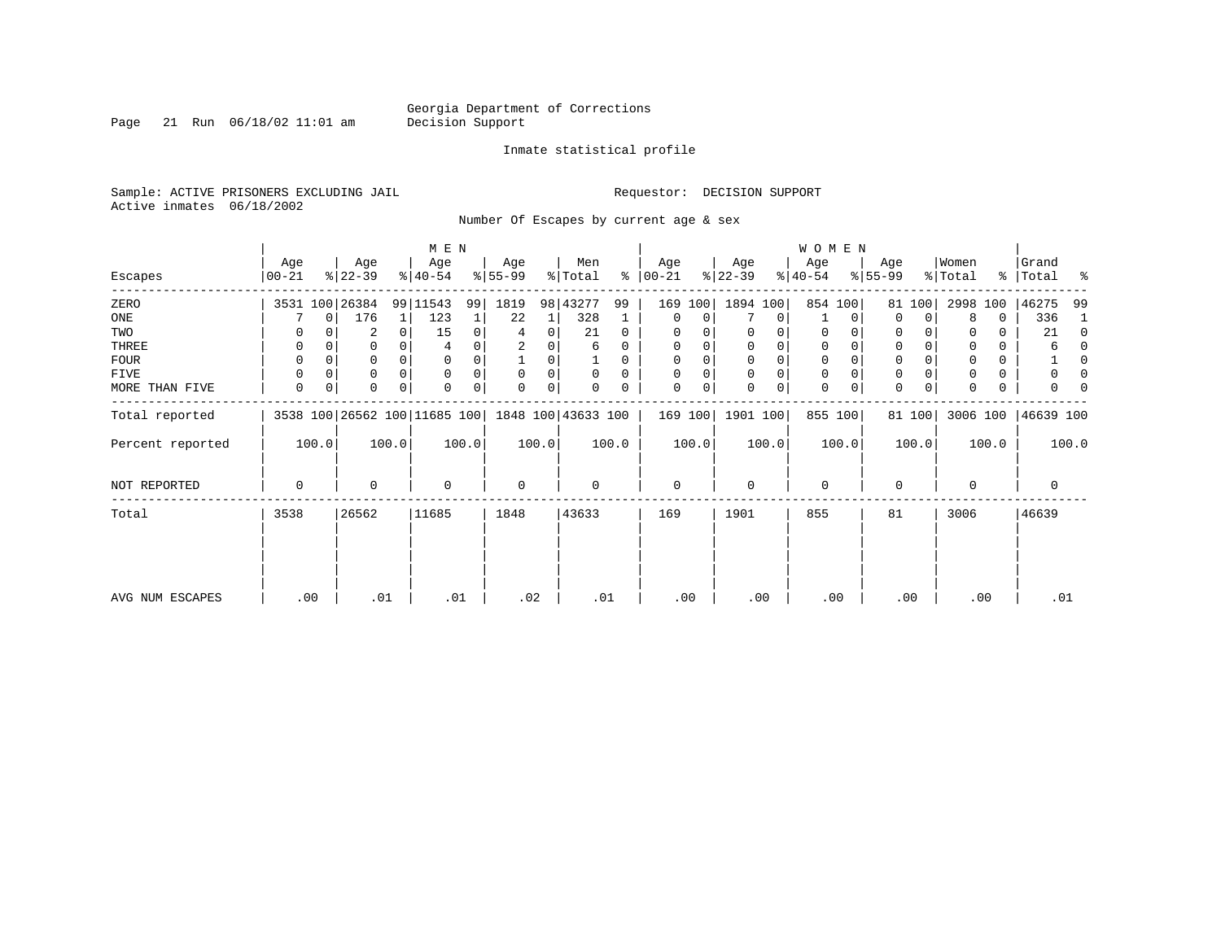Georgia Department of Corrections
Decision Support

Inmate statistical profile

Sample: ACTIVE PRISONERS EXCLUDING JAIL

Requestor: DECISION SUPPORT

Active inmates 06/18/2002

Number Of Escapes by current age & sex

| Escapes | MEN Age 00-21 | % | Age 22-39 | % | Age 40-54 | % | Age 55-99 | % | Men Total | % | WOMEN Age 00-21 | % | Age 22-39 | % | Age 40-54 | % | Age 55-99 | % | Women Total | % | Grand Total | % |
|---|---|---|---|---|---|---|---|---|---|---|---|---|---|---|---|---|---|---|---|---|---|---|
| ZERO | 3531 | 100 | 26384 | 99 | 11543 | 99 | 1819 | 98 | 43277 | 99 | 169 | 100 | 1894 | 100 | 854 | 100 | 81 | 100 | 2998 | 100 | 46275 | 99 |
| ONE | 7 | 0 | 176 | 1 | 123 | 1 | 22 | 1 | 328 | 1 | 0 | 0 | 7 | 0 | 1 | 0 | 0 | 0 | 8 | 0 | 336 | 1 |
| TWO | 0 | 0 | 2 | 0 | 15 | 0 | 4 | 0 | 21 | 0 | 0 | 0 | 0 | 0 | 0 | 0 | 0 | 0 | 0 | 0 | 21 | 0 |
| THREE | 0 | 0 | 0 | 0 | 4 | 0 | 2 | 0 | 6 | 0 | 0 | 0 | 0 | 0 | 0 | 0 | 0 | 0 | 0 | 0 | 6 | 0 |
| FOUR | 0 | 0 | 0 | 0 | 0 | 0 | 1 | 0 | 1 | 0 | 0 | 0 | 0 | 0 | 0 | 0 | 0 | 0 | 0 | 0 | 1 | 0 |
| FIVE | 0 | 0 | 0 | 0 | 0 | 0 | 0 | 0 | 0 | 0 | 0 | 0 | 0 | 0 | 0 | 0 | 0 | 0 | 0 | 0 | 0 | 0 |
| MORE THAN FIVE | 0 | 0 | 0 | 0 | 0 | 0 | 0 | 0 | 0 | 0 | 0 | 0 | 0 | 0 | 0 | 0 | 0 | 0 | 0 | 0 | 0 | 0 |
| Total reported | 3538 | 100 | 26562 | 100 | 11685 | 100 | 1848 | 100 | 43633 | 100 | 169 | 100 | 1901 | 100 | 855 | 100 | 81 | 100 | 3006 | 100 | 46639 | 100 |
| Percent reported | 100.0 | | 100.0 | | 100.0 | | 100.0 | | 100.0 | | 100.0 | | 100.0 | | 100.0 | | 100.0 | | 100.0 | | 100.0 | |
| NOT REPORTED | 0 | | 0 | | 0 | | 0 | | 0 | | 0 | | 0 | | 0 | | 0 | | 0 | | 0 | |
| Total | 3538 | | 26562 | | 11685 | | 1848 | | 43633 | | 169 | | 1901 | | 855 | | 81 | | 3006 | | 46639 | |
| AVG NUM ESCAPES | .00 | | .01 | | .01 | | .02 | | .01 | | .00 | | .00 | | .00 | | .00 | | .00 | | .01 | |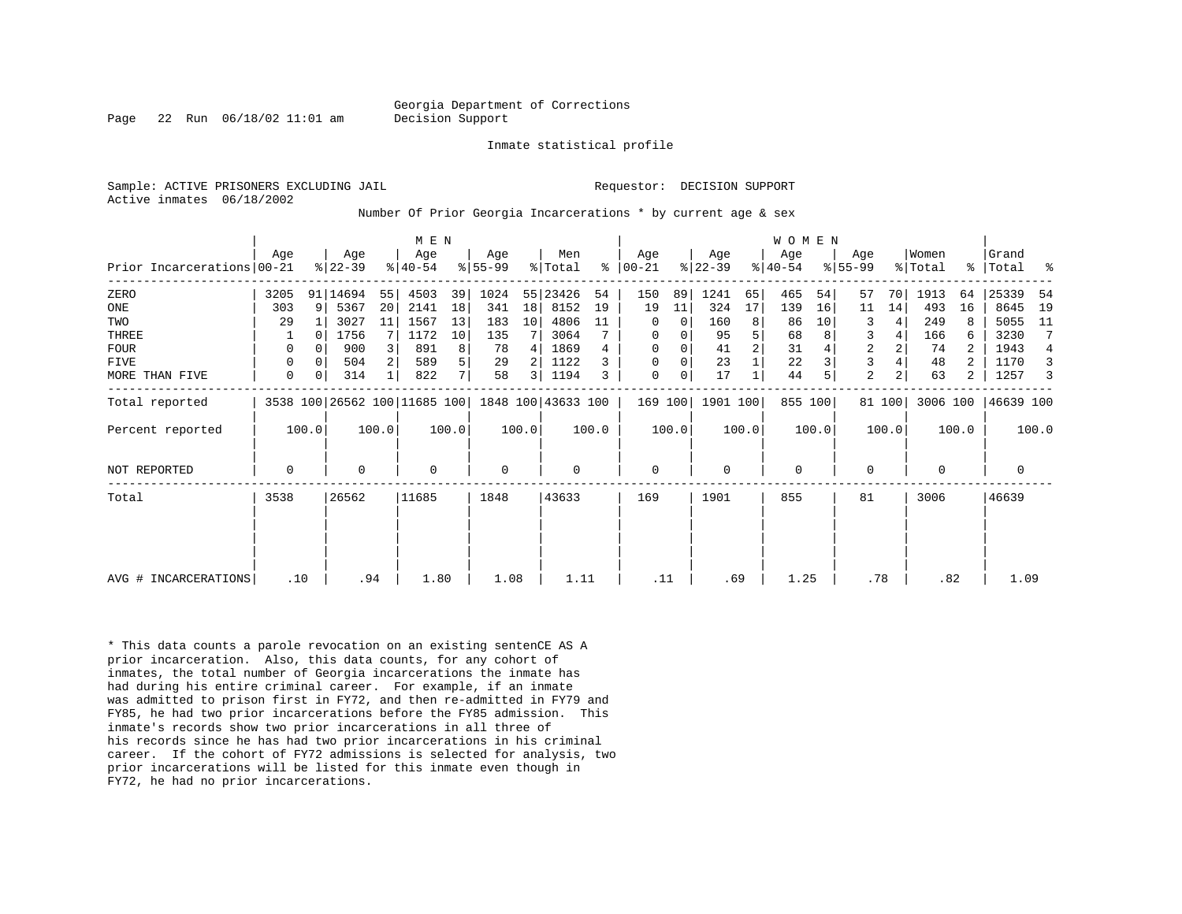Georgia Department of Corrections
Decision Support

Inmate statistical profile

Sample: ACTIVE PRISONERS EXCLUDING JAIL
Active inmates 06/18/2002

Requestor: DECISION SUPPORT

Number Of Prior Georgia Incarcerations * by current age & sex

| | MEN | | | | | | | | | | WOMEN | | | | | | | | | | | |
|---|---|---|---|---|---|---|---|---|---|---|---|---|---|---|---|---|---|---|---|---|---|---|
| Prior Incarcerations | Age 00-21 | % | Age 22-39 | % | Age 40-54 | % | Age 55-99 | % | Men Total | % | Age 00-21 | % | Age 22-39 | % | Age 40-54 | % | Age 55-99 | % | Women Total | % | Grand Total | % |
| ZERO | 3205 | 91 | 14694 | 55 | 4503 | 39 | 1024 | 55 | 23426 | 54 | 150 | 89 | 1241 | 65 | 465 | 54 | 57 | 70 | 1913 | 64 | 25339 | 54 |
| ONE | 303 | 9 | 5367 | 20 | 2141 | 18 | 341 | 18 | 8152 | 19 | 19 | 11 | 324 | 17 | 139 | 16 | 11 | 14 | 493 | 16 | 8645 | 19 |
| TWO | 29 | 1 | 3027 | 11 | 1567 | 13 | 183 | 10 | 4806 | 11 | 0 | 0 | 160 | 8 | 86 | 10 | 3 | 4 | 249 | 8 | 5055 | 11 |
| THREE | 1 | 0 | 1756 | 7 | 1172 | 10 | 135 | 7 | 3064 | 7 | 0 | 0 | 95 | 5 | 68 | 8 | 3 | 4 | 166 | 6 | 3230 | 7 |
| FOUR | 0 | 0 | 900 | 3 | 891 | 8 | 78 | 4 | 1869 | 4 | 0 | 0 | 41 | 2 | 31 | 4 | 2 | 2 | 74 | 2 | 1943 | 4 |
| FIVE | 0 | 0 | 504 | 2 | 589 | 5 | 29 | 2 | 1122 | 3 | 0 | 0 | 23 | 1 | 22 | 3 | 3 | 4 | 48 | 2 | 1170 | 3 |
| MORE THAN FIVE | 0 | 0 | 314 | 1 | 822 | 7 | 58 | 3 | 1194 | 3 | 0 | 0 | 17 | 1 | 44 | 5 | 2 | 2 | 63 | 2 | 1257 | 3 |
| Total reported | 3538 | 100 | 26562 | 100 | 11685 | 100 | 1848 | 100 | 43633 | 100 | 169 | 100 | 1901 | 100 | 855 | 100 | 81 | 100 | 3006 | 100 | 46639 | 100 |
| Percent reported | 100.0 | | 100.0 | | 100.0 | | 100.0 | | 100.0 | | 100.0 | | 100.0 | | 100.0 | | 100.0 | | 100.0 | | 100.0 | |
| NOT REPORTED | 0 | | 0 | | 0 | | 0 | | 0 | | 0 | | 0 | | 0 | | 0 | | 0 | | 0 | |
| Total | 3538 | | 26562 | | 11685 | | 1848 | | 43633 | | 169 | | 1901 | | 855 | | 81 | | 3006 | | 46639 | |
| AVG # INCARCERATIONS | .10 | | .94 | | 1.80 | | 1.08 | | 1.11 | | .11 | | .69 | | 1.25 | | .78 | | .82 | | 1.09 | |

* This data counts a parole revocation on an existing sentenCE AS A prior incarceration. Also, this data counts, for any cohort of inmates, the total number of Georgia incarcerations the inmate has had during his entire criminal career. For example, if an inmate was admitted to prison first in FY72, and then re-admitted in FY79 and FY85, he had two prior incarcerations before the FY85 admission. This inmate's records show two prior incarcerations in all three of his records since he has had two prior incarcerations in his criminal career. If the cohort of FY72 admissions is selected for analysis, two prior incarcerations will be listed for this inmate even though in FY72, he had no prior incarcerations.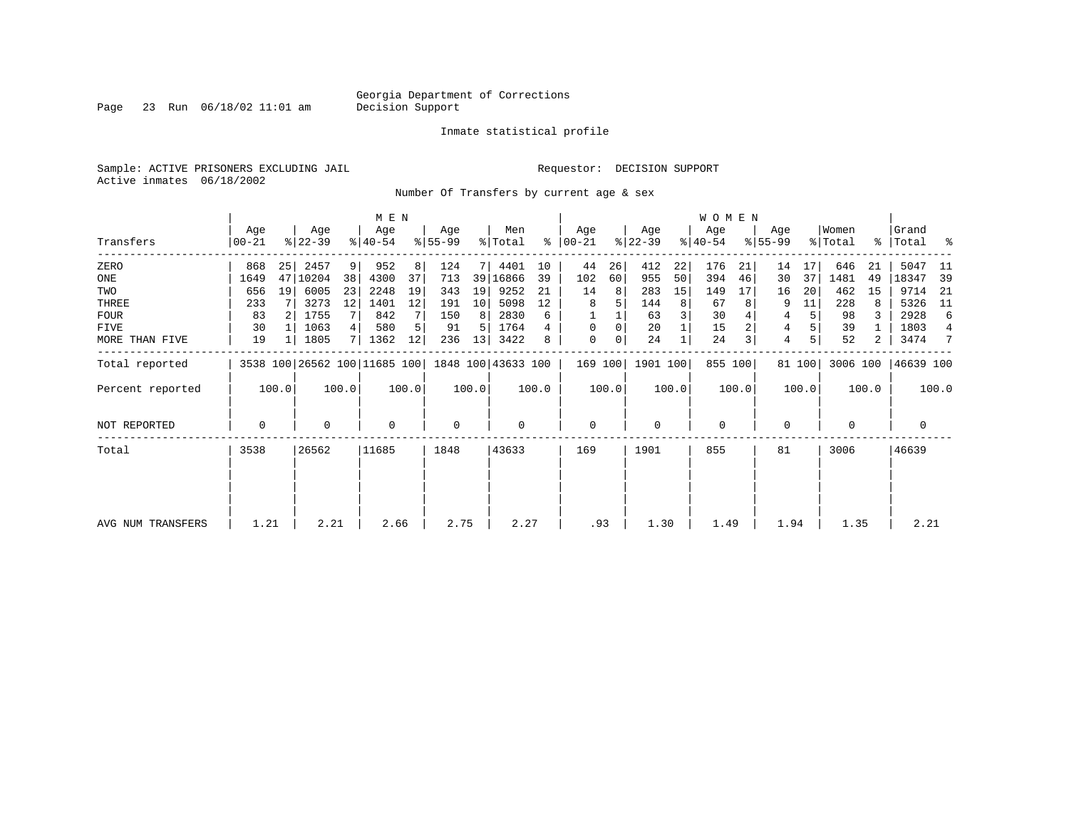Georgia Department of Corrections
Decision Support

Inmate statistical profile

Sample: ACTIVE PRISONERS EXCLUDING JAIL
Active inmates 06/18/2002

Requestor: DECISION SUPPORT

Number Of Transfers by current age & sex

| Transfers | MEN Age 00-21 | % | Age 22-39 | % | Age 40-54 | % | Age 55-99 | % | Men Total | % | WOMEN Age 00-21 | % | Age 22-39 | % | Age 40-54 | % | Age 55-99 | % | Women Total | % | Grand Total | % |
|---|---|---|---|---|---|---|---|---|---|---|---|---|---|---|---|---|---|---|---|---|---|---|
| ZERO | 868 | 25 | 2457 | 9 | 952 | 8 | 124 | 7 | 4401 | 10 | 44 | 26 | 412 | 22 | 176 | 21 | 14 | 17 | 646 | 21 | 5047 | 11 |
| ONE | 1649 | 47 | 10204 | 38 | 4300 | 37 | 713 | 39 | 16866 | 39 | 102 | 60 | 955 | 50 | 394 | 46 | 30 | 37 | 1481 | 49 | 18347 | 39 |
| TWO | 656 | 19 | 6005 | 23 | 2248 | 19 | 343 | 19 | 9252 | 21 | 14 | 8 | 283 | 15 | 149 | 17 | 16 | 20 | 462 | 15 | 9714 | 21 |
| THREE | 233 | 7 | 3273 | 12 | 1401 | 12 | 191 | 10 | 5098 | 12 | 8 | 5 | 144 | 8 | 67 | 8 | 9 | 11 | 228 | 8 | 5326 | 11 |
| FOUR | 83 | 2 | 1755 | 7 | 842 | 7 | 150 | 8 | 2830 | 6 | 1 | 1 | 63 | 3 | 30 | 4 | 4 | 5 | 98 | 3 | 2928 | 6 |
| FIVE | 30 | 1 | 1063 | 4 | 580 | 5 | 91 | 5 | 1764 | 4 | 0 | 0 | 20 | 1 | 15 | 2 | 4 | 5 | 39 | 1 | 1803 | 4 |
| MORE THAN FIVE | 19 | 1 | 1805 | 7 | 1362 | 12 | 236 | 13 | 3422 | 8 | 0 | 0 | 24 | 1 | 24 | 3 | 4 | 5 | 52 | 2 | 3474 | 7 |
| Total reported | 3538 | 100 | 26562 | 100 | 11685 | 100 | 1848 | 100 | 43633 | 100 | 169 | 100 | 1901 | 100 | 855 | 100 | 81 | 100 | 3006 | 100 | 46639 | 100 |
| Percent reported | | 100.0 | | 100.0 | | 100.0 | | 100.0 | | 100.0 | | 100.0 | | 100.0 | | 100.0 | | 100.0 | | 100.0 | | 100.0 |
| NOT REPORTED | 0 | | 0 | | 0 | | 0 | | 0 | | 0 | | 0 | | 0 | | 0 | | 0 | | 0 | |
| Total | 3538 | | 26562 | | 11685 | | 1848 | | 43633 | | 169 | | 1901 | | 855 | | 81 | | 3006 | | 46639 | |
| AVG NUM TRANSFERS | 1.21 | | 2.21 | | 2.66 | | 2.75 | | 2.27 | | .93 | | 1.30 | | 1.49 | | 1.94 | | 1.35 | | 2.21 | |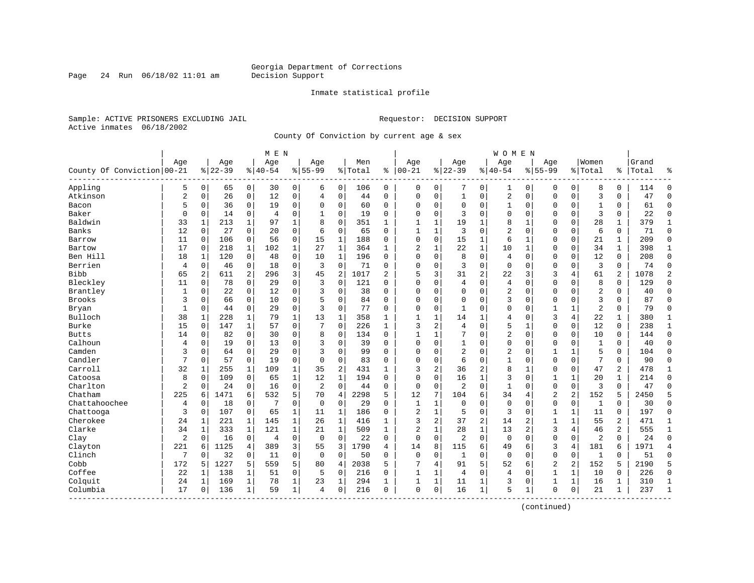Georgia Department of Corrections
Decision Support

Inmate statistical profile

Sample: ACTIVE PRISONERS EXCLUDING JAIL
Active inmates 06/18/2002

Requestor: DECISION SUPPORT

County Of Conviction by current age & sex

| County Of Conviction | MEN Age 00-21 | % | Age 22-39 | % | Age 40-54 | % | Age 55-99 | % | Men Total | % | WOMEN Age 00-21 | % | Age 22-39 | % | Age 40-54 | % | Age 55-99 | % | Women Total | % | Grand Total | % |
|---|---|---|---|---|---|---|---|---|---|---|---|---|---|---|---|---|---|---|---|---|---|---|
| Appling | 5 | 0 | 65 | 0 | 30 | 0 | 6 | 0 | 106 | 0 | 0 | 0 | 7 | 0 | 1 | 0 | 0 | 0 | 8 | 0 | 114 | 0 |
| Atkinson | 2 | 0 | 26 | 0 | 12 | 0 | 4 | 0 | 44 | 0 | 0 | 0 | 1 | 0 | 2 | 0 | 0 | 0 | 3 | 0 | 47 | 0 |
| Bacon | 5 | 0 | 36 | 0 | 19 | 0 | 0 | 0 | 60 | 0 | 0 | 0 | 0 | 0 | 1 | 0 | 0 | 0 | 1 | 0 | 61 | 0 |
| Baker | 0 | 0 | 14 | 0 | 4 | 0 | 1 | 0 | 19 | 0 | 0 | 0 | 3 | 0 | 0 | 0 | 0 | 0 | 3 | 0 | 22 | 0 |
| Baldwin | 33 | 1 | 213 | 1 | 97 | 1 | 8 | 0 | 351 | 1 | 1 | 1 | 19 | 1 | 8 | 1 | 0 | 0 | 28 | 1 | 379 | 1 |
| Banks | 12 | 0 | 27 | 0 | 20 | 0 | 6 | 0 | 65 | 0 | 1 | 1 | 3 | 0 | 2 | 0 | 0 | 0 | 6 | 0 | 71 | 0 |
| Barrow | 11 | 0 | 106 | 0 | 56 | 0 | 15 | 1 | 188 | 0 | 0 | 0 | 15 | 1 | 6 | 1 | 0 | 0 | 21 | 1 | 209 | 0 |
| Bartow | 17 | 0 | 218 | 1 | 102 | 1 | 27 | 1 | 364 | 1 | 2 | 1 | 22 | 1 | 10 | 1 | 0 | 0 | 34 | 1 | 398 | 1 |
| Ben Hill | 18 | 1 | 120 | 0 | 48 | 0 | 10 | 1 | 196 | 0 | 0 | 0 | 8 | 0 | 4 | 0 | 0 | 0 | 12 | 0 | 208 | 0 |
| Berrien | 4 | 0 | 46 | 0 | 18 | 0 | 3 | 0 | 71 | 0 | 0 | 0 | 3 | 0 | 0 | 0 | 0 | 0 | 3 | 0 | 74 | 0 |
| Bibb | 65 | 2 | 611 | 2 | 296 | 3 | 45 | 2 | 1017 | 2 | 5 | 3 | 31 | 2 | 22 | 3 | 3 | 4 | 61 | 2 | 1078 | 2 |
| Bleckley | 11 | 0 | 78 | 0 | 29 | 0 | 3 | 0 | 121 | 0 | 0 | 0 | 4 | 0 | 4 | 0 | 0 | 0 | 8 | 0 | 129 | 0 |
| Brantley | 1 | 0 | 22 | 0 | 12 | 0 | 3 | 0 | 38 | 0 | 0 | 0 | 0 | 0 | 2 | 0 | 0 | 0 | 2 | 0 | 40 | 0 |
| Brooks | 3 | 0 | 66 | 0 | 10 | 0 | 5 | 0 | 84 | 0 | 0 | 0 | 0 | 0 | 3 | 0 | 0 | 0 | 3 | 0 | 87 | 0 |
| Bryan | 1 | 0 | 44 | 0 | 29 | 0 | 3 | 0 | 77 | 0 | 0 | 0 | 1 | 0 | 0 | 0 | 1 | 1 | 2 | 0 | 79 | 0 |
| Bulloch | 38 | 1 | 228 | 1 | 79 | 1 | 13 | 1 | 358 | 1 | 1 | 1 | 14 | 1 | 4 | 0 | 3 | 4 | 22 | 1 | 380 | 1 |
| Burke | 15 | 0 | 147 | 1 | 57 | 0 | 7 | 0 | 226 | 1 | 3 | 2 | 4 | 0 | 5 | 1 | 0 | 0 | 12 | 0 | 238 | 1 |
| Butts | 14 | 0 | 82 | 0 | 30 | 0 | 8 | 0 | 134 | 0 | 1 | 1 | 7 | 0 | 2 | 0 | 0 | 0 | 10 | 0 | 144 | 0 |
| Calhoun | 4 | 0 | 19 | 0 | 13 | 0 | 3 | 0 | 39 | 0 | 0 | 0 | 1 | 0 | 0 | 0 | 0 | 0 | 1 | 0 | 40 | 0 |
| Camden | 3 | 0 | 64 | 0 | 29 | 0 | 3 | 0 | 99 | 0 | 0 | 0 | 2 | 0 | 2 | 0 | 1 | 1 | 5 | 0 | 104 | 0 |
| Candler | 7 | 0 | 57 | 0 | 19 | 0 | 0 | 0 | 83 | 0 | 0 | 0 | 6 | 0 | 1 | 0 | 0 | 0 | 7 | 0 | 90 | 0 |
| Carroll | 32 | 1 | 255 | 1 | 109 | 1 | 35 | 2 | 431 | 1 | 3 | 2 | 36 | 2 | 8 | 1 | 0 | 0 | 47 | 2 | 478 | 1 |
| Catoosa | 8 | 0 | 109 | 0 | 65 | 1 | 12 | 1 | 194 | 0 | 0 | 0 | 16 | 1 | 3 | 0 | 1 | 1 | 20 | 1 | 214 | 0 |
| Charlton | 2 | 0 | 24 | 0 | 16 | 0 | 2 | 0 | 44 | 0 | 0 | 0 | 2 | 0 | 1 | 0 | 0 | 0 | 3 | 0 | 47 | 0 |
| Chatham | 225 | 6 | 1471 | 6 | 532 | 5 | 70 | 4 | 2298 | 5 | 12 | 7 | 104 | 6 | 34 | 4 | 2 | 2 | 152 | 5 | 2450 | 5 |
| Chattahoochee | 4 | 0 | 18 | 0 | 7 | 0 | 0 | 0 | 29 | 0 | 1 | 1 | 0 | 0 | 0 | 0 | 0 | 0 | 1 | 0 | 30 | 0 |
| Chattooga | 3 | 0 | 107 | 0 | 65 | 1 | 11 | 1 | 186 | 0 | 2 | 1 | 5 | 0 | 3 | 0 | 1 | 1 | 11 | 0 | 197 | 0 |
| Cherokee | 24 | 1 | 221 | 1 | 145 | 1 | 26 | 1 | 416 | 1 | 3 | 2 | 37 | 2 | 14 | 2 | 1 | 1 | 55 | 2 | 471 | 1 |
| Clarke | 34 | 1 | 333 | 1 | 121 | 1 | 21 | 1 | 509 | 1 | 2 | 1 | 28 | 1 | 13 | 2 | 3 | 4 | 46 | 2 | 555 | 1 |
| Clay | 2 | 0 | 16 | 0 | 4 | 0 | 0 | 0 | 22 | 0 | 0 | 0 | 2 | 0 | 0 | 0 | 0 | 0 | 2 | 0 | 24 | 0 |
| Clayton | 221 | 6 | 1125 | 4 | 389 | 3 | 55 | 3 | 1790 | 4 | 14 | 8 | 115 | 6 | 49 | 6 | 3 | 4 | 181 | 6 | 1971 | 4 |
| Clinch | 7 | 0 | 32 | 0 | 11 | 0 | 0 | 0 | 50 | 0 | 0 | 0 | 1 | 0 | 0 | 0 | 0 | 0 | 1 | 0 | 51 | 0 |
| Cobb | 172 | 5 | 1227 | 5 | 559 | 5 | 80 | 4 | 2038 | 5 | 7 | 4 | 91 | 5 | 52 | 6 | 2 | 2 | 152 | 5 | 2190 | 5 |
| Coffee | 22 | 1 | 138 | 1 | 51 | 0 | 5 | 0 | 216 | 0 | 1 | 1 | 4 | 0 | 4 | 0 | 1 | 1 | 10 | 0 | 226 | 0 |
| Colquit | 24 | 1 | 169 | 1 | 78 | 1 | 23 | 1 | 294 | 1 | 1 | 1 | 11 | 1 | 3 | 0 | 1 | 1 | 16 | 1 | 310 | 1 |
| Columbia | 17 | 0 | 136 | 1 | 59 | 1 | 4 | 0 | 216 | 0 | 0 | 0 | 16 | 1 | 5 | 1 | 0 | 0 | 21 | 1 | 237 | 1 |

(continued)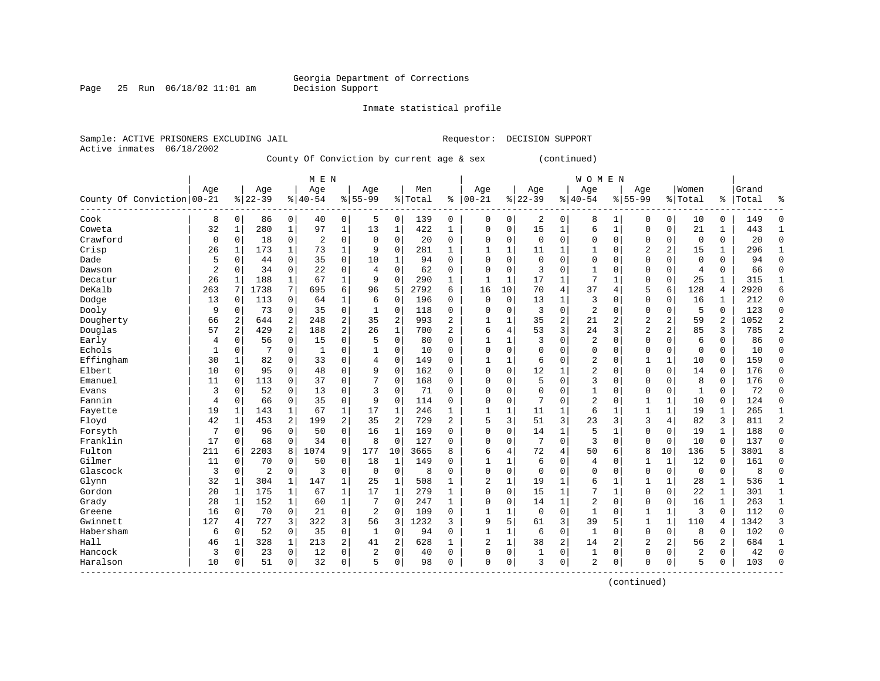Georgia Department of Corrections
Decision Support

Inmate statistical profile

Sample: ACTIVE PRISONERS EXCLUDING JAIL                                   Requestor: DECISION SUPPORT
Active inmates 06/18/2002

County Of Conviction by current age & sex (continued)

| County Of Conviction | MEN Age 00-21 | % | Age 22-39 | % | Age 40-54 | % | Age 55-99 | % | Men Total | % | WOMEN Age 00-21 | % | Age 22-39 | % | Age 40-54 | % | Age 55-99 | % | Women Total | % | Grand Total | % |
|---|---|---|---|---|---|---|---|---|---|---|---|---|---|---|---|---|---|---|---|---|---|---|
| Cook | 8 | 0 | 86 | 0 | 40 | 0 | 5 | 0 | 139 | 0 | 0 | 0 | 2 | 0 | 8 | 1 | 0 | 0 | 10 | 0 | 149 | 0 |
| Coweta | 32 | 1 | 280 | 1 | 97 | 1 | 13 | 1 | 422 | 1 | 0 | 0 | 15 | 1 | 6 | 1 | 0 | 0 | 21 | 1 | 443 | 1 |
| Crawford | 0 | 0 | 18 | 0 | 2 | 0 | 0 | 0 | 20 | 0 | 0 | 0 | 0 | 0 | 0 | 0 | 0 | 0 | 0 | 0 | 20 | 0 |
| Crisp | 26 | 1 | 173 | 1 | 73 | 1 | 9 | 0 | 281 | 1 | 1 | 1 | 11 | 1 | 1 | 0 | 2 | 2 | 15 | 1 | 296 | 1 |
| Dade | 5 | 0 | 44 | 0 | 35 | 0 | 10 | 1 | 94 | 0 | 0 | 0 | 0 | 0 | 0 | 0 | 0 | 0 | 0 | 0 | 94 | 0 |
| Dawson | 2 | 0 | 34 | 0 | 22 | 0 | 4 | 0 | 62 | 0 | 0 | 0 | 3 | 0 | 1 | 0 | 0 | 0 | 4 | 0 | 66 | 0 |
| Decatur | 26 | 1 | 188 | 1 | 67 | 1 | 9 | 0 | 290 | 1 | 1 | 1 | 17 | 1 | 7 | 1 | 0 | 0 | 25 | 1 | 315 | 1 |
| DeKalb | 263 | 7 | 1738 | 7 | 695 | 6 | 96 | 5 | 2792 | 6 | 16 | 10 | 70 | 4 | 37 | 4 | 5 | 6 | 128 | 4 | 2920 | 6 |
| Dodge | 13 | 0 | 113 | 0 | 64 | 1 | 6 | 0 | 196 | 0 | 0 | 0 | 13 | 1 | 3 | 0 | 0 | 0 | 16 | 1 | 212 | 0 |
| Dooly | 9 | 0 | 73 | 0 | 35 | 0 | 1 | 0 | 118 | 0 | 0 | 0 | 3 | 0 | 2 | 0 | 0 | 0 | 5 | 0 | 123 | 0 |
| Dougherty | 66 | 2 | 644 | 2 | 248 | 2 | 35 | 2 | 993 | 2 | 1 | 1 | 35 | 2 | 21 | 2 | 2 | 2 | 59 | 2 | 1052 | 2 |
| Douglas | 57 | 2 | 429 | 2 | 188 | 2 | 26 | 1 | 700 | 2 | 6 | 4 | 53 | 3 | 24 | 3 | 2 | 2 | 85 | 3 | 785 | 2 |
| Early | 4 | 0 | 56 | 0 | 15 | 0 | 5 | 0 | 80 | 0 | 1 | 1 | 3 | 0 | 2 | 0 | 0 | 0 | 6 | 0 | 86 | 0 |
| Echols | 1 | 0 | 7 | 0 | 1 | 0 | 1 | 0 | 10 | 0 | 0 | 0 | 0 | 0 | 0 | 0 | 0 | 0 | 0 | 0 | 10 | 0 |
| Effingham | 30 | 1 | 82 | 0 | 33 | 0 | 4 | 0 | 149 | 0 | 1 | 1 | 6 | 0 | 2 | 0 | 1 | 1 | 10 | 0 | 159 | 0 |
| Elbert | 10 | 0 | 95 | 0 | 48 | 0 | 9 | 0 | 162 | 0 | 0 | 0 | 12 | 1 | 2 | 0 | 0 | 0 | 14 | 0 | 176 | 0 |
| Emanuel | 11 | 0 | 113 | 0 | 37 | 0 | 7 | 0 | 168 | 0 | 0 | 0 | 5 | 0 | 3 | 0 | 0 | 0 | 8 | 0 | 176 | 0 |
| Evans | 3 | 0 | 52 | 0 | 13 | 0 | 3 | 0 | 71 | 0 | 0 | 0 | 0 | 0 | 1 | 0 | 0 | 0 | 1 | 0 | 72 | 0 |
| Fannin | 4 | 0 | 66 | 0 | 35 | 0 | 9 | 0 | 114 | 0 | 0 | 0 | 7 | 0 | 2 | 0 | 1 | 1 | 10 | 0 | 124 | 0 |
| Fayette | 19 | 1 | 143 | 1 | 67 | 1 | 17 | 1 | 246 | 1 | 1 | 1 | 11 | 1 | 6 | 1 | 1 | 1 | 19 | 1 | 265 | 1 |
| Floyd | 42 | 1 | 453 | 2 | 199 | 2 | 35 | 2 | 729 | 2 | 5 | 3 | 51 | 3 | 23 | 3 | 3 | 4 | 82 | 3 | 811 | 2 |
| Forsyth | 7 | 0 | 96 | 0 | 50 | 0 | 16 | 1 | 169 | 0 | 0 | 0 | 14 | 1 | 5 | 1 | 0 | 0 | 19 | 1 | 188 | 0 |
| Franklin | 17 | 0 | 68 | 0 | 34 | 0 | 8 | 0 | 127 | 0 | 0 | 0 | 7 | 0 | 3 | 0 | 0 | 0 | 10 | 0 | 137 | 0 |
| Fulton | 211 | 6 | 2203 | 8 | 1074 | 9 | 177 | 10 | 3665 | 8 | 6 | 4 | 72 | 4 | 50 | 6 | 8 | 10 | 136 | 5 | 3801 | 8 |
| Gilmer | 11 | 0 | 70 | 0 | 50 | 0 | 18 | 1 | 149 | 0 | 1 | 1 | 6 | 0 | 4 | 0 | 1 | 1 | 12 | 0 | 161 | 0 |
| Glascock | 3 | 0 | 2 | 0 | 3 | 0 | 0 | 0 | 8 | 0 | 0 | 0 | 0 | 0 | 0 | 0 | 0 | 0 | 0 | 0 | 8 | 0 |
| Glynn | 32 | 1 | 304 | 1 | 147 | 1 | 25 | 1 | 508 | 1 | 2 | 1 | 19 | 1 | 6 | 1 | 1 | 1 | 28 | 1 | 536 | 1 |
| Gordon | 20 | 1 | 175 | 1 | 67 | 1 | 17 | 1 | 279 | 1 | 0 | 0 | 15 | 1 | 7 | 1 | 0 | 0 | 22 | 1 | 301 | 1 |
| Grady | 28 | 1 | 152 | 1 | 60 | 1 | 7 | 0 | 247 | 1 | 0 | 0 | 14 | 1 | 2 | 0 | 0 | 0 | 16 | 1 | 263 | 1 |
| Greene | 16 | 0 | 70 | 0 | 21 | 0 | 2 | 0 | 109 | 0 | 1 | 1 | 0 | 0 | 1 | 0 | 1 | 1 | 3 | 0 | 112 | 0 |
| Gwinnett | 127 | 4 | 727 | 3 | 322 | 3 | 56 | 3 | 1232 | 3 | 9 | 5 | 61 | 3 | 39 | 5 | 1 | 1 | 110 | 4 | 1342 | 3 |
| Habersham | 6 | 0 | 52 | 0 | 35 | 0 | 1 | 0 | 94 | 0 | 1 | 1 | 6 | 0 | 1 | 0 | 0 | 0 | 8 | 0 | 102 | 0 |
| Hall | 46 | 1 | 328 | 1 | 213 | 2 | 41 | 2 | 628 | 1 | 2 | 1 | 38 | 2 | 14 | 2 | 2 | 2 | 56 | 2 | 684 | 1 |
| Hancock | 3 | 0 | 23 | 0 | 12 | 0 | 2 | 0 | 40 | 0 | 0 | 0 | 1 | 0 | 1 | 0 | 0 | 0 | 2 | 0 | 42 | 0 |
| Haralson | 10 | 0 | 51 | 0 | 32 | 0 | 5 | 0 | 98 | 0 | 0 | 0 | 3 | 0 | 2 | 0 | 0 | 0 | 5 | 0 | 103 | 0 |

(continued)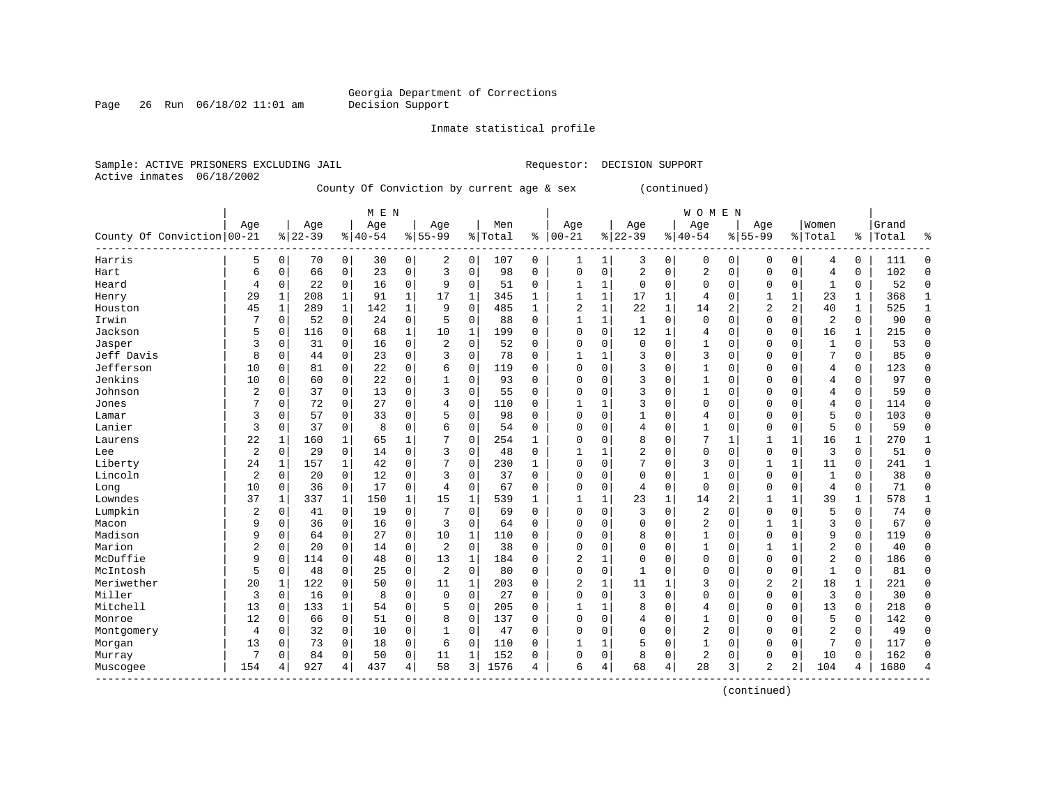Georgia Department of Corrections
Decision Support

Inmate statistical profile

Sample: ACTIVE PRISONERS EXCLUDING JAIL                    Requestor: DECISION SUPPORT
Active inmates 06/18/2002

County Of Conviction by current age & sex (continued)

| County Of Conviction | MEN Age 00-21 | % | Age 22-39 | % | Age 40-54 | % | Age 55-99 | % | Men Total | % | WOMEN Age 00-21 | % | Age 22-39 | % | Age 40-54 | % | Age 55-99 | % | Women Total | % | Grand Total | % |
|---|---|---|---|---|---|---|---|---|---|---|---|---|---|---|---|---|---|---|---|---|---|---|
| Harris | 5 | 0 | 70 | 0 | 30 | 0 | 2 | 0 | 107 | 0 | 1 | 1 | 3 | 0 | 0 | 0 | 0 | 0 | 4 | 0 | 111 | 0 |
| Hart | 6 | 0 | 66 | 0 | 23 | 0 | 3 | 0 | 98 | 0 | 0 | 0 | 2 | 0 | 2 | 0 | 0 | 0 | 4 | 0 | 102 | 0 |
| Heard | 4 | 0 | 22 | 0 | 16 | 0 | 9 | 0 | 51 | 0 | 1 | 1 | 0 | 0 | 0 | 0 | 0 | 0 | 1 | 0 | 52 | 0 |
| Henry | 29 | 1 | 208 | 1 | 91 | 1 | 17 | 1 | 345 | 1 | 1 | 1 | 17 | 1 | 4 | 0 | 1 | 1 | 23 | 1 | 368 | 1 |
| Houston | 45 | 1 | 289 | 1 | 142 | 1 | 9 | 0 | 485 | 1 | 2 | 1 | 22 | 1 | 14 | 2 | 2 | 2 | 40 | 1 | 525 | 1 |
| Irwin | 7 | 0 | 52 | 0 | 24 | 0 | 5 | 0 | 88 | 0 | 1 | 1 | 1 | 0 | 0 | 0 | 0 | 0 | 2 | 0 | 90 | 0 |
| Jackson | 5 | 0 | 116 | 0 | 68 | 1 | 10 | 1 | 199 | 0 | 0 | 0 | 12 | 1 | 4 | 0 | 0 | 0 | 16 | 1 | 215 | 0 |
| Jasper | 3 | 0 | 31 | 0 | 16 | 0 | 2 | 0 | 52 | 0 | 0 | 0 | 0 | 0 | 1 | 0 | 0 | 0 | 1 | 0 | 53 | 0 |
| Jeff Davis | 8 | 0 | 44 | 0 | 23 | 0 | 3 | 0 | 78 | 0 | 1 | 1 | 3 | 0 | 3 | 0 | 0 | 0 | 7 | 0 | 85 | 0 |
| Jefferson | 10 | 0 | 81 | 0 | 22 | 0 | 6 | 0 | 119 | 0 | 0 | 0 | 3 | 0 | 1 | 0 | 0 | 0 | 4 | 0 | 123 | 0 |
| Jenkins | 10 | 0 | 60 | 0 | 22 | 0 | 1 | 0 | 93 | 0 | 0 | 0 | 3 | 0 | 1 | 0 | 0 | 0 | 4 | 0 | 97 | 0 |
| Johnson | 2 | 0 | 37 | 0 | 13 | 0 | 3 | 0 | 55 | 0 | 0 | 0 | 3 | 0 | 1 | 0 | 0 | 0 | 4 | 0 | 59 | 0 |
| Jones | 7 | 0 | 72 | 0 | 27 | 0 | 4 | 0 | 110 | 0 | 1 | 1 | 3 | 0 | 0 | 0 | 0 | 0 | 4 | 0 | 114 | 0 |
| Lamar | 3 | 0 | 57 | 0 | 33 | 0 | 5 | 0 | 98 | 0 | 0 | 0 | 1 | 0 | 4 | 0 | 0 | 0 | 5 | 0 | 103 | 0 |
| Lanier | 3 | 0 | 37 | 0 | 8 | 0 | 6 | 0 | 54 | 0 | 0 | 0 | 4 | 0 | 1 | 0 | 0 | 0 | 5 | 0 | 59 | 0 |
| Laurens | 22 | 1 | 160 | 1 | 65 | 1 | 7 | 0 | 254 | 1 | 0 | 0 | 8 | 0 | 7 | 1 | 1 | 1 | 16 | 1 | 270 | 1 |
| Lee | 2 | 0 | 29 | 0 | 14 | 0 | 3 | 0 | 48 | 0 | 1 | 1 | 2 | 0 | 0 | 0 | 0 | 0 | 3 | 0 | 51 | 0 |
| Liberty | 24 | 1 | 157 | 1 | 42 | 0 | 7 | 0 | 230 | 1 | 0 | 0 | 7 | 0 | 3 | 0 | 1 | 1 | 11 | 0 | 241 | 1 |
| Lincoln | 2 | 0 | 20 | 0 | 12 | 0 | 3 | 0 | 37 | 0 | 0 | 0 | 0 | 0 | 1 | 0 | 0 | 0 | 1 | 0 | 38 | 0 |
| Long | 10 | 0 | 36 | 0 | 17 | 0 | 4 | 0 | 67 | 0 | 0 | 0 | 4 | 0 | 0 | 0 | 0 | 0 | 4 | 0 | 71 | 0 |
| Lowndes | 37 | 1 | 337 | 1 | 150 | 1 | 15 | 1 | 539 | 1 | 1 | 1 | 23 | 1 | 14 | 2 | 1 | 1 | 39 | 1 | 578 | 1 |
| Lumpkin | 2 | 0 | 41 | 0 | 19 | 0 | 7 | 0 | 69 | 0 | 0 | 0 | 3 | 0 | 2 | 0 | 0 | 0 | 5 | 0 | 74 | 0 |
| Macon | 9 | 0 | 36 | 0 | 16 | 0 | 3 | 0 | 64 | 0 | 0 | 0 | 0 | 0 | 2 | 0 | 1 | 1 | 3 | 0 | 67 | 0 |
| Madison | 9 | 0 | 64 | 0 | 27 | 0 | 10 | 1 | 110 | 0 | 0 | 0 | 8 | 0 | 1 | 0 | 0 | 0 | 9 | 0 | 119 | 0 |
| Marion | 2 | 0 | 20 | 0 | 14 | 0 | 2 | 0 | 38 | 0 | 0 | 0 | 0 | 0 | 1 | 0 | 1 | 1 | 2 | 0 | 40 | 0 |
| McDuffie | 9 | 0 | 114 | 0 | 48 | 0 | 13 | 1 | 184 | 0 | 2 | 1 | 0 | 0 | 0 | 0 | 0 | 0 | 2 | 0 | 186 | 0 |
| McIntosh | 5 | 0 | 48 | 0 | 25 | 0 | 2 | 0 | 80 | 0 | 0 | 0 | 1 | 0 | 0 | 0 | 0 | 0 | 1 | 0 | 81 | 0 |
| Meriwether | 20 | 1 | 122 | 0 | 50 | 0 | 11 | 1 | 203 | 0 | 2 | 1 | 11 | 1 | 3 | 0 | 2 | 2 | 18 | 1 | 221 | 0 |
| Miller | 3 | 0 | 16 | 0 | 8 | 0 | 0 | 0 | 27 | 0 | 0 | 0 | 3 | 0 | 0 | 0 | 0 | 0 | 3 | 0 | 30 | 0 |
| Mitchell | 13 | 0 | 133 | 1 | 54 | 0 | 5 | 0 | 205 | 0 | 1 | 1 | 8 | 0 | 4 | 0 | 0 | 0 | 13 | 0 | 218 | 0 |
| Monroe | 12 | 0 | 66 | 0 | 51 | 0 | 8 | 0 | 137 | 0 | 0 | 0 | 4 | 0 | 1 | 0 | 0 | 0 | 5 | 0 | 142 | 0 |
| Montgomery | 4 | 0 | 32 | 0 | 10 | 0 | 1 | 0 | 47 | 0 | 0 | 0 | 0 | 0 | 2 | 0 | 0 | 0 | 2 | 0 | 49 | 0 |
| Morgan | 13 | 0 | 73 | 0 | 18 | 0 | 6 | 0 | 110 | 0 | 1 | 1 | 5 | 0 | 1 | 0 | 0 | 0 | 7 | 0 | 117 | 0 |
| Murray | 7 | 0 | 84 | 0 | 50 | 0 | 11 | 1 | 152 | 0 | 0 | 0 | 8 | 0 | 2 | 0 | 0 | 0 | 10 | 0 | 162 | 0 |
| Muscogee | 154 | 4 | 927 | 4 | 437 | 4 | 58 | 3 | 1576 | 4 | 6 | 4 | 68 | 4 | 28 | 3 | 2 | 2 | 104 | 4 | 1680 | 4 |

(continued)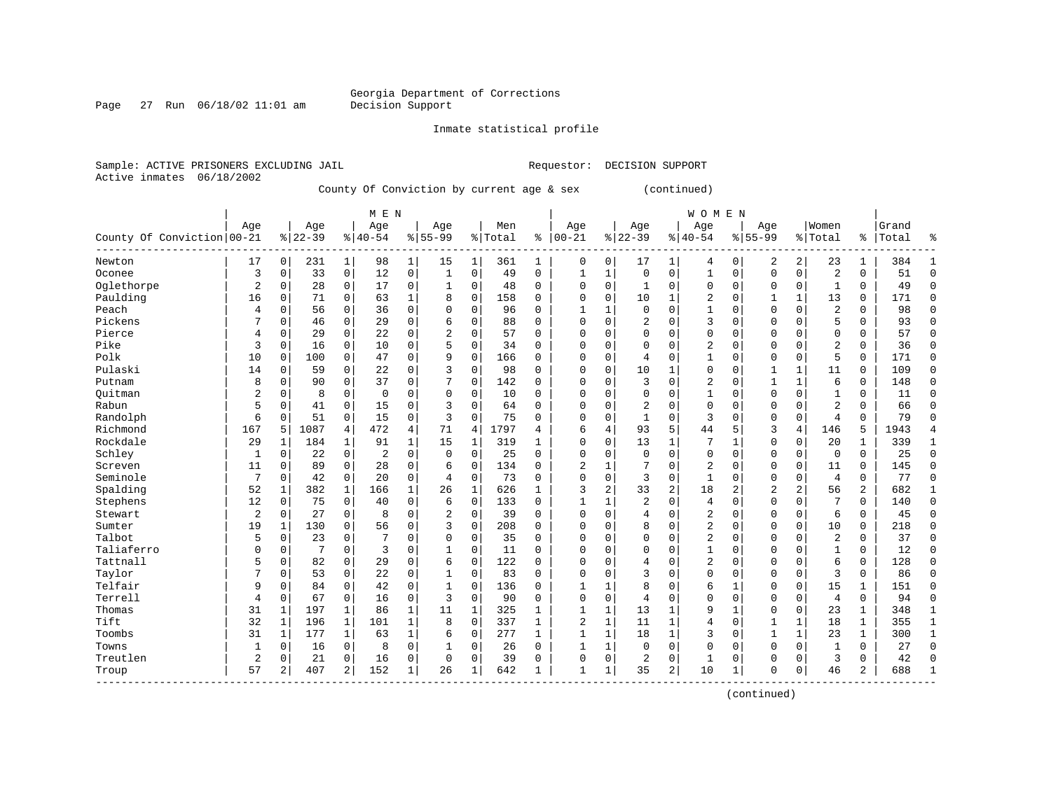Georgia Department of Corrections
Decision Support

Inmate statistical profile

Sample: ACTIVE PRISONERS EXCLUDING JAIL
Requestor: DECISION SUPPORT
Active inmates 06/18/2002

County Of Conviction by current age & sex (continued)

| County Of Conviction | MEN Age 00-21 | % | Age 22-39 | % | Age 40-54 | % | Age 55-99 | % | Men Total | % | WOMEN Age 00-21 | % | Age 22-39 | % | Age 40-54 | % | Age 55-99 | % | Women Total | % | Grand Total | % |
|---|---|---|---|---|---|---|---|---|---|---|---|---|---|---|---|---|---|---|---|---|---|---|
| Newton | 17 | 0 | 231 | 1 | 98 | 1 | 15 | 1 | 361 | 1 | 0 | 0 | 17 | 1 | 4 | 0 | 2 | 2 | 23 | 1 | 384 | 1 |
| Oconee | 3 | 0 | 33 | 0 | 12 | 0 | 1 | 0 | 49 | 0 | 1 | 1 | 0 | 0 | 1 | 0 | 0 | 0 | 2 | 0 | 51 | 0 |
| Oglethorpe | 2 | 0 | 28 | 0 | 17 | 0 | 1 | 0 | 48 | 0 | 0 | 0 | 1 | 0 | 0 | 0 | 0 | 0 | 1 | 0 | 49 | 0 |
| Paulding | 16 | 0 | 71 | 0 | 63 | 1 | 8 | 0 | 158 | 0 | 0 | 0 | 10 | 1 | 2 | 0 | 1 | 1 | 13 | 0 | 171 | 0 |
| Peach | 4 | 0 | 56 | 0 | 36 | 0 | 0 | 0 | 96 | 0 | 1 | 1 | 0 | 0 | 1 | 0 | 0 | 0 | 2 | 0 | 98 | 0 |
| Pickens | 7 | 0 | 46 | 0 | 29 | 0 | 6 | 0 | 88 | 0 | 0 | 0 | 2 | 0 | 3 | 0 | 0 | 0 | 5 | 0 | 93 | 0 |
| Pierce | 4 | 0 | 29 | 0 | 22 | 0 | 2 | 0 | 57 | 0 | 0 | 0 | 0 | 0 | 0 | 0 | 0 | 0 | 0 | 0 | 57 | 0 |
| Pike | 3 | 0 | 16 | 0 | 10 | 0 | 5 | 0 | 34 | 0 | 0 | 0 | 0 | 0 | 2 | 0 | 0 | 0 | 2 | 0 | 36 | 0 |
| Polk | 10 | 0 | 100 | 0 | 47 | 0 | 9 | 0 | 166 | 0 | 0 | 0 | 4 | 0 | 1 | 0 | 0 | 0 | 5 | 0 | 171 | 0 |
| Pulaski | 14 | 0 | 59 | 0 | 22 | 0 | 3 | 0 | 98 | 0 | 0 | 0 | 10 | 1 | 0 | 0 | 1 | 1 | 11 | 0 | 109 | 0 |
| Putnam | 8 | 0 | 90 | 0 | 37 | 0 | 7 | 0 | 142 | 0 | 0 | 0 | 3 | 0 | 2 | 0 | 1 | 1 | 6 | 0 | 148 | 0 |
| Quitman | 2 | 0 | 8 | 0 | 0 | 0 | 0 | 0 | 10 | 0 | 0 | 0 | 0 | 0 | 1 | 0 | 0 | 0 | 1 | 0 | 11 | 0 |
| Rabun | 5 | 0 | 41 | 0 | 15 | 0 | 3 | 0 | 64 | 0 | 0 | 0 | 2 | 0 | 0 | 0 | 0 | 0 | 2 | 0 | 66 | 0 |
| Randolph | 6 | 0 | 51 | 0 | 15 | 0 | 3 | 0 | 75 | 0 | 0 | 0 | 1 | 0 | 3 | 0 | 0 | 0 | 4 | 0 | 79 | 0 |
| Richmond | 167 | 5 | 1087 | 4 | 472 | 4 | 71 | 4 | 1797 | 4 | 6 | 4 | 93 | 5 | 44 | 5 | 3 | 4 | 146 | 5 | 1943 | 4 |
| Rockdale | 29 | 1 | 184 | 1 | 91 | 1 | 15 | 1 | 319 | 1 | 0 | 0 | 13 | 1 | 7 | 1 | 0 | 0 | 20 | 1 | 339 | 1 |
| Schley | 1 | 0 | 22 | 0 | 2 | 0 | 0 | 0 | 25 | 0 | 0 | 0 | 0 | 0 | 0 | 0 | 0 | 0 | 0 | 0 | 25 | 0 |
| Screven | 11 | 0 | 89 | 0 | 28 | 0 | 6 | 0 | 134 | 0 | 2 | 1 | 7 | 0 | 2 | 0 | 0 | 0 | 11 | 0 | 145 | 0 |
| Seminole | 7 | 0 | 42 | 0 | 20 | 0 | 4 | 0 | 73 | 0 | 0 | 0 | 3 | 0 | 1 | 0 | 0 | 0 | 4 | 0 | 77 | 0 |
| Spalding | 52 | 1 | 382 | 1 | 166 | 1 | 26 | 1 | 626 | 1 | 3 | 2 | 33 | 2 | 18 | 2 | 2 | 2 | 56 | 2 | 682 | 1 |
| Stephens | 12 | 0 | 75 | 0 | 40 | 0 | 6 | 0 | 133 | 0 | 1 | 1 | 2 | 0 | 4 | 0 | 0 | 0 | 7 | 0 | 140 | 0 |
| Stewart | 2 | 0 | 27 | 0 | 8 | 0 | 2 | 0 | 39 | 0 | 0 | 0 | 4 | 0 | 2 | 0 | 0 | 0 | 6 | 0 | 45 | 0 |
| Sumter | 19 | 1 | 130 | 0 | 56 | 0 | 3 | 0 | 208 | 0 | 0 | 0 | 8 | 0 | 2 | 0 | 0 | 0 | 10 | 0 | 218 | 0 |
| Talbot | 5 | 0 | 23 | 0 | 7 | 0 | 0 | 0 | 35 | 0 | 0 | 0 | 0 | 0 | 2 | 0 | 0 | 0 | 2 | 0 | 37 | 0 |
| Taliaferro | 0 | 0 | 7 | 0 | 3 | 0 | 1 | 0 | 11 | 0 | 0 | 0 | 0 | 0 | 1 | 0 | 0 | 0 | 1 | 0 | 12 | 0 |
| Tattnall | 5 | 0 | 82 | 0 | 29 | 0 | 6 | 0 | 122 | 0 | 0 | 0 | 4 | 0 | 2 | 0 | 0 | 0 | 6 | 0 | 128 | 0 |
| Taylor | 7 | 0 | 53 | 0 | 22 | 0 | 1 | 0 | 83 | 0 | 0 | 0 | 3 | 0 | 0 | 0 | 0 | 0 | 3 | 0 | 86 | 0 |
| Telfair | 9 | 0 | 84 | 0 | 42 | 0 | 1 | 0 | 136 | 0 | 1 | 1 | 8 | 0 | 6 | 1 | 0 | 0 | 15 | 1 | 151 | 0 |
| Terrell | 4 | 0 | 67 | 0 | 16 | 0 | 3 | 0 | 90 | 0 | 0 | 0 | 4 | 0 | 0 | 0 | 0 | 0 | 4 | 0 | 94 | 0 |
| Thomas | 31 | 1 | 197 | 1 | 86 | 1 | 11 | 1 | 325 | 1 | 1 | 1 | 13 | 1 | 9 | 1 | 0 | 0 | 23 | 1 | 348 | 1 |
| Tift | 32 | 1 | 196 | 1 | 101 | 1 | 8 | 0 | 337 | 1 | 2 | 1 | 11 | 1 | 4 | 0 | 1 | 1 | 18 | 1 | 355 | 1 |
| Toombs | 31 | 1 | 177 | 1 | 63 | 1 | 6 | 0 | 277 | 1 | 1 | 1 | 18 | 1 | 3 | 0 | 1 | 1 | 23 | 1 | 300 | 1 |
| Towns | 1 | 0 | 16 | 0 | 8 | 0 | 1 | 0 | 26 | 0 | 1 | 1 | 0 | 0 | 0 | 0 | 0 | 0 | 1 | 0 | 27 | 0 |
| Treutlen | 2 | 0 | 21 | 0 | 16 | 0 | 0 | 0 | 39 | 0 | 0 | 0 | 2 | 0 | 1 | 0 | 0 | 0 | 3 | 0 | 42 | 0 |
| Troup | 57 | 2 | 407 | 2 | 152 | 1 | 26 | 1 | 642 | 1 | 1 | 1 | 35 | 2 | 10 | 1 | 0 | 0 | 46 | 2 | 688 | 1 |

(continued)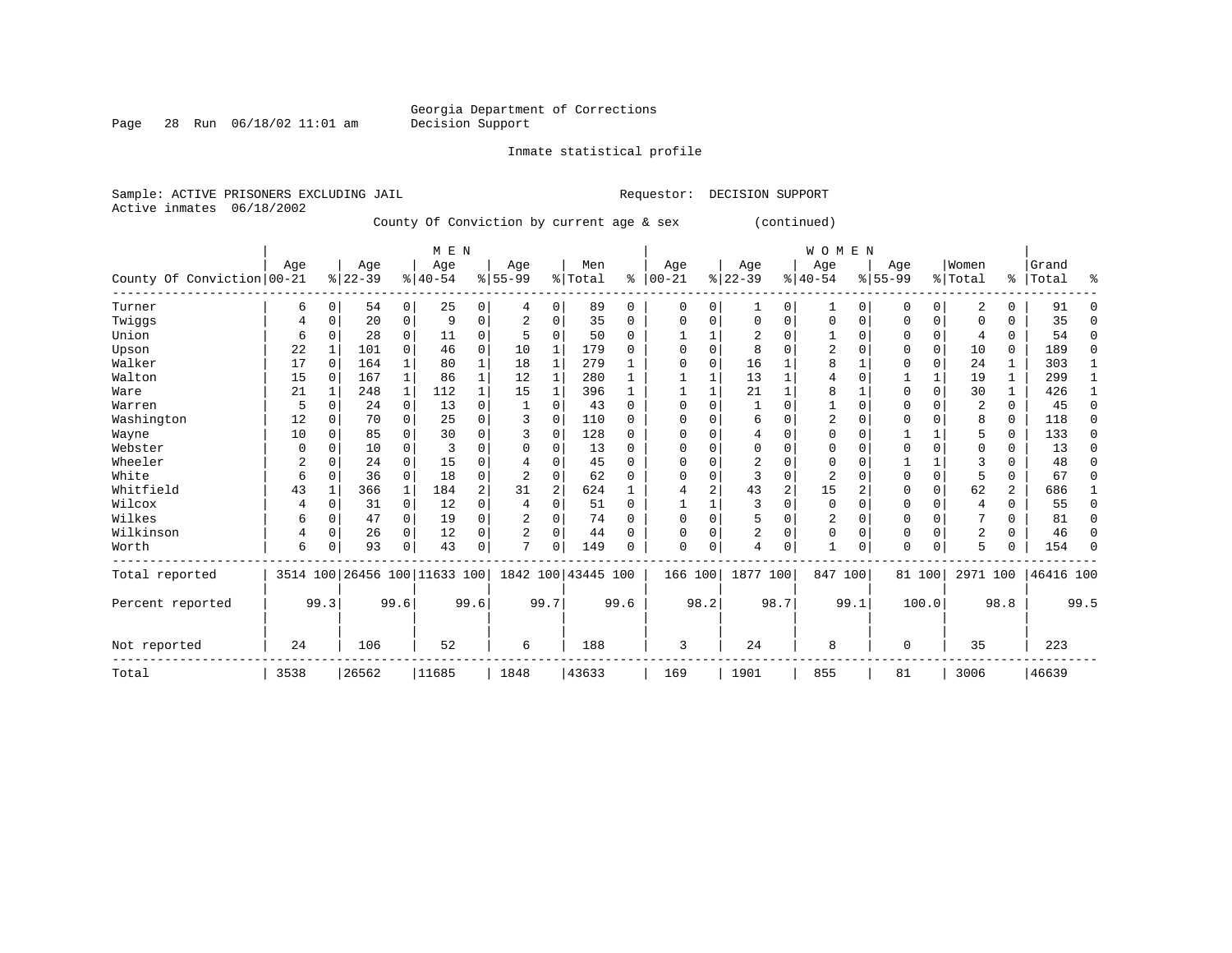Georgia Department of Corrections
Decision Support

Inmate statistical profile

Sample: ACTIVE PRISONERS EXCLUDING JAIL    Requestor: DECISION SUPPORT
Active inmates 06/18/2002

County Of Conviction by current age & sex (continued)

| County Of Conviction | MEN Age 00-21 | % | Age 22-39 | % | Age 40-54 | % | Age 55-99 | % | Men Total | % | WOMEN Age 00-21 | % | Age 22-39 | % | Age 40-54 | % | Age 55-99 | % | Women Total | % | Grand Total | % |
|---|---|---|---|---|---|---|---|---|---|---|---|---|---|---|---|---|---|---|---|---|---|---|
| Turner | 6 | 0 | 54 | 0 | 25 | 0 | 4 | 0 | 89 | 0 | 0 | 0 | 1 | 0 | 1 | 0 | 0 | 0 | 2 | 0 | 91 | 0 |
| Twiggs | 4 | 0 | 20 | 0 | 9 | 0 | 2 | 0 | 35 | 0 | 0 | 0 | 0 | 0 | 0 | 0 | 0 | 0 | 0 | 0 | 35 | 0 |
| Union | 6 | 0 | 28 | 0 | 11 | 0 | 5 | 0 | 50 | 0 | 1 | 1 | 2 | 0 | 1 | 0 | 0 | 0 | 4 | 0 | 54 | 0 |
| Upson | 22 | 1 | 101 | 0 | 46 | 0 | 10 | 1 | 179 | 0 | 0 | 0 | 8 | 0 | 2 | 0 | 0 | 0 | 10 | 0 | 189 | 0 |
| Walker | 17 | 0 | 164 | 1 | 80 | 1 | 18 | 1 | 279 | 1 | 0 | 0 | 16 | 1 | 8 | 1 | 0 | 0 | 24 | 1 | 303 | 1 |
| Walton | 15 | 0 | 167 | 1 | 86 | 1 | 12 | 1 | 280 | 1 | 1 | 1 | 13 | 1 | 4 | 0 | 1 | 1 | 19 | 1 | 299 | 1 |
| Ware | 21 | 1 | 248 | 1 | 112 | 1 | 15 | 1 | 396 | 1 | 1 | 1 | 21 | 1 | 8 | 1 | 0 | 0 | 30 | 1 | 426 | 1 |
| Warren | 5 | 0 | 24 | 0 | 13 | 0 | 1 | 0 | 43 | 0 | 0 | 0 | 1 | 0 | 1 | 0 | 0 | 0 | 2 | 0 | 45 | 0 |
| Washington | 12 | 0 | 70 | 0 | 25 | 0 | 3 | 0 | 110 | 0 | 0 | 0 | 6 | 0 | 2 | 0 | 0 | 0 | 8 | 0 | 118 | 0 |
| Wayne | 10 | 0 | 85 | 0 | 30 | 0 | 3 | 0 | 128 | 0 | 0 | 0 | 4 | 0 | 0 | 0 | 1 | 1 | 5 | 0 | 133 | 0 |
| Webster | 0 | 0 | 10 | 0 | 3 | 0 | 0 | 0 | 13 | 0 | 0 | 0 | 0 | 0 | 0 | 0 | 0 | 0 | 0 | 0 | 13 | 0 |
| Wheeler | 2 | 0 | 24 | 0 | 15 | 0 | 4 | 0 | 45 | 0 | 0 | 0 | 2 | 0 | 0 | 0 | 1 | 1 | 3 | 0 | 48 | 0 |
| White | 6 | 0 | 36 | 0 | 18 | 0 | 2 | 0 | 62 | 0 | 0 | 0 | 3 | 0 | 2 | 0 | 0 | 0 | 5 | 0 | 67 | 0 |
| Whitfield | 43 | 1 | 366 | 1 | 184 | 2 | 31 | 2 | 624 | 1 | 4 | 2 | 43 | 2 | 15 | 2 | 0 | 0 | 62 | 2 | 686 | 1 |
| Wilcox | 4 | 0 | 31 | 0 | 12 | 0 | 4 | 0 | 51 | 0 | 1 | 1 | 3 | 0 | 0 | 0 | 0 | 0 | 4 | 0 | 55 | 0 |
| Wilkes | 6 | 0 | 47 | 0 | 19 | 0 | 2 | 0 | 74 | 0 | 0 | 0 | 5 | 0 | 2 | 0 | 0 | 0 | 7 | 0 | 81 | 0 |
| Wilkinson | 4 | 0 | 26 | 0 | 12 | 0 | 2 | 0 | 44 | 0 | 0 | 0 | 2 | 0 | 0 | 0 | 0 | 0 | 2 | 0 | 46 | 0 |
| Worth | 6 | 0 | 93 | 0 | 43 | 0 | 7 | 0 | 149 | 0 | 0 | 0 | 4 | 0 | 1 | 0 | 0 | 0 | 5 | 0 | 154 | 0 |
| Total reported | 3514 | 100 | 26456 | 100 | 11633 | 100 | 1842 | 100 | 43445 | 100 | 166 | 100 | 1877 | 100 | 847 | 100 | 81 | 100 | 2971 | 100 | 46416 | 100 |
| Percent reported | | 99.3 | | 99.6 | | 99.6 | | 99.7 | | 99.6 | | 98.2 | | 98.7 | | 99.1 | | 100.0 | | 98.8 | | 99.5 |
| Not reported | 24 | | 106 | | 52 | | 6 | | 188 | | 3 | | 24 | | 8 | | 0 | | 35 | | 223 | |
| Total | 3538 | | 26562 | | 11685 | | 1848 | | 43633 | | 169 | | 1901 | | 855 | | 81 | | 3006 | | 46639 | |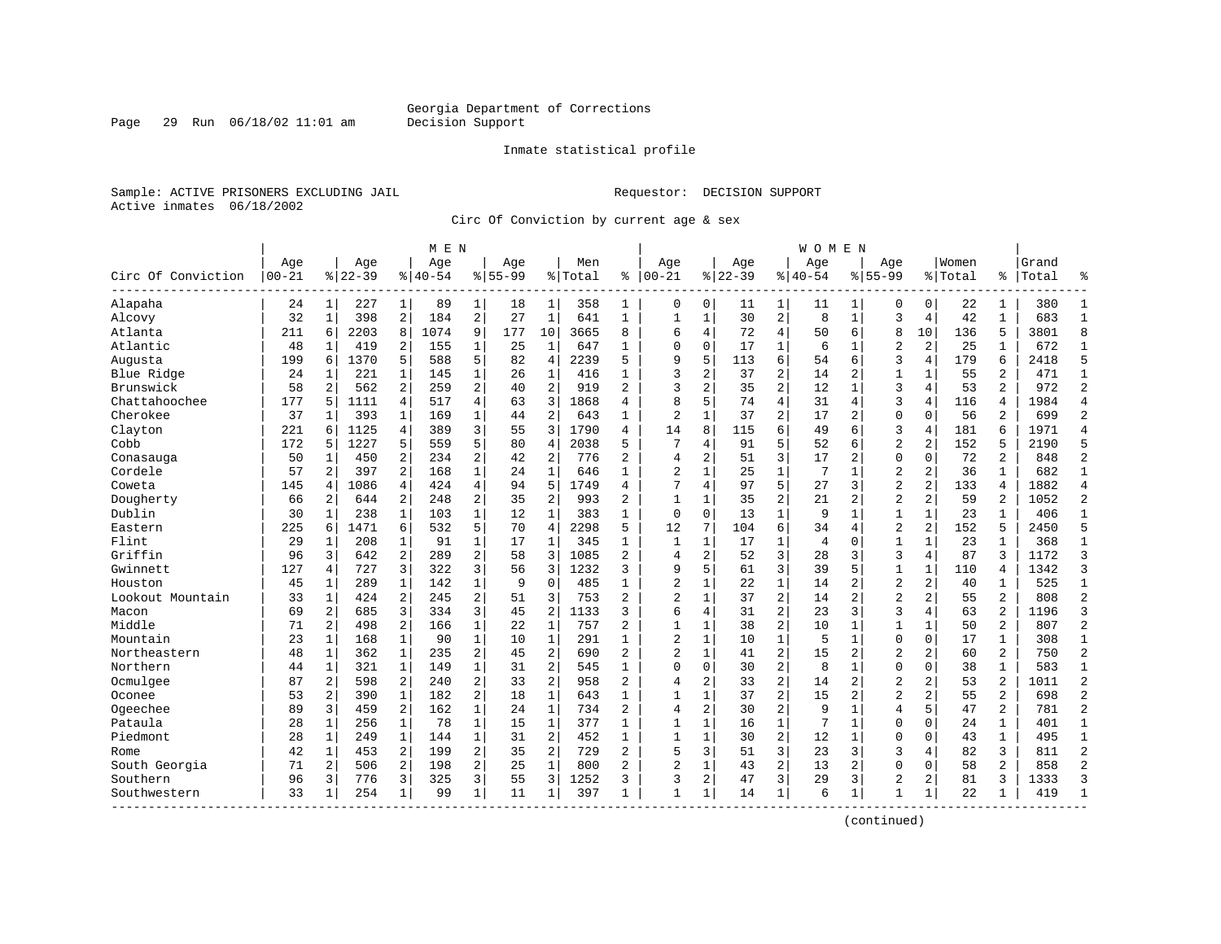Georgia Department of Corrections
Decision Support

Inmate statistical profile

Sample: ACTIVE PRISONERS EXCLUDING JAIL
Active inmates 06/18/2002

Requestor: DECISION SUPPORT

Circ Of Conviction by current age & sex

| Circ Of Conviction | MEN Age 00-21 | % | Age 22-39 | % | Age 40-54 | % | Age 55-99 | % | Men Total | % | WOMEN Age 00-21 | % | Age 22-39 | % | Age 40-54 | % | Age 55-99 | % | Women Total | % | Grand Total | % |
|---|---|---|---|---|---|---|---|---|---|---|---|---|---|---|---|---|---|---|---|---|---|---|
| Alapaha | 24 | 1 | 227 | 1 | 89 | 1 | 18 | 1 | 358 | 1 | 0 | 0 | 11 | 1 | 11 | 1 | 0 | 0 | 22 | 1 | 380 | 1 |
| Alcovy | 32 | 1 | 398 | 2 | 184 | 2 | 27 | 1 | 641 | 1 | 1 | 1 | 30 | 2 | 8 | 1 | 3 | 4 | 42 | 1 | 683 | 1 |
| Atlanta | 211 | 6 | 2203 | 8 | 1074 | 9 | 177 | 10 | 3665 | 8 | 6 | 4 | 72 | 4 | 50 | 6 | 8 | 10 | 136 | 5 | 3801 | 8 |
| Atlantic | 48 | 1 | 419 | 2 | 155 | 1 | 25 | 1 | 647 | 1 | 0 | 0 | 17 | 1 | 6 | 1 | 2 | 2 | 25 | 1 | 672 | 1 |
| Augusta | 199 | 6 | 1370 | 5 | 588 | 5 | 82 | 4 | 2239 | 5 | 9 | 5 | 113 | 6 | 54 | 6 | 3 | 4 | 179 | 6 | 2418 | 5 |
| Blue Ridge | 24 | 1 | 221 | 1 | 145 | 1 | 26 | 1 | 416 | 1 | 3 | 2 | 37 | 2 | 14 | 2 | 1 | 1 | 55 | 2 | 471 | 1 |
| Brunswick | 58 | 2 | 562 | 2 | 259 | 2 | 40 | 2 | 919 | 2 | 3 | 2 | 35 | 2 | 12 | 1 | 3 | 4 | 53 | 2 | 972 | 2 |
| Chattahoochee | 177 | 5 | 1111 | 4 | 517 | 4 | 63 | 3 | 1868 | 4 | 8 | 5 | 74 | 4 | 31 | 4 | 3 | 4 | 116 | 4 | 1984 | 4 |
| Cherokee | 37 | 1 | 393 | 1 | 169 | 1 | 44 | 2 | 643 | 1 | 2 | 1 | 37 | 2 | 17 | 2 | 0 | 0 | 56 | 2 | 699 | 2 |
| Clayton | 221 | 6 | 1125 | 4 | 389 | 3 | 55 | 3 | 1790 | 4 | 14 | 8 | 115 | 6 | 49 | 6 | 3 | 4 | 181 | 6 | 1971 | 4 |
| Cobb | 172 | 5 | 1227 | 5 | 559 | 5 | 80 | 4 | 2038 | 5 | 7 | 4 | 91 | 5 | 52 | 6 | 2 | 2 | 152 | 5 | 2190 | 5 |
| Conasauga | 50 | 1 | 450 | 2 | 234 | 2 | 42 | 2 | 776 | 2 | 4 | 2 | 51 | 3 | 17 | 2 | 0 | 0 | 72 | 2 | 848 | 2 |
| Cordele | 57 | 2 | 397 | 2 | 168 | 1 | 24 | 1 | 646 | 1 | 2 | 1 | 25 | 1 | 7 | 1 | 2 | 2 | 36 | 1 | 682 | 1 |
| Coweta | 145 | 4 | 1086 | 4 | 424 | 4 | 94 | 5 | 1749 | 4 | 7 | 4 | 97 | 5 | 27 | 3 | 2 | 2 | 133 | 4 | 1882 | 4 |
| Dougherty | 66 | 2 | 644 | 2 | 248 | 2 | 35 | 2 | 993 | 2 | 1 | 1 | 35 | 2 | 21 | 2 | 2 | 2 | 59 | 2 | 1052 | 2 |
| Dublin | 30 | 1 | 238 | 1 | 103 | 1 | 12 | 1 | 383 | 1 | 0 | 0 | 13 | 1 | 9 | 1 | 1 | 1 | 23 | 1 | 406 | 1 |
| Eastern | 225 | 6 | 1471 | 6 | 532 | 5 | 70 | 4 | 2298 | 5 | 12 | 7 | 104 | 6 | 34 | 4 | 2 | 2 | 152 | 5 | 2450 | 5 |
| Flint | 29 | 1 | 208 | 1 | 91 | 1 | 17 | 1 | 345 | 1 | 1 | 1 | 17 | 1 | 4 | 0 | 1 | 1 | 23 | 1 | 368 | 1 |
| Griffin | 96 | 3 | 642 | 2 | 289 | 2 | 58 | 3 | 1085 | 2 | 4 | 2 | 52 | 3 | 28 | 3 | 3 | 4 | 87 | 3 | 1172 | 3 |
| Gwinnett | 127 | 4 | 727 | 3 | 322 | 3 | 56 | 3 | 1232 | 3 | 9 | 5 | 61 | 3 | 39 | 5 | 1 | 1 | 110 | 4 | 1342 | 3 |
| Houston | 45 | 1 | 289 | 1 | 142 | 1 | 9 | 0 | 485 | 1 | 2 | 1 | 22 | 1 | 14 | 2 | 2 | 2 | 40 | 1 | 525 | 1 |
| Lookout Mountain | 33 | 1 | 424 | 2 | 245 | 2 | 51 | 3 | 753 | 2 | 2 | 1 | 37 | 2 | 14 | 2 | 2 | 2 | 55 | 2 | 808 | 2 |
| Macon | 69 | 2 | 685 | 3 | 334 | 3 | 45 | 2 | 1133 | 3 | 6 | 4 | 31 | 2 | 23 | 3 | 3 | 4 | 63 | 2 | 1196 | 3 |
| Middle | 71 | 2 | 498 | 2 | 166 | 1 | 22 | 1 | 757 | 2 | 1 | 1 | 38 | 2 | 10 | 1 | 1 | 1 | 50 | 2 | 807 | 2 |
| Mountain | 23 | 1 | 168 | 1 | 90 | 1 | 10 | 1 | 291 | 1 | 2 | 1 | 10 | 1 | 5 | 1 | 0 | 0 | 17 | 1 | 308 | 1 |
| Northeastern | 48 | 1 | 362 | 1 | 235 | 2 | 45 | 2 | 690 | 2 | 2 | 1 | 41 | 2 | 15 | 2 | 2 | 2 | 60 | 2 | 750 | 2 |
| Northern | 44 | 1 | 321 | 1 | 149 | 1 | 31 | 2 | 545 | 1 | 0 | 0 | 30 | 2 | 8 | 1 | 0 | 0 | 38 | 1 | 583 | 1 |
| Ocmulgee | 87 | 2 | 598 | 2 | 240 | 2 | 33 | 2 | 958 | 2 | 4 | 2 | 33 | 2 | 14 | 2 | 2 | 2 | 53 | 2 | 1011 | 2 |
| Oconee | 53 | 2 | 390 | 1 | 182 | 2 | 18 | 1 | 643 | 1 | 1 | 1 | 37 | 2 | 15 | 2 | 2 | 2 | 55 | 2 | 698 | 2 |
| Ogeechee | 89 | 3 | 459 | 2 | 162 | 1 | 24 | 1 | 734 | 2 | 4 | 2 | 30 | 2 | 9 | 1 | 4 | 5 | 47 | 2 | 781 | 2 |
| Pataula | 28 | 1 | 256 | 1 | 78 | 1 | 15 | 1 | 377 | 1 | 1 | 1 | 16 | 1 | 7 | 1 | 0 | 0 | 24 | 1 | 401 | 1 |
| Piedmont | 28 | 1 | 249 | 1 | 144 | 1 | 31 | 2 | 452 | 1 | 1 | 1 | 30 | 2 | 12 | 1 | 0 | 0 | 43 | 1 | 495 | 1 |
| Rome | 42 | 1 | 453 | 2 | 199 | 2 | 35 | 2 | 729 | 2 | 5 | 3 | 51 | 3 | 23 | 3 | 3 | 4 | 82 | 3 | 811 | 2 |
| South Georgia | 71 | 2 | 506 | 2 | 198 | 2 | 25 | 1 | 800 | 2 | 2 | 1 | 43 | 2 | 13 | 2 | 0 | 0 | 58 | 2 | 858 | 2 |
| Southern | 96 | 3 | 776 | 3 | 325 | 3 | 55 | 3 | 1252 | 3 | 3 | 2 | 47 | 3 | 29 | 3 | 2 | 2 | 81 | 3 | 1333 | 3 |
| Southwestern | 33 | 1 | 254 | 1 | 99 | 1 | 11 | 1 | 397 | 1 | 1 | 1 | 14 | 1 | 6 | 1 | 1 | 1 | 22 | 1 | 419 | 1 |

(continued)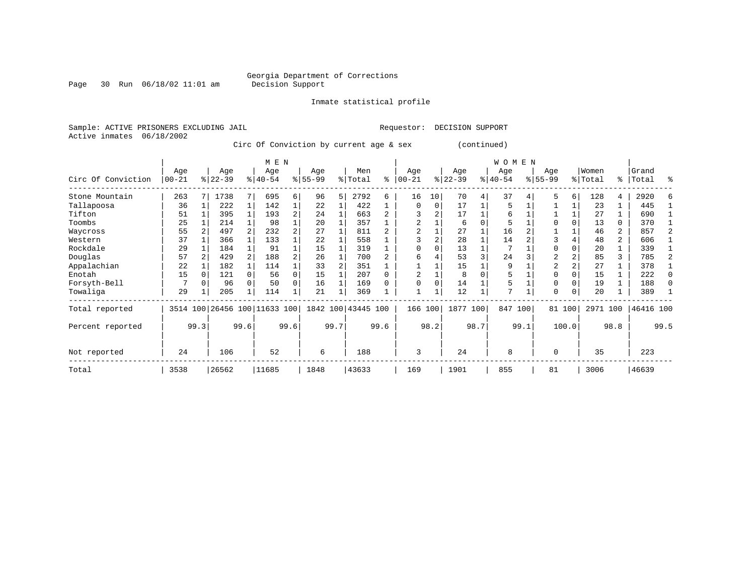Georgia Department of Corrections
Decision Support

Page 30 Run 06/18/02 11:01 am

Inmate statistical profile

Sample: ACTIVE PRISONERS EXCLUDING JAIL

Requestor: DECISION SUPPORT

Active inmates 06/18/2002

Circ Of Conviction by current age & sex (continued)

| Circ Of Conviction | MEN Age 00-21 | % | Age 22-39 | % | Age 40-54 | % | Age 55-99 | % | Men Total | % | WOMEN Age 00-21 | % | Age 22-39 | % | Age 40-54 | % | Age 55-99 | % | Women Total | % | Grand Total | % |
|---|---|---|---|---|---|---|---|---|---|---|---|---|---|---|---|---|---|---|---|---|---|---|
| Stone Mountain | 263 | 7 | 1738 | 7 | 695 | 6 | 96 | 5 | 2792 | 6 | 16 | 10 | 70 | 4 | 37 | 4 | 5 | 6 | 128 | 4 | 2920 | 6 |
| Tallapoosa | 36 | 1 | 222 | 1 | 142 | 1 | 22 | 1 | 422 | 1 | 0 | 0 | 17 | 1 | 5 | 1 | 1 | 1 | 23 | 1 | 445 | 1 |
| Tifton | 51 | 1 | 395 | 1 | 193 | 2 | 24 | 1 | 663 | 2 | 3 | 2 | 17 | 1 | 6 | 1 | 1 | 1 | 27 | 1 | 690 | 1 |
| Toombs | 25 | 1 | 214 | 1 | 98 | 1 | 20 | 1 | 357 | 1 | 2 | 1 | 6 | 0 | 5 | 1 | 0 | 0 | 13 | 0 | 370 | 1 |
| Waycross | 55 | 2 | 497 | 2 | 232 | 2 | 27 | 1 | 811 | 2 | 2 | 1 | 27 | 1 | 16 | 2 | 1 | 1 | 46 | 2 | 857 | 2 |
| Western | 37 | 1 | 366 | 1 | 133 | 1 | 22 | 1 | 558 | 1 | 3 | 2 | 28 | 1 | 14 | 2 | 3 | 4 | 48 | 2 | 606 | 1 |
| Rockdale | 29 | 1 | 184 | 1 | 91 | 1 | 15 | 1 | 319 | 1 | 0 | 0 | 13 | 1 | 7 | 1 | 0 | 0 | 20 | 1 | 339 | 1 |
| Douglas | 57 | 2 | 429 | 2 | 188 | 2 | 26 | 1 | 700 | 2 | 6 | 4 | 53 | 3 | 24 | 3 | 2 | 2 | 85 | 3 | 785 | 2 |
| Appalachian | 22 | 1 | 182 | 1 | 114 | 1 | 33 | 2 | 351 | 1 | 1 | 1 | 15 | 1 | 9 | 1 | 2 | 2 | 27 | 1 | 378 | 1 |
| Enotah | 15 | 0 | 121 | 0 | 56 | 0 | 15 | 1 | 207 | 0 | 2 | 1 | 8 | 0 | 5 | 1 | 0 | 0 | 15 | 1 | 222 | 0 |
| Forsyth-Bell | 7 | 0 | 96 | 0 | 50 | 0 | 16 | 1 | 169 | 0 | 0 | 0 | 14 | 1 | 5 | 1 | 0 | 0 | 19 | 1 | 188 | 0 |
| Towaliga | 29 | 1 | 205 | 1 | 114 | 1 | 21 | 1 | 369 | 1 | 1 | 1 | 12 | 1 | 7 | 1 | 0 | 0 | 20 | 1 | 389 | 1 |
| Total reported | 3514 | 100 | 26456 | 100 | 11633 | 100 | 1842 | 100 | 43445 | 100 | 166 | 100 | 1877 | 100 | 847 | 100 | 81 | 100 | 2971 | 100 | 46416 | 100 |
| Percent reported | | 99.3 | | 99.6 | | 99.6 | | 99.7 | | 99.6 | | 98.2 | | 98.7 | | 99.1 | | 100.0 | | 98.8 | | 99.5 |
| Not reported | 24 | | 106 | | 52 | | 6 | | 188 | | 3 | | 24 | | 8 | | 0 | | 35 | | 223 | |
| Total | 3538 | | 26562 | | 11685 | | 1848 | | 43633 | | 169 | | 1901 | | 855 | | 81 | | 3006 | | 46639 | |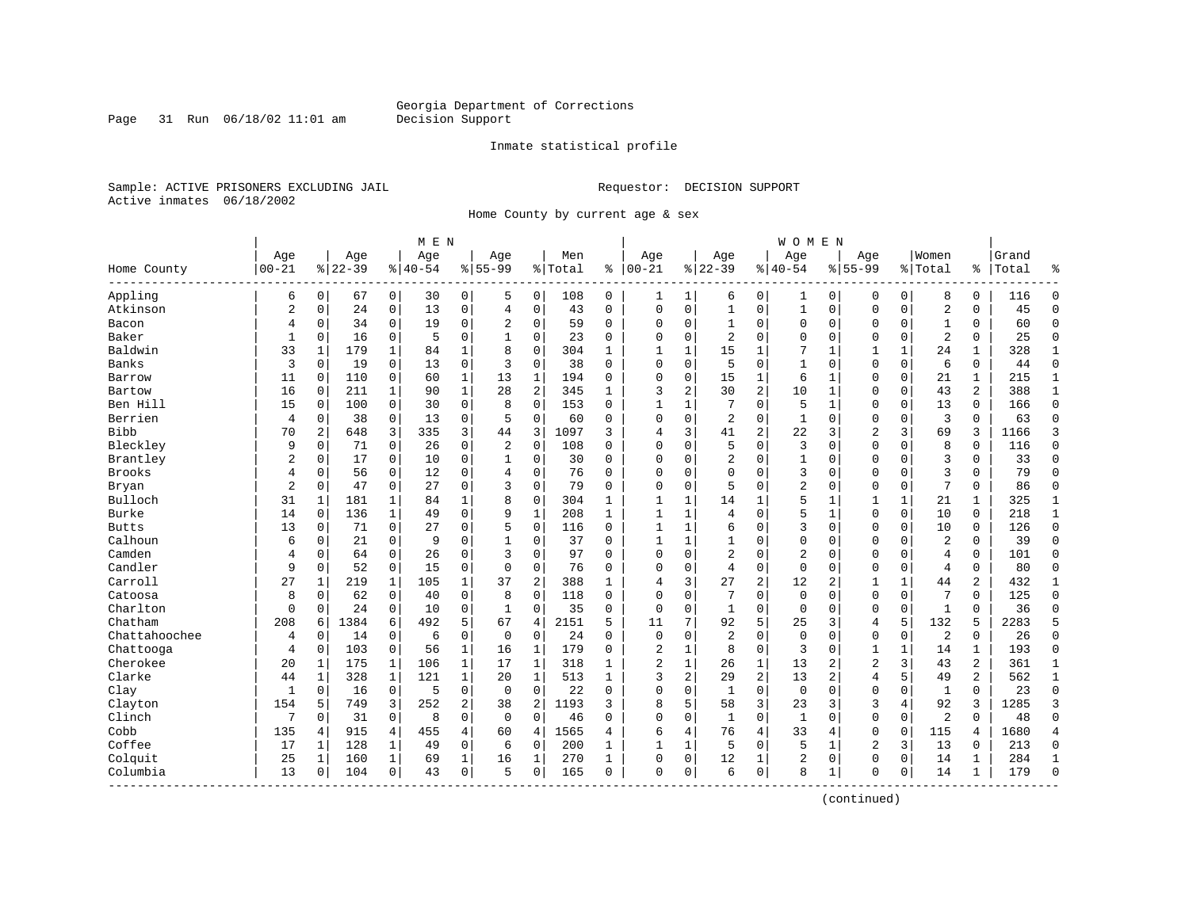Georgia Department of Corrections
Decision Support

Inmate statistical profile

Sample: ACTIVE PRISONERS EXCLUDING JAIL

Requestor: DECISION SUPPORT

Active inmates 06/18/2002

Home County by current age & sex

| Home County | MEN Age 00-21 | % | Age 22-39 | % | Age 40-54 | % | Age 55-99 | % | Men Total | % | WOMEN Age 00-21 | % | Age 22-39 | % | Age 40-54 | % | Age 55-99 | % | Women Total | % | Grand Total | % |
|---|---|---|---|---|---|---|---|---|---|---|---|---|---|---|---|---|---|---|---|---|---|---|
| Appling | 6 | 0 | 67 | 0 | 30 | 0 | 5 | 0 | 108 | 0 | 1 | 1 | 6 | 0 | 1 | 0 | 0 | 0 | 8 | 0 | 116 | 0 |
| Atkinson | 2 | 0 | 24 | 0 | 13 | 0 | 4 | 0 | 43 | 0 | 0 | 0 | 1 | 0 | 1 | 0 | 0 | 0 | 2 | 0 | 45 | 0 |
| Bacon | 4 | 0 | 34 | 0 | 19 | 0 | 2 | 0 | 59 | 0 | 0 | 0 | 1 | 0 | 0 | 0 | 0 | 0 | 1 | 0 | 60 | 0 |
| Baker | 1 | 0 | 16 | 0 | 5 | 0 | 1 | 0 | 23 | 0 | 0 | 0 | 2 | 0 | 0 | 0 | 0 | 0 | 2 | 0 | 25 | 0 |
| Baldwin | 33 | 1 | 179 | 1 | 84 | 1 | 8 | 0 | 304 | 1 | 1 | 1 | 15 | 1 | 7 | 1 | 1 | 1 | 24 | 1 | 328 | 1 |
| Banks | 3 | 0 | 19 | 0 | 13 | 0 | 3 | 0 | 38 | 0 | 0 | 0 | 5 | 0 | 1 | 0 | 0 | 0 | 6 | 0 | 44 | 0 |
| Barrow | 11 | 0 | 110 | 0 | 60 | 1 | 13 | 1 | 194 | 0 | 0 | 0 | 15 | 1 | 6 | 1 | 0 | 0 | 21 | 1 | 215 | 1 |
| Bartow | 16 | 0 | 211 | 1 | 90 | 1 | 28 | 2 | 345 | 1 | 3 | 2 | 30 | 2 | 10 | 1 | 0 | 0 | 43 | 2 | 388 | 1 |
| Ben Hill | 15 | 0 | 100 | 0 | 30 | 0 | 8 | 0 | 153 | 0 | 1 | 1 | 7 | 0 | 5 | 1 | 0 | 0 | 13 | 0 | 166 | 0 |
| Berrien | 4 | 0 | 38 | 0 | 13 | 0 | 5 | 0 | 60 | 0 | 0 | 0 | 2 | 0 | 1 | 0 | 0 | 0 | 3 | 0 | 63 | 0 |
| Bibb | 70 | 2 | 648 | 3 | 335 | 3 | 44 | 3 | 1097 | 3 | 4 | 3 | 41 | 2 | 22 | 3 | 2 | 3 | 69 | 3 | 1166 | 3 |
| Bleckley | 9 | 0 | 71 | 0 | 26 | 0 | 2 | 0 | 108 | 0 | 0 | 0 | 5 | 0 | 3 | 0 | 0 | 0 | 8 | 0 | 116 | 0 |
| Brantley | 2 | 0 | 17 | 0 | 10 | 0 | 1 | 0 | 30 | 0 | 0 | 0 | 2 | 0 | 1 | 0 | 0 | 0 | 3 | 0 | 33 | 0 |
| Brooks | 4 | 0 | 56 | 0 | 12 | 0 | 4 | 0 | 76 | 0 | 0 | 0 | 0 | 0 | 3 | 0 | 0 | 0 | 3 | 0 | 79 | 0 |
| Bryan | 2 | 0 | 47 | 0 | 27 | 0 | 3 | 0 | 79 | 0 | 0 | 0 | 5 | 0 | 2 | 0 | 0 | 0 | 7 | 0 | 86 | 0 |
| Bulloch | 31 | 1 | 181 | 1 | 84 | 1 | 8 | 0 | 304 | 1 | 1 | 1 | 14 | 1 | 5 | 1 | 1 | 1 | 21 | 1 | 325 | 1 |
| Burke | 14 | 0 | 136 | 1 | 49 | 0 | 9 | 1 | 208 | 1 | 1 | 1 | 4 | 0 | 5 | 1 | 0 | 0 | 10 | 0 | 218 | 1 |
| Butts | 13 | 0 | 71 | 0 | 27 | 0 | 5 | 0 | 116 | 0 | 1 | 1 | 6 | 0 | 3 | 0 | 0 | 0 | 10 | 0 | 126 | 0 |
| Calhoun | 6 | 0 | 21 | 0 | 9 | 0 | 1 | 0 | 37 | 0 | 1 | 1 | 1 | 0 | 0 | 0 | 0 | 0 | 2 | 0 | 39 | 0 |
| Camden | 4 | 0 | 64 | 0 | 26 | 0 | 3 | 0 | 97 | 0 | 0 | 0 | 2 | 0 | 2 | 0 | 0 | 0 | 4 | 0 | 101 | 0 |
| Candler | 9 | 0 | 52 | 0 | 15 | 0 | 0 | 0 | 76 | 0 | 0 | 0 | 4 | 0 | 0 | 0 | 0 | 0 | 4 | 0 | 80 | 0 |
| Carroll | 27 | 1 | 219 | 1 | 105 | 1 | 37 | 2 | 388 | 1 | 4 | 3 | 27 | 2 | 12 | 2 | 1 | 1 | 44 | 2 | 432 | 1 |
| Catoosa | 8 | 0 | 62 | 0 | 40 | 0 | 8 | 0 | 118 | 0 | 0 | 0 | 7 | 0 | 0 | 0 | 0 | 0 | 7 | 0 | 125 | 0 |
| Charlton | 0 | 0 | 24 | 0 | 10 | 0 | 1 | 0 | 35 | 0 | 0 | 0 | 1 | 0 | 0 | 0 | 0 | 0 | 1 | 0 | 36 | 0 |
| Chatham | 208 | 6 | 1384 | 6 | 492 | 5 | 67 | 4 | 2151 | 5 | 11 | 7 | 92 | 5 | 25 | 3 | 4 | 5 | 132 | 5 | 2283 | 5 |
| Chattahoochee | 4 | 0 | 14 | 0 | 6 | 0 | 0 | 0 | 24 | 0 | 0 | 0 | 2 | 0 | 0 | 0 | 0 | 0 | 2 | 0 | 26 | 0 |
| Chattooga | 4 | 0 | 103 | 0 | 56 | 1 | 16 | 1 | 179 | 0 | 2 | 1 | 8 | 0 | 3 | 0 | 1 | 1 | 14 | 1 | 193 | 0 |
| Cherokee | 20 | 1 | 175 | 1 | 106 | 1 | 17 | 1 | 318 | 1 | 2 | 1 | 26 | 1 | 13 | 2 | 2 | 3 | 43 | 2 | 361 | 1 |
| Clarke | 44 | 1 | 328 | 1 | 121 | 1 | 20 | 1 | 513 | 1 | 3 | 2 | 29 | 2 | 13 | 2 | 4 | 5 | 49 | 2 | 562 | 1 |
| Clay | 1 | 0 | 16 | 0 | 5 | 0 | 0 | 0 | 22 | 0 | 0 | 0 | 1 | 0 | 0 | 0 | 0 | 0 | 1 | 0 | 23 | 0 |
| Clayton | 154 | 5 | 749 | 3 | 252 | 2 | 38 | 2 | 1193 | 3 | 8 | 5 | 58 | 3 | 23 | 3 | 3 | 4 | 92 | 3 | 1285 | 3 |
| Clinch | 7 | 0 | 31 | 0 | 8 | 0 | 0 | 0 | 46 | 0 | 0 | 0 | 1 | 0 | 1 | 0 | 0 | 0 | 2 | 0 | 48 | 0 |
| Cobb | 135 | 4 | 915 | 4 | 455 | 4 | 60 | 4 | 1565 | 4 | 6 | 4 | 76 | 4 | 33 | 4 | 0 | 0 | 115 | 4 | 1680 | 4 |
| Coffee | 17 | 1 | 128 | 1 | 49 | 0 | 6 | 0 | 200 | 1 | 1 | 1 | 5 | 0 | 5 | 1 | 2 | 3 | 13 | 0 | 213 | 0 |
| Colquit | 25 | 1 | 160 | 1 | 69 | 1 | 16 | 1 | 270 | 1 | 0 | 0 | 12 | 1 | 2 | 0 | 0 | 0 | 14 | 1 | 284 | 1 |
| Columbia | 13 | 0 | 104 | 0 | 43 | 0 | 5 | 0 | 165 | 0 | 0 | 0 | 6 | 0 | 8 | 1 | 0 | 0 | 14 | 1 | 179 | 0 |

(continued)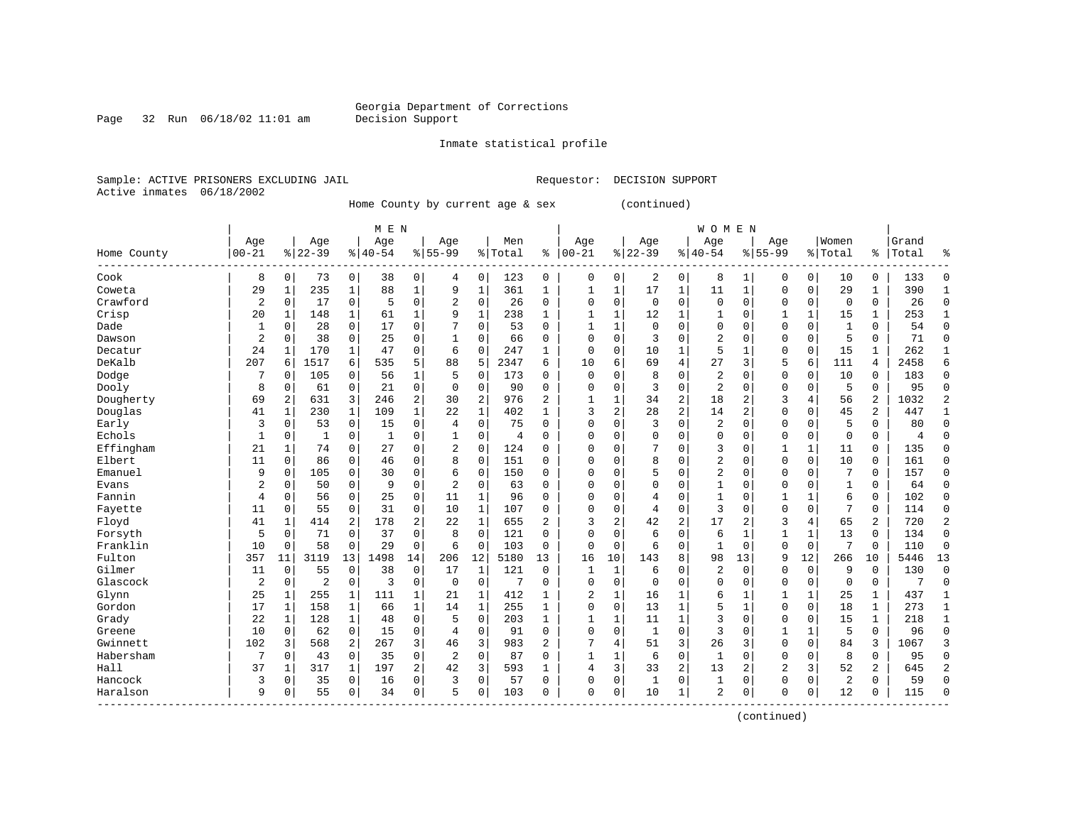Georgia Department of Corrections
Decision Support

Inmate statistical profile

Sample: ACTIVE PRISONERS EXCLUDING JAIL

Requestor: DECISION SUPPORT

Active inmates 06/18/2002

Home County by current age & sex (continued)

| Home County | MEN Age 00-21 | % | Age 22-39 | % | Age 40-54 | % | Age 55-99 | % | Men Total | % | WOMEN Age 00-21 | % | Age 22-39 | % | Age 40-54 | % | Age 55-99 | % | Women Total | % | Grand Total | % |
|---|---|---|---|---|---|---|---|---|---|---|---|---|---|---|---|---|---|---|---|---|---|---|
| Cook | 8 | 0 | 73 | 0 | 38 | 0 | 4 | 0 | 123 | 0 | 0 | 0 | 2 | 0 | 8 | 1 | 0 | 0 | 10 | 0 | 133 | 0 |
| Coweta | 29 | 1 | 235 | 1 | 88 | 1 | 9 | 1 | 361 | 1 | 1 | 1 | 17 | 1 | 11 | 1 | 0 | 0 | 29 | 1 | 390 | 1 |
| Crawford | 2 | 0 | 17 | 0 | 5 | 0 | 2 | 0 | 26 | 0 | 0 | 0 | 0 | 0 | 0 | 0 | 0 | 0 | 0 | 0 | 26 | 0 |
| Crisp | 20 | 1 | 148 | 1 | 61 | 1 | 9 | 1 | 238 | 1 | 1 | 1 | 12 | 1 | 1 | 0 | 1 | 1 | 15 | 1 | 253 | 1 |
| Dade | 1 | 0 | 28 | 0 | 17 | 0 | 7 | 0 | 53 | 0 | 1 | 1 | 0 | 0 | 0 | 0 | 0 | 0 | 1 | 0 | 54 | 0 |
| Dawson | 2 | 0 | 38 | 0 | 25 | 0 | 1 | 0 | 66 | 0 | 0 | 0 | 3 | 0 | 2 | 0 | 0 | 0 | 5 | 0 | 71 | 0 |
| Decatur | 24 | 1 | 170 | 1 | 47 | 0 | 6 | 0 | 247 | 1 | 0 | 0 | 10 | 1 | 5 | 1 | 0 | 0 | 15 | 1 | 262 | 1 |
| DeKalb | 207 | 6 | 1517 | 6 | 535 | 5 | 88 | 5 | 2347 | 6 | 10 | 6 | 69 | 4 | 27 | 3 | 5 | 6 | 111 | 4 | 2458 | 6 |
| Dodge | 7 | 0 | 105 | 0 | 56 | 1 | 5 | 0 | 173 | 0 | 0 | 0 | 8 | 0 | 2 | 0 | 0 | 0 | 10 | 0 | 183 | 0 |
| Dooly | 8 | 0 | 61 | 0 | 21 | 0 | 0 | 0 | 90 | 0 | 0 | 0 | 3 | 0 | 2 | 0 | 0 | 0 | 5 | 0 | 95 | 0 |
| Dougherty | 69 | 2 | 631 | 3 | 246 | 2 | 30 | 2 | 976 | 2 | 1 | 1 | 34 | 2 | 18 | 2 | 3 | 4 | 56 | 2 | 1032 | 2 |
| Douglas | 41 | 1 | 230 | 1 | 109 | 1 | 22 | 1 | 402 | 1 | 3 | 2 | 28 | 2 | 14 | 2 | 0 | 0 | 45 | 2 | 447 | 1 |
| Early | 3 | 0 | 53 | 0 | 15 | 0 | 4 | 0 | 75 | 0 | 0 | 0 | 3 | 0 | 2 | 0 | 0 | 0 | 5 | 0 | 80 | 0 |
| Echols | 1 | 0 | 1 | 0 | 1 | 0 | 1 | 0 | 4 | 0 | 0 | 0 | 0 | 0 | 0 | 0 | 0 | 0 | 0 | 0 | 4 | 0 |
| Effingham | 21 | 1 | 74 | 0 | 27 | 0 | 2 | 0 | 124 | 0 | 0 | 0 | 7 | 0 | 3 | 0 | 1 | 1 | 11 | 0 | 135 | 0 |
| Elbert | 11 | 0 | 86 | 0 | 46 | 0 | 8 | 0 | 151 | 0 | 0 | 0 | 8 | 0 | 2 | 0 | 0 | 0 | 10 | 0 | 161 | 0 |
| Emanuel | 9 | 0 | 105 | 0 | 30 | 0 | 6 | 0 | 150 | 0 | 0 | 0 | 5 | 0 | 2 | 0 | 0 | 0 | 7 | 0 | 157 | 0 |
| Evans | 2 | 0 | 50 | 0 | 9 | 0 | 2 | 0 | 63 | 0 | 0 | 0 | 0 | 0 | 1 | 0 | 0 | 0 | 1 | 0 | 64 | 0 |
| Fannin | 4 | 0 | 56 | 0 | 25 | 0 | 11 | 1 | 96 | 0 | 0 | 0 | 4 | 0 | 1 | 0 | 1 | 1 | 6 | 0 | 102 | 0 |
| Fayette | 11 | 0 | 55 | 0 | 31 | 0 | 10 | 1 | 107 | 0 | 0 | 0 | 4 | 0 | 3 | 0 | 0 | 0 | 7 | 0 | 114 | 0 |
| Floyd | 41 | 1 | 414 | 2 | 178 | 2 | 22 | 1 | 655 | 2 | 3 | 2 | 42 | 2 | 17 | 2 | 3 | 4 | 65 | 2 | 720 | 2 |
| Forsyth | 5 | 0 | 71 | 0 | 37 | 0 | 8 | 0 | 121 | 0 | 0 | 0 | 6 | 0 | 6 | 1 | 1 | 1 | 13 | 0 | 134 | 0 |
| Franklin | 10 | 0 | 58 | 0 | 29 | 0 | 6 | 0 | 103 | 0 | 0 | 0 | 6 | 0 | 1 | 0 | 0 | 0 | 7 | 0 | 110 | 0 |
| Fulton | 357 | 11 | 3119 | 13 | 1498 | 14 | 206 | 12 | 5180 | 13 | 16 | 10 | 143 | 8 | 98 | 13 | 9 | 12 | 266 | 10 | 5446 | 13 |
| Gilmer | 11 | 0 | 55 | 0 | 38 | 0 | 17 | 1 | 121 | 0 | 1 | 1 | 6 | 0 | 2 | 0 | 0 | 0 | 9 | 0 | 130 | 0 |
| Glascock | 2 | 0 | 2 | 0 | 3 | 0 | 0 | 0 | 7 | 0 | 0 | 0 | 0 | 0 | 0 | 0 | 0 | 0 | 0 | 0 | 7 | 0 |
| Glynn | 25 | 1 | 255 | 1 | 111 | 1 | 21 | 1 | 412 | 1 | 2 | 1 | 16 | 1 | 6 | 1 | 1 | 1 | 25 | 1 | 437 | 1 |
| Gordon | 17 | 1 | 158 | 1 | 66 | 1 | 14 | 1 | 255 | 1 | 0 | 0 | 13 | 1 | 5 | 1 | 0 | 0 | 18 | 1 | 273 | 1 |
| Grady | 22 | 1 | 128 | 1 | 48 | 0 | 5 | 0 | 203 | 1 | 1 | 1 | 11 | 1 | 3 | 0 | 0 | 0 | 15 | 1 | 218 | 1 |
| Greene | 10 | 0 | 62 | 0 | 15 | 0 | 4 | 0 | 91 | 0 | 0 | 0 | 1 | 0 | 3 | 0 | 1 | 1 | 5 | 0 | 96 | 0 |
| Gwinnett | 102 | 3 | 568 | 2 | 267 | 3 | 46 | 3 | 983 | 2 | 7 | 4 | 51 | 3 | 26 | 3 | 0 | 0 | 84 | 3 | 1067 | 3 |
| Habersham | 7 | 0 | 43 | 0 | 35 | 0 | 2 | 0 | 87 | 0 | 1 | 1 | 6 | 0 | 1 | 0 | 0 | 0 | 8 | 0 | 95 | 0 |
| Hall | 37 | 1 | 317 | 1 | 197 | 2 | 42 | 3 | 593 | 1 | 4 | 3 | 33 | 2 | 13 | 2 | 2 | 3 | 52 | 2 | 645 | 2 |
| Hancock | 3 | 0 | 35 | 0 | 16 | 0 | 3 | 0 | 57 | 0 | 0 | 0 | 1 | 0 | 1 | 0 | 0 | 0 | 2 | 0 | 59 | 0 |
| Haralson | 9 | 0 | 55 | 0 | 34 | 0 | 5 | 0 | 103 | 0 | 0 | 0 | 10 | 1 | 2 | 0 | 0 | 0 | 12 | 0 | 115 | 0 |

(continued)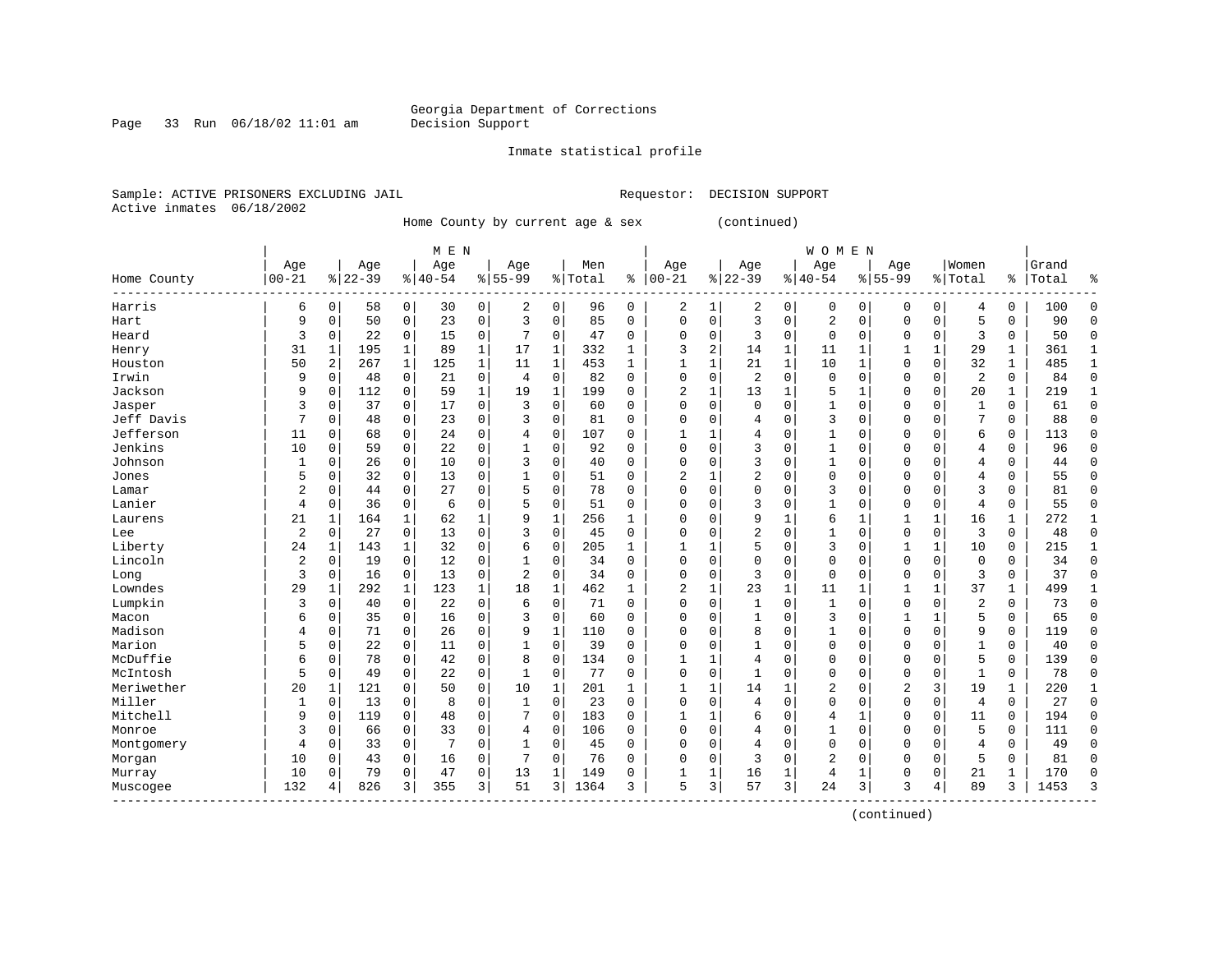Georgia Department of Corrections
Decision Support

Inmate statistical profile

Sample: ACTIVE PRISONERS EXCLUDING JAIL
Requestor: DECISION SUPPORT
Active inmates 06/18/2002

Home County by current age & sex (continued)

| Home County | MEN Age 00-21 | % | Age 22-39 | % | Age 40-54 | % | Age 55-99 | % | Men Total | % | WOMEN Age 00-21 | % | Age 22-39 | % | Age 40-54 | % | Age 55-99 | % | Women Total | % | Grand Total | % |
|---|---|---|---|---|---|---|---|---|---|---|---|---|---|---|---|---|---|---|---|---|---|---|
| Harris | 6 | 0 | 58 | 0 | 30 | 0 | 2 | 0 | 96 | 0 | 2 | 1 | 2 | 0 | 0 | 0 | 0 | 0 | 4 | 0 | 100 | 0 |
| Hart | 9 | 0 | 50 | 0 | 23 | 0 | 3 | 0 | 85 | 0 | 0 | 0 | 3 | 0 | 2 | 0 | 0 | 0 | 5 | 0 | 90 | 0 |
| Heard | 3 | 0 | 22 | 0 | 15 | 0 | 7 | 0 | 47 | 0 | 0 | 0 | 3 | 0 | 0 | 0 | 0 | 0 | 3 | 0 | 50 | 0 |
| Henry | 31 | 1 | 195 | 1 | 89 | 1 | 17 | 1 | 332 | 1 | 3 | 2 | 14 | 1 | 11 | 1 | 1 | 1 | 29 | 1 | 361 | 1 |
| Houston | 50 | 2 | 267 | 1 | 125 | 1 | 11 | 1 | 453 | 1 | 1 | 1 | 21 | 1 | 10 | 1 | 0 | 0 | 32 | 1 | 485 | 1 |
| Irwin | 9 | 0 | 48 | 0 | 21 | 0 | 4 | 0 | 82 | 0 | 0 | 0 | 2 | 0 | 0 | 0 | 0 | 0 | 2 | 0 | 84 | 0 |
| Jackson | 9 | 0 | 112 | 0 | 59 | 1 | 19 | 1 | 199 | 0 | 2 | 1 | 13 | 1 | 5 | 1 | 0 | 0 | 20 | 1 | 219 | 1 |
| Jasper | 3 | 0 | 37 | 0 | 17 | 0 | 3 | 0 | 60 | 0 | 0 | 0 | 0 | 0 | 1 | 0 | 0 | 0 | 1 | 0 | 61 | 0 |
| Jeff Davis | 7 | 0 | 48 | 0 | 23 | 0 | 3 | 0 | 81 | 0 | 0 | 0 | 4 | 0 | 3 | 0 | 0 | 0 | 7 | 0 | 88 | 0 |
| Jefferson | 11 | 0 | 68 | 0 | 24 | 0 | 4 | 0 | 107 | 0 | 1 | 1 | 4 | 0 | 1 | 0 | 0 | 0 | 6 | 0 | 113 | 0 |
| Jenkins | 10 | 0 | 59 | 0 | 22 | 0 | 1 | 0 | 92 | 0 | 0 | 0 | 3 | 0 | 1 | 0 | 0 | 0 | 4 | 0 | 96 | 0 |
| Johnson | 1 | 0 | 26 | 0 | 10 | 0 | 3 | 0 | 40 | 0 | 0 | 0 | 3 | 0 | 1 | 0 | 0 | 0 | 4 | 0 | 44 | 0 |
| Jones | 5 | 0 | 32 | 0 | 13 | 0 | 1 | 0 | 51 | 0 | 2 | 1 | 2 | 0 | 0 | 0 | 0 | 0 | 4 | 0 | 55 | 0 |
| Lamar | 2 | 0 | 44 | 0 | 27 | 0 | 5 | 0 | 78 | 0 | 0 | 0 | 0 | 0 | 3 | 0 | 0 | 0 | 3 | 0 | 81 | 0 |
| Lanier | 4 | 0 | 36 | 0 | 6 | 0 | 5 | 0 | 51 | 0 | 0 | 0 | 3 | 0 | 1 | 0 | 0 | 0 | 4 | 0 | 55 | 0 |
| Laurens | 21 | 1 | 164 | 1 | 62 | 1 | 9 | 1 | 256 | 1 | 0 | 0 | 9 | 1 | 6 | 1 | 1 | 1 | 16 | 1 | 272 | 1 |
| Lee | 2 | 0 | 27 | 0 | 13 | 0 | 3 | 0 | 45 | 0 | 0 | 0 | 2 | 0 | 1 | 0 | 0 | 0 | 3 | 0 | 48 | 0 |
| Liberty | 24 | 1 | 143 | 1 | 32 | 0 | 6 | 0 | 205 | 1 | 1 | 1 | 5 | 0 | 3 | 0 | 1 | 1 | 10 | 0 | 215 | 1 |
| Lincoln | 2 | 0 | 19 | 0 | 12 | 0 | 1 | 0 | 34 | 0 | 0 | 0 | 0 | 0 | 0 | 0 | 0 | 0 | 0 | 0 | 34 | 0 |
| Long | 3 | 0 | 16 | 0 | 13 | 0 | 2 | 0 | 34 | 0 | 0 | 0 | 3 | 0 | 0 | 0 | 0 | 0 | 3 | 0 | 37 | 0 |
| Lowndes | 29 | 1 | 292 | 1 | 123 | 1 | 18 | 1 | 462 | 1 | 2 | 1 | 23 | 1 | 11 | 1 | 1 | 1 | 37 | 1 | 499 | 1 |
| Lumpkin | 3 | 0 | 40 | 0 | 22 | 0 | 6 | 0 | 71 | 0 | 0 | 0 | 1 | 0 | 1 | 0 | 0 | 0 | 2 | 0 | 73 | 0 |
| Macon | 6 | 0 | 35 | 0 | 16 | 0 | 3 | 0 | 60 | 0 | 0 | 0 | 1 | 0 | 3 | 0 | 1 | 1 | 5 | 0 | 65 | 0 |
| Madison | 4 | 0 | 71 | 0 | 26 | 0 | 9 | 1 | 110 | 0 | 0 | 0 | 8 | 0 | 1 | 0 | 0 | 0 | 9 | 0 | 119 | 0 |
| Marion | 5 | 0 | 22 | 0 | 11 | 0 | 1 | 0 | 39 | 0 | 0 | 0 | 1 | 0 | 0 | 0 | 0 | 0 | 1 | 0 | 40 | 0 |
| McDuffie | 6 | 0 | 78 | 0 | 42 | 0 | 8 | 0 | 134 | 0 | 1 | 1 | 4 | 0 | 0 | 0 | 0 | 0 | 5 | 0 | 139 | 0 |
| McIntosh | 5 | 0 | 49 | 0 | 22 | 0 | 1 | 0 | 77 | 0 | 0 | 0 | 1 | 0 | 0 | 0 | 0 | 0 | 1 | 0 | 78 | 0 |
| Meriwether | 20 | 1 | 121 | 0 | 50 | 0 | 10 | 1 | 201 | 1 | 1 | 1 | 14 | 1 | 2 | 0 | 2 | 3 | 19 | 1 | 220 | 1 |
| Miller | 1 | 0 | 13 | 0 | 8 | 0 | 1 | 0 | 23 | 0 | 0 | 0 | 4 | 0 | 0 | 0 | 0 | 0 | 4 | 0 | 27 | 0 |
| Mitchell | 9 | 0 | 119 | 0 | 48 | 0 | 7 | 0 | 183 | 0 | 1 | 1 | 6 | 0 | 4 | 1 | 0 | 0 | 11 | 0 | 194 | 0 |
| Monroe | 3 | 0 | 66 | 0 | 33 | 0 | 4 | 0 | 106 | 0 | 0 | 0 | 4 | 0 | 1 | 0 | 0 | 0 | 5 | 0 | 111 | 0 |
| Montgomery | 4 | 0 | 33 | 0 | 7 | 0 | 1 | 0 | 45 | 0 | 0 | 0 | 4 | 0 | 0 | 0 | 0 | 0 | 4 | 0 | 49 | 0 |
| Morgan | 10 | 0 | 43 | 0 | 16 | 0 | 7 | 0 | 76 | 0 | 0 | 0 | 3 | 0 | 2 | 0 | 0 | 0 | 5 | 0 | 81 | 0 |
| Murray | 10 | 0 | 79 | 0 | 47 | 0 | 13 | 1 | 149 | 0 | 1 | 1 | 16 | 1 | 4 | 1 | 0 | 0 | 21 | 1 | 170 | 0 |
| Muscogee | 132 | 4 | 826 | 3 | 355 | 3 | 51 | 3 | 1364 | 3 | 5 | 3 | 57 | 3 | 24 | 3 | 3 | 4 | 89 | 3 | 1453 | 3 |

(continued)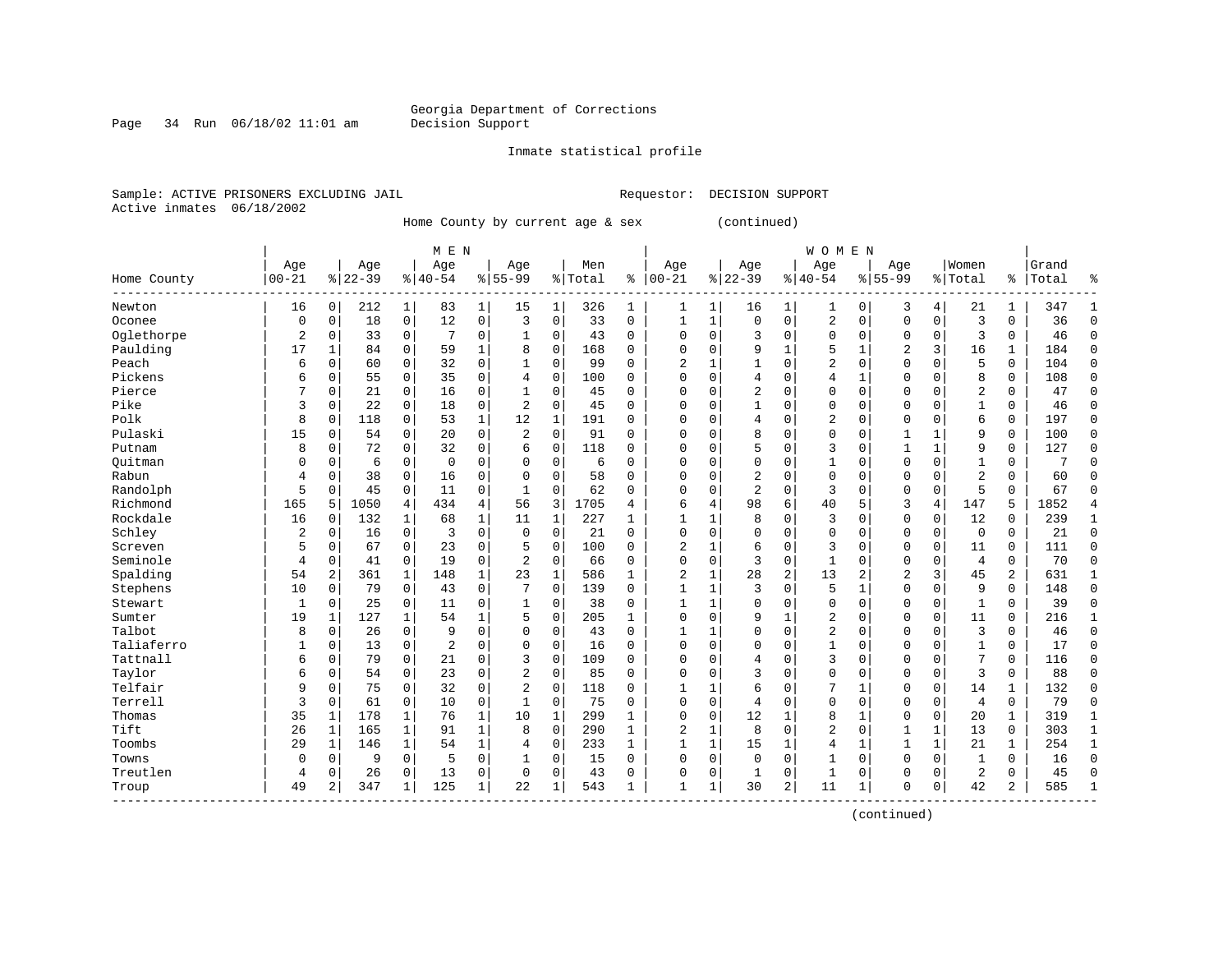Georgia Department of Corrections
Decision Support

Inmate statistical profile

Sample: ACTIVE PRISONERS EXCLUDING JAIL    Requestor: DECISION SUPPORT
Active inmates 06/18/2002

Home County by current age & sex (continued)

| Home County | MEN Age 00-21 | % | Age 22-39 | % | Age 40-54 | % | Age 55-99 | % | Men Total | % | WOMEN Age 00-21 | % | Age 22-39 | % | Age 40-54 | % | Age 55-99 | % | Women Total | % | Grand Total | % |
|---|---|---|---|---|---|---|---|---|---|---|---|---|---|---|---|---|---|---|---|---|---|---|
| Newton | 16 | 0 | 212 | 1 | 83 | 1 | 15 | 1 | 326 | 1 | 1 | 1 | 16 | 1 | 1 | 0 | 3 | 4 | 21 | 1 | 347 | 1 |
| Oconee | 0 | 0 | 18 | 0 | 12 | 0 | 3 | 0 | 33 | 0 | 1 | 1 | 0 | 0 | 2 | 0 | 0 | 0 | 3 | 0 | 36 | 0 |
| Oglethorpe | 2 | 0 | 33 | 0 | 7 | 0 | 1 | 0 | 43 | 0 | 0 | 0 | 3 | 0 | 0 | 0 | 0 | 0 | 3 | 0 | 46 | 0 |
| Paulding | 17 | 1 | 84 | 0 | 59 | 1 | 8 | 0 | 168 | 0 | 0 | 0 | 9 | 1 | 5 | 1 | 2 | 3 | 16 | 1 | 184 | 0 |
| Peach | 6 | 0 | 60 | 0 | 32 | 0 | 1 | 0 | 99 | 0 | 2 | 1 | 1 | 0 | 2 | 0 | 0 | 0 | 5 | 0 | 104 | 0 |
| Pickens | 6 | 0 | 55 | 0 | 35 | 0 | 4 | 0 | 100 | 0 | 0 | 0 | 4 | 0 | 4 | 1 | 0 | 0 | 8 | 0 | 108 | 0 |
| Pierce | 7 | 0 | 21 | 0 | 16 | 0 | 1 | 0 | 45 | 0 | 0 | 0 | 2 | 0 | 0 | 0 | 0 | 0 | 2 | 0 | 47 | 0 |
| Pike | 3 | 0 | 22 | 0 | 18 | 0 | 2 | 0 | 45 | 0 | 0 | 0 | 1 | 0 | 0 | 0 | 0 | 0 | 1 | 0 | 46 | 0 |
| Polk | 8 | 0 | 118 | 0 | 53 | 1 | 12 | 1 | 191 | 0 | 0 | 0 | 4 | 0 | 2 | 0 | 0 | 0 | 6 | 0 | 197 | 0 |
| Pulaski | 15 | 0 | 54 | 0 | 20 | 0 | 2 | 0 | 91 | 0 | 0 | 0 | 8 | 0 | 0 | 0 | 1 | 1 | 9 | 0 | 100 | 0 |
| Putnam | 8 | 0 | 72 | 0 | 32 | 0 | 6 | 0 | 118 | 0 | 0 | 0 | 5 | 0 | 3 | 0 | 1 | 1 | 9 | 0 | 127 | 0 |
| Quitman | 0 | 0 | 6 | 0 | 0 | 0 | 0 | 0 | 6 | 0 | 0 | 0 | 0 | 0 | 1 | 0 | 0 | 0 | 1 | 0 | 7 | 0 |
| Rabun | 4 | 0 | 38 | 0 | 16 | 0 | 0 | 0 | 58 | 0 | 0 | 0 | 2 | 0 | 0 | 0 | 0 | 0 | 2 | 0 | 60 | 0 |
| Randolph | 5 | 0 | 45 | 0 | 11 | 0 | 1 | 0 | 62 | 0 | 0 | 0 | 2 | 0 | 3 | 0 | 0 | 0 | 5 | 0 | 67 | 0 |
| Richmond | 165 | 5 | 1050 | 4 | 434 | 4 | 56 | 3 | 1705 | 4 | 6 | 4 | 98 | 6 | 40 | 5 | 3 | 4 | 147 | 5 | 1852 | 4 |
| Rockdale | 16 | 0 | 132 | 1 | 68 | 1 | 11 | 1 | 227 | 1 | 1 | 1 | 8 | 0 | 3 | 0 | 0 | 0 | 12 | 0 | 239 | 1 |
| Schley | 2 | 0 | 16 | 0 | 3 | 0 | 0 | 0 | 21 | 0 | 0 | 0 | 0 | 0 | 0 | 0 | 0 | 0 | 0 | 0 | 21 | 0 |
| Screven | 5 | 0 | 67 | 0 | 23 | 0 | 5 | 0 | 100 | 0 | 2 | 1 | 6 | 0 | 3 | 0 | 0 | 0 | 11 | 0 | 111 | 0 |
| Seminole | 4 | 0 | 41 | 0 | 19 | 0 | 2 | 0 | 66 | 0 | 0 | 0 | 3 | 0 | 1 | 0 | 0 | 0 | 4 | 0 | 70 | 0 |
| Spalding | 54 | 2 | 361 | 1 | 148 | 1 | 23 | 1 | 586 | 1 | 2 | 1 | 28 | 2 | 13 | 2 | 2 | 3 | 45 | 2 | 631 | 1 |
| Stephens | 10 | 0 | 79 | 0 | 43 | 0 | 7 | 0 | 139 | 0 | 1 | 1 | 3 | 0 | 5 | 1 | 0 | 0 | 9 | 0 | 148 | 0 |
| Stewart | 1 | 0 | 25 | 0 | 11 | 0 | 1 | 0 | 38 | 0 | 1 | 1 | 0 | 0 | 0 | 0 | 0 | 0 | 1 | 0 | 39 | 0 |
| Sumter | 19 | 1 | 127 | 1 | 54 | 1 | 5 | 0 | 205 | 1 | 0 | 0 | 9 | 1 | 2 | 0 | 0 | 0 | 11 | 0 | 216 | 1 |
| Talbot | 8 | 0 | 26 | 0 | 9 | 0 | 0 | 0 | 43 | 0 | 1 | 1 | 0 | 0 | 2 | 0 | 0 | 0 | 3 | 0 | 46 | 0 |
| Taliaferro | 1 | 0 | 13 | 0 | 2 | 0 | 0 | 0 | 16 | 0 | 0 | 0 | 0 | 0 | 1 | 0 | 0 | 0 | 1 | 0 | 17 | 0 |
| Tattnall | 6 | 0 | 79 | 0 | 21 | 0 | 3 | 0 | 109 | 0 | 0 | 0 | 4 | 0 | 3 | 0 | 0 | 0 | 7 | 0 | 116 | 0 |
| Taylor | 6 | 0 | 54 | 0 | 23 | 0 | 2 | 0 | 85 | 0 | 0 | 0 | 3 | 0 | 0 | 0 | 0 | 0 | 3 | 0 | 88 | 0 |
| Telfair | 9 | 0 | 75 | 0 | 32 | 0 | 2 | 0 | 118 | 0 | 1 | 1 | 6 | 0 | 7 | 1 | 0 | 0 | 14 | 1 | 132 | 0 |
| Terrell | 3 | 0 | 61 | 0 | 10 | 0 | 1 | 0 | 75 | 0 | 0 | 0 | 4 | 0 | 0 | 0 | 0 | 0 | 4 | 0 | 79 | 0 |
| Thomas | 35 | 1 | 178 | 1 | 76 | 1 | 10 | 1 | 299 | 1 | 0 | 0 | 12 | 1 | 8 | 1 | 0 | 0 | 20 | 1 | 319 | 1 |
| Tift | 26 | 1 | 165 | 1 | 91 | 1 | 8 | 0 | 290 | 1 | 2 | 1 | 8 | 0 | 2 | 0 | 1 | 1 | 13 | 0 | 303 | 1 |
| Toombs | 29 | 1 | 146 | 1 | 54 | 1 | 4 | 0 | 233 | 1 | 1 | 1 | 15 | 1 | 4 | 1 | 1 | 1 | 21 | 1 | 254 | 1 |
| Towns | 0 | 0 | 9 | 0 | 5 | 0 | 1 | 0 | 15 | 0 | 0 | 0 | 0 | 0 | 1 | 0 | 0 | 0 | 1 | 0 | 16 | 0 |
| Treutlen | 4 | 0 | 26 | 0 | 13 | 0 | 0 | 0 | 43 | 0 | 0 | 0 | 1 | 0 | 1 | 0 | 0 | 0 | 2 | 0 | 45 | 0 |
| Troup | 49 | 2 | 347 | 1 | 125 | 1 | 22 | 1 | 543 | 1 | 1 | 1 | 30 | 2 | 11 | 1 | 0 | 0 | 42 | 2 | 585 | 1 |

(continued)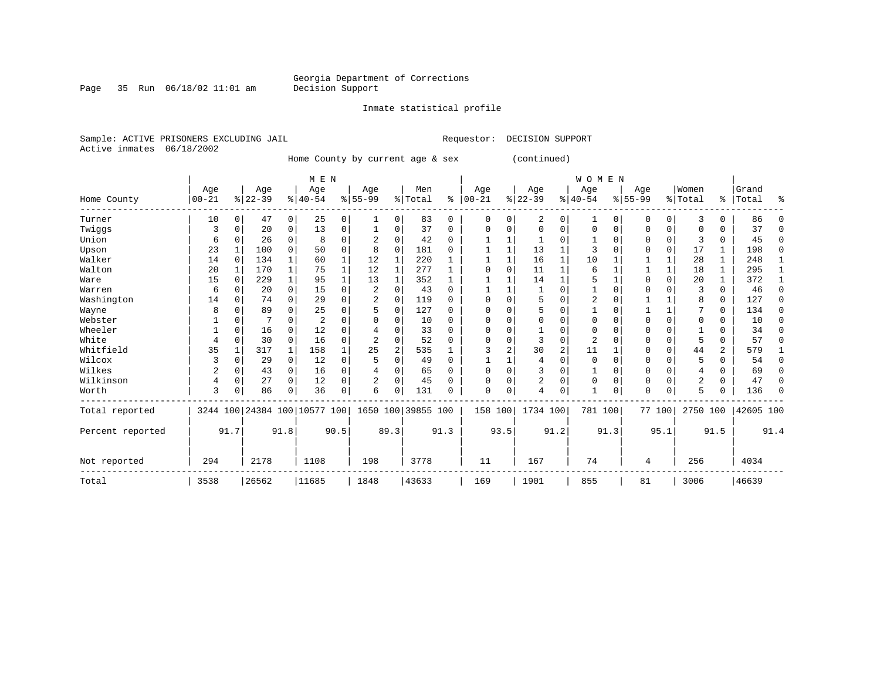Georgia Department of Corrections
Decision Support

Inmate statistical profile

Sample: ACTIVE PRISONERS EXCLUDING JAIL    Requestor: DECISION SUPPORT
Active inmates 06/18/2002

Home County by current age & sex (continued)

| Home County | MEN Age 00-21 | % | Age 22-39 | % | Age 40-54 | % | Age 55-99 | % | Men Total | % | WOMEN Age 00-21 | % | Age 22-39 | % | Age 40-54 | % | Age 55-99 | % | Women Total | % | Grand Total | % |
|---|---|---|---|---|---|---|---|---|---|---|---|---|---|---|---|---|---|---|---|---|---|---|
| Turner | 10 | 0 | 47 | 0 | 25 | 0 | 1 | 0 | 83 | 0 | 0 | 0 | 2 | 0 | 1 | 0 | 0 | 0 | 3 | 0 | 86 | 0 |
| Twiggs | 3 | 0 | 20 | 0 | 13 | 0 | 1 | 0 | 37 | 0 | 0 | 0 | 0 | 0 | 0 | 0 | 0 | 0 | 0 | 0 | 37 | 0 |
| Union | 6 | 0 | 26 | 0 | 8 | 0 | 2 | 0 | 42 | 0 | 1 | 1 | 1 | 0 | 1 | 0 | 0 | 0 | 3 | 0 | 45 | 0 |
| Upson | 23 | 1 | 100 | 0 | 50 | 0 | 8 | 0 | 181 | 0 | 1 | 1 | 13 | 1 | 3 | 0 | 0 | 0 | 17 | 1 | 198 | 0 |
| Walker | 14 | 0 | 134 | 1 | 60 | 1 | 12 | 1 | 220 | 1 | 1 | 1 | 16 | 1 | 10 | 1 | 1 | 1 | 28 | 1 | 248 | 1 |
| Walton | 20 | 1 | 170 | 1 | 75 | 1 | 12 | 1 | 277 | 1 | 0 | 0 | 11 | 1 | 6 | 1 | 1 | 1 | 18 | 1 | 295 | 1 |
| Ware | 15 | 0 | 229 | 1 | 95 | 1 | 13 | 1 | 352 | 1 | 1 | 1 | 14 | 1 | 5 | 1 | 0 | 0 | 20 | 1 | 372 | 1 |
| Warren | 6 | 0 | 20 | 0 | 15 | 0 | 2 | 0 | 43 | 0 | 1 | 1 | 1 | 0 | 1 | 0 | 0 | 0 | 3 | 0 | 46 | 0 |
| Washington | 14 | 0 | 74 | 0 | 29 | 0 | 2 | 0 | 119 | 0 | 0 | 0 | 5 | 0 | 2 | 0 | 1 | 1 | 8 | 0 | 127 | 0 |
| Wayne | 8 | 0 | 89 | 0 | 25 | 0 | 5 | 0 | 127 | 0 | 0 | 0 | 5 | 0 | 1 | 0 | 1 | 1 | 7 | 0 | 134 | 0 |
| Webster | 1 | 0 | 7 | 0 | 2 | 0 | 0 | 0 | 10 | 0 | 0 | 0 | 0 | 0 | 0 | 0 | 0 | 0 | 0 | 0 | 10 | 0 |
| Wheeler | 1 | 0 | 16 | 0 | 12 | 0 | 4 | 0 | 33 | 0 | 0 | 0 | 1 | 0 | 0 | 0 | 0 | 0 | 1 | 0 | 34 | 0 |
| White | 4 | 0 | 30 | 0 | 16 | 0 | 2 | 0 | 52 | 0 | 0 | 0 | 3 | 0 | 2 | 0 | 0 | 0 | 5 | 0 | 57 | 0 |
| Whitfield | 35 | 1 | 317 | 1 | 158 | 1 | 25 | 2 | 535 | 1 | 3 | 2 | 30 | 2 | 11 | 1 | 0 | 0 | 44 | 2 | 579 | 1 |
| Wilcox | 3 | 0 | 29 | 0 | 12 | 0 | 5 | 0 | 49 | 0 | 1 | 1 | 4 | 0 | 0 | 0 | 0 | 0 | 5 | 0 | 54 | 0 |
| Wilkes | 2 | 0 | 43 | 0 | 16 | 0 | 4 | 0 | 65 | 0 | 0 | 0 | 3 | 0 | 1 | 0 | 0 | 0 | 4 | 0 | 69 | 0 |
| Wilkinson | 4 | 0 | 27 | 0 | 12 | 0 | 2 | 0 | 45 | 0 | 0 | 0 | 2 | 0 | 0 | 0 | 0 | 0 | 2 | 0 | 47 | 0 |
| Worth | 3 | 0 | 86 | 0 | 36 | 0 | 6 | 0 | 131 | 0 | 0 | 0 | 4 | 0 | 1 | 0 | 0 | 0 | 5 | 0 | 136 | 0 |
| Total reported | 3244 | 100 | 24384 | 100 | 10577 | 100 | 1650 | 100 | 39855 | 100 | 158 | 100 | 1734 | 100 | 781 | 100 | 77 | 100 | 2750 | 100 | 42605 | 100 |
| Percent reported | | 91.7 | | 91.8 | | 90.5 | | 89.3 | | 91.3 | | 93.5 | | 91.2 | | 91.3 | | 95.1 | | 91.5 | | 91.4 |
| Not reported | 294 | | 2178 | | 1108 | | 198 | | 3778 | | 11 | | 167 | | 74 | | 4 | | 256 | | 4034 | |
| Total | 3538 | | 26562 | | 11685 | | 1848 | | 43633 | | 169 | | 1901 | | 855 | | 81 | | 3006 | | 46639 | |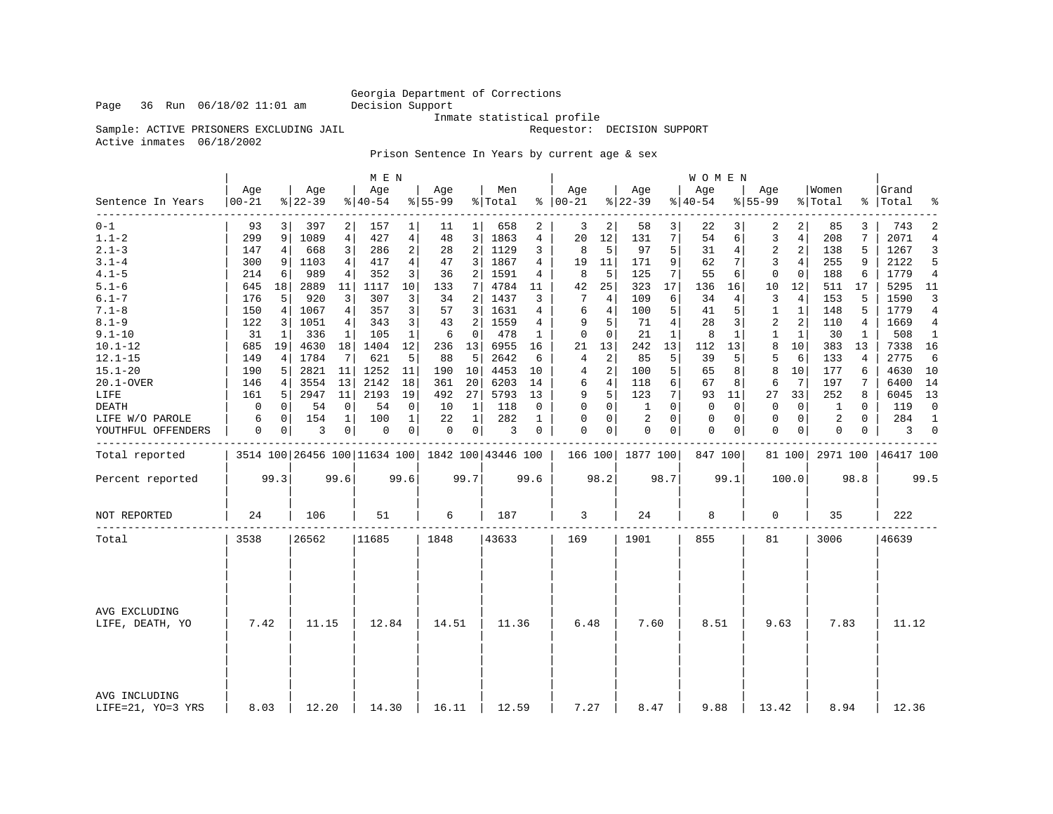Georgia Department of Corrections
Decision Support
Inmate statistical profile

Page 36 Run 06/18/02 11:01 am

Sample: ACTIVE PRISONERS EXCLUDING JAIL

Requestor: DECISION SUPPORT

Active inmates 06/18/2002

Prison Sentence In Years by current age & sex

| Sentence In Years | MEN Age 00-21 | % | Age 22-39 | % | Age 40-54 | % | Age 55-99 | % | Men Total | % | WOMEN Age 00-21 | % | Age 22-39 | % | Age 40-54 | % | Age 55-99 | % | Women Total | % | Grand Total | % |
|---|---|---|---|---|---|---|---|---|---|---|---|---|---|---|---|---|---|---|---|---|---|---|
| 0-1 | 93 | 3 | 397 | 2 | 157 | 1 | 11 | 1 | 658 | 2 | 3 | 2 | 58 | 3 | 22 | 3 | 2 | 2 | 85 | 3 | 743 | 2 |
| 1.1-2 | 299 | 9 | 1089 | 4 | 427 | 4 | 48 | 3 | 1863 | 4 | 20 | 12 | 131 | 7 | 54 | 6 | 3 | 4 | 208 | 7 | 2071 | 4 |
| 2.1-3 | 147 | 4 | 668 | 3 | 286 | 2 | 28 | 2 | 1129 | 3 | 8 | 5 | 97 | 5 | 31 | 4 | 2 | 2 | 138 | 5 | 1267 | 3 |
| 3.1-4 | 300 | 9 | 1103 | 4 | 417 | 4 | 47 | 3 | 1867 | 4 | 19 | 11 | 171 | 9 | 62 | 7 | 3 | 4 | 255 | 9 | 2122 | 5 |
| 4.1-5 | 214 | 6 | 989 | 4 | 352 | 3 | 36 | 2 | 1591 | 4 | 8 | 5 | 125 | 7 | 55 | 6 | 0 | 0 | 188 | 6 | 1779 | 4 |
| 5.1-6 | 645 | 18 | 2889 | 11 | 1117 | 10 | 133 | 7 | 4784 | 11 | 42 | 25 | 323 | 17 | 136 | 16 | 10 | 12 | 511 | 17 | 5295 | 11 |
| 6.1-7 | 176 | 5 | 920 | 3 | 307 | 3 | 34 | 2 | 1437 | 3 | 7 | 4 | 109 | 6 | 34 | 4 | 3 | 4 | 153 | 5 | 1590 | 3 |
| 7.1-8 | 150 | 4 | 1067 | 4 | 357 | 3 | 57 | 3 | 1631 | 4 | 6 | 4 | 100 | 5 | 41 | 5 | 1 | 1 | 148 | 5 | 1779 | 4 |
| 8.1-9 | 122 | 3 | 1051 | 4 | 343 | 3 | 43 | 2 | 1559 | 4 | 9 | 5 | 71 | 4 | 28 | 3 | 2 | 2 | 110 | 4 | 1669 | 4 |
| 9.1-10 | 31 | 1 | 336 | 1 | 105 | 1 | 6 | 0 | 478 | 1 | 0 | 0 | 21 | 1 | 8 | 1 | 1 | 1 | 30 | 1 | 508 | 1 |
| 10.1-12 | 685 | 19 | 4630 | 18 | 1404 | 12 | 236 | 13 | 6955 | 16 | 21 | 13 | 242 | 13 | 112 | 13 | 8 | 10 | 383 | 13 | 7338 | 16 |
| 12.1-15 | 149 | 4 | 1784 | 7 | 621 | 5 | 88 | 5 | 2642 | 6 | 4 | 2 | 85 | 5 | 39 | 5 | 5 | 6 | 133 | 4 | 2775 | 6 |
| 15.1-20 | 190 | 5 | 2821 | 11 | 1252 | 11 | 190 | 10 | 4453 | 10 | 4 | 2 | 100 | 5 | 65 | 8 | 8 | 10 | 177 | 6 | 4630 | 10 |
| 20.1-OVER | 146 | 4 | 3554 | 13 | 2142 | 18 | 361 | 20 | 6203 | 14 | 6 | 4 | 118 | 6 | 67 | 8 | 6 | 7 | 197 | 7 | 6400 | 14 |
| LIFE | 161 | 5 | 2947 | 11 | 2193 | 19 | 492 | 27 | 5793 | 13 | 9 | 5 | 123 | 7 | 93 | 11 | 27 | 33 | 252 | 8 | 6045 | 13 |
| DEATH | 0 | 0 | 54 | 0 | 54 | 0 | 10 | 1 | 118 | 0 | 0 | 0 | 1 | 0 | 0 | 0 | 0 | 0 | 1 | 0 | 119 | 0 |
| LIFE W/O PAROLE | 6 | 0 | 154 | 1 | 100 | 1 | 22 | 1 | 282 | 1 | 0 | 0 | 2 | 0 | 0 | 0 | 0 | 0 | 2 | 0 | 284 | 1 |
| YOUTHFUL OFFENDERS | 0 | 0 | 3 | 0 | 0 | 0 | 0 | 0 | 3 | 0 | 0 | 0 | 0 | 0 | 0 | 0 | 0 | 0 | 0 | 0 | 3 | 0 |
| Total reported | 3514 | 100 | 26456 | 100 | 11634 | 100 | 1842 | 100 | 43446 | 100 | 166 | 100 | 1877 | 100 | 847 | 100 | 81 | 100 | 2971 | 100 | 46417 | 100 |
| Percent reported | | 99.3 | | 99.6 | | 99.6 | | 99.7 | | 99.6 | | 98.2 | | 98.7 | | 99.1 | | 100.0 | | 98.8 | | 99.5 |
| NOT REPORTED | 24 | | 106 | | 51 | | 6 | | 187 | | 3 | | 24 | | 8 | | 0 | | 35 | | 222 | |
| Total | 3538 | | 26562 | | 11685 | | 1848 | | 43633 | | 169 | | 1901 | | 855 | | 81 | | 3006 | | 46639 | |
| AVG EXCLUDING LIFE, DEATH, YO | 7.42 | | 11.15 | | 12.84 | | 14.51 | | 11.36 | | 6.48 | | 7.60 | | 8.51 | | 9.63 | | 7.83 | | 11.12 | |
| AVG INCLUDING LIFE=21, YO=3 YRS | 8.03 | | 12.20 | | 14.30 | | 16.11 | | 12.59 | | 7.27 | | 8.47 | | 9.88 | | 13.42 | | 8.94 | | 12.36 | |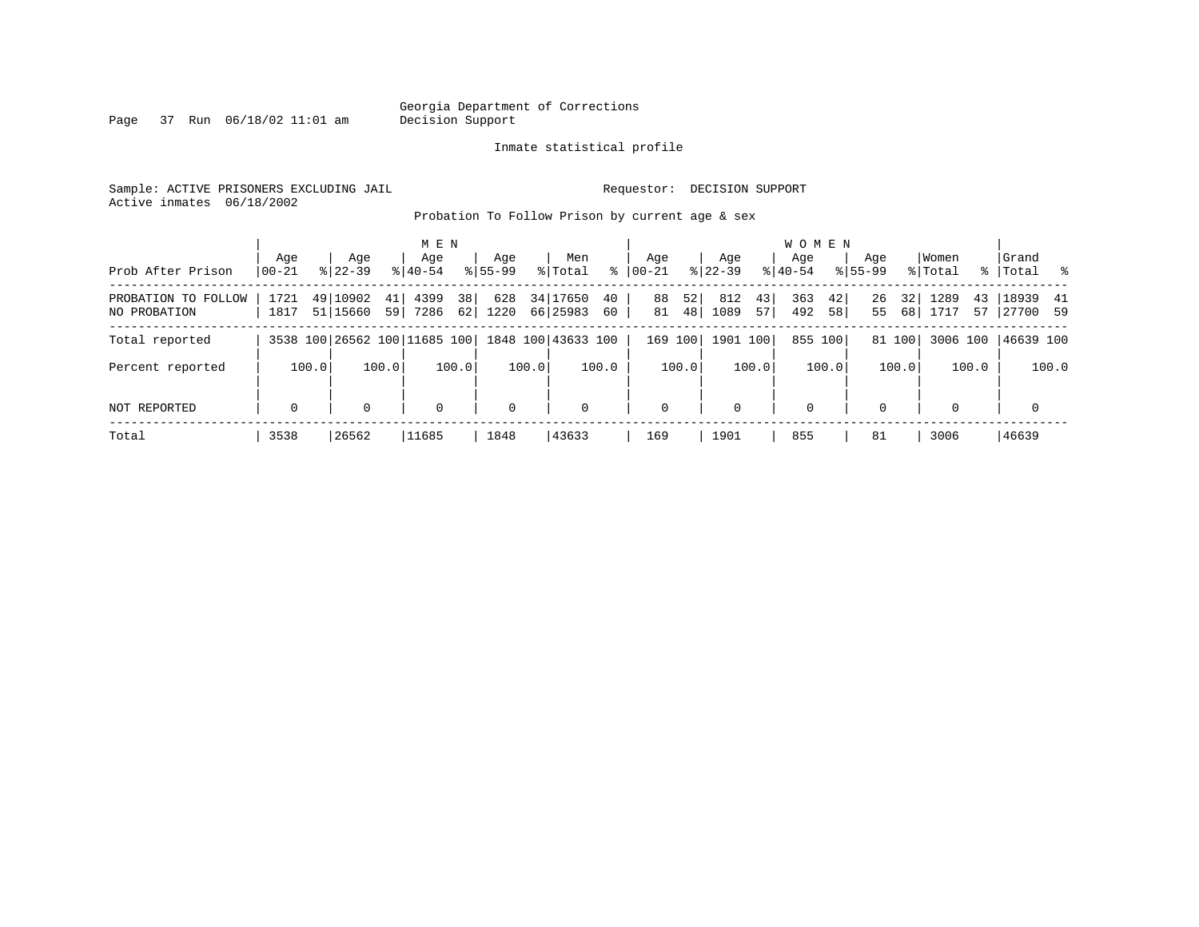Georgia Department of Corrections
Decision Support

Inmate statistical profile

Sample: ACTIVE PRISONERS EXCLUDING JAIL
Active inmates 06/18/2002

Requestor: DECISION SUPPORT

Probation To Follow Prison by current age & sex

| Prob After Prison | MEN Age 00-21 | % | Age 22-39 | % | Age 40-54 | % | Age 55-99 | % | Men Total | % | WOMEN Age 00-21 | % | Age 22-39 | % | Age 40-54 | % | Age 55-99 | % | Women Total | % | Grand Total | % |
|---|---|---|---|---|---|---|---|---|---|---|---|---|---|---|---|---|---|---|---|---|---|---|
| PROBATION TO FOLLOW | 1721 | 49 | 10902 | 41 | 4399 | 38 | 628 | 34 | 17650 | 40 | 88 | 52 | 812 | 43 | 363 | 42 | 26 | 32 | 1289 | 43 | 18939 | 41 |
| NO PROBATION | 1817 | 51 | 15660 | 59 | 7286 | 62 | 1220 | 66 | 25983 | 60 | 81 | 48 | 1089 | 57 | 492 | 58 | 55 | 68 | 1717 | 57 | 27700 | 59 |
| Total reported | 3538 | 100 | 26562 | 100 | 11685 | 100 | 1848 | 100 | 43633 | 100 | 169 | 100 | 1901 | 100 | 855 | 100 | 81 | 100 | 3006 | 100 | 46639 | 100 |
| Percent reported | | 100.0 | | 100.0 | | 100.0 | | 100.0 | | 100.0 | | 100.0 | | 100.0 | | 100.0 | | 100.0 | | 100.0 | | 100.0 |
| NOT REPORTED | 0 | | 0 | | 0 | | 0 | | 0 | | 0 | | 0 | | 0 | | 0 | | 0 | | 0 | |
| Total | 3538 | | 26562 | | 11685 | | 1848 | | 43633 | | 169 | | 1901 | | 855 | | 81 | | 3006 | | 46639 | |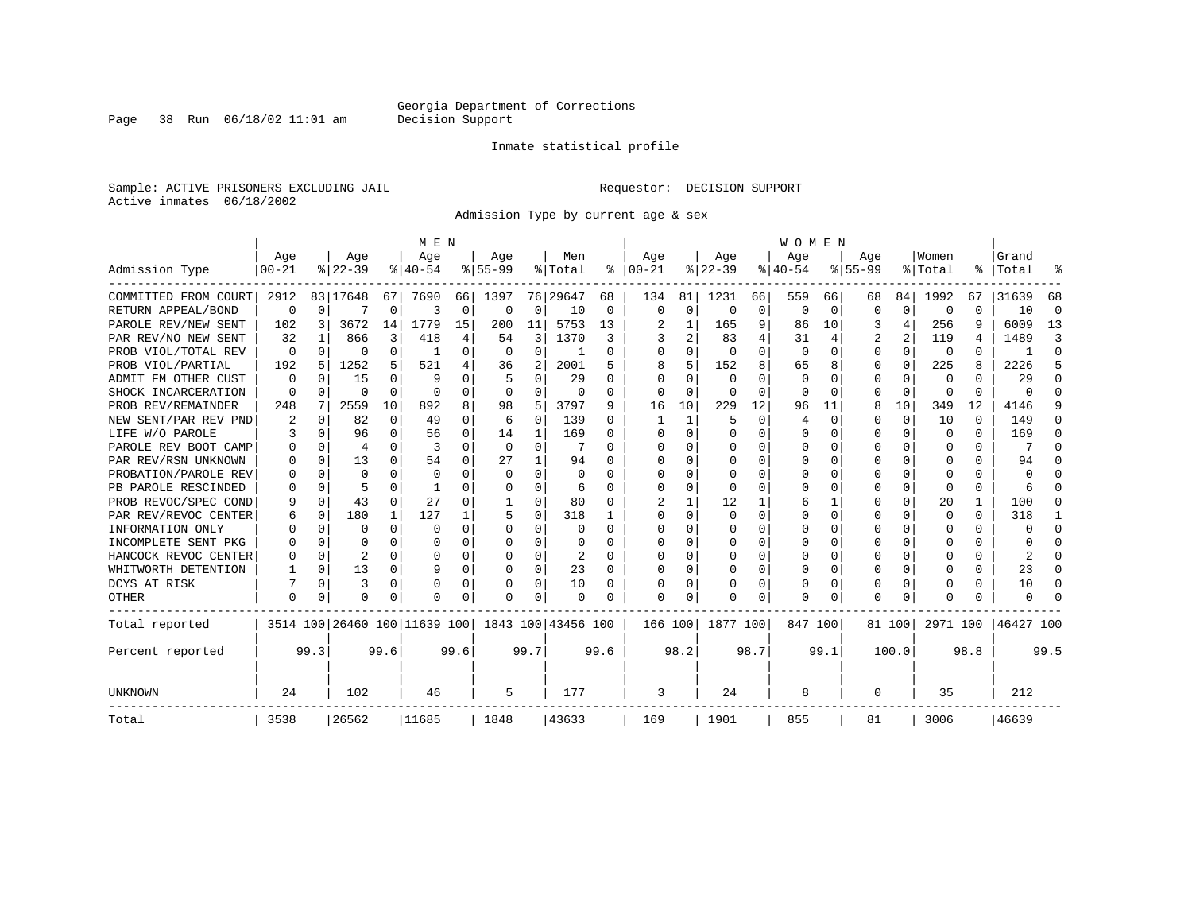Georgia Department of Corrections
Decision Support

Inmate statistical profile

Sample: ACTIVE PRISONERS EXCLUDING JAIL

Requestor: DECISION SUPPORT

Active inmates 06/18/2002

Admission Type by current age & sex

| Admission Type | MEN Age 00-21 | % | Age 22-39 | % | Age 40-54 | % | Age 55-99 | % | Men Total | % | WOMEN Age 00-21 | % | Age 22-39 | % | Age 40-54 | % | Age 55-99 | % | Women Total | % | Grand Total | % |
|---|---|---|---|---|---|---|---|---|---|---|---|---|---|---|---|---|---|---|---|---|---|---|
| COMMITTED FROM COURT | 2912 | 83 | 17648 | 67 | 7690 | 66 | 1397 | 76 | 29647 | 68 | 134 | 81 | 1231 | 66 | 559 | 66 | 68 | 84 | 1992 | 67 | 31639 | 68 |
| RETURN APPEAL/BOND | 0 | 0 | 7 | 0 | 3 | 0 | 0 | 0 | 10 | 0 | 0 | 0 | 0 | 0 | 0 | 0 | 0 | 0 | 0 | 0 | 10 | 0 |
| PAROLE REV/NEW SENT | 102 | 3 | 3672 | 14 | 1779 | 15 | 200 | 11 | 5753 | 13 | 2 | 1 | 165 | 9 | 86 | 10 | 3 | 4 | 256 | 9 | 6009 | 13 |
| PAR REV/NO NEW SENT | 32 | 1 | 866 | 3 | 418 | 4 | 54 | 3 | 1370 | 3 | 3 | 2 | 83 | 4 | 31 | 4 | 2 | 2 | 119 | 4 | 1489 | 3 |
| PROB VIOL/TOTAL REV | 0 | 0 | 0 | 0 | 1 | 0 | 0 | 0 | 1 | 0 | 0 | 0 | 0 | 0 | 0 | 0 | 0 | 0 | 0 | 0 | 1 | 0 |
| PROB VIOL/PARTIAL | 192 | 5 | 1252 | 5 | 521 | 4 | 36 | 2 | 2001 | 5 | 8 | 5 | 152 | 8 | 65 | 8 | 0 | 0 | 225 | 8 | 2226 | 5 |
| ADMIT FM OTHER CUST | 0 | 0 | 15 | 0 | 9 | 0 | 5 | 0 | 29 | 0 | 0 | 0 | 0 | 0 | 0 | 0 | 0 | 0 | 0 | 0 | 29 | 0 |
| SHOCK INCARCERATION | 0 | 0 | 0 | 0 | 0 | 0 | 0 | 0 | 0 | 0 | 0 | 0 | 0 | 0 | 0 | 0 | 0 | 0 | 0 | 0 | 0 | 0 |
| PROB REV/REMAINDER | 248 | 7 | 2559 | 10 | 892 | 8 | 98 | 5 | 3797 | 9 | 16 | 10 | 229 | 12 | 96 | 11 | 8 | 10 | 349 | 12 | 4146 | 9 |
| NEW SENT/PAR REV PND | 2 | 0 | 82 | 0 | 49 | 0 | 6 | 0 | 139 | 0 | 1 | 1 | 5 | 0 | 4 | 0 | 0 | 0 | 10 | 0 | 149 | 0 |
| LIFE W/O PAROLE | 3 | 0 | 96 | 0 | 56 | 0 | 14 | 1 | 169 | 0 | 0 | 0 | 0 | 0 | 0 | 0 | 0 | 0 | 0 | 0 | 169 | 0 |
| PAROLE REV BOOT CAMP | 0 | 0 | 4 | 0 | 3 | 0 | 0 | 0 | 7 | 0 | 0 | 0 | 0 | 0 | 0 | 0 | 0 | 0 | 0 | 0 | 7 | 0 |
| PAR REV/RSN UNKNOWN | 0 | 0 | 13 | 0 | 54 | 0 | 27 | 1 | 94 | 0 | 0 | 0 | 0 | 0 | 0 | 0 | 0 | 0 | 0 | 0 | 94 | 0 |
| PROBATION/PAROLE REV | 0 | 0 | 0 | 0 | 0 | 0 | 0 | 0 | 0 | 0 | 0 | 0 | 0 | 0 | 0 | 0 | 0 | 0 | 0 | 0 | 0 | 0 |
| PB PAROLE RESCINDED | 0 | 0 | 5 | 0 | 1 | 0 | 0 | 0 | 6 | 0 | 0 | 0 | 0 | 0 | 0 | 0 | 0 | 0 | 0 | 0 | 6 | 0 |
| PROB REVOC/SPEC COND | 9 | 0 | 43 | 0 | 27 | 0 | 1 | 0 | 80 | 0 | 2 | 1 | 12 | 1 | 6 | 1 | 0 | 0 | 20 | 1 | 100 | 0 |
| PAR REV/REVOC CENTER | 6 | 0 | 180 | 1 | 127 | 1 | 5 | 0 | 318 | 1 | 0 | 0 | 0 | 0 | 0 | 0 | 0 | 0 | 0 | 0 | 318 | 1 |
| INFORMATION ONLY | 0 | 0 | 0 | 0 | 0 | 0 | 0 | 0 | 0 | 0 | 0 | 0 | 0 | 0 | 0 | 0 | 0 | 0 | 0 | 0 | 0 | 0 |
| INCOMPLETE SENT PKG | 0 | 0 | 0 | 0 | 0 | 0 | 0 | 0 | 0 | 0 | 0 | 0 | 0 | 0 | 0 | 0 | 0 | 0 | 0 | 0 | 0 | 0 |
| HANCOCK REVOC CENTER | 0 | 0 | 2 | 0 | 0 | 0 | 0 | 0 | 2 | 0 | 0 | 0 | 0 | 0 | 0 | 0 | 0 | 0 | 0 | 0 | 2 | 0 |
| WHITWORTH DETENTION | 1 | 0 | 13 | 0 | 9 | 0 | 0 | 0 | 23 | 0 | 0 | 0 | 0 | 0 | 0 | 0 | 0 | 0 | 0 | 0 | 23 | 0 |
| DCYS AT RISK | 7 | 0 | 3 | 0 | 0 | 0 | 0 | 0 | 10 | 0 | 0 | 0 | 0 | 0 | 0 | 0 | 0 | 0 | 0 | 0 | 10 | 0 |
| OTHER | 0 | 0 | 0 | 0 | 0 | 0 | 0 | 0 | 0 | 0 | 0 | 0 | 0 | 0 | 0 | 0 | 0 | 0 | 0 | 0 | 0 | 0 |
| Total reported | 3514 | 100 | 26460 | 100 | 11639 | 100 | 1843 | 100 | 43456 | 100 | 166 | 100 | 1877 | 100 | 847 | 100 | 81 | 100 | 2971 | 100 | 46427 | 100 |
| Percent reported | | 99.3 | | 99.6 | | 99.6 | | 99.7 | | 99.6 | | 98.2 | | 98.7 | | 99.1 | | 100.0 | | 98.8 | | 99.5 |
| UNKNOWN | 24 | | 102 | | 46 | | 5 | | 177 | | 3 | | 24 | | 8 | | 0 | | 35 | | 212 | |
| Total | 3538 | | 26562 | | 11685 | | 1848 | | 43633 | | 169 | | 1901 | | 855 | | 81 | | 3006 | | 46639 | |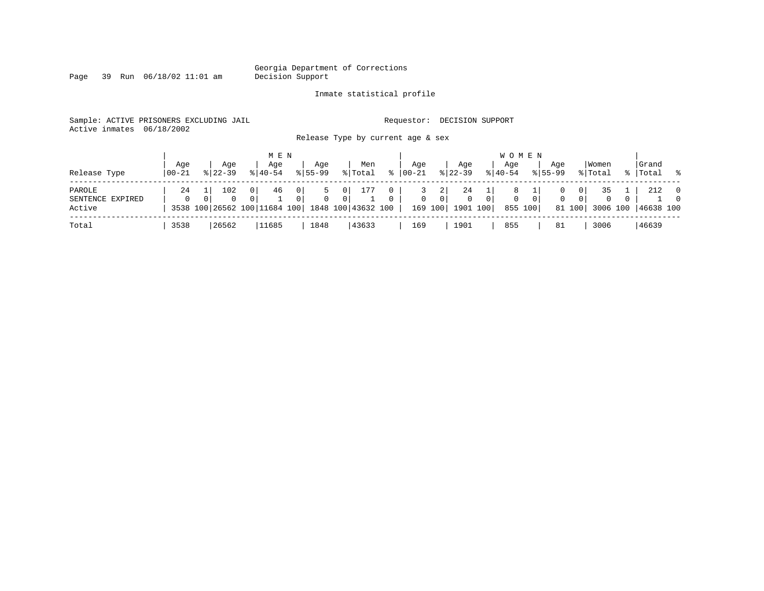Georgia Department of Corrections
Decision Support

Inmate statistical profile

Sample: ACTIVE PRISONERS EXCLUDING JAIL    Requestor: DECISION SUPPORT
Active inmates 06/18/2002

Release Type by current age & sex

| Release Type | MEN Age 00-21 | % | Age 22-39 | % | Age 40-54 | % | Age 55-99 | % | Men Total | % | WOMEN Age 00-21 | % | Age 22-39 | % | Age 40-54 | % | Age 55-99 | % | Women Total | % | Grand Total | % |
|---|---|---|---|---|---|---|---|---|---|---|---|---|---|---|---|---|---|---|---|---|---|---|
| PAROLE | 24 | 1 | 102 | 0 | 46 | 0 | 5 | 0 | 177 | 0 | 3 | 2 | 24 | 1 | 8 | 1 | 0 | 0 | 35 | 1 | 212 | 0 |
| SENTENCE EXPIRED | 0 | 0 | 0 | 0 | 1 | 0 | 0 | 0 | 1 | 0 | 0 | 0 | 0 | 0 | 0 | 0 | 0 | 0 | 0 | 0 | 1 | 0 |
| Active | 3538 | 100 | 26562 | 100 | 11684 | 100 | 1848 | 100 | 43632 | 100 | 169 | 100 | 1901 | 100 | 855 | 100 | 81 | 100 | 3006 | 100 | 46638 | 100 |
| Total | 3538 | | 26562 | | 11685 | | 1848 | | 43633 | | 169 | | 1901 | | 855 | | 81 | | 3006 | | 46639 | |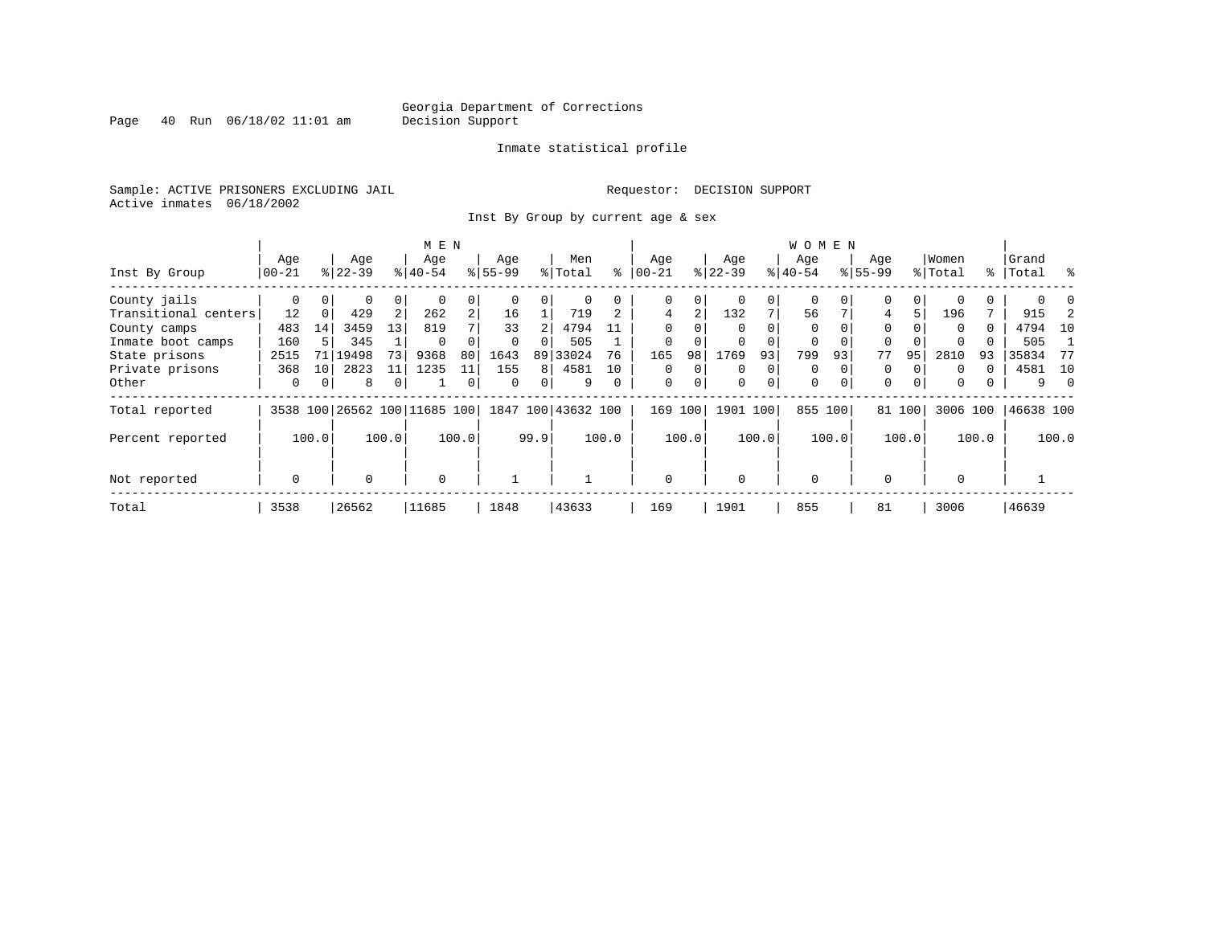Georgia Department of Corrections
Decision Support

Inmate statistical profile

Sample: ACTIVE PRISONERS EXCLUDING JAIL

Requestor: DECISION SUPPORT

Active inmates 06/18/2002

Inst By Group by current age & sex

| Inst By Group | MEN Age 00-21 | % | Age 22-39 | % | Age 40-54 | % | Age 55-99 | % | Men Total | % | WOMEN Age 00-21 | % | Age 22-39 | % | Age 40-54 | % | Age 55-99 | % | Women Total | % | Grand Total | % |
|---|---|---|---|---|---|---|---|---|---|---|---|---|---|---|---|---|---|---|---|---|---|---|
| County jails | 0 | 0 | 0 | 0 | 0 | 0 | 0 | 0 | 0 | 0 | 0 | 0 | 0 | 0 | 0 | 0 | 0 | 0 | 0 | 0 | 0 | 0 |
| Transitional centers | 12 | 0 | 429 | 2 | 262 | 2 | 16 | 1 | 719 | 2 | 4 | 2 | 132 | 7 | 56 | 7 | 4 | 5 | 196 | 7 | 915 | 2 |
| County camps | 483 | 14 | 3459 | 13 | 819 | 7 | 33 | 2 | 4794 | 11 | 0 | 0 | 0 | 0 | 0 | 0 | 0 | 0 | 0 | 0 | 4794 | 10 |
| Inmate boot camps | 160 | 5 | 345 | 1 | 0 | 0 | 0 | 0 | 505 | 1 | 0 | 0 | 0 | 0 | 0 | 0 | 0 | 0 | 0 | 0 | 505 | 1 |
| State prisons | 2515 | 71 | 19498 | 73 | 9368 | 80 | 1643 | 89 | 33024 | 76 | 165 | 98 | 1769 | 93 | 799 | 93 | 77 | 95 | 2810 | 93 | 35834 | 77 |
| Private prisons | 368 | 10 | 2823 | 11 | 1235 | 11 | 155 | 8 | 4581 | 10 | 0 | 0 | 0 | 0 | 0 | 0 | 0 | 0 | 0 | 0 | 4581 | 10 |
| Other | 0 | 0 | 8 | 0 | 1 | 0 | 0 | 0 | 9 | 0 | 0 | 0 | 0 | 0 | 0 | 0 | 0 | 0 | 0 | 0 | 9 | 0 |
| Total reported | 3538 | 100 | 26562 | 100 | 11685 | 100 | 1847 | 100 | 43632 | 100 | 169 | 100 | 1901 | 100 | 855 | 100 | 81 | 100 | 3006 | 100 | 46638 | 100 |
| Percent reported | | 100.0 | | 100.0 | | 100.0 | | 99.9 | | 100.0 | | 100.0 | | 100.0 | | 100.0 | | 100.0 | | 100.0 | | 100.0 |
| Not reported | 0 | | 0 | | 0 | | 1 | | 1 | | 0 | | 0 | | 0 | | 0 | | 0 | | 1 | |
| Total | 3538 | | 26562 | | 11685 | | 1848 | | 43633 | | 169 | | 1901 | | 855 | | 81 | | 3006 | | 46639 | |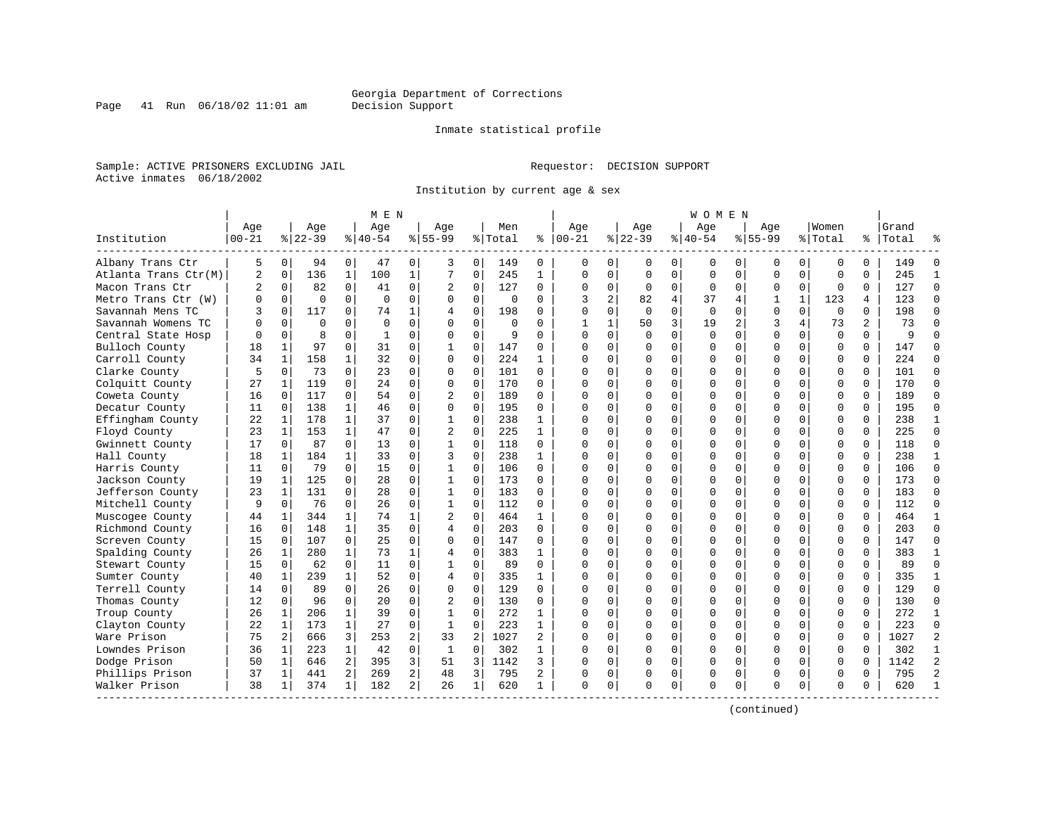Georgia Department of Corrections
Decision Support

Inmate statistical profile

Sample: ACTIVE PRISONERS EXCLUDING JAIL

Requestor: DECISION SUPPORT

Active inmates 06/18/2002

Institution by current age & sex

| Institution | MEN Age 00-21 | % | Age 22-39 | % | Age 40-54 | % | Age 55-99 | % | Men Total | % | WOMEN Age 00-21 | % | Age 22-39 | % | Age 40-54 | % | Age 55-99 | % | Women Total | % | Grand Total | % |
|---|---|---|---|---|---|---|---|---|---|---|---|---|---|---|---|---|---|---|---|---|---|---|
| Albany Trans Ctr | 5 | 0 | 94 | 0 | 47 | 0 | 3 | 0 | 149 | 0 | 0 | 0 | 0 | 0 | 0 | 0 | 0 | 0 | 0 | 0 | 149 | 0 |
| Atlanta Trans Ctr(M) | 2 | 0 | 136 | 1 | 100 | 1 | 7 | 0 | 245 | 1 | 0 | 0 | 0 | 0 | 0 | 0 | 0 | 0 | 0 | 0 | 245 | 1 |
| Macon Trans Ctr | 2 | 0 | 82 | 0 | 41 | 0 | 2 | 0 | 127 | 0 | 0 | 0 | 0 | 0 | 0 | 0 | 0 | 0 | 0 | 0 | 127 | 0 |
| Metro Trans Ctr (W) | 0 | 0 | 0 | 0 | 0 | 0 | 0 | 0 | 0 | 0 | 3 | 2 | 82 | 4 | 37 | 4 | 1 | 1 | 123 | 4 | 123 | 0 |
| Savannah Mens TC | 3 | 0 | 117 | 0 | 74 | 1 | 4 | 0 | 198 | 0 | 0 | 0 | 0 | 0 | 0 | 0 | 0 | 0 | 0 | 0 | 198 | 0 |
| Savannah Womens TC | 0 | 0 | 0 | 0 | 0 | 0 | 0 | 0 | 0 | 0 | 1 | 1 | 50 | 3 | 19 | 2 | 3 | 4 | 73 | 2 | 73 | 0 |
| Central State Hosp | 0 | 0 | 8 | 0 | 1 | 0 | 0 | 0 | 9 | 0 | 0 | 0 | 0 | 0 | 0 | 0 | 0 | 0 | 0 | 0 | 9 | 0 |
| Bulloch County | 18 | 1 | 97 | 0 | 31 | 0 | 1 | 0 | 147 | 0 | 0 | 0 | 0 | 0 | 0 | 0 | 0 | 0 | 0 | 0 | 147 | 0 |
| Carroll County | 34 | 1 | 158 | 1 | 32 | 0 | 0 | 0 | 224 | 1 | 0 | 0 | 0 | 0 | 0 | 0 | 0 | 0 | 0 | 0 | 224 | 0 |
| Clarke County | 5 | 0 | 73 | 0 | 23 | 0 | 0 | 0 | 101 | 0 | 0 | 0 | 0 | 0 | 0 | 0 | 0 | 0 | 0 | 0 | 101 | 0 |
| Colquitt County | 27 | 1 | 119 | 0 | 24 | 0 | 0 | 0 | 170 | 0 | 0 | 0 | 0 | 0 | 0 | 0 | 0 | 0 | 0 | 0 | 170 | 0 |
| Coweta County | 16 | 0 | 117 | 0 | 54 | 0 | 2 | 0 | 189 | 0 | 0 | 0 | 0 | 0 | 0 | 0 | 0 | 0 | 0 | 0 | 189 | 0 |
| Decatur County | 11 | 0 | 138 | 1 | 46 | 0 | 0 | 0 | 195 | 0 | 0 | 0 | 0 | 0 | 0 | 0 | 0 | 0 | 0 | 0 | 195 | 0 |
| Effingham County | 22 | 1 | 178 | 1 | 37 | 0 | 1 | 0 | 238 | 1 | 0 | 0 | 0 | 0 | 0 | 0 | 0 | 0 | 0 | 0 | 238 | 1 |
| Floyd County | 23 | 1 | 153 | 1 | 47 | 0 | 2 | 0 | 225 | 1 | 0 | 0 | 0 | 0 | 0 | 0 | 0 | 0 | 0 | 0 | 225 | 0 |
| Gwinnett County | 17 | 0 | 87 | 0 | 13 | 0 | 1 | 0 | 118 | 0 | 0 | 0 | 0 | 0 | 0 | 0 | 0 | 0 | 0 | 0 | 118 | 0 |
| Hall County | 18 | 1 | 184 | 1 | 33 | 0 | 3 | 0 | 238 | 1 | 0 | 0 | 0 | 0 | 0 | 0 | 0 | 0 | 0 | 0 | 238 | 1 |
| Harris County | 11 | 0 | 79 | 0 | 15 | 0 | 1 | 0 | 106 | 0 | 0 | 0 | 0 | 0 | 0 | 0 | 0 | 0 | 0 | 0 | 106 | 0 |
| Jackson County | 19 | 1 | 125 | 0 | 28 | 0 | 1 | 0 | 173 | 0 | 0 | 0 | 0 | 0 | 0 | 0 | 0 | 0 | 0 | 0 | 173 | 0 |
| Jefferson County | 23 | 1 | 131 | 0 | 28 | 0 | 1 | 0 | 183 | 0 | 0 | 0 | 0 | 0 | 0 | 0 | 0 | 0 | 0 | 0 | 183 | 0 |
| Mitchell County | 9 | 0 | 76 | 0 | 26 | 0 | 1 | 0 | 112 | 0 | 0 | 0 | 0 | 0 | 0 | 0 | 0 | 0 | 0 | 0 | 112 | 0 |
| Muscogee County | 44 | 1 | 344 | 1 | 74 | 1 | 2 | 0 | 464 | 1 | 0 | 0 | 0 | 0 | 0 | 0 | 0 | 0 | 0 | 0 | 464 | 1 |
| Richmond County | 16 | 0 | 148 | 1 | 35 | 0 | 4 | 0 | 203 | 0 | 0 | 0 | 0 | 0 | 0 | 0 | 0 | 0 | 0 | 0 | 203 | 0 |
| Screven County | 15 | 0 | 107 | 0 | 25 | 0 | 0 | 0 | 147 | 0 | 0 | 0 | 0 | 0 | 0 | 0 | 0 | 0 | 0 | 0 | 147 | 0 |
| Spalding County | 26 | 1 | 280 | 1 | 73 | 1 | 4 | 0 | 383 | 1 | 0 | 0 | 0 | 0 | 0 | 0 | 0 | 0 | 0 | 0 | 383 | 1 |
| Stewart County | 15 | 0 | 62 | 0 | 11 | 0 | 1 | 0 | 89 | 0 | 0 | 0 | 0 | 0 | 0 | 0 | 0 | 0 | 0 | 0 | 89 | 0 |
| Sumter County | 40 | 1 | 239 | 1 | 52 | 0 | 4 | 0 | 335 | 1 | 0 | 0 | 0 | 0 | 0 | 0 | 0 | 0 | 0 | 0 | 335 | 1 |
| Terrell County | 14 | 0 | 89 | 0 | 26 | 0 | 0 | 0 | 129 | 0 | 0 | 0 | 0 | 0 | 0 | 0 | 0 | 0 | 0 | 0 | 129 | 0 |
| Thomas County | 12 | 0 | 96 | 0 | 20 | 0 | 2 | 0 | 130 | 0 | 0 | 0 | 0 | 0 | 0 | 0 | 0 | 0 | 0 | 0 | 130 | 0 |
| Troup County | 26 | 1 | 206 | 1 | 39 | 0 | 1 | 0 | 272 | 1 | 0 | 0 | 0 | 0 | 0 | 0 | 0 | 0 | 0 | 0 | 272 | 1 |
| Clayton County | 22 | 1 | 173 | 1 | 27 | 0 | 1 | 0 | 223 | 1 | 0 | 0 | 0 | 0 | 0 | 0 | 0 | 0 | 0 | 0 | 223 | 0 |
| Ware Prison | 75 | 2 | 666 | 3 | 253 | 2 | 33 | 2 | 1027 | 2 | 0 | 0 | 0 | 0 | 0 | 0 | 0 | 0 | 0 | 0 | 1027 | 2 |
| Lowndes Prison | 36 | 1 | 223 | 1 | 42 | 0 | 1 | 0 | 302 | 1 | 0 | 0 | 0 | 0 | 0 | 0 | 0 | 0 | 0 | 0 | 302 | 1 |
| Dodge Prison | 50 | 1 | 646 | 2 | 395 | 3 | 51 | 3 | 1142 | 3 | 0 | 0 | 0 | 0 | 0 | 0 | 0 | 0 | 0 | 0 | 1142 | 2 |
| Phillips Prison | 37 | 1 | 441 | 2 | 269 | 2 | 48 | 3 | 795 | 2 | 0 | 0 | 0 | 0 | 0 | 0 | 0 | 0 | 0 | 0 | 795 | 2 |
| Walker Prison | 38 | 1 | 374 | 1 | 182 | 2 | 26 | 1 | 620 | 1 | 0 | 0 | 0 | 0 | 0 | 0 | 0 | 0 | 0 | 0 | 620 | 1 |

(continued)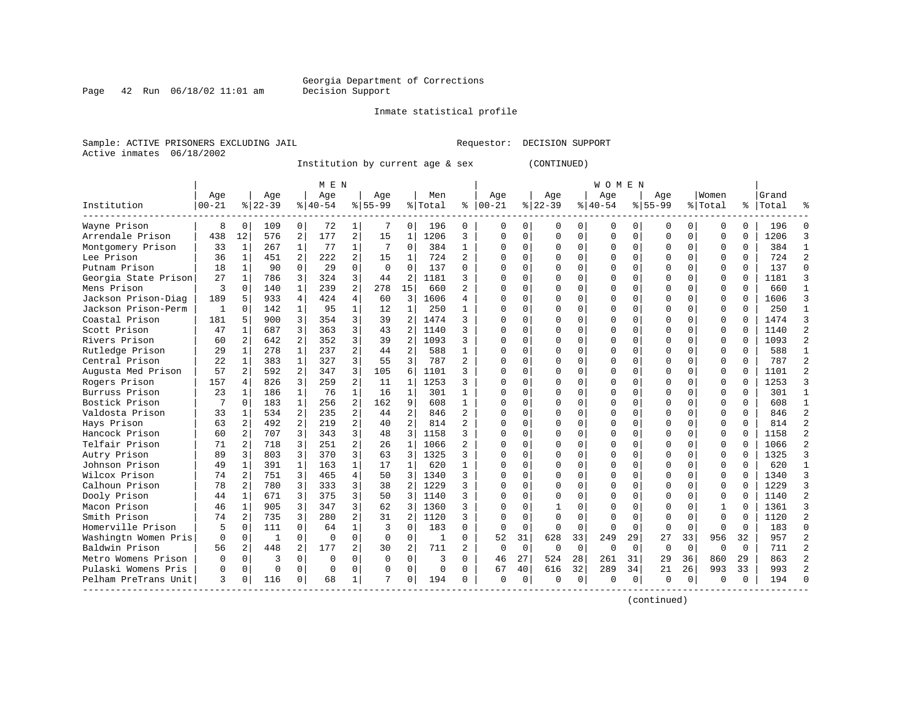Georgia Department of Corrections
Decision Support

Inmate statistical profile

Sample: ACTIVE PRISONERS EXCLUDING JAIL                    Requestor: DECISION SUPPORT
Active inmates 06/18/2002

Institution by current age & sex (CONTINUED)

| Institution | MEN Age 00-21 | % | Age 22-39 | % | Age 40-54 | % | Age 55-99 | % | Men Total | % | WOMEN Age 00-21 | % | Age 22-39 | % | Age 40-54 | % | Age 55-99 | % | Women Total | % | Grand Total | % |
|---|---|---|---|---|---|---|---|---|---|---|---|---|---|---|---|---|---|---|---|---|---|---|
| Wayne Prison | 8 | 0 | 109 | 0 | 72 | 1 | 7 | 0 | 196 | 0 | 0 | 0 | 0 | 0 | 0 | 0 | 0 | 0 | 0 | 0 | 196 | 0 |
| Arrendale Prison | 438 | 12 | 576 | 2 | 177 | 2 | 15 | 1 | 1206 | 3 | 0 | 0 | 0 | 0 | 0 | 0 | 0 | 0 | 0 | 0 | 1206 | 3 |
| Montgomery Prison | 33 | 1 | 267 | 1 | 77 | 1 | 7 | 0 | 384 | 1 | 0 | 0 | 0 | 0 | 0 | 0 | 0 | 0 | 0 | 0 | 384 | 1 |
| Lee Prison | 36 | 1 | 451 | 2 | 222 | 2 | 15 | 1 | 724 | 2 | 0 | 0 | 0 | 0 | 0 | 0 | 0 | 0 | 0 | 0 | 724 | 2 |
| Putnam Prison | 18 | 1 | 90 | 0 | 29 | 0 | 0 | 0 | 137 | 0 | 0 | 0 | 0 | 0 | 0 | 0 | 0 | 0 | 0 | 0 | 137 | 0 |
| Georgia State Prison | 27 | 1 | 786 | 3 | 324 | 3 | 44 | 2 | 1181 | 3 | 0 | 0 | 0 | 0 | 0 | 0 | 0 | 0 | 0 | 0 | 1181 | 3 |
| Mens Prison | 3 | 0 | 140 | 1 | 239 | 2 | 278 | 15 | 660 | 2 | 0 | 0 | 0 | 0 | 0 | 0 | 0 | 0 | 0 | 0 | 660 | 1 |
| Jackson Prison-Diag | 189 | 5 | 933 | 4 | 424 | 4 | 60 | 3 | 1606 | 4 | 0 | 0 | 0 | 0 | 0 | 0 | 0 | 0 | 0 | 0 | 1606 | 3 |
| Jackson Prison-Perm | 1 | 0 | 142 | 1 | 95 | 1 | 12 | 1 | 250 | 1 | 0 | 0 | 0 | 0 | 0 | 0 | 0 | 0 | 0 | 0 | 250 | 1 |
| Coastal Prison | 181 | 5 | 900 | 3 | 354 | 3 | 39 | 2 | 1474 | 3 | 0 | 0 | 0 | 0 | 0 | 0 | 0 | 0 | 0 | 0 | 1474 | 3 |
| Scott Prison | 47 | 1 | 687 | 3 | 363 | 3 | 43 | 2 | 1140 | 3 | 0 | 0 | 0 | 0 | 0 | 0 | 0 | 0 | 0 | 0 | 1140 | 2 |
| Rivers Prison | 60 | 2 | 642 | 2 | 352 | 3 | 39 | 2 | 1093 | 3 | 0 | 0 | 0 | 0 | 0 | 0 | 0 | 0 | 0 | 0 | 1093 | 2 |
| Rutledge Prison | 29 | 1 | 278 | 1 | 237 | 2 | 44 | 2 | 588 | 1 | 0 | 0 | 0 | 0 | 0 | 0 | 0 | 0 | 0 | 0 | 588 | 1 |
| Central Prison | 22 | 1 | 383 | 1 | 327 | 3 | 55 | 3 | 787 | 2 | 0 | 0 | 0 | 0 | 0 | 0 | 0 | 0 | 0 | 0 | 787 | 2 |
| Augusta Med Prison | 57 | 2 | 592 | 2 | 347 | 3 | 105 | 6 | 1101 | 3 | 0 | 0 | 0 | 0 | 0 | 0 | 0 | 0 | 0 | 0 | 1101 | 2 |
| Rogers Prison | 157 | 4 | 826 | 3 | 259 | 2 | 11 | 1 | 1253 | 3 | 0 | 0 | 0 | 0 | 0 | 0 | 0 | 0 | 0 | 0 | 1253 | 3 |
| Burruss Prison | 23 | 1 | 186 | 1 | 76 | 1 | 16 | 1 | 301 | 1 | 0 | 0 | 0 | 0 | 0 | 0 | 0 | 0 | 0 | 0 | 301 | 1 |
| Bostick Prison | 7 | 0 | 183 | 1 | 256 | 2 | 162 | 9 | 608 | 1 | 0 | 0 | 0 | 0 | 0 | 0 | 0 | 0 | 0 | 0 | 608 | 1 |
| Valdosta Prison | 33 | 1 | 534 | 2 | 235 | 2 | 44 | 2 | 846 | 2 | 0 | 0 | 0 | 0 | 0 | 0 | 0 | 0 | 0 | 0 | 846 | 2 |
| Hays Prison | 63 | 2 | 492 | 2 | 219 | 2 | 40 | 2 | 814 | 2 | 0 | 0 | 0 | 0 | 0 | 0 | 0 | 0 | 0 | 0 | 814 | 2 |
| Hancock Prison | 60 | 2 | 707 | 3 | 343 | 3 | 48 | 3 | 1158 | 3 | 0 | 0 | 0 | 0 | 0 | 0 | 0 | 0 | 0 | 0 | 1158 | 2 |
| Telfair Prison | 71 | 2 | 718 | 3 | 251 | 2 | 26 | 1 | 1066 | 2 | 0 | 0 | 0 | 0 | 0 | 0 | 0 | 0 | 0 | 0 | 1066 | 2 |
| Autry Prison | 89 | 3 | 803 | 3 | 370 | 3 | 63 | 3 | 1325 | 3 | 0 | 0 | 0 | 0 | 0 | 0 | 0 | 0 | 0 | 0 | 1325 | 3 |
| Johnson Prison | 49 | 1 | 391 | 1 | 163 | 1 | 17 | 1 | 620 | 1 | 0 | 0 | 0 | 0 | 0 | 0 | 0 | 0 | 0 | 0 | 620 | 1 |
| Wilcox Prison | 74 | 2 | 751 | 3 | 465 | 4 | 50 | 3 | 1340 | 3 | 0 | 0 | 0 | 0 | 0 | 0 | 0 | 0 | 0 | 0 | 1340 | 3 |
| Calhoun Prison | 78 | 2 | 780 | 3 | 333 | 3 | 38 | 2 | 1229 | 3 | 0 | 0 | 0 | 0 | 0 | 0 | 0 | 0 | 0 | 0 | 1229 | 3 |
| Dooly Prison | 44 | 1 | 671 | 3 | 375 | 3 | 50 | 3 | 1140 | 3 | 0 | 0 | 0 | 0 | 0 | 0 | 0 | 0 | 0 | 0 | 1140 | 2 |
| Macon Prison | 46 | 1 | 905 | 3 | 347 | 3 | 62 | 3 | 1360 | 3 | 0 | 0 | 1 | 0 | 0 | 0 | 0 | 0 | 1 | 0 | 1361 | 3 |
| Smith Prison | 74 | 2 | 735 | 3 | 280 | 2 | 31 | 2 | 1120 | 3 | 0 | 0 | 0 | 0 | 0 | 0 | 0 | 0 | 0 | 0 | 1120 | 2 |
| Homerville Prison | 5 | 0 | 111 | 0 | 64 | 1 | 3 | 0 | 183 | 0 | 0 | 0 | 0 | 0 | 0 | 0 | 0 | 0 | 0 | 0 | 183 | 0 |
| Washingtn Women Pris | 0 | 0 | 1 | 0 | 0 | 0 | 0 | 0 | 1 | 0 | 52 | 31 | 628 | 33 | 249 | 29 | 27 | 33 | 956 | 32 | 957 | 2 |
| Baldwin Prison | 56 | 2 | 448 | 2 | 177 | 2 | 30 | 2 | 711 | 2 | 0 | 0 | 0 | 0 | 0 | 0 | 0 | 0 | 0 | 0 | 711 | 2 |
| Metro Womens Prison | 0 | 0 | 3 | 0 | 0 | 0 | 0 | 0 | 3 | 0 | 46 | 27 | 524 | 28 | 261 | 31 | 29 | 36 | 860 | 29 | 863 | 2 |
| Pulaski Womens Pris | 0 | 0 | 0 | 0 | 0 | 0 | 0 | 0 | 0 | 0 | 67 | 40 | 616 | 32 | 289 | 34 | 21 | 26 | 993 | 33 | 993 | 2 |
| Pelham PreTrans Unit | 3 | 0 | 116 | 0 | 68 | 1 | 7 | 0 | 194 | 0 | 0 | 0 | 0 | 0 | 0 | 0 | 0 | 0 | 0 | 0 | 194 | 0 |

(continued)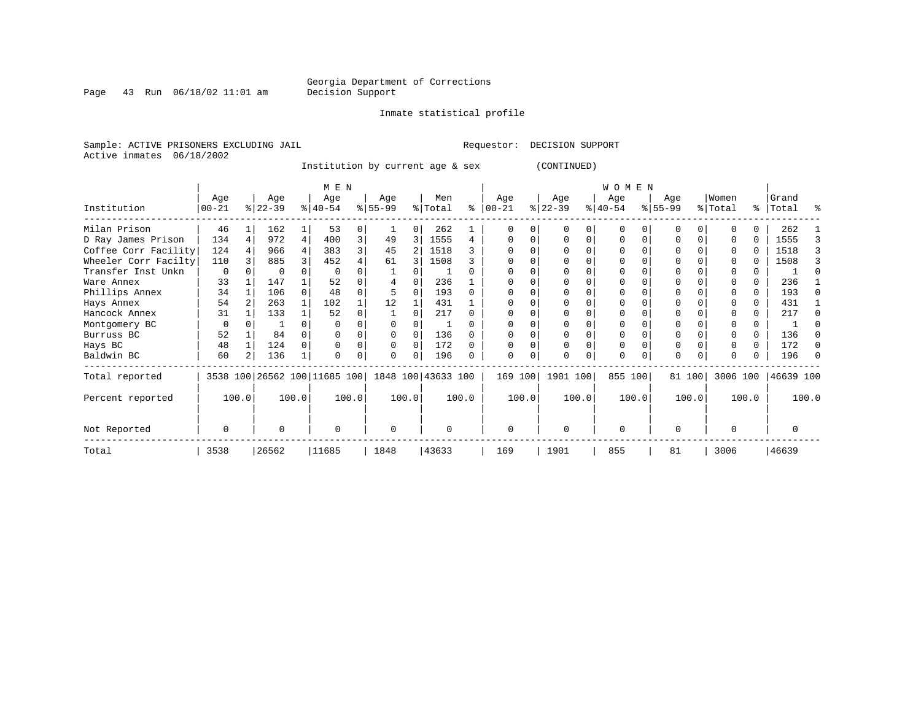Georgia Department of Corrections
Decision Support

Inmate statistical profile

Sample: ACTIVE PRISONERS EXCLUDING JAIL          Requestor: DECISION SUPPORT
Active inmates 06/18/2002

Institution by current age & sex (CONTINUED)

| Institution | MEN Age 00-21 | % | Age 22-39 | % | Age 40-54 | % | Age 55-99 | % | Men Total | % | WOMEN Age 00-21 | % | Age 22-39 | % | Age 40-54 | % | Age 55-99 | % | Women Total | % | Grand Total | % |
|---|---|---|---|---|---|---|---|---|---|---|---|---|---|---|---|---|---|---|---|---|---|---|
| Milan Prison | 46 | 1 | 162 | 1 | 53 | 0 | 1 | 0 | 262 | 1 | 0 | 0 | 0 | 0 | 0 | 0 | 0 | 0 | 0 | 0 | 262 | 1 |
| D Ray James Prison | 134 | 4 | 972 | 4 | 400 | 3 | 49 | 3 | 1555 | 4 | 0 | 0 | 0 | 0 | 0 | 0 | 0 | 0 | 0 | 0 | 1555 | 3 |
| Coffee Corr Facility | 124 | 4 | 966 | 4 | 383 | 3 | 45 | 2 | 1518 | 3 | 0 | 0 | 0 | 0 | 0 | 0 | 0 | 0 | 0 | 0 | 1518 | 3 |
| Wheeler Corr Facilty | 110 | 3 | 885 | 3 | 452 | 4 | 61 | 3 | 1508 | 3 | 0 | 0 | 0 | 0 | 0 | 0 | 0 | 0 | 0 | 0 | 1508 | 3 |
| Transfer Inst Unkn | 0 | 0 | 0 | 0 | 0 | 0 | 1 | 0 | 1 | 0 | 0 | 0 | 0 | 0 | 0 | 0 | 0 | 0 | 0 | 0 | 1 | 0 |
| Ware Annex | 33 | 1 | 147 | 1 | 52 | 0 | 4 | 0 | 236 | 1 | 0 | 0 | 0 | 0 | 0 | 0 | 0 | 0 | 0 | 0 | 236 | 1 |
| Phillips Annex | 34 | 1 | 106 | 0 | 48 | 0 | 5 | 0 | 193 | 0 | 0 | 0 | 0 | 0 | 0 | 0 | 0 | 0 | 0 | 0 | 193 | 0 |
| Hays Annex | 54 | 2 | 263 | 1 | 102 | 1 | 12 | 1 | 431 | 1 | 0 | 0 | 0 | 0 | 0 | 0 | 0 | 0 | 0 | 0 | 431 | 1 |
| Hancock Annex | 31 | 1 | 133 | 1 | 52 | 0 | 1 | 0 | 217 | 0 | 0 | 0 | 0 | 0 | 0 | 0 | 0 | 0 | 0 | 0 | 217 | 0 |
| Montgomery BC | 0 | 0 | 1 | 0 | 0 | 0 | 0 | 0 | 1 | 0 | 0 | 0 | 0 | 0 | 0 | 0 | 0 | 0 | 0 | 0 | 1 | 0 |
| Burruss BC | 52 | 1 | 84 | 0 | 0 | 0 | 0 | 0 | 136 | 0 | 0 | 0 | 0 | 0 | 0 | 0 | 0 | 0 | 0 | 0 | 136 | 0 |
| Hays BC | 48 | 1 | 124 | 0 | 0 | 0 | 0 | 0 | 172 | 0 | 0 | 0 | 0 | 0 | 0 | 0 | 0 | 0 | 0 | 0 | 172 | 0 |
| Baldwin BC | 60 | 2 | 136 | 1 | 0 | 0 | 0 | 0 | 196 | 0 | 0 | 0 | 0 | 0 | 0 | 0 | 0 | 0 | 0 | 0 | 196 | 0 |
| Total reported | 3538 | 100 | 26562 | 100 | 11685 | 100 | 1848 | 100 | 43633 | 100 | 169 | 100 | 1901 | 100 | 855 | 100 | 81 | 100 | 3006 | 100 | 46639 | 100 |
| Percent reported | | 100.0 | | 100.0 | | 100.0 | | 100.0 | | 100.0 | | 100.0 | | 100.0 | | 100.0 | | 100.0 | | 100.0 | | 100.0 |
| Not Reported | 0 | | 0 | | 0 | | 0 | | 0 | | 0 | | 0 | | 0 | | 0 | | 0 | | 0 | |
| Total | 3538 | | 26562 | | 11685 | | 1848 | | 43633 | | 169 | | 1901 | | 855 | | 81 | | 3006 | | 46639 | |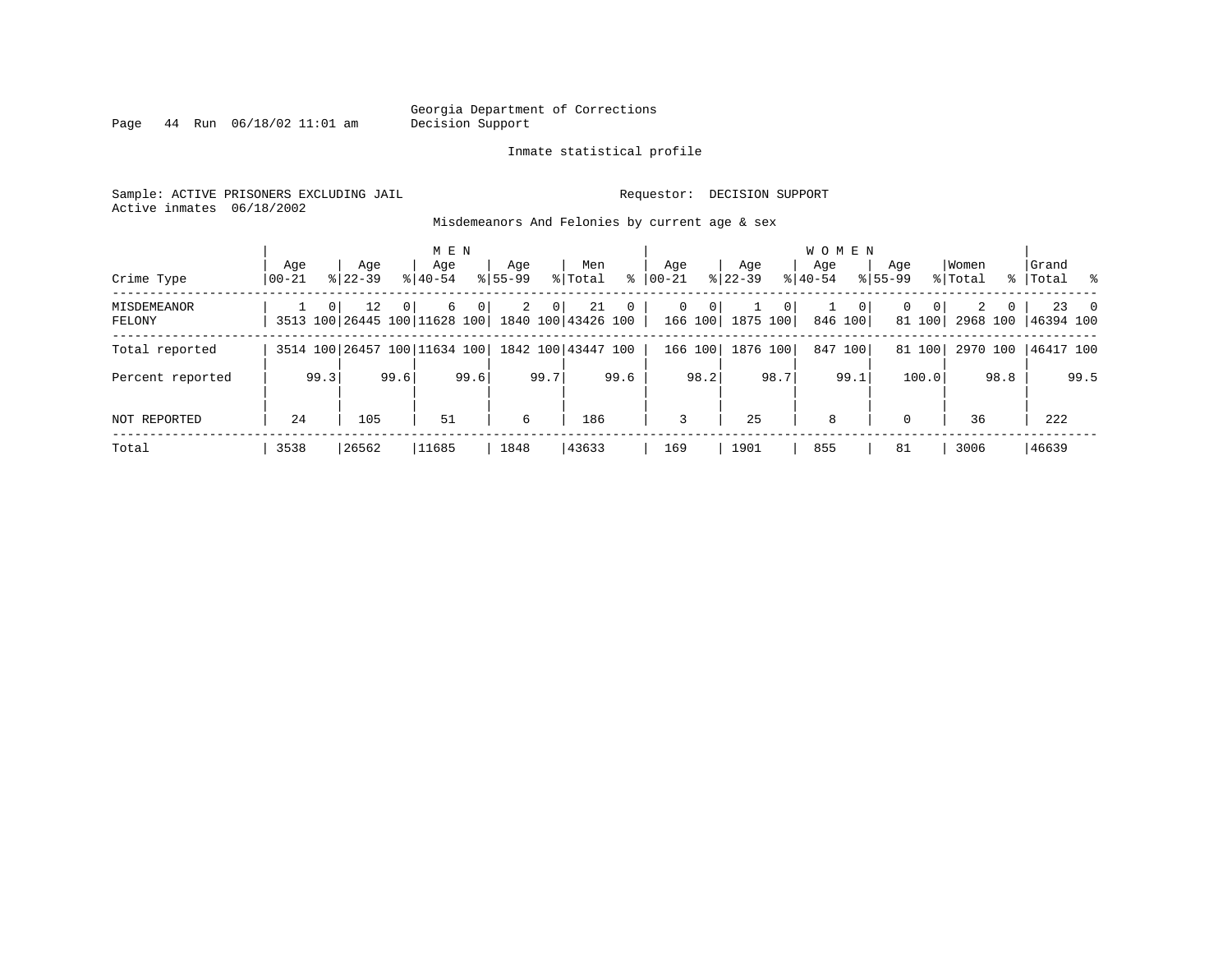Georgia Department of Corrections
Decision Support

Inmate statistical profile

Sample: ACTIVE PRISONERS EXCLUDING JAIL

Requestor: DECISION SUPPORT

Active inmates 06/18/2002

Misdemeanors And Felonies by current age & sex

| Crime Type | MEN Age 00-21 | % | Age 22-39 | % | Age 40-54 | % | Age 55-99 | % | Men Total | % | WOMEN Age 00-21 | % | Age 22-39 | % | Age 40-54 | % | Age 55-99 | % | Women Total | % | Grand Total | % |
|---|---|---|---|---|---|---|---|---|---|---|---|---|---|---|---|---|---|---|---|---|---|---|
| MISDEMEANOR | 1 | 0 | 12 | 0 | 6 | 0 | 2 | 0 | 21 | 0 | 0 | 0 | 1 | 0 | 1 | 0 | 0 | 0 | 2 | 0 | 23 | 0 |
| FELONY | 3513 | 100 | 26445 | 100 | 11628 | 100 | 1840 | 100 | 43426 | 100 | 166 | 100 | 1875 | 100 | 846 | 100 | 81 | 100 | 2968 | 100 | 46394 | 100 |
| Total reported | 3514 | 100 | 26457 | 100 | 11634 | 100 | 1842 | 100 | 43447 | 100 | 166 | 100 | 1876 | 100 | 847 | 100 | 81 | 100 | 2970 | 100 | 46417 | 100 |
| Percent reported | | 99.3 | | 99.6 | | 99.6 | | 99.7 | | 99.6 | | 98.2 | | 98.7 | | 99.1 | | 100.0 | | 98.8 | | 99.5 |
| NOT REPORTED | 24 | | 105 | | 51 | | 6 | | 186 | | 3 | | 25 | | 8 | | 0 | | 36 | | 222 | |
| Total | 3538 | | 26562 | | 11685 | | 1848 | | 43633 | | 169 | | 1901 | | 855 | | 81 | | 3006 | | 46639 | |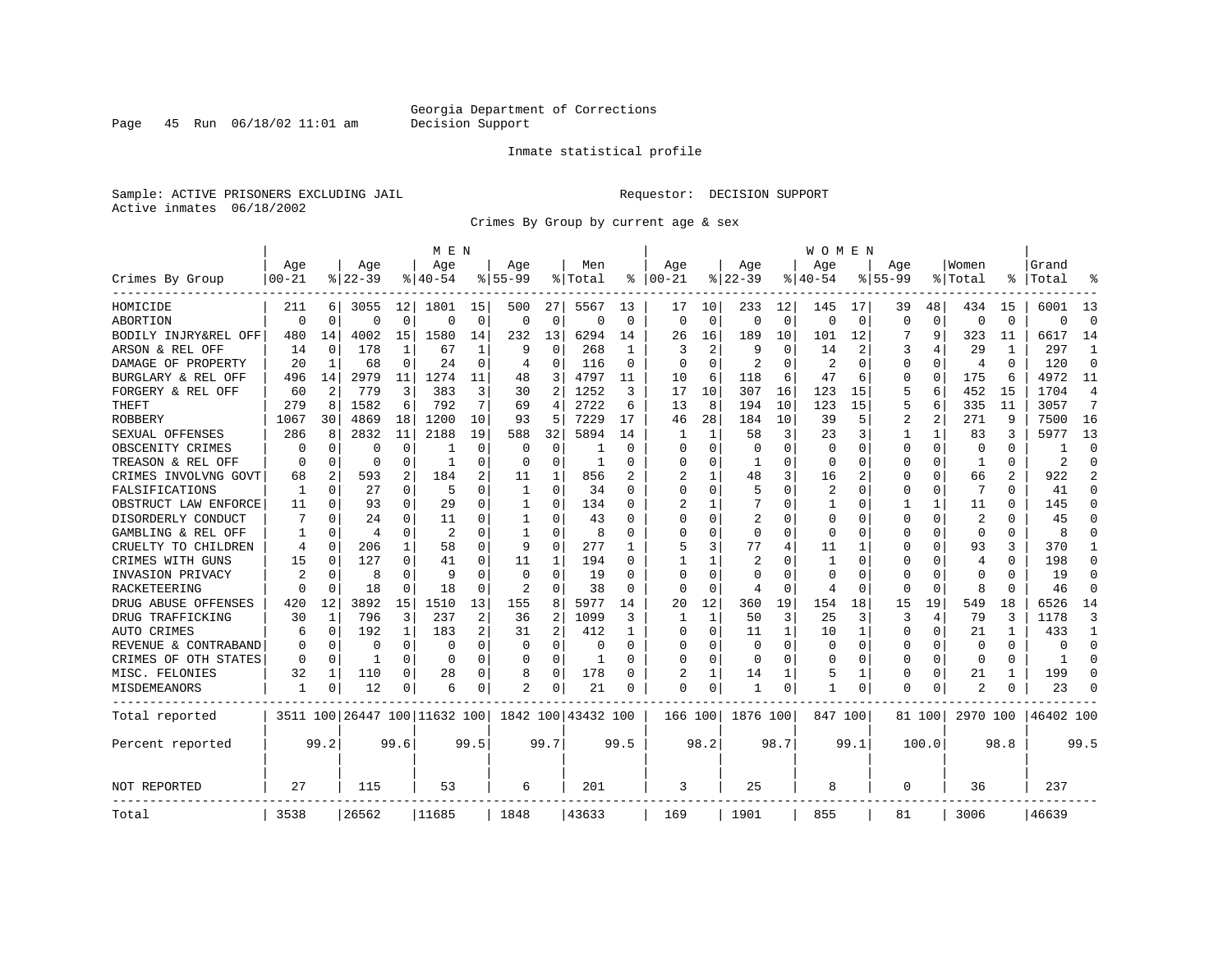Georgia Department of Corrections
Decision Support

Inmate statistical profile

Sample: ACTIVE PRISONERS EXCLUDING JAIL    Requestor: DECISION SUPPORT
Active inmates 06/18/2002

Crimes By Group by current age & sex

| Crimes By Group | MEN Age 00-21 | % | Age 22-39 | % | Age 40-54 | % | Age 55-99 | % | Men Total | % | WOMEN Age 00-21 | % | Age 22-39 | % | Age 40-54 | % | Age 55-99 | % | Women Total | % | Grand Total | % |
|---|---|---|---|---|---|---|---|---|---|---|---|---|---|---|---|---|---|---|---|---|---|---|
| HOMICIDE | 211 | 6 | 3055 | 12 | 1801 | 15 | 500 | 27 | 5567 | 13 | 17 | 10 | 233 | 12 | 145 | 17 | 39 | 48 | 434 | 15 | 6001 | 13 |
| ABORTION | 0 | 0 | 0 | 0 | 0 | 0 | 0 | 0 | 0 | 0 | 0 | 0 | 0 | 0 | 0 | 0 | 0 | 0 | 0 | 0 | 0 | 0 |
| BODILY INJRY&REL OFF | 480 | 14 | 4002 | 15 | 1580 | 14 | 232 | 13 | 6294 | 14 | 26 | 16 | 189 | 10 | 101 | 12 | 7 | 9 | 323 | 11 | 6617 | 14 |
| ARSON & REL OFF | 14 | 0 | 178 | 1 | 67 | 1 | 9 | 0 | 268 | 1 | 3 | 2 | 9 | 0 | 14 | 2 | 3 | 4 | 29 | 1 | 297 | 1 |
| DAMAGE OF PROPERTY | 20 | 1 | 68 | 0 | 24 | 0 | 4 | 0 | 116 | 0 | 0 | 0 | 2 | 0 | 2 | 0 | 0 | 0 | 4 | 0 | 120 | 0 |
| BURGLARY & REL OFF | 496 | 14 | 2979 | 11 | 1274 | 11 | 48 | 3 | 4797 | 11 | 10 | 6 | 118 | 6 | 47 | 6 | 0 | 0 | 175 | 6 | 4972 | 11 |
| FORGERY & REL OFF | 60 | 2 | 779 | 3 | 383 | 3 | 30 | 2 | 1252 | 3 | 17 | 10 | 307 | 16 | 123 | 15 | 5 | 6 | 452 | 15 | 1704 | 4 |
| THEFT | 279 | 8 | 1582 | 6 | 792 | 7 | 69 | 4 | 2722 | 6 | 13 | 8 | 194 | 10 | 123 | 15 | 5 | 6 | 335 | 11 | 3057 | 7 |
| ROBBERY | 1067 | 30 | 4869 | 18 | 1200 | 10 | 93 | 5 | 7229 | 17 | 46 | 28 | 184 | 10 | 39 | 5 | 2 | 2 | 271 | 9 | 7500 | 16 |
| SEXUAL OFFENSES | 286 | 8 | 2832 | 11 | 2188 | 19 | 588 | 32 | 5894 | 14 | 1 | 1 | 58 | 3 | 23 | 3 | 1 | 1 | 83 | 3 | 5977 | 13 |
| OBSCENITY CRIMES | 0 | 0 | 0 | 0 | 1 | 0 | 0 | 0 | 1 | 0 | 0 | 0 | 0 | 0 | 0 | 0 | 0 | 0 | 0 | 0 | 1 | 0 |
| TREASON & REL OFF | 0 | 0 | 0 | 0 | 1 | 0 | 0 | 0 | 1 | 0 | 0 | 0 | 1 | 0 | 0 | 0 | 0 | 0 | 1 | 0 | 2 | 0 |
| CRIMES INVOLVNG GOVT | 68 | 2 | 593 | 2 | 184 | 2 | 11 | 1 | 856 | 2 | 2 | 1 | 48 | 3 | 16 | 2 | 0 | 0 | 66 | 2 | 922 | 2 |
| FALSIFICATIONS | 1 | 0 | 27 | 0 | 5 | 0 | 1 | 0 | 34 | 0 | 0 | 0 | 5 | 0 | 2 | 0 | 0 | 0 | 7 | 0 | 41 | 0 |
| OBSTRUCT LAW ENFORCE | 11 | 0 | 93 | 0 | 29 | 0 | 1 | 0 | 134 | 0 | 2 | 1 | 7 | 0 | 1 | 0 | 1 | 1 | 11 | 0 | 145 | 0 |
| DISORDERLY CONDUCT | 7 | 0 | 24 | 0 | 11 | 0 | 1 | 0 | 43 | 0 | 0 | 0 | 2 | 0 | 0 | 0 | 0 | 0 | 2 | 0 | 45 | 0 |
| GAMBLING & REL OFF | 1 | 0 | 4 | 0 | 2 | 0 | 1 | 0 | 8 | 0 | 0 | 0 | 0 | 0 | 0 | 0 | 0 | 0 | 0 | 0 | 8 | 0 |
| CRUELTY TO CHILDREN | 4 | 0 | 206 | 1 | 58 | 0 | 9 | 0 | 277 | 1 | 5 | 3 | 77 | 4 | 11 | 1 | 0 | 0 | 93 | 3 | 370 | 1 |
| CRIMES WITH GUNS | 15 | 0 | 127 | 0 | 41 | 0 | 11 | 1 | 194 | 0 | 1 | 1 | 2 | 0 | 1 | 0 | 0 | 0 | 4 | 0 | 198 | 0 |
| INVASION PRIVACY | 2 | 0 | 8 | 0 | 9 | 0 | 0 | 0 | 19 | 0 | 0 | 0 | 0 | 0 | 0 | 0 | 0 | 0 | 0 | 0 | 19 | 0 |
| RACKETEERING | 0 | 0 | 18 | 0 | 18 | 0 | 2 | 0 | 38 | 0 | 0 | 0 | 4 | 0 | 4 | 0 | 0 | 0 | 8 | 0 | 46 | 0 |
| DRUG ABUSE OFFENSES | 420 | 12 | 3892 | 15 | 1510 | 13 | 155 | 8 | 5977 | 14 | 20 | 12 | 360 | 19 | 154 | 18 | 15 | 19 | 549 | 18 | 6526 | 14 |
| DRUG TRAFFICKING | 30 | 1 | 796 | 3 | 237 | 2 | 36 | 2 | 1099 | 3 | 1 | 1 | 50 | 3 | 25 | 3 | 3 | 4 | 79 | 3 | 1178 | 3 |
| AUTO CRIMES | 6 | 0 | 192 | 1 | 183 | 2 | 31 | 2 | 412 | 1 | 0 | 0 | 11 | 1 | 10 | 1 | 0 | 0 | 21 | 1 | 433 | 1 |
| REVENUE & CONTRABAND | 0 | 0 | 0 | 0 | 0 | 0 | 0 | 0 | 0 | 0 | 0 | 0 | 0 | 0 | 0 | 0 | 0 | 0 | 0 | 0 | 0 | 0 |
| CRIMES OF OTH STATES | 0 | 0 | 1 | 0 | 0 | 0 | 0 | 0 | 1 | 0 | 0 | 0 | 0 | 0 | 0 | 0 | 0 | 0 | 0 | 0 | 1 | 0 |
| MISC. FELONIES | 32 | 1 | 110 | 0 | 28 | 0 | 8 | 0 | 178 | 0 | 2 | 1 | 14 | 1 | 5 | 1 | 0 | 0 | 21 | 1 | 199 | 0 |
| MISDEMEANORS | 1 | 0 | 12 | 0 | 6 | 0 | 2 | 0 | 21 | 0 | 0 | 0 | 1 | 0 | 1 | 0 | 0 | 0 | 2 | 0 | 23 | 0 |
| Total reported | 3511 | 100 | 26447 | 100 | 11632 | 100 | 1842 | 100 | 43432 | 100 | 166 | 100 | 1876 | 100 | 847 | 100 | 81 | 100 | 2970 | 100 | 46402 | 100 |
| Percent reported | | 99.2 | | 99.6 | | 99.5 | | 99.7 | | 99.5 | | 98.2 | | 98.7 | | 99.1 | | 100.0 | | 98.8 | | 99.5 |
| NOT REPORTED | 27 | | 115 | | 53 | | 6 | | 201 | | 3 | | 25 | | 8 | | 0 | | 36 | | 237 | |
| Total | 3538 | | 26562 | | 11685 | | 1848 | | 43633 | | 169 | | 1901 | | 855 | | 81 | | 3006 | | 46639 | |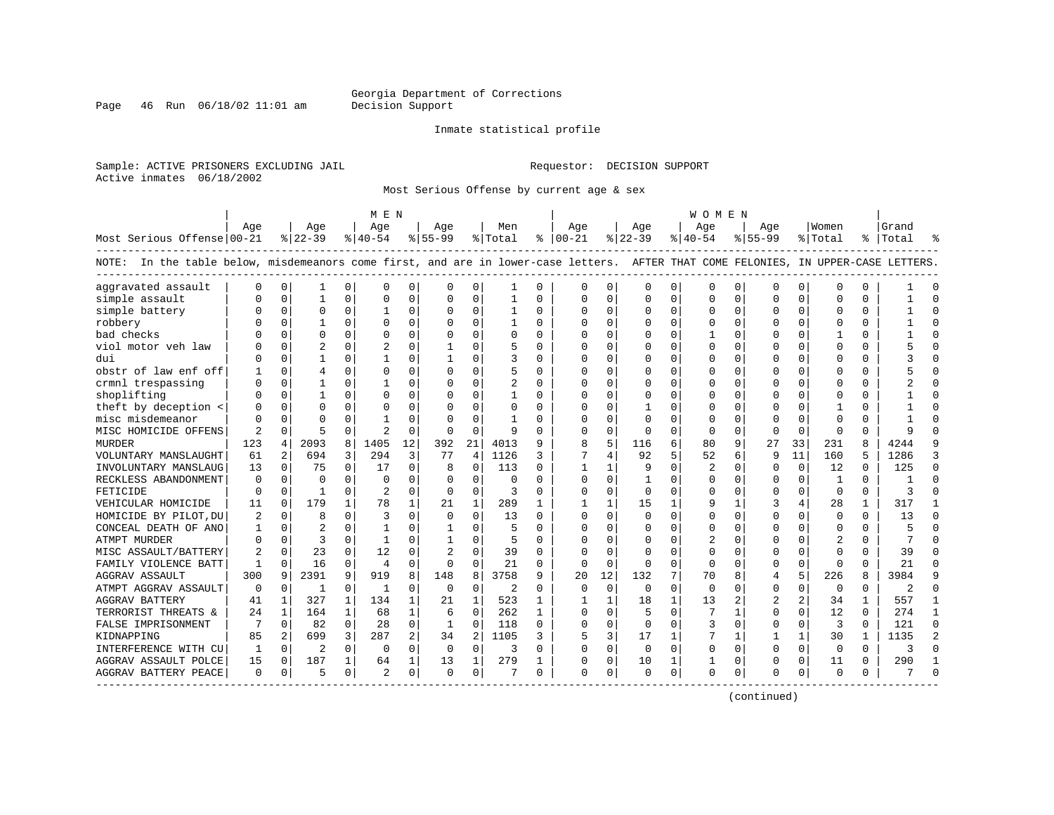Georgia Department of Corrections
Decision Support

Inmate statistical profile

Sample: ACTIVE PRISONERS EXCLUDING JAIL                                Requestor: DECISION SUPPORT
Active inmates 06/18/2002

Most Serious Offense by current age & sex

| Most Serious Offense | MEN Age 00-21 | % | Age 22-39 | % | Age 40-54 | % | Age 55-99 | % | Men Total | % | WOMEN Age 00-21 | % | Age 22-39 | % | Age 40-54 | % | Age 55-99 | % | Women Total | % | Grand Total | % |
|---|---|---|---|---|---|---|---|---|---|---|---|---|---|---|---|---|---|---|---|---|---|---|

NOTE: In the table below, misdemeanors come first, and are in lower-case letters. AFTER THAT COME FELONIES, IN UPPER-CASE LETTERS.

| Most Serious Offense | MEN Age 00-21 | % | Age 22-39 | % | Age 40-54 | % | Age 55-99 | % | Men Total | % | WOMEN Age 00-21 | % | Age 22-39 | % | Age 40-54 | % | Age 55-99 | % | Women Total | % | Grand Total | % |
|---|---|---|---|---|---|---|---|---|---|---|---|---|---|---|---|---|---|---|---|---|---|---|
| aggravated assault | 0 | 0 | 1 | 0 | 0 | 0 | 0 | 0 | 1 | 0 | 0 | 0 | 0 | 0 | 0 | 0 | 0 | 0 | 0 | 0 | 1 | 0 |
| simple assault | 0 | 0 | 1 | 0 | 0 | 0 | 0 | 0 | 1 | 0 | 0 | 0 | 0 | 0 | 0 | 0 | 0 | 0 | 0 | 0 | 1 | 0 |
| simple battery | 0 | 0 | 0 | 0 | 1 | 0 | 0 | 0 | 1 | 0 | 0 | 0 | 0 | 0 | 0 | 0 | 0 | 0 | 0 | 0 | 1 | 0 |
| robbery | 0 | 0 | 1 | 0 | 0 | 0 | 0 | 0 | 1 | 0 | 0 | 0 | 0 | 0 | 0 | 0 | 0 | 0 | 0 | 0 | 1 | 0 |
| bad checks | 0 | 0 | 0 | 0 | 0 | 0 | 0 | 0 | 0 | 0 | 0 | 0 | 0 | 0 | 1 | 0 | 0 | 0 | 1 | 0 | 1 | 0 |
| viol motor veh law | 0 | 0 | 2 | 0 | 2 | 0 | 1 | 0 | 5 | 0 | 0 | 0 | 0 | 0 | 0 | 0 | 0 | 0 | 0 | 0 | 5 | 0 |
| dui | 0 | 0 | 1 | 0 | 1 | 0 | 1 | 0 | 3 | 0 | 0 | 0 | 0 | 0 | 0 | 0 | 0 | 0 | 0 | 0 | 3 | 0 |
| obstr of law enf off | 1 | 0 | 4 | 0 | 0 | 0 | 0 | 0 | 5 | 0 | 0 | 0 | 0 | 0 | 0 | 0 | 0 | 0 | 0 | 0 | 5 | 0 |
| crmnl trespassing | 0 | 0 | 1 | 0 | 1 | 0 | 0 | 0 | 2 | 0 | 0 | 0 | 0 | 0 | 0 | 0 | 0 | 0 | 0 | 0 | 2 | 0 |
| shoplifting | 0 | 0 | 1 | 0 | 0 | 0 | 0 | 0 | 1 | 0 | 0 | 0 | 0 | 0 | 0 | 0 | 0 | 0 | 0 | 0 | 1 | 0 |
| theft by deception < | 0 | 0 | 0 | 0 | 0 | 0 | 0 | 0 | 0 | 0 | 0 | 0 | 1 | 0 | 0 | 0 | 0 | 0 | 1 | 0 | 1 | 0 |
| misc misdemeanor | 0 | 0 | 0 | 0 | 1 | 0 | 0 | 0 | 1 | 0 | 0 | 0 | 0 | 0 | 0 | 0 | 0 | 0 | 0 | 0 | 1 | 0 |
| MISC HOMICIDE OFFENS | 2 | 0 | 5 | 0 | 2 | 0 | 0 | 0 | 9 | 0 | 0 | 0 | 0 | 0 | 0 | 0 | 0 | 0 | 0 | 0 | 9 | 0 |
| MURDER | 123 | 4 | 2093 | 8 | 1405 | 12 | 392 | 21 | 4013 | 9 | 8 | 5 | 116 | 6 | 80 | 9 | 27 | 33 | 231 | 8 | 4244 | 9 |
| VOLUNTARY MANSLAUGHT | 61 | 2 | 694 | 3 | 294 | 3 | 77 | 4 | 1126 | 3 | 7 | 4 | 92 | 5 | 52 | 6 | 9 | 11 | 160 | 5 | 1286 | 3 |
| INVOLUNTARY MANSLAUG | 13 | 0 | 75 | 0 | 17 | 0 | 8 | 0 | 113 | 0 | 1 | 1 | 9 | 0 | 2 | 0 | 0 | 0 | 12 | 0 | 125 | 0 |
| RECKLESS ABANDONMENT | 0 | 0 | 0 | 0 | 0 | 0 | 0 | 0 | 0 | 0 | 0 | 0 | 1 | 0 | 0 | 0 | 0 | 0 | 1 | 0 | 1 | 0 |
| FETICIDE | 0 | 0 | 1 | 0 | 2 | 0 | 0 | 0 | 3 | 0 | 0 | 0 | 0 | 0 | 0 | 0 | 0 | 0 | 0 | 0 | 3 | 0 |
| VEHICULAR HOMICIDE | 11 | 0 | 179 | 1 | 78 | 1 | 21 | 1 | 289 | 1 | 1 | 1 | 15 | 1 | 9 | 1 | 3 | 4 | 28 | 1 | 317 | 1 |
| HOMICIDE BY PILOT,DU | 2 | 0 | 8 | 0 | 3 | 0 | 0 | 0 | 13 | 0 | 0 | 0 | 0 | 0 | 0 | 0 | 0 | 0 | 0 | 0 | 13 | 0 |
| CONCEAL DEATH OF ANO | 1 | 0 | 2 | 0 | 1 | 0 | 1 | 0 | 5 | 0 | 0 | 0 | 0 | 0 | 0 | 0 | 0 | 0 | 0 | 0 | 5 | 0 |
| ATMPT MURDER | 0 | 0 | 3 | 0 | 1 | 0 | 1 | 0 | 5 | 0 | 0 | 0 | 0 | 0 | 2 | 0 | 0 | 0 | 2 | 0 | 7 | 0 |
| MISC ASSAULT/BATTERY | 2 | 0 | 23 | 0 | 12 | 0 | 2 | 0 | 39 | 0 | 0 | 0 | 0 | 0 | 0 | 0 | 0 | 0 | 0 | 0 | 39 | 0 |
| FAMILY VIOLENCE BATT | 1 | 0 | 16 | 0 | 4 | 0 | 0 | 0 | 21 | 0 | 0 | 0 | 0 | 0 | 0 | 0 | 0 | 0 | 0 | 0 | 21 | 0 |
| AGGRAV ASSAULT | 300 | 9 | 2391 | 9 | 919 | 8 | 148 | 8 | 3758 | 9 | 20 | 12 | 132 | 7 | 70 | 8 | 4 | 5 | 226 | 8 | 3984 | 9 |
| ATMPT AGGRAV ASSAULT | 0 | 0 | 1 | 0 | 1 | 0 | 0 | 0 | 2 | 0 | 0 | 0 | 0 | 0 | 0 | 0 | 0 | 0 | 0 | 0 | 2 | 0 |
| AGGRAV BATTERY | 41 | 1 | 327 | 1 | 134 | 1 | 21 | 1 | 523 | 1 | 1 | 1 | 18 | 1 | 13 | 2 | 2 | 2 | 34 | 1 | 557 | 1 |
| TERRORIST THREATS & | 24 | 1 | 164 | 1 | 68 | 1 | 6 | 0 | 262 | 1 | 0 | 0 | 5 | 0 | 7 | 1 | 0 | 0 | 12 | 0 | 274 | 1 |
| FALSE IMPRISONMENT | 7 | 0 | 82 | 0 | 28 | 0 | 1 | 0 | 118 | 0 | 0 | 0 | 0 | 0 | 3 | 0 | 0 | 0 | 3 | 0 | 121 | 0 |
| KIDNAPPING | 85 | 2 | 699 | 3 | 287 | 2 | 34 | 2 | 1105 | 3 | 5 | 3 | 17 | 1 | 7 | 1 | 1 | 1 | 30 | 1 | 1135 | 2 |
| INTERFERENCE WITH CU | 1 | 0 | 2 | 0 | 0 | 0 | 0 | 0 | 3 | 0 | 0 | 0 | 0 | 0 | 0 | 0 | 0 | 0 | 0 | 0 | 3 | 0 |
| AGGRAV ASSAULT POLCE | 15 | 0 | 187 | 1 | 64 | 1 | 13 | 1 | 279 | 1 | 0 | 0 | 10 | 1 | 1 | 0 | 0 | 0 | 11 | 0 | 290 | 1 |
| AGGRAV BATTERY PEACE | 0 | 0 | 5 | 0 | 2 | 0 | 0 | 0 | 7 | 0 | 0 | 0 | 0 | 0 | 0 | 0 | 0 | 0 | 0 | 0 | 7 | 0 |

(continued)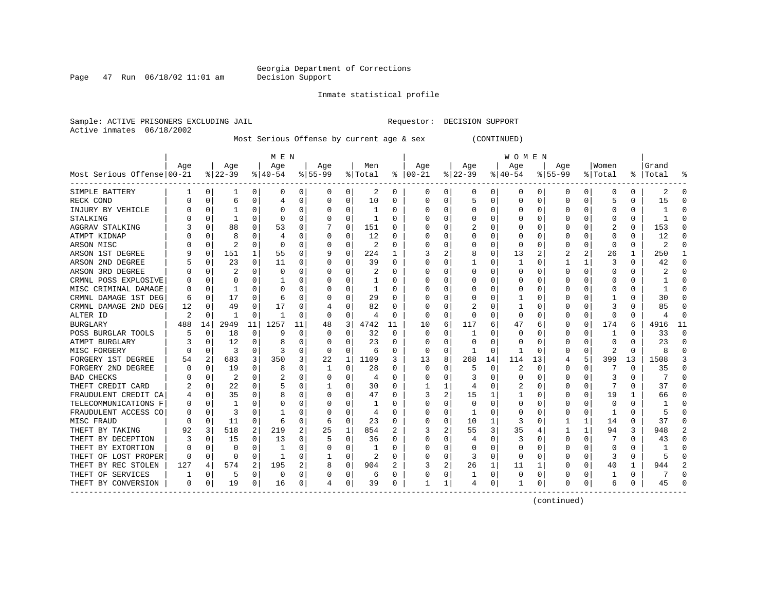Georgia Department of Corrections
Decision Support

Inmate statistical profile

Sample: ACTIVE PRISONERS EXCLUDING JAIL                Requestor: DECISION SUPPORT
Active inmates 06/18/2002

Most Serious Offense by current age & sex (CONTINUED)

| Most Serious Offense | MEN Age 00-21 | % | Age 22-39 | % | Age 40-54 | % | Age 55-99 | % | Men Total | % | WOMEN Age 00-21 | % | Age 22-39 | % | Age 40-54 | % | Age 55-99 | % | Women Total | % | Grand Total | % |
|---|---|---|---|---|---|---|---|---|---|---|---|---|---|---|---|---|---|---|---|---|---|---|
| SIMPLE BATTERY | 1 | 0 | 1 | 0 | 0 | 0 | 0 | 0 | 2 | 0 | 0 | 0 | 0 | 0 | 0 | 0 | 0 | 0 | 0 | 0 | 2 | 0 |
| RECK COND | 0 | 0 | 6 | 0 | 4 | 0 | 0 | 0 | 10 | 0 | 0 | 0 | 5 | 0 | 0 | 0 | 0 | 0 | 5 | 0 | 15 | 0 |
| INJURY BY VEHICLE | 0 | 0 | 1 | 0 | 0 | 0 | 0 | 0 | 1 | 0 | 0 | 0 | 0 | 0 | 0 | 0 | 0 | 0 | 0 | 0 | 1 | 0 |
| STALKING | 0 | 0 | 1 | 0 | 0 | 0 | 0 | 0 | 1 | 0 | 0 | 0 | 0 | 0 | 0 | 0 | 0 | 0 | 0 | 0 | 1 | 0 |
| AGGRAV STALKING | 3 | 0 | 88 | 0 | 53 | 0 | 7 | 0 | 151 | 0 | 0 | 0 | 2 | 0 | 0 | 0 | 0 | 0 | 2 | 0 | 153 | 0 |
| ATMPT KIDNAP | 0 | 0 | 8 | 0 | 4 | 0 | 0 | 0 | 12 | 0 | 0 | 0 | 0 | 0 | 0 | 0 | 0 | 0 | 0 | 0 | 12 | 0 |
| ARSON MISC | 0 | 0 | 2 | 0 | 0 | 0 | 0 | 0 | 2 | 0 | 0 | 0 | 0 | 0 | 0 | 0 | 0 | 0 | 0 | 0 | 2 | 0 |
| ARSON 1ST DEGREE | 9 | 0 | 151 | 1 | 55 | 0 | 9 | 0 | 224 | 1 | 3 | 2 | 8 | 0 | 13 | 2 | 2 | 2 | 26 | 1 | 250 | 1 |
| ARSON 2ND DEGREE | 5 | 0 | 23 | 0 | 11 | 0 | 0 | 0 | 39 | 0 | 0 | 0 | 1 | 0 | 1 | 0 | 1 | 1 | 3 | 0 | 42 | 0 |
| ARSON 3RD DEGREE | 0 | 0 | 2 | 0 | 0 | 0 | 0 | 0 | 2 | 0 | 0 | 0 | 0 | 0 | 0 | 0 | 0 | 0 | 0 | 0 | 2 | 0 |
| CRMNL POSS EXPLOSIVE | 0 | 0 | 0 | 0 | 1 | 0 | 0 | 0 | 1 | 0 | 0 | 0 | 0 | 0 | 0 | 0 | 0 | 0 | 0 | 0 | 1 | 0 |
| MISC CRIMINAL DAMAGE | 0 | 0 | 1 | 0 | 0 | 0 | 0 | 0 | 1 | 0 | 0 | 0 | 0 | 0 | 0 | 0 | 0 | 0 | 0 | 0 | 1 | 0 |
| CRMNL DAMAGE 1ST DEG | 6 | 0 | 17 | 0 | 6 | 0 | 0 | 0 | 29 | 0 | 0 | 0 | 0 | 0 | 1 | 0 | 0 | 0 | 1 | 0 | 30 | 0 |
| CRMNL DAMAGE 2ND DEG | 12 | 0 | 49 | 0 | 17 | 0 | 4 | 0 | 82 | 0 | 0 | 0 | 2 | 0 | 1 | 0 | 0 | 0 | 3 | 0 | 85 | 0 |
| ALTER ID | 2 | 0 | 1 | 0 | 1 | 0 | 0 | 0 | 4 | 0 | 0 | 0 | 0 | 0 | 0 | 0 | 0 | 0 | 0 | 0 | 4 | 0 |
| BURGLARY | 488 | 14 | 2949 | 11 | 1257 | 11 | 48 | 3 | 4742 | 11 | 10 | 6 | 117 | 6 | 47 | 6 | 0 | 0 | 174 | 6 | 4916 | 11 |
| POSS BURGLAR TOOLS | 5 | 0 | 18 | 0 | 9 | 0 | 0 | 0 | 32 | 0 | 0 | 0 | 1 | 0 | 0 | 0 | 0 | 0 | 1 | 0 | 33 | 0 |
| ATMPT BURGLARY | 3 | 0 | 12 | 0 | 8 | 0 | 0 | 0 | 23 | 0 | 0 | 0 | 0 | 0 | 0 | 0 | 0 | 0 | 0 | 0 | 23 | 0 |
| MISC FORGERY | 0 | 0 | 3 | 0 | 3 | 0 | 0 | 0 | 6 | 0 | 0 | 0 | 1 | 0 | 1 | 0 | 0 | 0 | 2 | 0 | 8 | 0 |
| FORGERY 1ST DEGREE | 54 | 2 | 683 | 3 | 350 | 3 | 22 | 1 | 1109 | 3 | 13 | 8 | 268 | 14 | 114 | 13 | 4 | 5 | 399 | 13 | 1508 | 3 |
| FORGERY 2ND DEGREE | 0 | 0 | 19 | 0 | 8 | 0 | 1 | 0 | 28 | 0 | 0 | 0 | 5 | 0 | 2 | 0 | 0 | 0 | 7 | 0 | 35 | 0 |
| BAD CHECKS | 0 | 0 | 2 | 0 | 2 | 0 | 0 | 0 | 4 | 0 | 0 | 0 | 3 | 0 | 0 | 0 | 0 | 0 | 3 | 0 | 7 | 0 |
| THEFT CREDIT CARD | 2 | 0 | 22 | 0 | 5 | 0 | 1 | 0 | 30 | 0 | 1 | 1 | 4 | 0 | 2 | 0 | 0 | 0 | 7 | 0 | 37 | 0 |
| FRAUDULENT CREDIT CA | 4 | 0 | 35 | 0 | 8 | 0 | 0 | 0 | 47 | 0 | 3 | 2 | 15 | 1 | 1 | 0 | 0 | 0 | 19 | 1 | 66 | 0 |
| TELECOMMUNICATIONS F | 0 | 0 | 1 | 0 | 0 | 0 | 0 | 0 | 1 | 0 | 0 | 0 | 0 | 0 | 0 | 0 | 0 | 0 | 0 | 0 | 1 | 0 |
| FRAUDULENT ACCESS CO | 0 | 0 | 3 | 0 | 1 | 0 | 0 | 0 | 4 | 0 | 0 | 0 | 1 | 0 | 0 | 0 | 0 | 0 | 1 | 0 | 5 | 0 |
| MISC FRAUD | 0 | 0 | 11 | 0 | 6 | 0 | 6 | 0 | 23 | 0 | 0 | 0 | 10 | 1 | 3 | 0 | 1 | 1 | 14 | 0 | 37 | 0 |
| THEFT BY TAKING | 92 | 3 | 518 | 2 | 219 | 2 | 25 | 1 | 854 | 2 | 3 | 2 | 55 | 3 | 35 | 4 | 1 | 1 | 94 | 3 | 948 | 2 |
| THEFT BY DECEPTION | 3 | 0 | 15 | 0 | 13 | 0 | 5 | 0 | 36 | 0 | 0 | 0 | 4 | 0 | 3 | 0 | 0 | 0 | 7 | 0 | 43 | 0 |
| THEFT BY EXTORTION | 0 | 0 | 0 | 0 | 1 | 0 | 0 | 0 | 1 | 0 | 0 | 0 | 0 | 0 | 0 | 0 | 0 | 0 | 0 | 0 | 1 | 0 |
| THEFT OF LOST PROPER | 0 | 0 | 0 | 0 | 1 | 0 | 1 | 0 | 2 | 0 | 0 | 0 | 3 | 0 | 0 | 0 | 0 | 0 | 3 | 0 | 5 | 0 |
| THEFT BY REC STOLEN | 127 | 4 | 574 | 2 | 195 | 2 | 8 | 0 | 904 | 2 | 3 | 2 | 26 | 1 | 11 | 1 | 0 | 0 | 40 | 1 | 944 | 2 |
| THEFT OF SERVICES | 1 | 0 | 5 | 0 | 0 | 0 | 0 | 0 | 6 | 0 | 0 | 0 | 1 | 0 | 0 | 0 | 0 | 0 | 1 | 0 | 7 | 0 |
| THEFT BY CONVERSION | 0 | 0 | 19 | 0 | 16 | 0 | 4 | 0 | 39 | 0 | 1 | 1 | 4 | 0 | 1 | 0 | 0 | 0 | 6 | 0 | 45 | 0 |

(continued)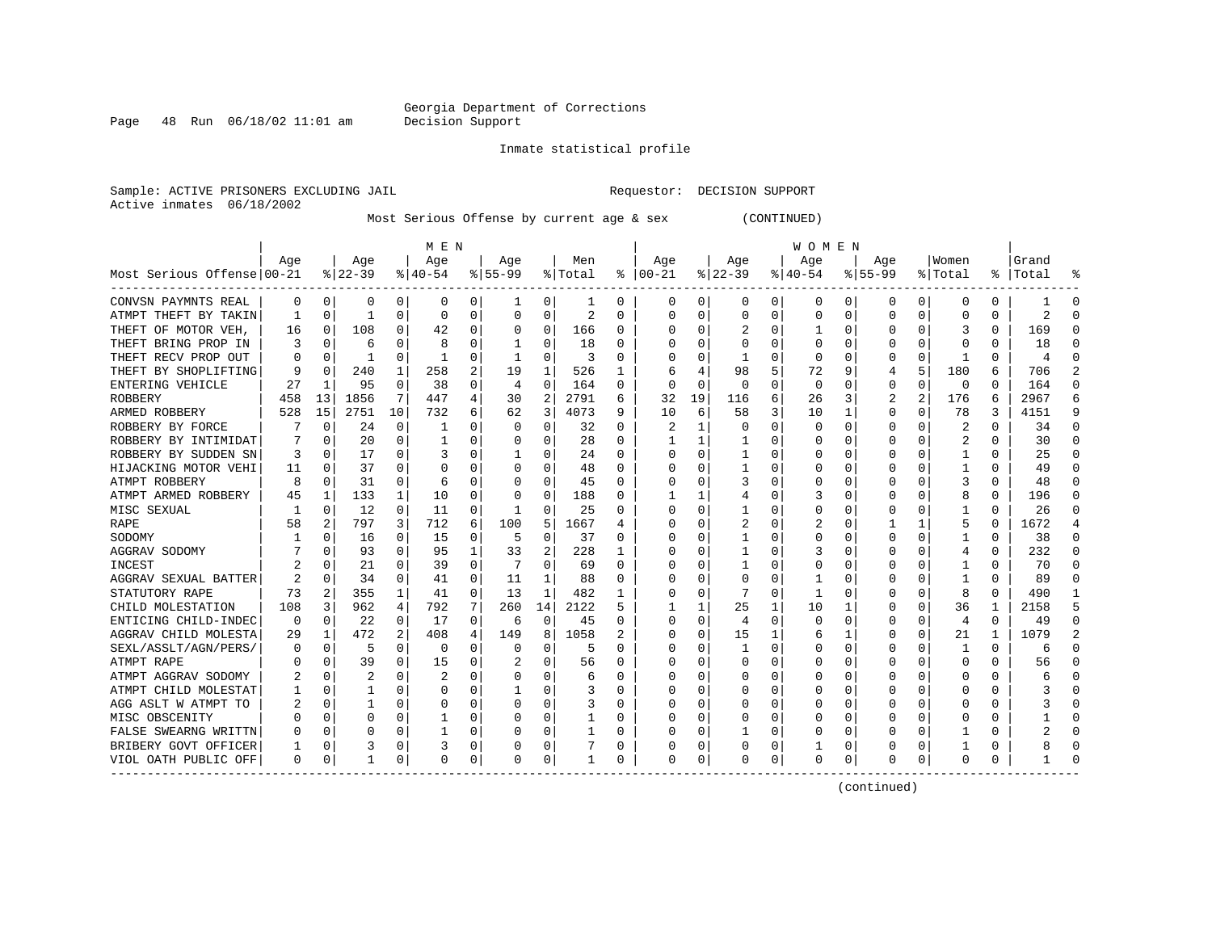Georgia Department of Corrections
Decision Support

Inmate statistical profile

Sample: ACTIVE PRISONERS EXCLUDING JAIL                    Requestor: DECISION SUPPORT
Active inmates 06/18/2002

Most Serious Offense by current age & sex (CONTINUED)

| Most Serious Offense | MEN Age 00-21 | % | Age 22-39 | % | Age 40-54 | % | Age 55-99 | % | Men Total | % | WOMEN Age 00-21 | % | Age 22-39 | % | Age 40-54 | % | Age 55-99 | % | Women Total | % | Grand Total | % |
|---|---|---|---|---|---|---|---|---|---|---|---|---|---|---|---|---|---|---|---|---|---|---|
| CONVSN PAYMNTS REAL | 0 | 0 | 0 | 0 | 0 | 0 | 1 | 0 | 1 | 0 | 0 | 0 | 0 | 0 | 0 | 0 | 0 | 0 | 0 | 0 | 1 | 0 |
| ATMPT THEFT BY TAKIN | 1 | 0 | 1 | 0 | 0 | 0 | 0 | 0 | 2 | 0 | 0 | 0 | 0 | 0 | 0 | 0 | 0 | 0 | 0 | 0 | 2 | 0 |
| THEFT OF MOTOR VEH, | 16 | 0 | 108 | 0 | 42 | 0 | 0 | 0 | 166 | 0 | 0 | 0 | 2 | 0 | 1 | 0 | 0 | 0 | 3 | 0 | 169 | 0 |
| THEFT BRING PROP IN | 3 | 0 | 6 | 0 | 8 | 0 | 1 | 0 | 18 | 0 | 0 | 0 | 0 | 0 | 0 | 0 | 0 | 0 | 0 | 0 | 18 | 0 |
| THEFT RECV PROP OUT | 0 | 0 | 1 | 0 | 1 | 0 | 1 | 0 | 3 | 0 | 0 | 0 | 1 | 0 | 0 | 0 | 0 | 0 | 1 | 0 | 4 | 0 |
| THEFT BY SHOPLIFTING | 9 | 0 | 240 | 1 | 258 | 2 | 19 | 1 | 526 | 1 | 6 | 4 | 98 | 5 | 72 | 9 | 4 | 5 | 180 | 6 | 706 | 2 |
| ENTERING VEHICLE | 27 | 1 | 95 | 0 | 38 | 0 | 4 | 0 | 164 | 0 | 0 | 0 | 0 | 0 | 0 | 0 | 0 | 0 | 0 | 0 | 164 | 0 |
| ROBBERY | 458 | 13 | 1856 | 7 | 447 | 4 | 30 | 2 | 2791 | 6 | 32 | 19 | 116 | 6 | 26 | 3 | 2 | 2 | 176 | 6 | 2967 | 6 |
| ARMED ROBBERY | 528 | 15 | 2751 | 10 | 732 | 6 | 62 | 3 | 4073 | 9 | 10 | 6 | 58 | 3 | 10 | 1 | 0 | 0 | 78 | 3 | 4151 | 9 |
| ROBBERY BY FORCE | 7 | 0 | 24 | 0 | 1 | 0 | 0 | 0 | 32 | 0 | 2 | 1 | 0 | 0 | 0 | 0 | 0 | 0 | 2 | 0 | 34 | 0 |
| ROBBERY BY INTIMIDAT | 7 | 0 | 20 | 0 | 1 | 0 | 0 | 0 | 28 | 0 | 1 | 1 | 1 | 0 | 0 | 0 | 0 | 0 | 2 | 0 | 30 | 0 |
| ROBBERY BY SUDDEN SN | 3 | 0 | 17 | 0 | 3 | 0 | 1 | 0 | 24 | 0 | 0 | 0 | 1 | 0 | 0 | 0 | 0 | 0 | 1 | 0 | 25 | 0 |
| HIJACKING MOTOR VEHI | 11 | 0 | 37 | 0 | 0 | 0 | 0 | 0 | 48 | 0 | 0 | 0 | 1 | 0 | 0 | 0 | 0 | 0 | 1 | 0 | 49 | 0 |
| ATMPT ROBBERY | 8 | 0 | 31 | 0 | 6 | 0 | 0 | 0 | 45 | 0 | 0 | 0 | 3 | 0 | 0 | 0 | 0 | 0 | 3 | 0 | 48 | 0 |
| ATMPT ARMED ROBBERY | 45 | 1 | 133 | 1 | 10 | 0 | 0 | 0 | 188 | 0 | 1 | 1 | 4 | 0 | 3 | 0 | 0 | 0 | 8 | 0 | 196 | 0 |
| MISC SEXUAL | 1 | 0 | 12 | 0 | 11 | 0 | 1 | 0 | 25 | 0 | 0 | 0 | 1 | 0 | 0 | 0 | 0 | 0 | 1 | 0 | 26 | 0 |
| RAPE | 58 | 2 | 797 | 3 | 712 | 6 | 100 | 5 | 1667 | 4 | 0 | 0 | 2 | 0 | 2 | 0 | 1 | 1 | 5 | 0 | 1672 | 4 |
| SODOMY | 1 | 0 | 16 | 0 | 15 | 0 | 5 | 0 | 37 | 0 | 0 | 0 | 1 | 0 | 0 | 0 | 0 | 0 | 1 | 0 | 38 | 0 |
| AGGRAV SODOMY | 7 | 0 | 93 | 0 | 95 | 1 | 33 | 2 | 228 | 1 | 0 | 0 | 1 | 0 | 3 | 0 | 0 | 0 | 4 | 0 | 232 | 0 |
| INCEST | 2 | 0 | 21 | 0 | 39 | 0 | 7 | 0 | 69 | 0 | 0 | 0 | 1 | 0 | 0 | 0 | 0 | 0 | 1 | 0 | 70 | 0 |
| AGGRAV SEXUAL BATTER | 2 | 0 | 34 | 0 | 41 | 0 | 11 | 1 | 88 | 0 | 0 | 0 | 0 | 0 | 1 | 0 | 0 | 0 | 1 | 0 | 89 | 0 |
| STATUTORY RAPE | 73 | 2 | 355 | 1 | 41 | 0 | 13 | 1 | 482 | 1 | 0 | 0 | 7 | 0 | 1 | 0 | 0 | 0 | 8 | 0 | 490 | 1 |
| CHILD MOLESTATION | 108 | 3 | 962 | 4 | 792 | 7 | 260 | 14 | 2122 | 5 | 1 | 1 | 25 | 1 | 10 | 1 | 0 | 0 | 36 | 1 | 2158 | 5 |
| ENTICING CHILD-INDEC | 0 | 0 | 22 | 0 | 17 | 0 | 6 | 0 | 45 | 0 | 0 | 0 | 4 | 0 | 0 | 0 | 0 | 0 | 4 | 0 | 49 | 0 |
| AGGRAV CHILD MOLESTA | 29 | 1 | 472 | 2 | 408 | 4 | 149 | 8 | 1058 | 2 | 0 | 0 | 15 | 1 | 6 | 1 | 0 | 0 | 21 | 1 | 1079 | 2 |
| SEXL/ASSLT/AGN/PERS/ | 0 | 0 | 5 | 0 | 0 | 0 | 0 | 0 | 5 | 0 | 0 | 0 | 1 | 0 | 0 | 0 | 0 | 0 | 1 | 0 | 6 | 0 |
| ATMPT RAPE | 0 | 0 | 39 | 0 | 15 | 0 | 2 | 0 | 56 | 0 | 0 | 0 | 0 | 0 | 0 | 0 | 0 | 0 | 0 | 0 | 56 | 0 |
| ATMPT AGGRAV SODOMY | 2 | 0 | 2 | 0 | 2 | 0 | 0 | 0 | 6 | 0 | 0 | 0 | 0 | 0 | 0 | 0 | 0 | 0 | 0 | 0 | 6 | 0 |
| ATMPT CHILD MOLESTAT | 1 | 0 | 1 | 0 | 0 | 0 | 1 | 0 | 3 | 0 | 0 | 0 | 0 | 0 | 0 | 0 | 0 | 0 | 0 | 0 | 3 | 0 |
| AGG ASLT W ATMPT TO | 2 | 0 | 1 | 0 | 0 | 0 | 0 | 0 | 3 | 0 | 0 | 0 | 0 | 0 | 0 | 0 | 0 | 0 | 0 | 0 | 3 | 0 |
| MISC OBSCENITY | 0 | 0 | 0 | 0 | 1 | 0 | 0 | 0 | 1 | 0 | 0 | 0 | 0 | 0 | 0 | 0 | 0 | 0 | 0 | 0 | 1 | 0 |
| FALSE SWEARNG WRITTN | 0 | 0 | 0 | 0 | 1 | 0 | 0 | 0 | 1 | 0 | 0 | 0 | 1 | 0 | 0 | 0 | 0 | 0 | 1 | 0 | 2 | 0 |
| BRIBERY GOVT OFFICER | 1 | 0 | 3 | 0 | 3 | 0 | 0 | 0 | 7 | 0 | 0 | 0 | 0 | 0 | 1 | 0 | 0 | 0 | 1 | 0 | 8 | 0 |
| VIOL OATH PUBLIC OFF | 0 | 0 | 1 | 0 | 0 | 0 | 0 | 0 | 1 | 0 | 0 | 0 | 0 | 0 | 0 | 0 | 0 | 0 | 0 | 0 | 1 | 0 |

(continued)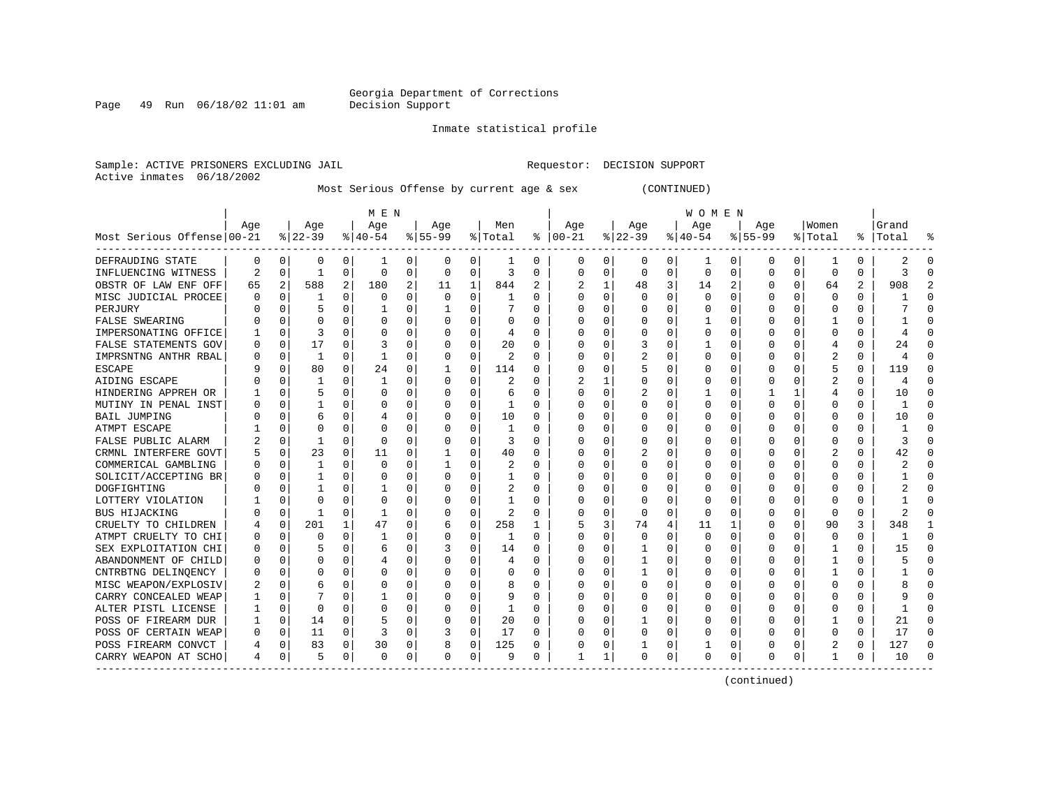Georgia Department of Corrections
Decision Support

Inmate statistical profile

Sample: ACTIVE PRISONERS EXCLUDING JAIL    Requestor: DECISION SUPPORT
Active inmates 06/18/2002

Most Serious Offense by current age & sex (CONTINUED)

| Most Serious Offense | MEN Age 00-21 | % | Age 22-39 | % | Age 40-54 | % | Age 55-99 | % | Men Total | % | WOMEN Age 00-21 | % | Age 22-39 | % | Age 40-54 | % | Age 55-99 | % | Women Total | % | Grand Total | % |
|---|---|---|---|---|---|---|---|---|---|---|---|---|---|---|---|---|---|---|---|---|---|---|
| DEFRAUDING STATE | 0 | 0 | 0 | 0 | 1 | 0 | 0 | 0 | 1 | 0 | 0 | 0 | 0 | 0 | 1 | 0 | 0 | 0 | 1 | 0 | 2 | 0 |
| INFLUENCING WITNESS | 2 | 0 | 1 | 0 | 0 | 0 | 0 | 0 | 3 | 0 | 0 | 0 | 0 | 0 | 0 | 0 | 0 | 0 | 0 | 0 | 3 | 0 |
| OBSTR OF LAW ENF OFF | 65 | 2 | 588 | 2 | 180 | 2 | 11 | 1 | 844 | 2 | 2 | 1 | 48 | 3 | 14 | 2 | 0 | 0 | 64 | 2 | 908 | 2 |
| MISC JUDICIAL PROCEE | 0 | 0 | 1 | 0 | 0 | 0 | 0 | 0 | 1 | 0 | 0 | 0 | 0 | 0 | 0 | 0 | 0 | 0 | 0 | 0 | 1 | 0 |
| PERJURY | 0 | 0 | 5 | 0 | 1 | 0 | 1 | 0 | 7 | 0 | 0 | 0 | 0 | 0 | 0 | 0 | 0 | 0 | 0 | 0 | 7 | 0 |
| FALSE SWEARING | 0 | 0 | 0 | 0 | 0 | 0 | 0 | 0 | 0 | 0 | 0 | 0 | 0 | 0 | 1 | 0 | 0 | 0 | 1 | 0 | 1 | 0 |
| IMPERSONATING OFFICE | 1 | 0 | 3 | 0 | 0 | 0 | 0 | 0 | 4 | 0 | 0 | 0 | 0 | 0 | 0 | 0 | 0 | 0 | 0 | 0 | 4 | 0 |
| FALSE STATEMENTS GOV | 0 | 0 | 17 | 0 | 3 | 0 | 0 | 0 | 20 | 0 | 0 | 0 | 3 | 0 | 1 | 0 | 0 | 0 | 4 | 0 | 24 | 0 |
| IMPRSNTNG ANTHR RBAL | 0 | 0 | 1 | 0 | 1 | 0 | 0 | 0 | 2 | 0 | 0 | 0 | 2 | 0 | 0 | 0 | 0 | 0 | 2 | 0 | 4 | 0 |
| ESCAPE | 9 | 0 | 80 | 0 | 24 | 0 | 1 | 0 | 114 | 0 | 0 | 0 | 5 | 0 | 0 | 0 | 0 | 0 | 5 | 0 | 119 | 0 |
| AIDING ESCAPE | 0 | 0 | 1 | 0 | 1 | 0 | 0 | 0 | 2 | 0 | 2 | 1 | 0 | 0 | 0 | 0 | 0 | 0 | 2 | 0 | 4 | 0 |
| HINDERING APPREH OR | 1 | 0 | 5 | 0 | 0 | 0 | 0 | 0 | 6 | 0 | 0 | 0 | 2 | 0 | 1 | 0 | 1 | 1 | 4 | 0 | 10 | 0 |
| MUTINY IN PENAL INST | 0 | 0 | 1 | 0 | 0 | 0 | 0 | 0 | 1 | 0 | 0 | 0 | 0 | 0 | 0 | 0 | 0 | 0 | 0 | 0 | 1 | 0 |
| BAIL JUMPING | 0 | 0 | 6 | 0 | 4 | 0 | 0 | 0 | 10 | 0 | 0 | 0 | 0 | 0 | 0 | 0 | 0 | 0 | 0 | 0 | 10 | 0 |
| ATMPT ESCAPE | 1 | 0 | 0 | 0 | 0 | 0 | 0 | 0 | 1 | 0 | 0 | 0 | 0 | 0 | 0 | 0 | 0 | 0 | 0 | 0 | 1 | 0 |
| FALSE PUBLIC ALARM | 2 | 0 | 1 | 0 | 0 | 0 | 0 | 0 | 3 | 0 | 0 | 0 | 0 | 0 | 0 | 0 | 0 | 0 | 0 | 0 | 3 | 0 |
| CRMNL INTERFERE GOVT | 5 | 0 | 23 | 0 | 11 | 0 | 1 | 0 | 40 | 0 | 0 | 0 | 2 | 0 | 0 | 0 | 0 | 0 | 2 | 0 | 42 | 0 |
| COMMERICAL GAMBLING | 0 | 0 | 1 | 0 | 0 | 0 | 1 | 0 | 2 | 0 | 0 | 0 | 0 | 0 | 0 | 0 | 0 | 0 | 0 | 0 | 2 | 0 |
| SOLICIT/ACCEPTING BR | 0 | 0 | 1 | 0 | 0 | 0 | 0 | 0 | 1 | 0 | 0 | 0 | 0 | 0 | 0 | 0 | 0 | 0 | 0 | 0 | 1 | 0 |
| DOGFIGHTING | 0 | 0 | 1 | 0 | 1 | 0 | 0 | 0 | 2 | 0 | 0 | 0 | 0 | 0 | 0 | 0 | 0 | 0 | 0 | 0 | 2 | 0 |
| LOTTERY VIOLATION | 1 | 0 | 0 | 0 | 0 | 0 | 0 | 0 | 1 | 0 | 0 | 0 | 0 | 0 | 0 | 0 | 0 | 0 | 0 | 0 | 1 | 0 |
| BUS HIJACKING | 0 | 0 | 1 | 0 | 1 | 0 | 0 | 0 | 2 | 0 | 0 | 0 | 0 | 0 | 0 | 0 | 0 | 0 | 0 | 0 | 2 | 0 |
| CRUELTY TO CHILDREN | 4 | 0 | 201 | 1 | 47 | 0 | 6 | 0 | 258 | 1 | 5 | 3 | 74 | 4 | 11 | 1 | 0 | 0 | 90 | 3 | 348 | 1 |
| ATMPT CRUELTY TO CHI | 0 | 0 | 0 | 0 | 1 | 0 | 0 | 0 | 1 | 0 | 0 | 0 | 0 | 0 | 0 | 0 | 0 | 0 | 0 | 0 | 1 | 0 |
| SEX EXPLOITATION CHI | 0 | 0 | 5 | 0 | 6 | 0 | 3 | 0 | 14 | 0 | 0 | 0 | 1 | 0 | 0 | 0 | 0 | 0 | 1 | 0 | 15 | 0 |
| ABANDONMENT OF CHILD | 0 | 0 | 0 | 0 | 4 | 0 | 0 | 0 | 4 | 0 | 0 | 0 | 1 | 0 | 0 | 0 | 0 | 0 | 1 | 0 | 5 | 0 |
| CNTRBTNG DELINQENCY | 0 | 0 | 0 | 0 | 0 | 0 | 0 | 0 | 0 | 0 | 0 | 0 | 1 | 0 | 0 | 0 | 0 | 0 | 1 | 0 | 1 | 0 |
| MISC WEAPON/EXPLOSIV | 2 | 0 | 6 | 0 | 0 | 0 | 0 | 0 | 8 | 0 | 0 | 0 | 0 | 0 | 0 | 0 | 0 | 0 | 0 | 0 | 8 | 0 |
| CARRY CONCEALED WEAP | 1 | 0 | 7 | 0 | 1 | 0 | 0 | 0 | 9 | 0 | 0 | 0 | 0 | 0 | 0 | 0 | 0 | 0 | 0 | 0 | 9 | 0 |
| ALTER PISTL LICENSE | 1 | 0 | 0 | 0 | 0 | 0 | 0 | 0 | 1 | 0 | 0 | 0 | 0 | 0 | 0 | 0 | 0 | 0 | 0 | 0 | 1 | 0 |
| POSS OF FIREARM DUR | 1 | 0 | 14 | 0 | 5 | 0 | 0 | 0 | 20 | 0 | 0 | 0 | 1 | 0 | 0 | 0 | 0 | 0 | 1 | 0 | 21 | 0 |
| POSS OF CERTAIN WEAP | 0 | 0 | 11 | 0 | 3 | 0 | 3 | 0 | 17 | 0 | 0 | 0 | 0 | 0 | 0 | 0 | 0 | 0 | 0 | 0 | 17 | 0 |
| POSS FIREARM CONVCT | 4 | 0 | 83 | 0 | 30 | 0 | 8 | 0 | 125 | 0 | 0 | 0 | 1 | 0 | 1 | 0 | 0 | 0 | 2 | 0 | 127 | 0 |
| CARRY WEAPON AT SCHO | 4 | 0 | 5 | 0 | 0 | 0 | 0 | 0 | 9 | 0 | 1 | 1 | 0 | 0 | 0 | 0 | 0 | 0 | 1 | 0 | 10 | 0 |

(continued)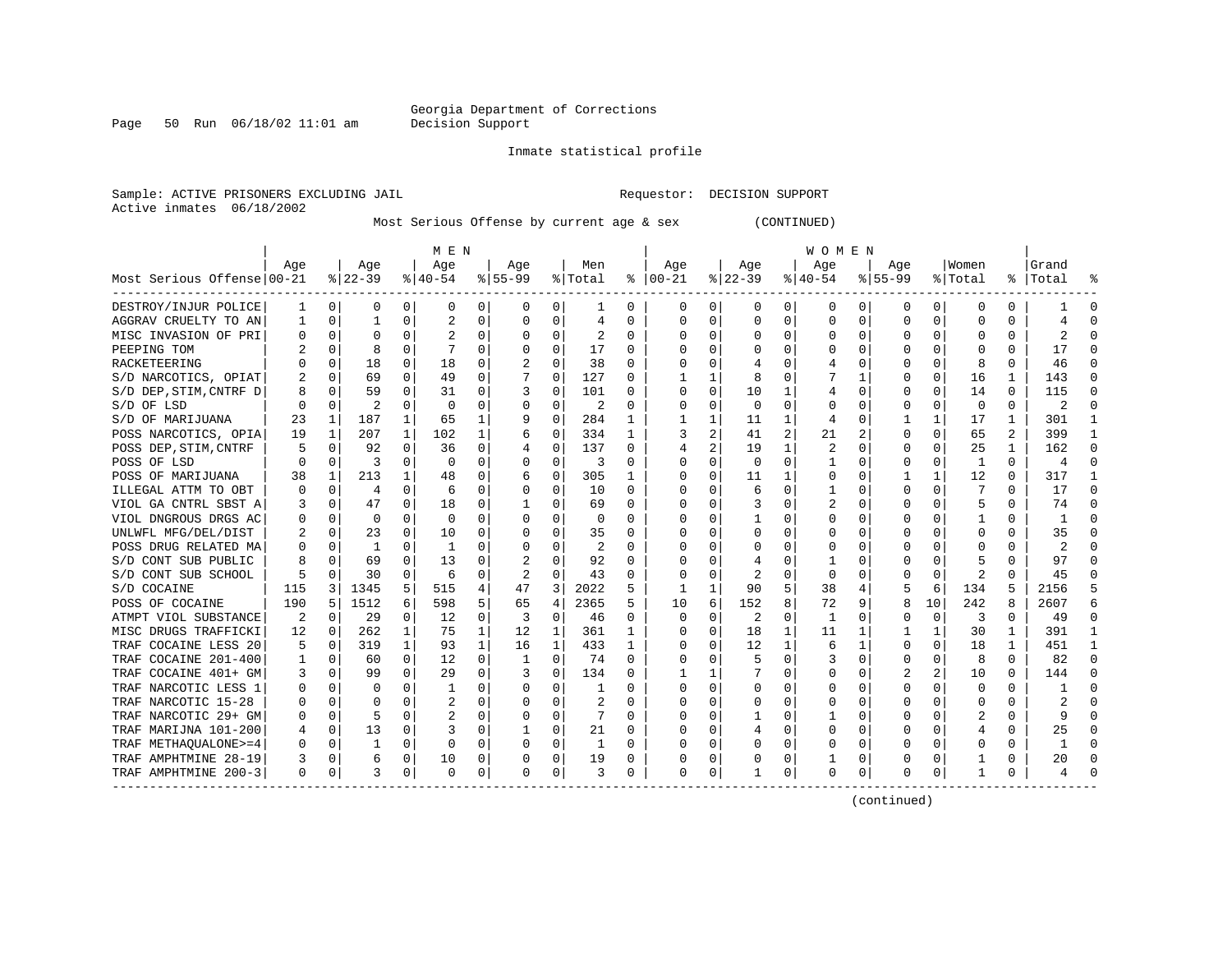Georgia Department of Corrections
Decision Support

Inmate statistical profile

Sample: ACTIVE PRISONERS EXCLUDING JAIL    Requestor: DECISION SUPPORT
Active inmates 06/18/2002

Most Serious Offense by current age & sex (CONTINUED)

| Most Serious Offense | MEN Age 00-21 | % | Age 22-39 | % | Age 40-54 | % | Age 55-99 | % | Men Total | % | WOMEN Age 00-21 | % | Age 22-39 | % | Age 40-54 | % | Age 55-99 | % | Women Total | % | Grand Total | % |
|---|---|---|---|---|---|---|---|---|---|---|---|---|---|---|---|---|---|---|---|---|---|---|
| DESTROY/INJUR POLICE | 1 | 0 | 0 | 0 | 0 | 0 | 0 | 0 | 1 | 0 | 0 | 0 | 0 | 0 | 0 | 0 | 0 | 0 | 0 | 0 | 1 | 0 |
| AGGRAV CRUELTY TO AN | 1 | 0 | 1 | 0 | 2 | 0 | 0 | 0 | 4 | 0 | 0 | 0 | 0 | 0 | 0 | 0 | 0 | 0 | 0 | 0 | 4 | 0 |
| MISC INVASION OF PRI | 0 | 0 | 0 | 0 | 2 | 0 | 0 | 0 | 2 | 0 | 0 | 0 | 0 | 0 | 0 | 0 | 0 | 0 | 0 | 0 | 2 | 0 |
| PEEPING TOM | 2 | 0 | 8 | 0 | 7 | 0 | 0 | 0 | 17 | 0 | 0 | 0 | 0 | 0 | 0 | 0 | 0 | 0 | 0 | 0 | 17 | 0 |
| RACKETEERING | 0 | 0 | 18 | 0 | 18 | 0 | 2 | 0 | 38 | 0 | 0 | 0 | 4 | 0 | 4 | 0 | 0 | 0 | 8 | 0 | 46 | 0 |
| S/D NARCOTICS, OPIAT | 2 | 0 | 69 | 0 | 49 | 0 | 7 | 0 | 127 | 0 | 1 | 1 | 8 | 0 | 7 | 1 | 0 | 0 | 16 | 1 | 143 | 0 |
| S/D DEP,STIM,CNTRF D | 8 | 0 | 59 | 0 | 31 | 0 | 3 | 0 | 101 | 0 | 0 | 0 | 10 | 1 | 4 | 0 | 0 | 0 | 14 | 0 | 115 | 0 |
| S/D OF LSD | 0 | 0 | 2 | 0 | 0 | 0 | 0 | 0 | 2 | 0 | 0 | 0 | 0 | 0 | 0 | 0 | 0 | 0 | 0 | 0 | 2 | 0 |
| S/D OF MARIJUANA | 23 | 1 | 187 | 1 | 65 | 1 | 9 | 0 | 284 | 1 | 1 | 1 | 11 | 1 | 4 | 0 | 1 | 1 | 17 | 1 | 301 | 1 |
| POSS NARCOTICS, OPIA | 19 | 1 | 207 | 1 | 102 | 1 | 6 | 0 | 334 | 1 | 3 | 2 | 41 | 2 | 21 | 2 | 0 | 0 | 65 | 2 | 399 | 1 |
| POSS DEP,STIM,CNTRF | 5 | 0 | 92 | 0 | 36 | 0 | 4 | 0 | 137 | 0 | 4 | 2 | 19 | 1 | 2 | 0 | 0 | 0 | 25 | 1 | 162 | 0 |
| POSS OF LSD | 0 | 0 | 3 | 0 | 0 | 0 | 0 | 0 | 3 | 0 | 0 | 0 | 0 | 0 | 1 | 0 | 0 | 0 | 1 | 0 | 4 | 0 |
| POSS OF MARIJUANA | 38 | 1 | 213 | 1 | 48 | 0 | 6 | 0 | 305 | 1 | 0 | 0 | 11 | 1 | 0 | 0 | 1 | 1 | 12 | 0 | 317 | 1 |
| ILLEGAL ATTM TO OBT | 0 | 0 | 4 | 0 | 6 | 0 | 0 | 0 | 10 | 0 | 0 | 0 | 6 | 0 | 1 | 0 | 0 | 0 | 7 | 0 | 17 | 0 |
| VIOL GA CNTRL SBST A | 3 | 0 | 47 | 0 | 18 | 0 | 1 | 0 | 69 | 0 | 0 | 0 | 3 | 0 | 2 | 0 | 0 | 0 | 5 | 0 | 74 | 0 |
| VIOL DNGROUS DRGS AC | 0 | 0 | 0 | 0 | 0 | 0 | 0 | 0 | 0 | 0 | 0 | 0 | 1 | 0 | 0 | 0 | 0 | 0 | 1 | 0 | 1 | 0 |
| UNLWFL MFG/DEL/DIST | 2 | 0 | 23 | 0 | 10 | 0 | 0 | 0 | 35 | 0 | 0 | 0 | 0 | 0 | 0 | 0 | 0 | 0 | 0 | 0 | 35 | 0 |
| POSS DRUG RELATED MA | 0 | 0 | 1 | 0 | 1 | 0 | 0 | 0 | 2 | 0 | 0 | 0 | 0 | 0 | 0 | 0 | 0 | 0 | 0 | 0 | 2 | 0 |
| S/D CONT SUB PUBLIC | 8 | 0 | 69 | 0 | 13 | 0 | 2 | 0 | 92 | 0 | 0 | 0 | 4 | 0 | 1 | 0 | 0 | 0 | 5 | 0 | 97 | 0 |
| S/D CONT SUB SCHOOL | 5 | 0 | 30 | 0 | 6 | 0 | 2 | 0 | 43 | 0 | 0 | 0 | 2 | 0 | 0 | 0 | 0 | 0 | 2 | 0 | 45 | 0 |
| S/D COCAINE | 115 | 3 | 1345 | 5 | 515 | 4 | 47 | 3 | 2022 | 5 | 1 | 1 | 90 | 5 | 38 | 4 | 5 | 6 | 134 | 5 | 2156 | 5 |
| POSS OF COCAINE | 190 | 5 | 1512 | 6 | 598 | 5 | 65 | 4 | 2365 | 5 | 10 | 6 | 152 | 8 | 72 | 9 | 8 | 10 | 242 | 8 | 2607 | 6 |
| ATMPT VIOL SUBSTANCE | 2 | 0 | 29 | 0 | 12 | 0 | 3 | 0 | 46 | 0 | 0 | 0 | 2 | 0 | 1 | 0 | 0 | 0 | 3 | 0 | 49 | 0 |
| MISC DRUGS TRAFFICKI | 12 | 0 | 262 | 1 | 75 | 1 | 12 | 1 | 361 | 1 | 0 | 0 | 18 | 1 | 11 | 1 | 1 | 1 | 30 | 1 | 391 | 1 |
| TRAF COCAINE LESS 20 | 5 | 0 | 319 | 1 | 93 | 1 | 16 | 1 | 433 | 1 | 0 | 0 | 12 | 1 | 6 | 1 | 0 | 0 | 18 | 1 | 451 | 1 |
| TRAF COCAINE 201-400 | 1 | 0 | 60 | 0 | 12 | 0 | 1 | 0 | 74 | 0 | 0 | 0 | 5 | 0 | 3 | 0 | 0 | 0 | 8 | 0 | 82 | 0 |
| TRAF COCAINE 401+ GM | 3 | 0 | 99 | 0 | 29 | 0 | 3 | 0 | 134 | 0 | 1 | 1 | 7 | 0 | 0 | 0 | 2 | 2 | 10 | 0 | 144 | 0 |
| TRAF NARCOTIC LESS 1 | 0 | 0 | 0 | 0 | 1 | 0 | 0 | 0 | 1 | 0 | 0 | 0 | 0 | 0 | 0 | 0 | 0 | 0 | 0 | 0 | 1 | 0 |
| TRAF NARCOTIC 15-28 | 0 | 0 | 0 | 0 | 2 | 0 | 0 | 0 | 2 | 0 | 0 | 0 | 0 | 0 | 0 | 0 | 0 | 0 | 0 | 0 | 2 | 0 |
| TRAF NARCOTIC 29+ GM | 0 | 0 | 5 | 0 | 2 | 0 | 0 | 0 | 7 | 0 | 0 | 0 | 1 | 0 | 1 | 0 | 0 | 0 | 2 | 0 | 9 | 0 |
| TRAF MARIJNA 101-200 | 4 | 0 | 13 | 0 | 3 | 0 | 1 | 0 | 21 | 0 | 0 | 0 | 4 | 0 | 0 | 0 | 0 | 0 | 4 | 0 | 25 | 0 |
| TRAF METHAQUALONE>=4 | 0 | 0 | 1 | 0 | 0 | 0 | 0 | 0 | 1 | 0 | 0 | 0 | 0 | 0 | 0 | 0 | 0 | 0 | 0 | 0 | 1 | 0 |
| TRAF AMPHTMINE 28-19 | 3 | 0 | 6 | 0 | 10 | 0 | 0 | 0 | 19 | 0 | 0 | 0 | 0 | 0 | 1 | 0 | 0 | 0 | 1 | 0 | 20 | 0 |
| TRAF AMPHTMINE 200-3 | 0 | 0 | 3 | 0 | 0 | 0 | 0 | 0 | 3 | 0 | 0 | 0 | 1 | 0 | 0 | 0 | 0 | 0 | 1 | 0 | 4 | 0 |

(continued)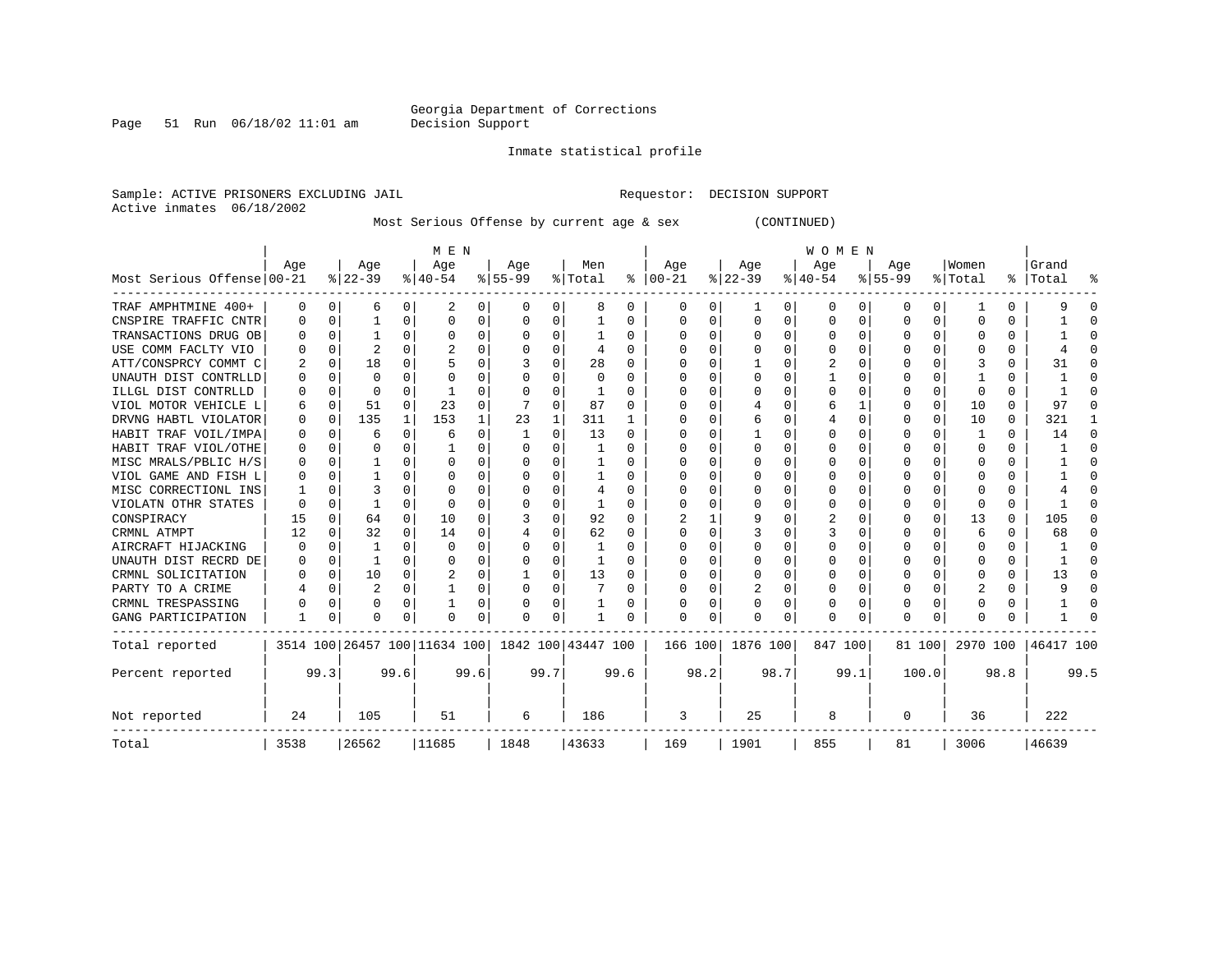Georgia Department of Corrections
Decision Support

Inmate statistical profile

Sample: ACTIVE PRISONERS EXCLUDING JAIL                    Requestor: DECISION SUPPORT
Active inmates 06/18/2002

Most Serious Offense by current age & sex (CONTINUED)

| Most Serious Offense | MEN Age 00-21 | % | Age 22-39 | % | Age 40-54 | % | Age 55-99 | % | Men Total | % | WOMEN Age 00-21 | % | Age 22-39 | % | Age 40-54 | % | Age 55-99 | % | Women Total | % | Grand Total | % |
|---|---|---|---|---|---|---|---|---|---|---|---|---|---|---|---|---|---|---|---|---|---|---|
| TRAF AMPHTMINE 400+ | 0 | 0 | 6 | 0 | 2 | 0 | 0 | 0 | 8 | 0 | 0 | 0 | 1 | 0 | 0 | 0 | 0 | 0 | 1 | 0 | 9 | 0 |
| CNSPIRE TRAFFIC CNTR | 0 | 0 | 1 | 0 | 0 | 0 | 0 | 0 | 1 | 0 | 0 | 0 | 0 | 0 | 0 | 0 | 0 | 0 | 0 | 0 | 1 | 0 |
| TRANSACTIONS DRUG OB | 0 | 0 | 1 | 0 | 0 | 0 | 0 | 0 | 1 | 0 | 0 | 0 | 0 | 0 | 0 | 0 | 0 | 0 | 0 | 0 | 1 | 0 |
| USE COMM FACLTY VIO | 0 | 0 | 2 | 0 | 2 | 0 | 0 | 0 | 4 | 0 | 0 | 0 | 0 | 0 | 0 | 0 | 0 | 0 | 0 | 0 | 4 | 0 |
| ATT/CONSPRCY COMMT C | 2 | 0 | 18 | 0 | 5 | 0 | 3 | 0 | 28 | 0 | 0 | 0 | 1 | 0 | 2 | 0 | 0 | 0 | 3 | 0 | 31 | 0 |
| UNAUTH DIST CONTRLLD | 0 | 0 | 0 | 0 | 0 | 0 | 0 | 0 | 0 | 0 | 0 | 0 | 0 | 0 | 1 | 0 | 0 | 0 | 1 | 0 | 1 | 0 |
| ILLGL DIST CONTRLLD | 0 | 0 | 0 | 0 | 1 | 0 | 0 | 0 | 1 | 0 | 0 | 0 | 0 | 0 | 0 | 0 | 0 | 0 | 0 | 0 | 1 | 0 |
| VIOL MOTOR VEHICLE L | 6 | 0 | 51 | 0 | 23 | 0 | 7 | 0 | 87 | 0 | 0 | 0 | 4 | 0 | 6 | 1 | 0 | 0 | 10 | 0 | 97 | 0 |
| DRVNG HABTL VIOLATOR | 0 | 0 | 135 | 1 | 153 | 1 | 23 | 1 | 311 | 1 | 0 | 0 | 6 | 0 | 4 | 0 | 0 | 0 | 10 | 0 | 321 | 1 |
| HABIT TRAF VOIL/IMPA | 0 | 0 | 6 | 0 | 6 | 0 | 1 | 0 | 13 | 0 | 0 | 0 | 1 | 0 | 0 | 0 | 0 | 0 | 1 | 0 | 14 | 0 |
| HABIT TRAF VIOL/OTHE | 0 | 0 | 0 | 0 | 1 | 0 | 0 | 0 | 1 | 0 | 0 | 0 | 0 | 0 | 0 | 0 | 0 | 0 | 0 | 0 | 1 | 0 |
| MISC MRALS/PBLIC H/S | 0 | 0 | 1 | 0 | 0 | 0 | 0 | 0 | 1 | 0 | 0 | 0 | 0 | 0 | 0 | 0 | 0 | 0 | 0 | 0 | 1 | 0 |
| VIOL GAME AND FISH L | 0 | 0 | 1 | 0 | 0 | 0 | 0 | 0 | 1 | 0 | 0 | 0 | 0 | 0 | 0 | 0 | 0 | 0 | 0 | 0 | 1 | 0 |
| MISC CORRECTIONL INS | 1 | 0 | 3 | 0 | 0 | 0 | 0 | 0 | 4 | 0 | 0 | 0 | 0 | 0 | 0 | 0 | 0 | 0 | 0 | 0 | 4 | 0 |
| VIOLATN OTHR STATES | 0 | 0 | 1 | 0 | 0 | 0 | 0 | 0 | 1 | 0 | 0 | 0 | 0 | 0 | 0 | 0 | 0 | 0 | 0 | 0 | 1 | 0 |
| CONSPIRACY | 15 | 0 | 64 | 0 | 10 | 0 | 3 | 0 | 92 | 0 | 2 | 1 | 9 | 0 | 2 | 0 | 0 | 0 | 13 | 0 | 105 | 0 |
| CRMNL ATMPT | 12 | 0 | 32 | 0 | 14 | 0 | 4 | 0 | 62 | 0 | 0 | 0 | 3 | 0 | 3 | 0 | 0 | 0 | 6 | 0 | 68 | 0 |
| AIRCRAFT HIJACKING | 0 | 0 | 1 | 0 | 0 | 0 | 0 | 0 | 1 | 0 | 0 | 0 | 0 | 0 | 0 | 0 | 0 | 0 | 0 | 0 | 1 | 0 |
| UNAUTH DIST RECRD DE | 0 | 0 | 1 | 0 | 0 | 0 | 0 | 0 | 1 | 0 | 0 | 0 | 0 | 0 | 0 | 0 | 0 | 0 | 0 | 0 | 1 | 0 |
| CRMNL SOLICITATION | 0 | 0 | 10 | 0 | 2 | 0 | 1 | 0 | 13 | 0 | 0 | 0 | 0 | 0 | 0 | 0 | 0 | 0 | 0 | 0 | 13 | 0 |
| PARTY TO A CRIME | 4 | 0 | 2 | 0 | 1 | 0 | 0 | 0 | 7 | 0 | 0 | 0 | 2 | 0 | 0 | 0 | 0 | 0 | 2 | 0 | 9 | 0 |
| CRMNL TRESPASSING | 0 | 0 | 0 | 0 | 1 | 0 | 0 | 0 | 1 | 0 | 0 | 0 | 0 | 0 | 0 | 0 | 0 | 0 | 0 | 0 | 1 | 0 |
| GANG PARTICIPATION | 1 | 0 | 0 | 0 | 0 | 0 | 0 | 0 | 1 | 0 | 0 | 0 | 0 | 0 | 0 | 0 | 0 | 0 | 0 | 0 | 1 | 0 |
| Total reported | 3514 | 100 | 26457 | 100 | 11634 | 100 | 1842 | 100 | 43447 | 100 | 166 | 100 | 1876 | 100 | 847 | 100 | 81 | 100 | 2970 | 100 | 46417 | 100 |
| Percent reported | | 99.3 | | 99.6 | | 99.6 | | 99.7 | | 99.6 | | 98.2 | | 98.7 | | 99.1 | | 100.0 | | 98.8 | | 99.5 |
| Not reported | 24 | | 105 | | 51 | | 6 | | 186 | | 3 | | 25 | | 8 | | 0 | | 36 | | 222 | |
| Total | 3538 | | 26562 | | 11685 | | 1848 | | 43633 | | 169 | | 1901 | | 855 | | 81 | | 3006 | | 46639 | |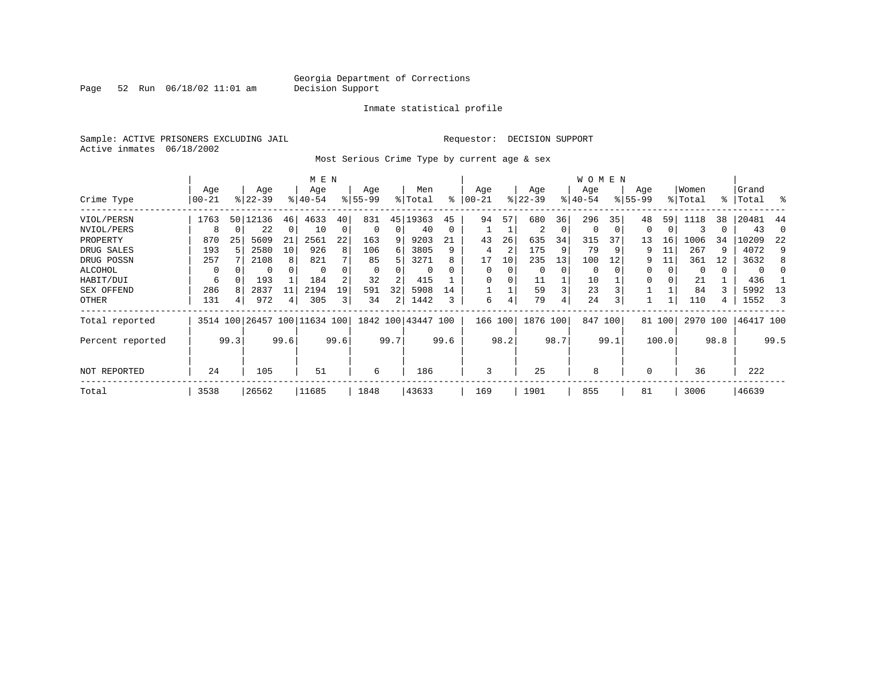Georgia Department of Corrections
Decision Support

Inmate statistical profile

Sample: ACTIVE PRISONERS EXCLUDING JAIL　　　　Requestor: DECISION SUPPORT
Active inmates 06/18/2002

Most Serious Crime Type by current age & sex

| | MEN | | | | | | | | | | WOMEN | | | | | | | | | | | |
|---|---|---|---|---|---|---|---|---|---|---|---|---|---|---|---|---|---|---|---|---|---|---|
| Crime Type | Age 00-21 | % | Age 22-39 | % | Age 40-54 | % | Age 55-99 | % | Men Total | % | Age 00-21 | % | Age 22-39 | % | Age 40-54 | % | Age 55-99 | % | Women Total | % | Grand Total | % |
| VIOL/PERSN | 1763 | 50 | 12136 | 46 | 4633 | 40 | 831 | 45 | 19363 | 45 | 94 | 57 | 680 | 36 | 296 | 35 | 48 | 59 | 1118 | 38 | 20481 | 44 |
| NVIOL/PERS | 8 | 0 | 22 | 0 | 10 | 0 | 0 | 0 | 40 | 0 | 1 | 1 | 2 | 0 | 0 | 0 | 0 | 0 | 3 | 0 | 43 | 0 |
| PROPERTY | 870 | 25 | 5609 | 21 | 2561 | 22 | 163 | 9 | 9203 | 21 | 43 | 26 | 635 | 34 | 315 | 37 | 13 | 16 | 1006 | 34 | 10209 | 22 |
| DRUG SALES | 193 | 5 | 2580 | 10 | 926 | 8 | 106 | 6 | 3805 | 9 | 4 | 2 | 175 | 9 | 79 | 9 | 9 | 11 | 267 | 9 | 4072 | 9 |
| DRUG POSSN | 257 | 7 | 2108 | 8 | 821 | 7 | 85 | 5 | 3271 | 8 | 17 | 10 | 235 | 13 | 100 | 12 | 9 | 11 | 361 | 12 | 3632 | 8 |
| ALCOHOL | 0 | 0 | 0 | 0 | 0 | 0 | 0 | 0 | 0 | 0 | 0 | 0 | 0 | 0 | 0 | 0 | 0 | 0 | 0 | 0 | 0 | 0 |
| HABIT/DUI | 6 | 0 | 193 | 1 | 184 | 2 | 32 | 2 | 415 | 1 | 0 | 0 | 11 | 1 | 10 | 1 | 0 | 0 | 21 | 1 | 436 | 1 |
| SEX OFFEND | 286 | 8 | 2837 | 11 | 2194 | 19 | 591 | 32 | 5908 | 14 | 1 | 1 | 59 | 3 | 23 | 3 | 1 | 1 | 84 | 3 | 5992 | 13 |
| OTHER | 131 | 4 | 972 | 4 | 305 | 3 | 34 | 2 | 1442 | 3 | 6 | 4 | 79 | 4 | 24 | 3 | 1 | 1 | 110 | 4 | 1552 | 3 |
| Total reported | 3514 | 100 | 26457 | 100 | 11634 | 100 | 1842 | 100 | 43447 | 100 | 166 | 100 | 1876 | 100 | 847 | 100 | 81 | 100 | 2970 | 100 | 46417 | 100 |
| Percent reported | | 99.3 | | 99.6 | | 99.6 | | 99.7 | | 99.6 | | 98.2 | | 98.7 | | 99.1 | | 100.0 | | 98.8 | | 99.5 |
| NOT REPORTED | 24 | | 105 | | 51 | | 6 | | 186 | | 3 | | 25 | | 8 | | 0 | | 36 | | 222 | |
| Total | 3538 | | 26562 | | 11685 | | 1848 | | 43633 | | 169 | | 1901 | | 855 | | 81 | | 3006 | | 46639 | |